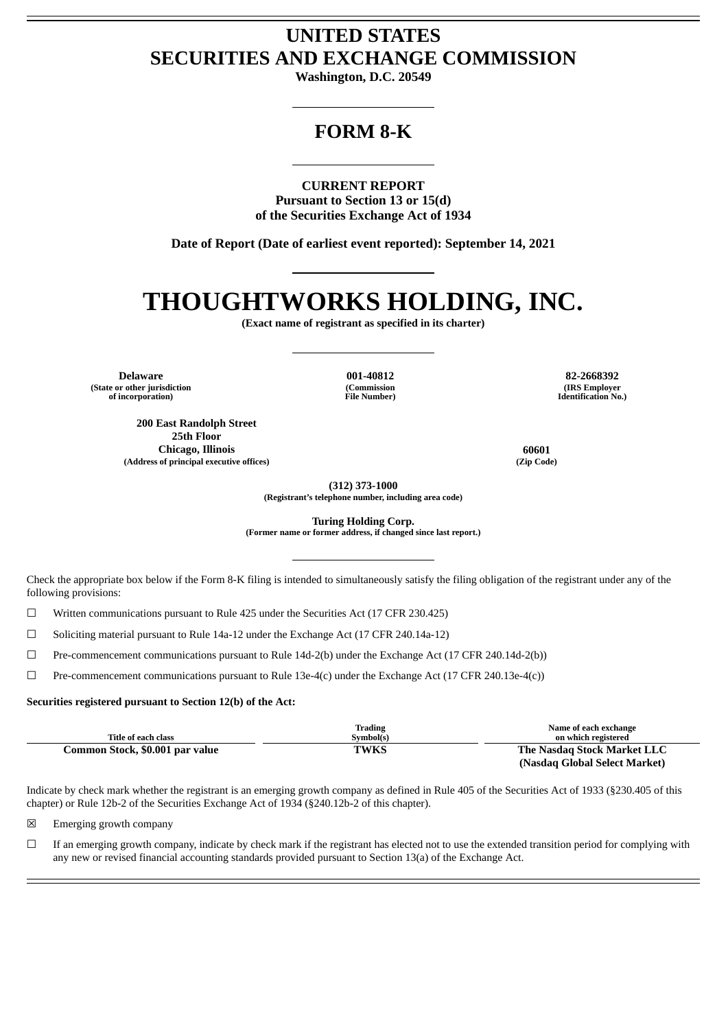# UNITED STATES
# SECURITIES AND EXCHANGE COMMISSION

**Washington, D.C. 20549**

## FORM 8-K

**CURRENT REPORT**
**Pursuant to Section 13 or 15(d)**
**of the Securities Exchange Act of 1934**

**Date of Report (Date of earliest event reported): September 14, 2021**

# THOUGHTWORKS HOLDING, INC.

**(Exact name of registrant as specified in its charter)**

| Delaware | 001-40812 | 82-2668392 |
|---|---|---|
| (State or other jurisdiction of incorporation) | (Commission File Number) | (IRS Employer Identification No.) |

| 200 East Randolph Street 25th Floor Chicago, Illinois | 60601 |
|---|---|
| (Address of principal executive offices) | (Zip Code) |

**(312) 373-1000**
**(Registrant's telephone number, including area code)**

**Turing Holding Corp.**
**(Former name or former address, if changed since last report.)**

Check the appropriate box below if the Form 8-K filing is intended to simultaneously satisfy the filing obligation of the registrant under any of the following provisions:

☐ Written communications pursuant to Rule 425 under the Securities Act (17 CFR 230.425)

☐ Soliciting material pursuant to Rule 14a-12 under the Exchange Act (17 CFR 240.14a-12)

☐ Pre-commencement communications pursuant to Rule 14d-2(b) under the Exchange Act (17 CFR 240.14d-2(b))

☐ Pre-commencement communications pursuant to Rule 13e-4(c) under the Exchange Act (17 CFR 240.13e-4(c))

**Securities registered pursuant to Section 12(b) of the Act:**

| Title of each class | Trading Symbol(s) | Name of each exchange on which registered |
|---|---|---|
| **Common Stock, $0.001 par value** | **TWKS** | **The Nasdaq Stock Market LLC (Nasdaq Global Select Market)** |

Indicate by check mark whether the registrant is an emerging growth company as defined in Rule 405 of the Securities Act of 1933 (§230.405 of this chapter) or Rule 12b-2 of the Securities Exchange Act of 1934 (§240.12b-2 of this chapter).

☒ Emerging growth company

☐ If an emerging growth company, indicate by check mark if the registrant has elected not to use the extended transition period for complying with any new or revised financial accounting standards provided pursuant to Section 13(a) of the Exchange Act.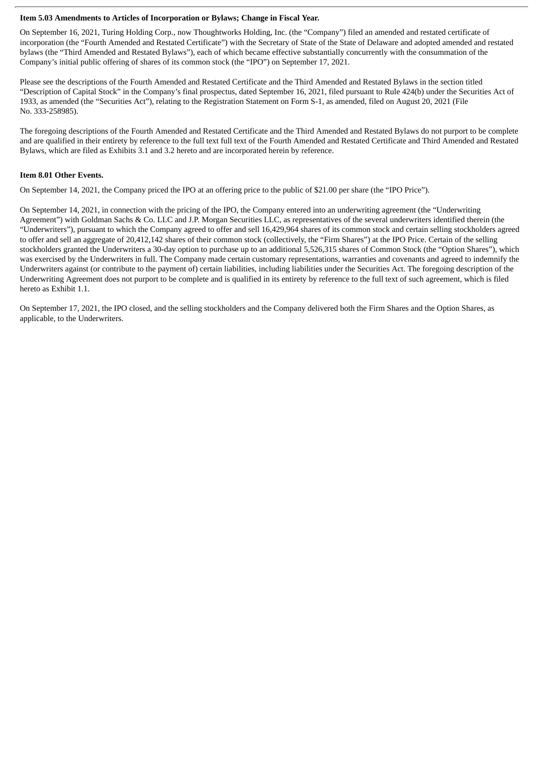**Item 5.03 Amendments to Articles of Incorporation or Bylaws; Change in Fiscal Year.**

On September 16, 2021, Turing Holding Corp., now Thoughtworks Holding, Inc. (the "Company") filed an amended and restated certificate of incorporation (the "Fourth Amended and Restated Certificate") with the Secretary of State of the State of Delaware and adopted amended and restated bylaws (the "Third Amended and Restated Bylaws"), each of which became effective substantially concurrently with the consummation of the Company's initial public offering of shares of its common stock (the "IPO") on September 17, 2021.

Please see the descriptions of the Fourth Amended and Restated Certificate and the Third Amended and Restated Bylaws in the section titled "Description of Capital Stock" in the Company's final prospectus, dated September 16, 2021, filed pursuant to Rule 424(b) under the Securities Act of 1933, as amended (the "Securities Act"), relating to the Registration Statement on Form S-1, as amended, filed on August 20, 2021 (File No. 333-258985).

The foregoing descriptions of the Fourth Amended and Restated Certificate and the Third Amended and Restated Bylaws do not purport to be complete and are qualified in their entirety by reference to the full text full text of the Fourth Amended and Restated Certificate and Third Amended and Restated Bylaws, which are filed as Exhibits 3.1 and 3.2 hereto and are incorporated herein by reference.

**Item 8.01 Other Events.**

On September 14, 2021, the Company priced the IPO at an offering price to the public of $21.00 per share (the "IPO Price").

On September 14, 2021, in connection with the pricing of the IPO, the Company entered into an underwriting agreement (the "Underwriting Agreement") with Goldman Sachs & Co. LLC and J.P. Morgan Securities LLC, as representatives of the several underwriters identified therein (the "Underwriters"), pursuant to which the Company agreed to offer and sell 16,429,964 shares of its common stock and certain selling stockholders agreed to offer and sell an aggregate of 20,412,142 shares of their common stock (collectively, the "Firm Shares") at the IPO Price. Certain of the selling stockholders granted the Underwriters a 30-day option to purchase up to an additional 5,526,315 shares of Common Stock (the "Option Shares"), which was exercised by the Underwriters in full. The Company made certain customary representations, warranties and covenants and agreed to indemnify the Underwriters against (or contribute to the payment of) certain liabilities, including liabilities under the Securities Act. The foregoing description of the Underwriting Agreement does not purport to be complete and is qualified in its entirety by reference to the full text of such agreement, which is filed hereto as Exhibit 1.1.

On September 17, 2021, the IPO closed, and the selling stockholders and the Company delivered both the Firm Shares and the Option Shares, as applicable, to the Underwriters.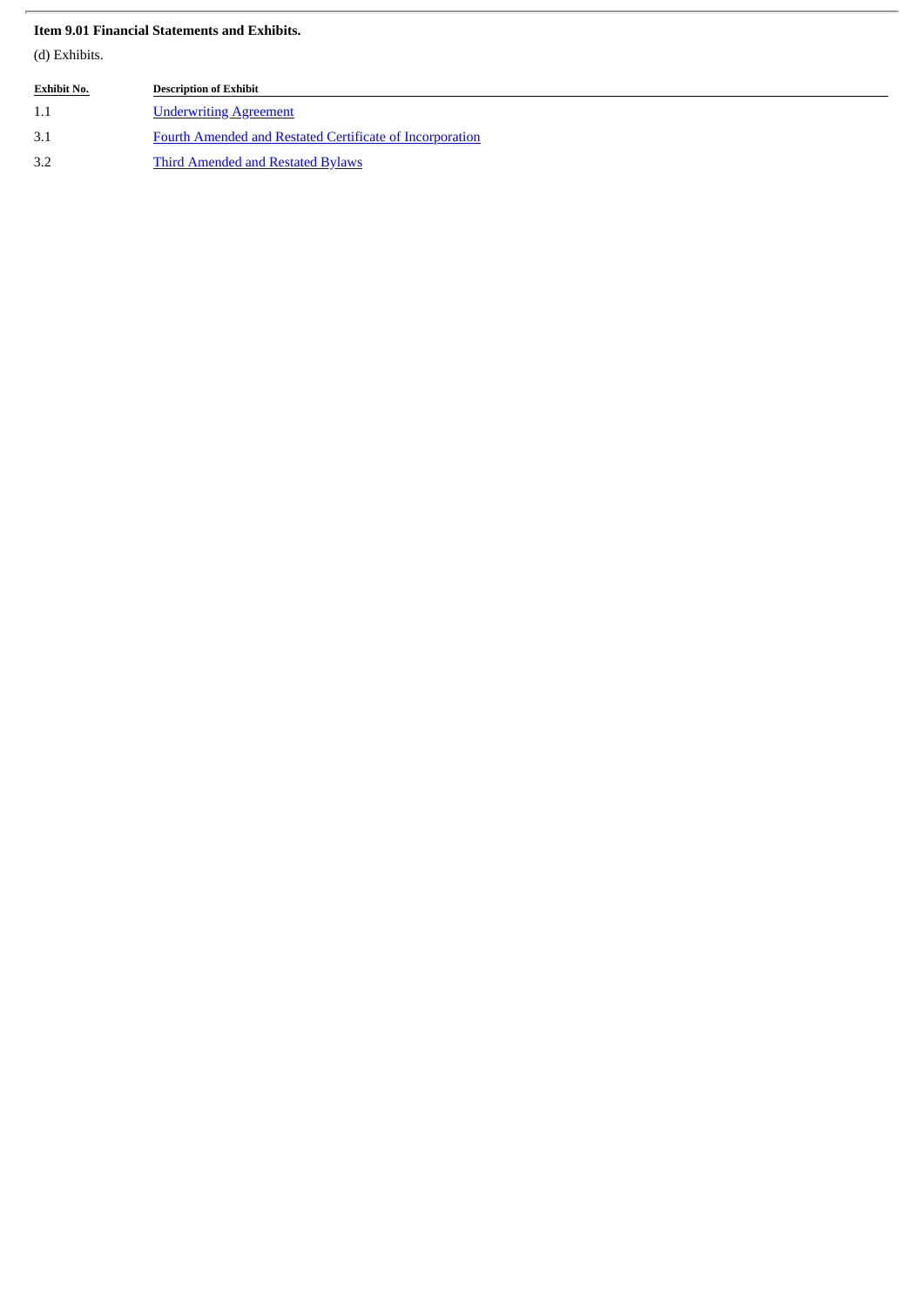**Item 9.01 Financial Statements and Exhibits.**

(d) Exhibits.

| Exhibit No. | Description of Exhibit |
| --- | --- |
| 1.1 | Underwriting Agreement |
| 3.1 | Fourth Amended and Restated Certificate of Incorporation |
| 3.2 | Third Amended and Restated Bylaws |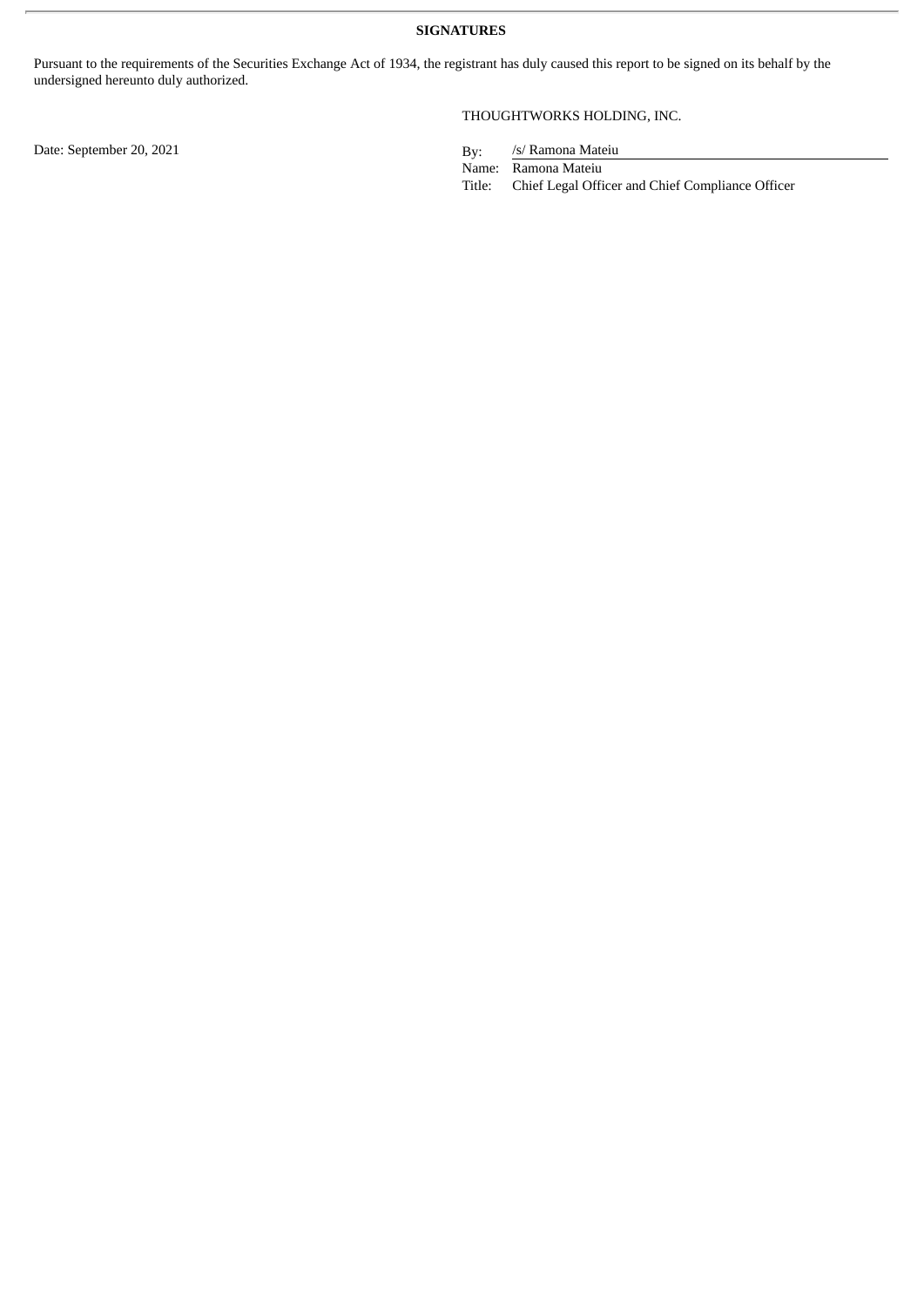**SIGNATURES**

Pursuant to the requirements of the Securities Exchange Act of 1934, the registrant has duly caused this report to be signed on its behalf by the undersigned hereunto duly authorized.

THOUGHTWORKS HOLDING, INC.

Date: September 20, 2021

By: /s/ Ramona Mateiu
Name: Ramona Mateiu
Title: Chief Legal Officer and Chief Compliance Officer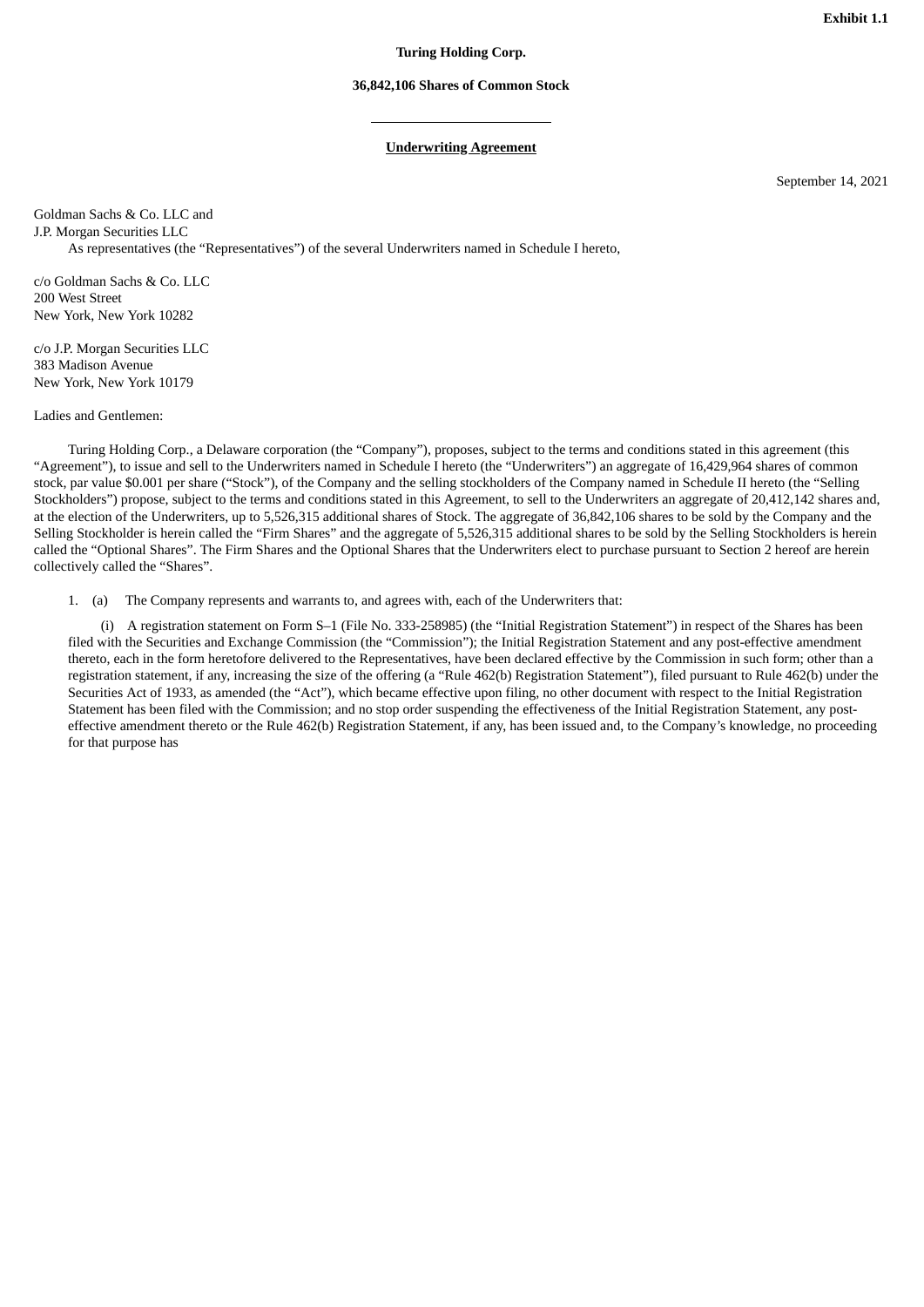**Exhibit 1.1**

**Turing Holding Corp.**

**36,842,106 Shares of Common Stock**

---

**<u>Underwriting Agreement</u>**

September 14, 2021

Goldman Sachs & Co. LLC and
J.P. Morgan Securities LLC
As representatives (the "Representatives") of the several Underwriters named in Schedule I hereto,

c/o Goldman Sachs & Co. LLC
200 West Street
New York, New York 10282

c/o J.P. Morgan Securities LLC
383 Madison Avenue
New York, New York 10179

Ladies and Gentlemen:

Turing Holding Corp., a Delaware corporation (the "Company"), proposes, subject to the terms and conditions stated in this agreement (this "Agreement"), to issue and sell to the Underwriters named in Schedule I hereto (the "Underwriters") an aggregate of 16,429,964 shares of common stock, par value $0.001 per share ("Stock"), of the Company and the selling stockholders of the Company named in Schedule II hereto (the "Selling Stockholders") propose, subject to the terms and conditions stated in this Agreement, to sell to the Underwriters an aggregate of 20,412,142 shares and, at the election of the Underwriters, up to 5,526,315 additional shares of Stock. The aggregate of 36,842,106 shares to be sold by the Company and the Selling Stockholder is herein called the "Firm Shares" and the aggregate of 5,526,315 additional shares to be sold by the Selling Stockholders is herein called the "Optional Shares". The Firm Shares and the Optional Shares that the Underwriters elect to purchase pursuant to Section 2 hereof are herein collectively called the "Shares".

1. (a) The Company represents and warrants to, and agrees with, each of the Underwriters that:

(i) A registration statement on Form S–1 (File No. 333-258985) (the "Initial Registration Statement") in respect of the Shares has been filed with the Securities and Exchange Commission (the "Commission"); the Initial Registration Statement and any post-effective amendment thereto, each in the form heretofore delivered to the Representatives, have been declared effective by the Commission in such form; other than a registration statement, if any, increasing the size of the offering (a "Rule 462(b) Registration Statement"), filed pursuant to Rule 462(b) under the Securities Act of 1933, as amended (the "Act"), which became effective upon filing, no other document with respect to the Initial Registration Statement has been filed with the Commission; and no stop order suspending the effectiveness of the Initial Registration Statement, any post-effective amendment thereto or the Rule 462(b) Registration Statement, if any, has been issued and, to the Company's knowledge, no proceeding for that purpose has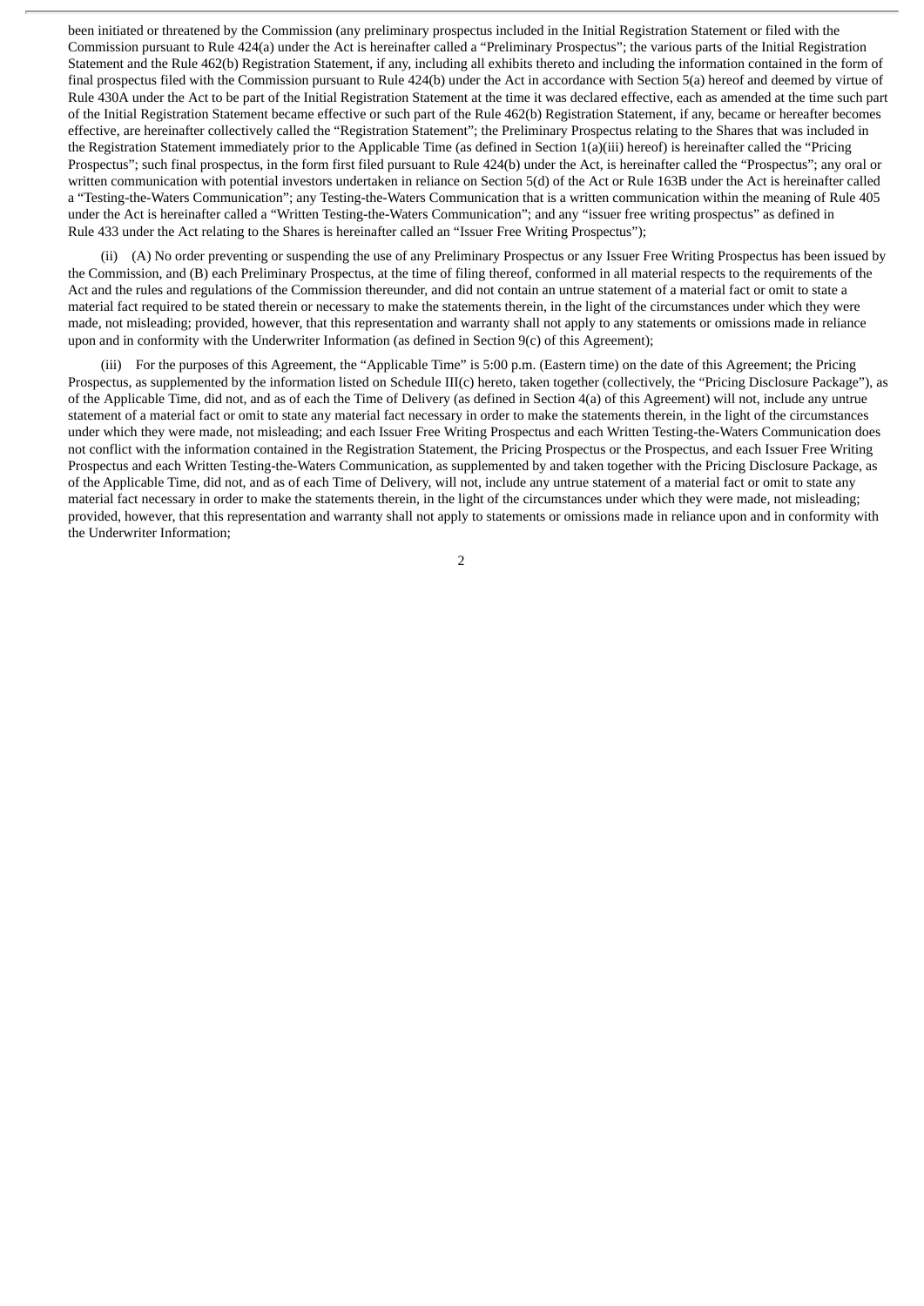been initiated or threatened by the Commission (any preliminary prospectus included in the Initial Registration Statement or filed with the Commission pursuant to Rule 424(a) under the Act is hereinafter called a "Preliminary Prospectus"; the various parts of the Initial Registration Statement and the Rule 462(b) Registration Statement, if any, including all exhibits thereto and including the information contained in the form of final prospectus filed with the Commission pursuant to Rule 424(b) under the Act in accordance with Section 5(a) hereof and deemed by virtue of Rule 430A under the Act to be part of the Initial Registration Statement at the time it was declared effective, each as amended at the time such part of the Initial Registration Statement became effective or such part of the Rule 462(b) Registration Statement, if any, became or hereafter becomes effective, are hereinafter collectively called the "Registration Statement"; the Preliminary Prospectus relating to the Shares that was included in the Registration Statement immediately prior to the Applicable Time (as defined in Section 1(a)(iii) hereof) is hereinafter called the "Pricing Prospectus"; such final prospectus, in the form first filed pursuant to Rule 424(b) under the Act, is hereinafter called the "Prospectus"; any oral or written communication with potential investors undertaken in reliance on Section 5(d) of the Act or Rule 163B under the Act is hereinafter called a "Testing-the-Waters Communication"; any Testing-the-Waters Communication that is a written communication within the meaning of Rule 405 under the Act is hereinafter called a "Written Testing-the-Waters Communication"; and any "issuer free writing prospectus" as defined in Rule 433 under the Act relating to the Shares is hereinafter called an "Issuer Free Writing Prospectus");

(ii) (A) No order preventing or suspending the use of any Preliminary Prospectus or any Issuer Free Writing Prospectus has been issued by the Commission, and (B) each Preliminary Prospectus, at the time of filing thereof, conformed in all material respects to the requirements of the Act and the rules and regulations of the Commission thereunder, and did not contain an untrue statement of a material fact or omit to state a material fact required to be stated therein or necessary to make the statements therein, in the light of the circumstances under which they were made, not misleading; provided, however, that this representation and warranty shall not apply to any statements or omissions made in reliance upon and in conformity with the Underwriter Information (as defined in Section 9(c) of this Agreement);

(iii) For the purposes of this Agreement, the "Applicable Time" is 5:00 p.m. (Eastern time) on the date of this Agreement; the Pricing Prospectus, as supplemented by the information listed on Schedule III(c) hereto, taken together (collectively, the "Pricing Disclosure Package"), as of the Applicable Time, did not, and as of each the Time of Delivery (as defined in Section 4(a) of this Agreement) will not, include any untrue statement of a material fact or omit to state any material fact necessary in order to make the statements therein, in the light of the circumstances under which they were made, not misleading; and each Issuer Free Writing Prospectus and each Written Testing-the-Waters Communication does not conflict with the information contained in the Registration Statement, the Pricing Prospectus or the Prospectus, and each Issuer Free Writing Prospectus and each Written Testing-the-Waters Communication, as supplemented by and taken together with the Pricing Disclosure Package, as of the Applicable Time, did not, and as of each Time of Delivery, will not, include any untrue statement of a material fact or omit to state any material fact necessary in order to make the statements therein, in the light of the circumstances under which they were made, not misleading; provided, however, that this representation and warranty shall not apply to statements or omissions made in reliance upon and in conformity with the Underwriter Information;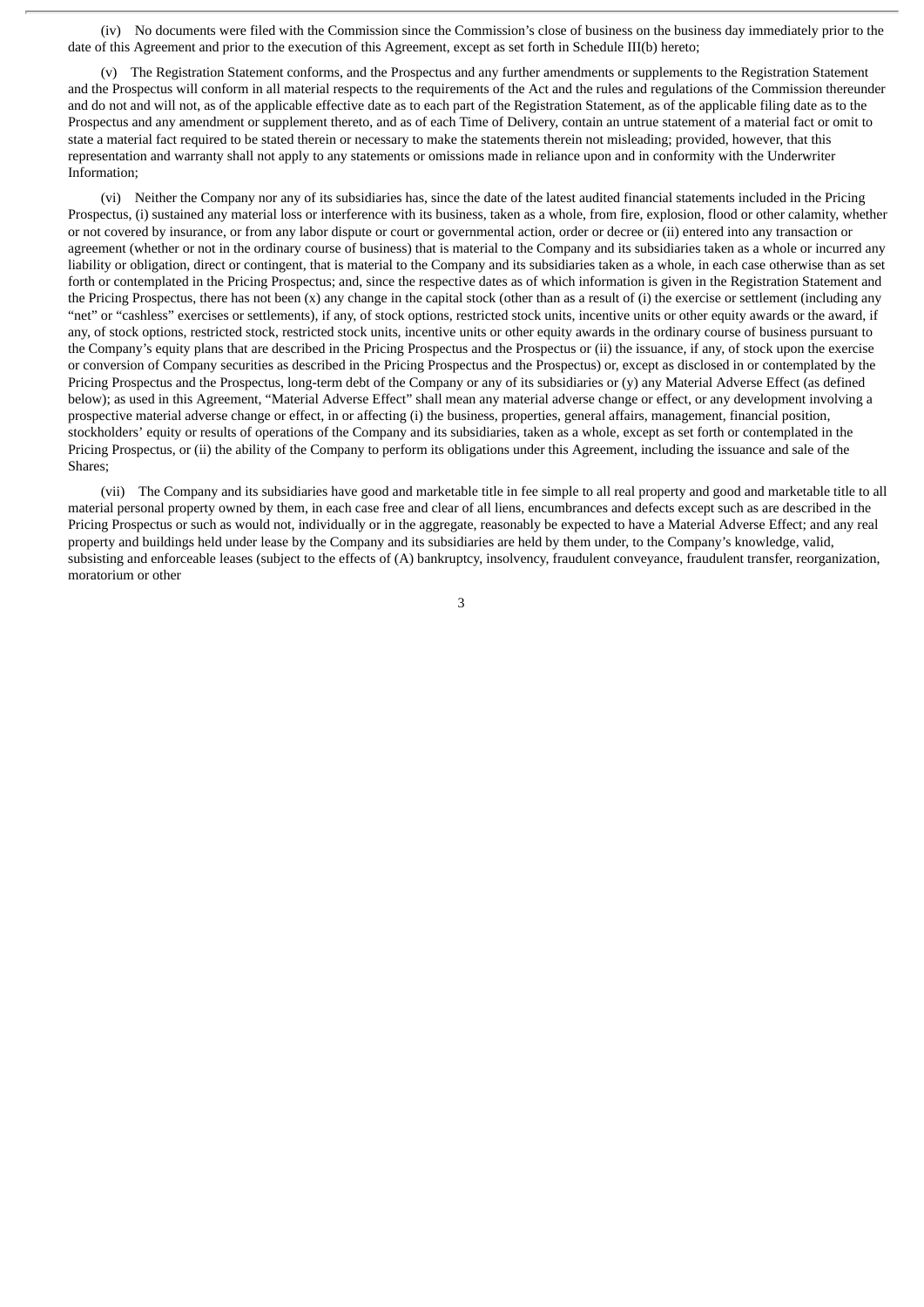(iv) No documents were filed with the Commission since the Commission's close of business on the business day immediately prior to the date of this Agreement and prior to the execution of this Agreement, except as set forth in Schedule III(b) hereto;

(v) The Registration Statement conforms, and the Prospectus and any further amendments or supplements to the Registration Statement and the Prospectus will conform in all material respects to the requirements of the Act and the rules and regulations of the Commission thereunder and do not and will not, as of the applicable effective date as to each part of the Registration Statement, as of the applicable filing date as to the Prospectus and any amendment or supplement thereto, and as of each Time of Delivery, contain an untrue statement of a material fact or omit to state a material fact required to be stated therein or necessary to make the statements therein not misleading; provided, however, that this representation and warranty shall not apply to any statements or omissions made in reliance upon and in conformity with the Underwriter Information;

(vi) Neither the Company nor any of its subsidiaries has, since the date of the latest audited financial statements included in the Pricing Prospectus, (i) sustained any material loss or interference with its business, taken as a whole, from fire, explosion, flood or other calamity, whether or not covered by insurance, or from any labor dispute or court or governmental action, order or decree or (ii) entered into any transaction or agreement (whether or not in the ordinary course of business) that is material to the Company and its subsidiaries taken as a whole or incurred any liability or obligation, direct or contingent, that is material to the Company and its subsidiaries taken as a whole, in each case otherwise than as set forth or contemplated in the Pricing Prospectus; and, since the respective dates as of which information is given in the Registration Statement and the Pricing Prospectus, there has not been (x) any change in the capital stock (other than as a result of (i) the exercise or settlement (including any "net" or "cashless" exercises or settlements), if any, of stock options, restricted stock units, incentive units or other equity awards or the award, if any, of stock options, restricted stock, restricted stock units, incentive units or other equity awards in the ordinary course of business pursuant to the Company's equity plans that are described in the Pricing Prospectus and the Prospectus or (ii) the issuance, if any, of stock upon the exercise or conversion of Company securities as described in the Pricing Prospectus and the Prospectus) or, except as disclosed in or contemplated by the Pricing Prospectus and the Prospectus, long-term debt of the Company or any of its subsidiaries or (y) any Material Adverse Effect (as defined below); as used in this Agreement, "Material Adverse Effect" shall mean any material adverse change or effect, or any development involving a prospective material adverse change or effect, in or affecting (i) the business, properties, general affairs, management, financial position, stockholders' equity or results of operations of the Company and its subsidiaries, taken as a whole, except as set forth or contemplated in the Pricing Prospectus, or (ii) the ability of the Company to perform its obligations under this Agreement, including the issuance and sale of the Shares;

(vii) The Company and its subsidiaries have good and marketable title in fee simple to all real property and good and marketable title to all material personal property owned by them, in each case free and clear of all liens, encumbrances and defects except such as are described in the Pricing Prospectus or such as would not, individually or in the aggregate, reasonably be expected to have a Material Adverse Effect; and any real property and buildings held under lease by the Company and its subsidiaries are held by them under, to the Company's knowledge, valid, subsisting and enforceable leases (subject to the effects of (A) bankruptcy, insolvency, fraudulent conveyance, fraudulent transfer, reorganization, moratorium or other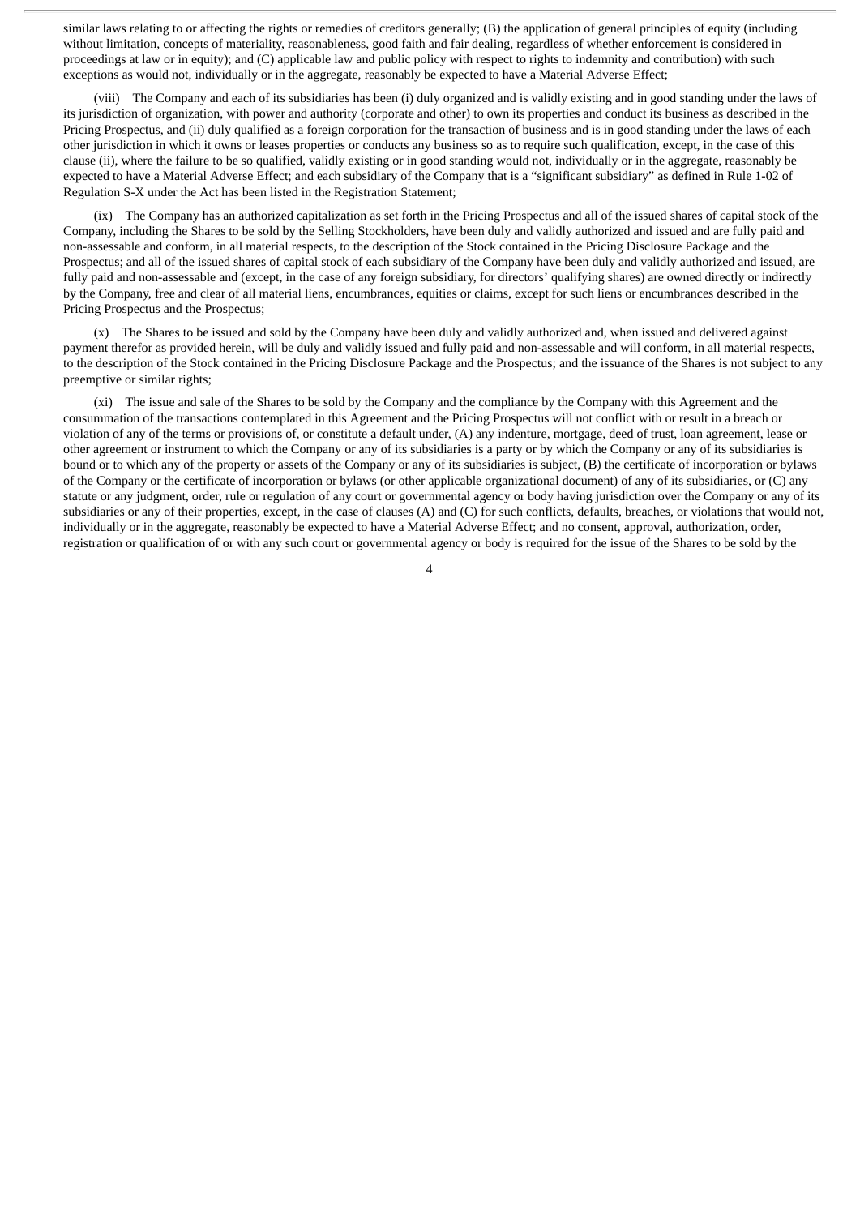similar laws relating to or affecting the rights or remedies of creditors generally; (B) the application of general principles of equity (including without limitation, concepts of materiality, reasonableness, good faith and fair dealing, regardless of whether enforcement is considered in proceedings at law or in equity); and (C) applicable law and public policy with respect to rights to indemnity and contribution) with such exceptions as would not, individually or in the aggregate, reasonably be expected to have a Material Adverse Effect;

(viii) The Company and each of its subsidiaries has been (i) duly organized and is validly existing and in good standing under the laws of its jurisdiction of organization, with power and authority (corporate and other) to own its properties and conduct its business as described in the Pricing Prospectus, and (ii) duly qualified as a foreign corporation for the transaction of business and is in good standing under the laws of each other jurisdiction in which it owns or leases properties or conducts any business so as to require such qualification, except, in the case of this clause (ii), where the failure to be so qualified, validly existing or in good standing would not, individually or in the aggregate, reasonably be expected to have a Material Adverse Effect; and each subsidiary of the Company that is a "significant subsidiary" as defined in Rule 1-02 of Regulation S-X under the Act has been listed in the Registration Statement;

(ix) The Company has an authorized capitalization as set forth in the Pricing Prospectus and all of the issued shares of capital stock of the Company, including the Shares to be sold by the Selling Stockholders, have been duly and validly authorized and issued and are fully paid and non-assessable and conform, in all material respects, to the description of the Stock contained in the Pricing Disclosure Package and the Prospectus; and all of the issued shares of capital stock of each subsidiary of the Company have been duly and validly authorized and issued, are fully paid and non-assessable and (except, in the case of any foreign subsidiary, for directors' qualifying shares) are owned directly or indirectly by the Company, free and clear of all material liens, encumbrances, equities or claims, except for such liens or encumbrances described in the Pricing Prospectus and the Prospectus;

(x) The Shares to be issued and sold by the Company have been duly and validly authorized and, when issued and delivered against payment therefor as provided herein, will be duly and validly issued and fully paid and non-assessable and will conform, in all material respects, to the description of the Stock contained in the Pricing Disclosure Package and the Prospectus; and the issuance of the Shares is not subject to any preemptive or similar rights;

(xi) The issue and sale of the Shares to be sold by the Company and the compliance by the Company with this Agreement and the consummation of the transactions contemplated in this Agreement and the Pricing Prospectus will not conflict with or result in a breach or violation of any of the terms or provisions of, or constitute a default under, (A) any indenture, mortgage, deed of trust, loan agreement, lease or other agreement or instrument to which the Company or any of its subsidiaries is a party or by which the Company or any of its subsidiaries is bound or to which any of the property or assets of the Company or any of its subsidiaries is subject, (B) the certificate of incorporation or bylaws of the Company or the certificate of incorporation or bylaws (or other applicable organizational document) of any of its subsidiaries, or (C) any statute or any judgment, order, rule or regulation of any court or governmental agency or body having jurisdiction over the Company or any of its subsidiaries or any of their properties, except, in the case of clauses (A) and (C) for such conflicts, defaults, breaches, or violations that would not, individually or in the aggregate, reasonably be expected to have a Material Adverse Effect; and no consent, approval, authorization, order, registration or qualification of or with any such court or governmental agency or body is required for the issue of the Shares to be sold by the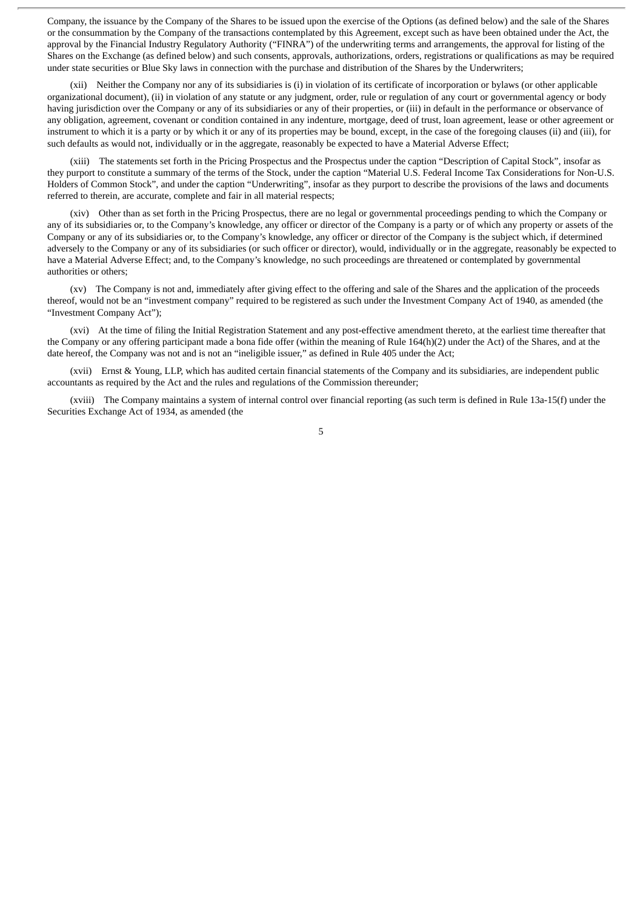Company, the issuance by the Company of the Shares to be issued upon the exercise of the Options (as defined below) and the sale of the Shares or the consummation by the Company of the transactions contemplated by this Agreement, except such as have been obtained under the Act, the approval by the Financial Industry Regulatory Authority ("FINRA") of the underwriting terms and arrangements, the approval for listing of the Shares on the Exchange (as defined below) and such consents, approvals, authorizations, orders, registrations or qualifications as may be required under state securities or Blue Sky laws in connection with the purchase and distribution of the Shares by the Underwriters;

(xii) Neither the Company nor any of its subsidiaries is (i) in violation of its certificate of incorporation or bylaws (or other applicable organizational document), (ii) in violation of any statute or any judgment, order, rule or regulation of any court or governmental agency or body having jurisdiction over the Company or any of its subsidiaries or any of their properties, or (iii) in default in the performance or observance of any obligation, agreement, covenant or condition contained in any indenture, mortgage, deed of trust, loan agreement, lease or other agreement or instrument to which it is a party or by which it or any of its properties may be bound, except, in the case of the foregoing clauses (ii) and (iii), for such defaults as would not, individually or in the aggregate, reasonably be expected to have a Material Adverse Effect;

(xiii) The statements set forth in the Pricing Prospectus and the Prospectus under the caption "Description of Capital Stock", insofar as they purport to constitute a summary of the terms of the Stock, under the caption "Material U.S. Federal Income Tax Considerations for Non-U.S. Holders of Common Stock", and under the caption "Underwriting", insofar as they purport to describe the provisions of the laws and documents referred to therein, are accurate, complete and fair in all material respects;

(xiv) Other than as set forth in the Pricing Prospectus, there are no legal or governmental proceedings pending to which the Company or any of its subsidiaries or, to the Company's knowledge, any officer or director of the Company is a party or of which any property or assets of the Company or any of its subsidiaries or, to the Company's knowledge, any officer or director of the Company is the subject which, if determined adversely to the Company or any of its subsidiaries (or such officer or director), would, individually or in the aggregate, reasonably be expected to have a Material Adverse Effect; and, to the Company's knowledge, no such proceedings are threatened or contemplated by governmental authorities or others;

(xv) The Company is not and, immediately after giving effect to the offering and sale of the Shares and the application of the proceeds thereof, would not be an "investment company" required to be registered as such under the Investment Company Act of 1940, as amended (the "Investment Company Act");

(xvi) At the time of filing the Initial Registration Statement and any post-effective amendment thereto, at the earliest time thereafter that the Company or any offering participant made a bona fide offer (within the meaning of Rule 164(h)(2) under the Act) of the Shares, and at the date hereof, the Company was not and is not an "ineligible issuer," as defined in Rule 405 under the Act;

(xvii) Ernst & Young, LLP, which has audited certain financial statements of the Company and its subsidiaries, are independent public accountants as required by the Act and the rules and regulations of the Commission thereunder;

(xviii) The Company maintains a system of internal control over financial reporting (as such term is defined in Rule 13a-15(f) under the Securities Exchange Act of 1934, as amended (the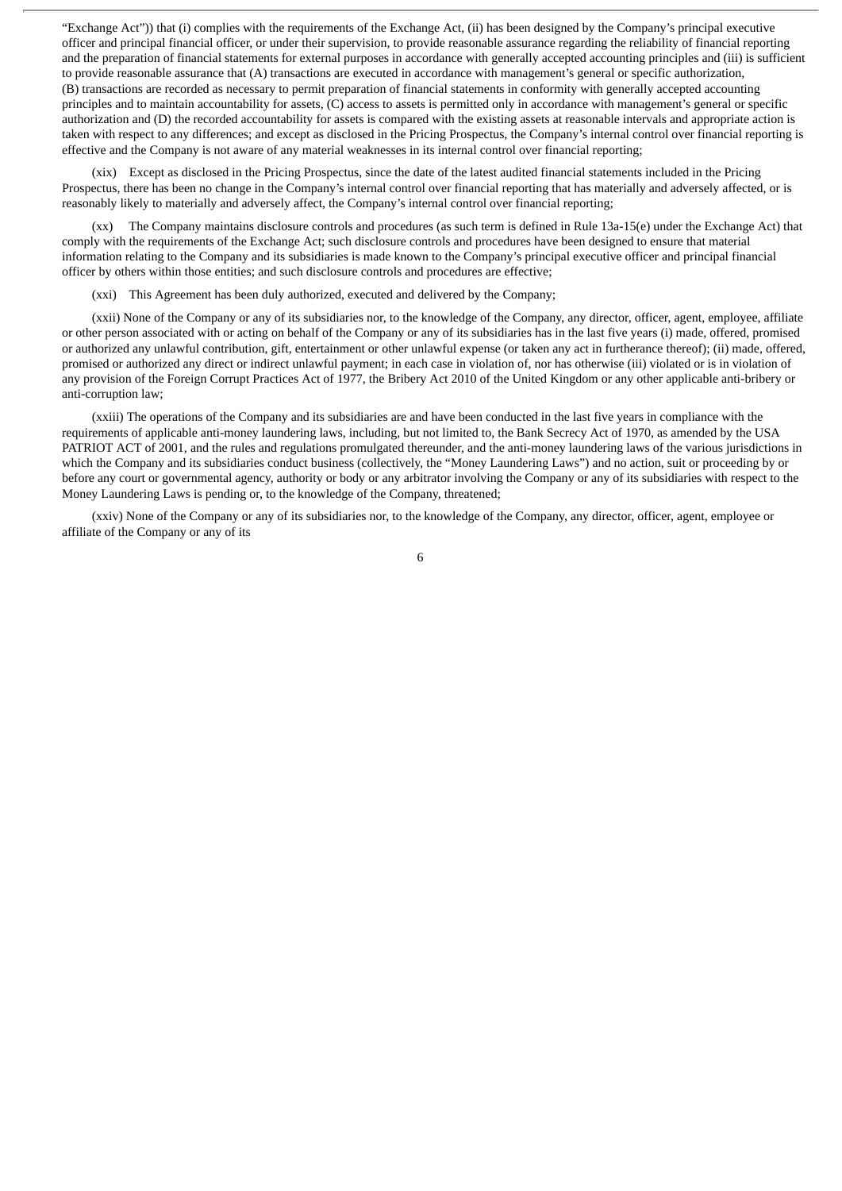"Exchange Act")) that (i) complies with the requirements of the Exchange Act, (ii) has been designed by the Company's principal executive officer and principal financial officer, or under their supervision, to provide reasonable assurance regarding the reliability of financial reporting and the preparation of financial statements for external purposes in accordance with generally accepted accounting principles and (iii) is sufficient to provide reasonable assurance that (A) transactions are executed in accordance with management's general or specific authorization, (B) transactions are recorded as necessary to permit preparation of financial statements in conformity with generally accepted accounting principles and to maintain accountability for assets, (C) access to assets is permitted only in accordance with management's general or specific authorization and (D) the recorded accountability for assets is compared with the existing assets at reasonable intervals and appropriate action is taken with respect to any differences; and except as disclosed in the Pricing Prospectus, the Company's internal control over financial reporting is effective and the Company is not aware of any material weaknesses in its internal control over financial reporting;

(xix) Except as disclosed in the Pricing Prospectus, since the date of the latest audited financial statements included in the Pricing Prospectus, there has been no change in the Company's internal control over financial reporting that has materially and adversely affected, or is reasonably likely to materially and adversely affect, the Company's internal control over financial reporting;

(xx) The Company maintains disclosure controls and procedures (as such term is defined in Rule 13a-15(e) under the Exchange Act) that comply with the requirements of the Exchange Act; such disclosure controls and procedures have been designed to ensure that material information relating to the Company and its subsidiaries is made known to the Company's principal executive officer and principal financial officer by others within those entities; and such disclosure controls and procedures are effective;

(xxi) This Agreement has been duly authorized, executed and delivered by the Company;

(xxii) None of the Company or any of its subsidiaries nor, to the knowledge of the Company, any director, officer, agent, employee, affiliate or other person associated with or acting on behalf of the Company or any of its subsidiaries has in the last five years (i) made, offered, promised or authorized any unlawful contribution, gift, entertainment or other unlawful expense (or taken any act in furtherance thereof); (ii) made, offered, promised or authorized any direct or indirect unlawful payment; in each case in violation of, nor has otherwise (iii) violated or is in violation of any provision of the Foreign Corrupt Practices Act of 1977, the Bribery Act 2010 of the United Kingdom or any other applicable anti-bribery or anti-corruption law;

(xxiii) The operations of the Company and its subsidiaries are and have been conducted in the last five years in compliance with the requirements of applicable anti-money laundering laws, including, but not limited to, the Bank Secrecy Act of 1970, as amended by the USA PATRIOT ACT of 2001, and the rules and regulations promulgated thereunder, and the anti-money laundering laws of the various jurisdictions in which the Company and its subsidiaries conduct business (collectively, the "Money Laundering Laws") and no action, suit or proceeding by or before any court or governmental agency, authority or body or any arbitrator involving the Company or any of its subsidiaries with respect to the Money Laundering Laws is pending or, to the knowledge of the Company, threatened;

(xxiv) None of the Company or any of its subsidiaries nor, to the knowledge of the Company, any director, officer, agent, employee or affiliate of the Company or any of its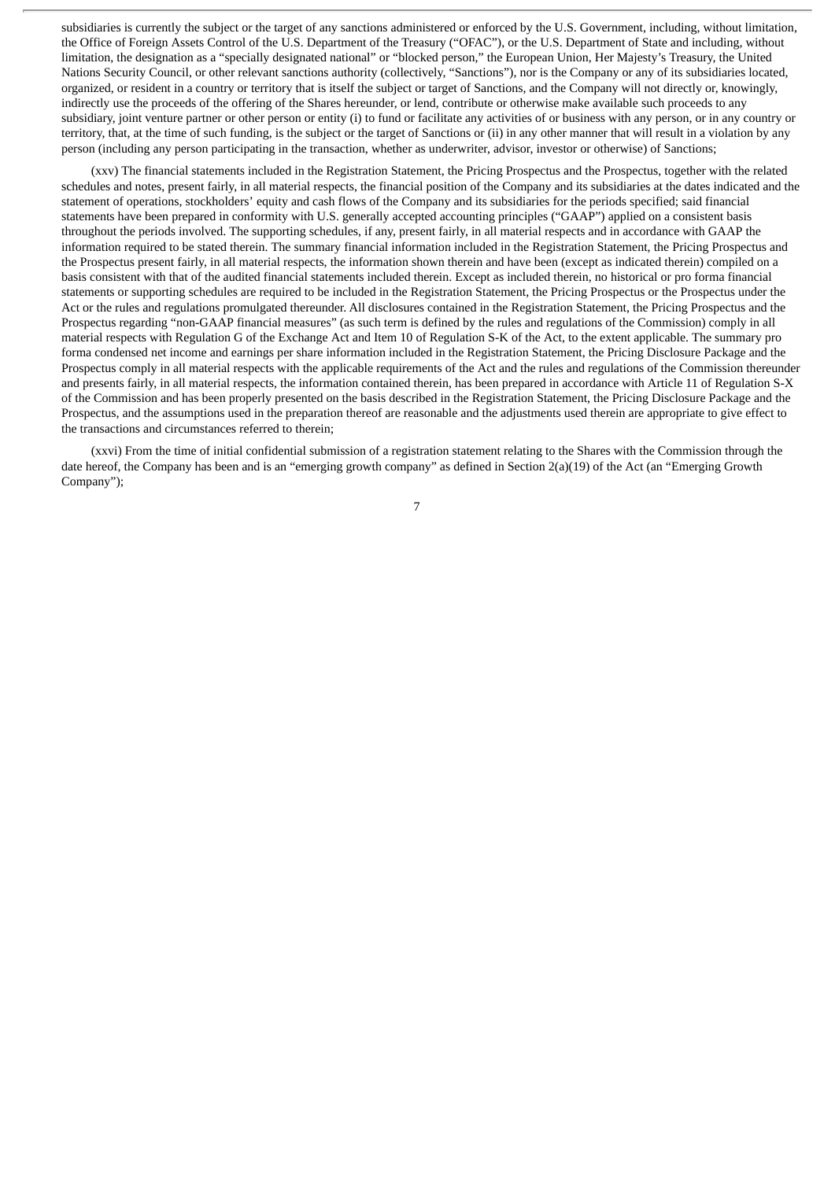subsidiaries is currently the subject or the target of any sanctions administered or enforced by the U.S. Government, including, without limitation, the Office of Foreign Assets Control of the U.S. Department of the Treasury ("OFAC"), or the U.S. Department of State and including, without limitation, the designation as a "specially designated national" or "blocked person," the European Union, Her Majesty's Treasury, the United Nations Security Council, or other relevant sanctions authority (collectively, "Sanctions"), nor is the Company or any of its subsidiaries located, organized, or resident in a country or territory that is itself the subject or target of Sanctions, and the Company will not directly or, knowingly, indirectly use the proceeds of the offering of the Shares hereunder, or lend, contribute or otherwise make available such proceeds to any subsidiary, joint venture partner or other person or entity (i) to fund or facilitate any activities of or business with any person, or in any country or territory, that, at the time of such funding, is the subject or the target of Sanctions or (ii) in any other manner that will result in a violation by any person (including any person participating in the transaction, whether as underwriter, advisor, investor or otherwise) of Sanctions;

(xxv) The financial statements included in the Registration Statement, the Pricing Prospectus and the Prospectus, together with the related schedules and notes, present fairly, in all material respects, the financial position of the Company and its subsidiaries at the dates indicated and the statement of operations, stockholders' equity and cash flows of the Company and its subsidiaries for the periods specified; said financial statements have been prepared in conformity with U.S. generally accepted accounting principles ("GAAP") applied on a consistent basis throughout the periods involved. The supporting schedules, if any, present fairly, in all material respects and in accordance with GAAP the information required to be stated therein. The summary financial information included in the Registration Statement, the Pricing Prospectus and the Prospectus present fairly, in all material respects, the information shown therein and have been (except as indicated therein) compiled on a basis consistent with that of the audited financial statements included therein. Except as included therein, no historical or pro forma financial statements or supporting schedules are required to be included in the Registration Statement, the Pricing Prospectus or the Prospectus under the Act or the rules and regulations promulgated thereunder. All disclosures contained in the Registration Statement, the Pricing Prospectus and the Prospectus regarding "non-GAAP financial measures" (as such term is defined by the rules and regulations of the Commission) comply in all material respects with Regulation G of the Exchange Act and Item 10 of Regulation S-K of the Act, to the extent applicable. The summary pro forma condensed net income and earnings per share information included in the Registration Statement, the Pricing Disclosure Package and the Prospectus comply in all material respects with the applicable requirements of the Act and the rules and regulations of the Commission thereunder and presents fairly, in all material respects, the information contained therein, has been prepared in accordance with Article 11 of Regulation S-X of the Commission and has been properly presented on the basis described in the Registration Statement, the Pricing Disclosure Package and the Prospectus, and the assumptions used in the preparation thereof are reasonable and the adjustments used therein are appropriate to give effect to the transactions and circumstances referred to therein;

(xxvi) From the time of initial confidential submission of a registration statement relating to the Shares with the Commission through the date hereof, the Company has been and is an "emerging growth company" as defined in Section 2(a)(19) of the Act (an "Emerging Growth Company");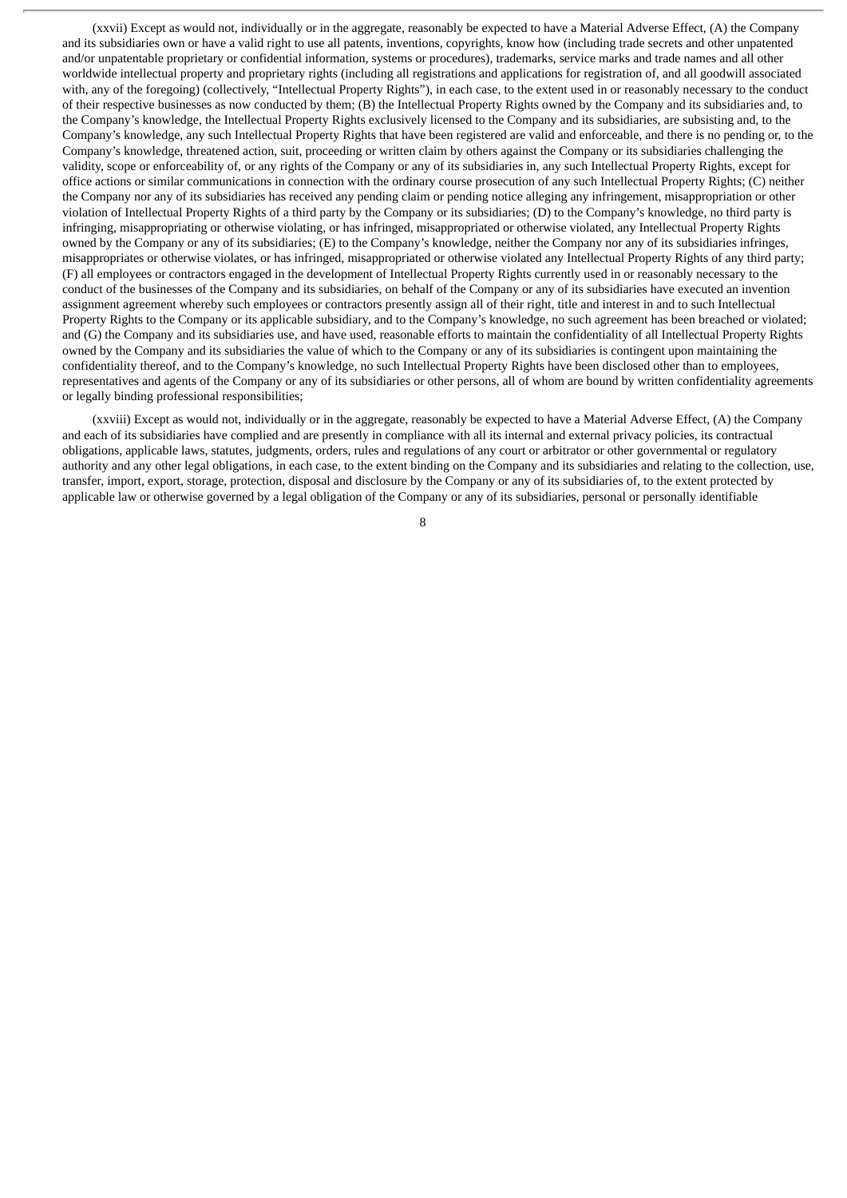(xxvii) Except as would not, individually or in the aggregate, reasonably be expected to have a Material Adverse Effect, (A) the Company and its subsidiaries own or have a valid right to use all patents, inventions, copyrights, know how (including trade secrets and other unpatented and/or unpatentable proprietary or confidential information, systems or procedures), trademarks, service marks and trade names and all other worldwide intellectual property and proprietary rights (including all registrations and applications for registration of, and all goodwill associated with, any of the foregoing) (collectively, "Intellectual Property Rights"), in each case, to the extent used in or reasonably necessary to the conduct of their respective businesses as now conducted by them; (B) the Intellectual Property Rights owned by the Company and its subsidiaries and, to the Company's knowledge, the Intellectual Property Rights exclusively licensed to the Company and its subsidiaries, are subsisting and, to the Company's knowledge, any such Intellectual Property Rights that have been registered are valid and enforceable, and there is no pending or, to the Company's knowledge, threatened action, suit, proceeding or written claim by others against the Company or its subsidiaries challenging the validity, scope or enforceability of, or any rights of the Company or any of its subsidiaries in, any such Intellectual Property Rights, except for office actions or similar communications in connection with the ordinary course prosecution of any such Intellectual Property Rights; (C) neither the Company nor any of its subsidiaries has received any pending claim or pending notice alleging any infringement, misappropriation or other violation of Intellectual Property Rights of a third party by the Company or its subsidiaries; (D) to the Company's knowledge, no third party is infringing, misappropriating or otherwise violating, or has infringed, misappropriated or otherwise violated, any Intellectual Property Rights owned by the Company or any of its subsidiaries; (E) to the Company's knowledge, neither the Company nor any of its subsidiaries infringes, misappropriates or otherwise violates, or has infringed, misappropriated or otherwise violated any Intellectual Property Rights of any third party; (F) all employees or contractors engaged in the development of Intellectual Property Rights currently used in or reasonably necessary to the conduct of the businesses of the Company and its subsidiaries, on behalf of the Company or any of its subsidiaries have executed an invention assignment agreement whereby such employees or contractors presently assign all of their right, title and interest in and to such Intellectual Property Rights to the Company or its applicable subsidiary, and to the Company's knowledge, no such agreement has been breached or violated; and (G) the Company and its subsidiaries use, and have used, reasonable efforts to maintain the confidentiality of all Intellectual Property Rights owned by the Company and its subsidiaries the value of which to the Company or any of its subsidiaries is contingent upon maintaining the confidentiality thereof, and to the Company's knowledge, no such Intellectual Property Rights have been disclosed other than to employees, representatives and agents of the Company or any of its subsidiaries or other persons, all of whom are bound by written confidentiality agreements or legally binding professional responsibilities;

(xxviii) Except as would not, individually or in the aggregate, reasonably be expected to have a Material Adverse Effect, (A) the Company and each of its subsidiaries have complied and are presently in compliance with all its internal and external privacy policies, its contractual obligations, applicable laws, statutes, judgments, orders, rules and regulations of any court or arbitrator or other governmental or regulatory authority and any other legal obligations, in each case, to the extent binding on the Company and its subsidiaries and relating to the collection, use, transfer, import, export, storage, protection, disposal and disclosure by the Company or any of its subsidiaries of, to the extent protected by applicable law or otherwise governed by a legal obligation of the Company or any of its subsidiaries, personal or personally identifiable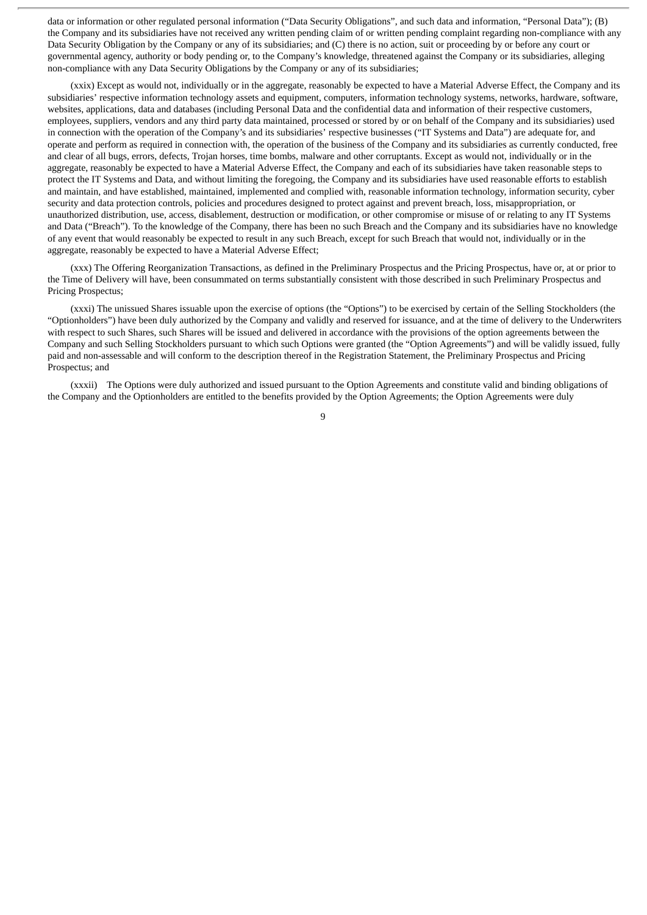data or information or other regulated personal information ("Data Security Obligations", and such data and information, "Personal Data"); (B) the Company and its subsidiaries have not received any written pending claim of or written pending complaint regarding non-compliance with any Data Security Obligation by the Company or any of its subsidiaries; and (C) there is no action, suit or proceeding by or before any court or governmental agency, authority or body pending or, to the Company's knowledge, threatened against the Company or its subsidiaries, alleging non-compliance with any Data Security Obligations by the Company or any of its subsidiaries;

(xxix) Except as would not, individually or in the aggregate, reasonably be expected to have a Material Adverse Effect, the Company and its subsidiaries' respective information technology assets and equipment, computers, information technology systems, networks, hardware, software, websites, applications, data and databases (including Personal Data and the confidential data and information of their respective customers, employees, suppliers, vendors and any third party data maintained, processed or stored by or on behalf of the Company and its subsidiaries) used in connection with the operation of the Company's and its subsidiaries' respective businesses ("IT Systems and Data") are adequate for, and operate and perform as required in connection with, the operation of the business of the Company and its subsidiaries as currently conducted, free and clear of all bugs, errors, defects, Trojan horses, time bombs, malware and other corruptants. Except as would not, individually or in the aggregate, reasonably be expected to have a Material Adverse Effect, the Company and each of its subsidiaries have taken reasonable steps to protect the IT Systems and Data, and without limiting the foregoing, the Company and its subsidiaries have used reasonable efforts to establish and maintain, and have established, maintained, implemented and complied with, reasonable information technology, information security, cyber security and data protection controls, policies and procedures designed to protect against and prevent breach, loss, misappropriation, or unauthorized distribution, use, access, disablement, destruction or modification, or other compromise or misuse of or relating to any IT Systems and Data ("Breach"). To the knowledge of the Company, there has been no such Breach and the Company and its subsidiaries have no knowledge of any event that would reasonably be expected to result in any such Breach, except for such Breach that would not, individually or in the aggregate, reasonably be expected to have a Material Adverse Effect;

(xxx) The Offering Reorganization Transactions, as defined in the Preliminary Prospectus and the Pricing Prospectus, have or, at or prior to the Time of Delivery will have, been consummated on terms substantially consistent with those described in such Preliminary Prospectus and Pricing Prospectus;

(xxxi) The unissued Shares issuable upon the exercise of options (the "Options") to be exercised by certain of the Selling Stockholders (the "Optionholders") have been duly authorized by the Company and validly and reserved for issuance, and at the time of delivery to the Underwriters with respect to such Shares, such Shares will be issued and delivered in accordance with the provisions of the option agreements between the Company and such Selling Stockholders pursuant to which such Options were granted (the "Option Agreements") and will be validly issued, fully paid and non-assessable and will conform to the description thereof in the Registration Statement, the Preliminary Prospectus and Pricing Prospectus; and

(xxxii) The Options were duly authorized and issued pursuant to the Option Agreements and constitute valid and binding obligations of the Company and the Optionholders are entitled to the benefits provided by the Option Agreements; the Option Agreements were duly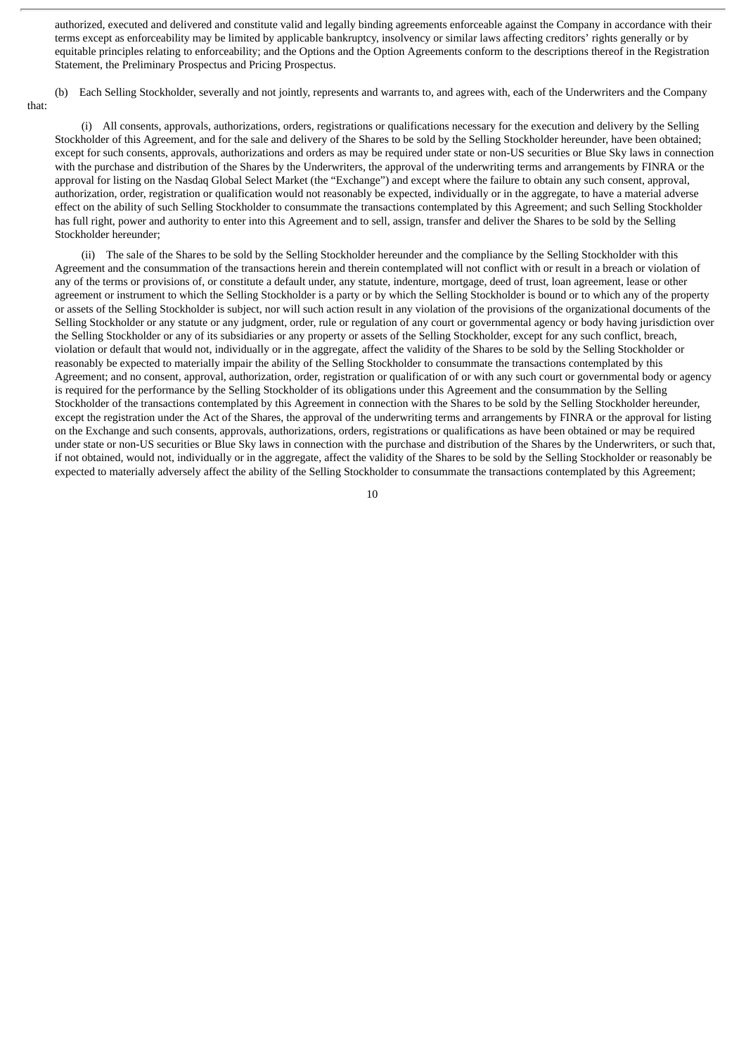authorized, executed and delivered and constitute valid and legally binding agreements enforceable against the Company in accordance with their terms except as enforceability may be limited by applicable bankruptcy, insolvency or similar laws affecting creditors' rights generally or by equitable principles relating to enforceability; and the Options and the Option Agreements conform to the descriptions thereof in the Registration Statement, the Preliminary Prospectus and Pricing Prospectus.

(b) Each Selling Stockholder, severally and not jointly, represents and warrants to, and agrees with, each of the Underwriters and the Company that:

(i) All consents, approvals, authorizations, orders, registrations or qualifications necessary for the execution and delivery by the Selling Stockholder of this Agreement, and for the sale and delivery of the Shares to be sold by the Selling Stockholder hereunder, have been obtained; except for such consents, approvals, authorizations and orders as may be required under state or non-US securities or Blue Sky laws in connection with the purchase and distribution of the Shares by the Underwriters, the approval of the underwriting terms and arrangements by FINRA or the approval for listing on the Nasdaq Global Select Market (the "Exchange") and except where the failure to obtain any such consent, approval, authorization, order, registration or qualification would not reasonably be expected, individually or in the aggregate, to have a material adverse effect on the ability of such Selling Stockholder to consummate the transactions contemplated by this Agreement; and such Selling Stockholder has full right, power and authority to enter into this Agreement and to sell, assign, transfer and deliver the Shares to be sold by the Selling Stockholder hereunder;

(ii) The sale of the Shares to be sold by the Selling Stockholder hereunder and the compliance by the Selling Stockholder with this Agreement and the consummation of the transactions herein and therein contemplated will not conflict with or result in a breach or violation of any of the terms or provisions of, or constitute a default under, any statute, indenture, mortgage, deed of trust, loan agreement, lease or other agreement or instrument to which the Selling Stockholder is a party or by which the Selling Stockholder is bound or to which any of the property or assets of the Selling Stockholder is subject, nor will such action result in any violation of the provisions of the organizational documents of the Selling Stockholder or any statute or any judgment, order, rule or regulation of any court or governmental agency or body having jurisdiction over the Selling Stockholder or any of its subsidiaries or any property or assets of the Selling Stockholder, except for any such conflict, breach, violation or default that would not, individually or in the aggregate, affect the validity of the Shares to be sold by the Selling Stockholder or reasonably be expected to materially impair the ability of the Selling Stockholder to consummate the transactions contemplated by this Agreement; and no consent, approval, authorization, order, registration or qualification of or with any such court or governmental body or agency is required for the performance by the Selling Stockholder of its obligations under this Agreement and the consummation by the Selling Stockholder of the transactions contemplated by this Agreement in connection with the Shares to be sold by the Selling Stockholder hereunder, except the registration under the Act of the Shares, the approval of the underwriting terms and arrangements by FINRA or the approval for listing on the Exchange and such consents, approvals, authorizations, orders, registrations or qualifications as have been obtained or may be required under state or non-US securities or Blue Sky laws in connection with the purchase and distribution of the Shares by the Underwriters, or such that, if not obtained, would not, individually or in the aggregate, affect the validity of the Shares to be sold by the Selling Stockholder or reasonably be expected to materially adversely affect the ability of the Selling Stockholder to consummate the transactions contemplated by this Agreement;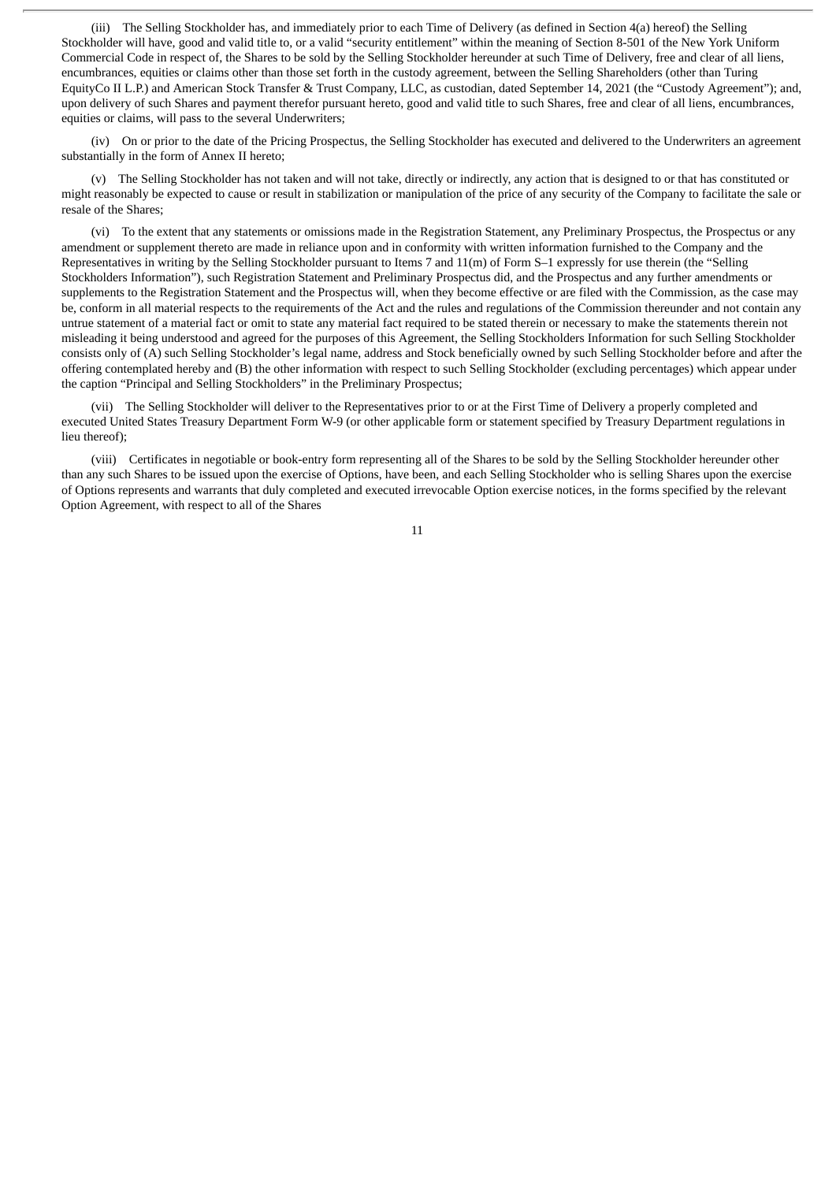(iii) The Selling Stockholder has, and immediately prior to each Time of Delivery (as defined in Section 4(a) hereof) the Selling Stockholder will have, good and valid title to, or a valid "security entitlement" within the meaning of Section 8-501 of the New York Uniform Commercial Code in respect of, the Shares to be sold by the Selling Stockholder hereunder at such Time of Delivery, free and clear of all liens, encumbrances, equities or claims other than those set forth in the custody agreement, between the Selling Shareholders (other than Turing EquityCo II L.P.) and American Stock Transfer & Trust Company, LLC, as custodian, dated September 14, 2021 (the "Custody Agreement"); and, upon delivery of such Shares and payment therefor pursuant hereto, good and valid title to such Shares, free and clear of all liens, encumbrances, equities or claims, will pass to the several Underwriters;

(iv) On or prior to the date of the Pricing Prospectus, the Selling Stockholder has executed and delivered to the Underwriters an agreement substantially in the form of Annex II hereto;

(v) The Selling Stockholder has not taken and will not take, directly or indirectly, any action that is designed to or that has constituted or might reasonably be expected to cause or result in stabilization or manipulation of the price of any security of the Company to facilitate the sale or resale of the Shares;

(vi) To the extent that any statements or omissions made in the Registration Statement, any Preliminary Prospectus, the Prospectus or any amendment or supplement thereto are made in reliance upon and in conformity with written information furnished to the Company and the Representatives in writing by the Selling Stockholder pursuant to Items 7 and 11(m) of Form S–1 expressly for use therein (the "Selling Stockholders Information"), such Registration Statement and Preliminary Prospectus did, and the Prospectus and any further amendments or supplements to the Registration Statement and the Prospectus will, when they become effective or are filed with the Commission, as the case may be, conform in all material respects to the requirements of the Act and the rules and regulations of the Commission thereunder and not contain any untrue statement of a material fact or omit to state any material fact required to be stated therein or necessary to make the statements therein not misleading it being understood and agreed for the purposes of this Agreement, the Selling Stockholders Information for such Selling Stockholder consists only of (A) such Selling Stockholder's legal name, address and Stock beneficially owned by such Selling Stockholder before and after the offering contemplated hereby and (B) the other information with respect to such Selling Stockholder (excluding percentages) which appear under the caption "Principal and Selling Stockholders" in the Preliminary Prospectus;

(vii) The Selling Stockholder will deliver to the Representatives prior to or at the First Time of Delivery a properly completed and executed United States Treasury Department Form W-9 (or other applicable form or statement specified by Treasury Department regulations in lieu thereof);

(viii) Certificates in negotiable or book-entry form representing all of the Shares to be sold by the Selling Stockholder hereunder other than any such Shares to be issued upon the exercise of Options, have been, and each Selling Stockholder who is selling Shares upon the exercise of Options represents and warrants that duly completed and executed irrevocable Option exercise notices, in the forms specified by the relevant Option Agreement, with respect to all of the Shares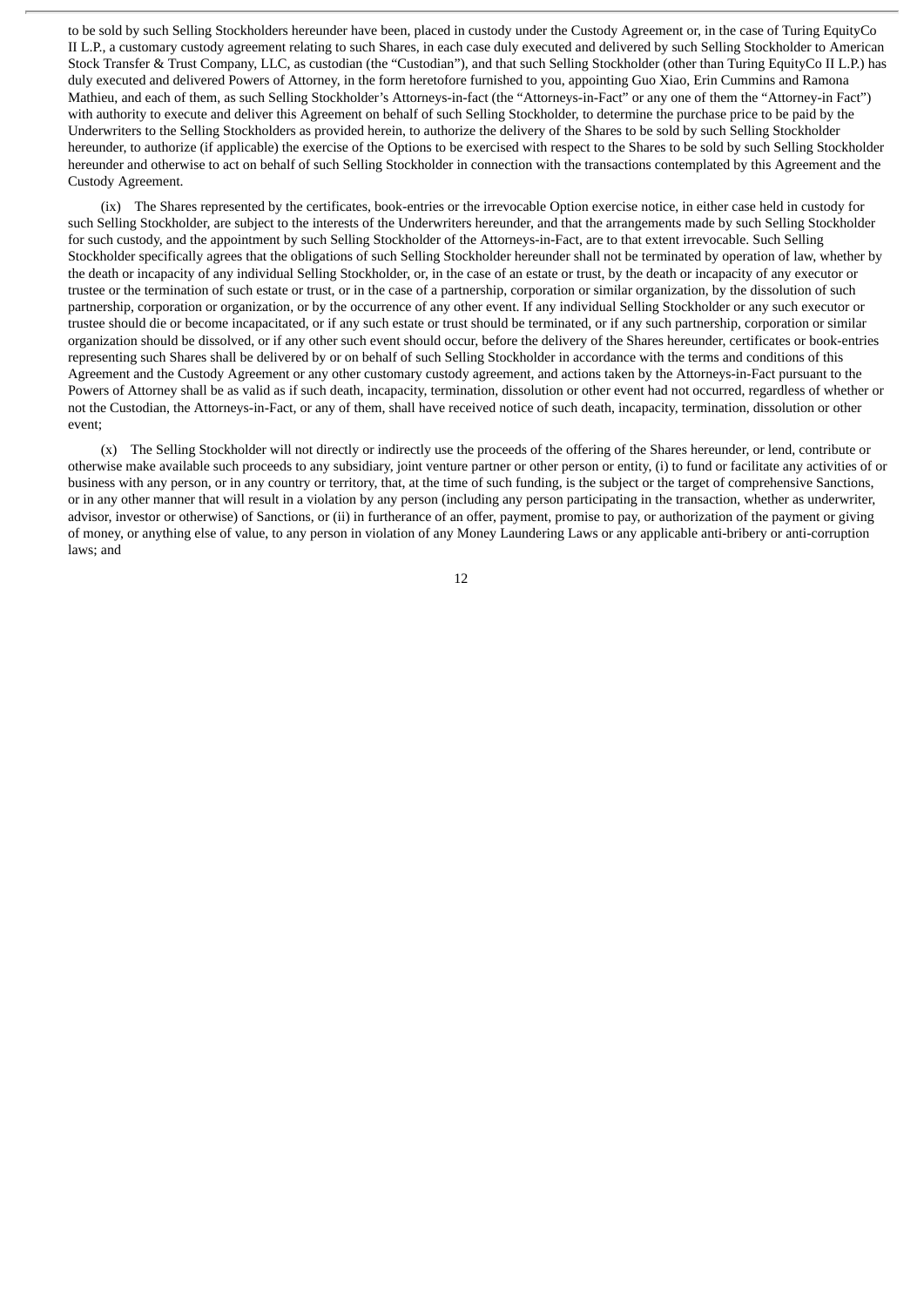to be sold by such Selling Stockholders hereunder have been, placed in custody under the Custody Agreement or, in the case of Turing EquityCo II L.P., a customary custody agreement relating to such Shares, in each case duly executed and delivered by such Selling Stockholder to American Stock Transfer & Trust Company, LLC, as custodian (the "Custodian"), and that such Selling Stockholder (other than Turing EquityCo II L.P.) has duly executed and delivered Powers of Attorney, in the form heretofore furnished to you, appointing Guo Xiao, Erin Cummins and Ramona Mathieu, and each of them, as such Selling Stockholder's Attorneys-in-fact (the "Attorneys-in-Fact" or any one of them the "Attorney-in Fact") with authority to execute and deliver this Agreement on behalf of such Selling Stockholder, to determine the purchase price to be paid by the Underwriters to the Selling Stockholders as provided herein, to authorize the delivery of the Shares to be sold by such Selling Stockholder hereunder, to authorize (if applicable) the exercise of the Options to be exercised with respect to the Shares to be sold by such Selling Stockholder hereunder and otherwise to act on behalf of such Selling Stockholder in connection with the transactions contemplated by this Agreement and the Custody Agreement.

(ix) The Shares represented by the certificates, book-entries or the irrevocable Option exercise notice, in either case held in custody for such Selling Stockholder, are subject to the interests of the Underwriters hereunder, and that the arrangements made by such Selling Stockholder for such custody, and the appointment by such Selling Stockholder of the Attorneys-in-Fact, are to that extent irrevocable. Such Selling Stockholder specifically agrees that the obligations of such Selling Stockholder hereunder shall not be terminated by operation of law, whether by the death or incapacity of any individual Selling Stockholder, or, in the case of an estate or trust, by the death or incapacity of any executor or trustee or the termination of such estate or trust, or in the case of a partnership, corporation or similar organization, by the dissolution of such partnership, corporation or organization, or by the occurrence of any other event. If any individual Selling Stockholder or any such executor or trustee should die or become incapacitated, or if any such estate or trust should be terminated, or if any such partnership, corporation or similar organization should be dissolved, or if any other such event should occur, before the delivery of the Shares hereunder, certificates or book-entries representing such Shares shall be delivered by or on behalf of such Selling Stockholder in accordance with the terms and conditions of this Agreement and the Custody Agreement or any other customary custody agreement, and actions taken by the Attorneys-in-Fact pursuant to the Powers of Attorney shall be as valid as if such death, incapacity, termination, dissolution or other event had not occurred, regardless of whether or not the Custodian, the Attorneys-in-Fact, or any of them, shall have received notice of such death, incapacity, termination, dissolution or other event;

(x) The Selling Stockholder will not directly or indirectly use the proceeds of the offering of the Shares hereunder, or lend, contribute or otherwise make available such proceeds to any subsidiary, joint venture partner or other person or entity, (i) to fund or facilitate any activities of or business with any person, or in any country or territory, that, at the time of such funding, is the subject or the target of comprehensive Sanctions, or in any other manner that will result in a violation by any person (including any person participating in the transaction, whether as underwriter, advisor, investor or otherwise) of Sanctions, or (ii) in furtherance of an offer, payment, promise to pay, or authorization of the payment or giving of money, or anything else of value, to any person in violation of any Money Laundering Laws or any applicable anti-bribery or anti-corruption laws; and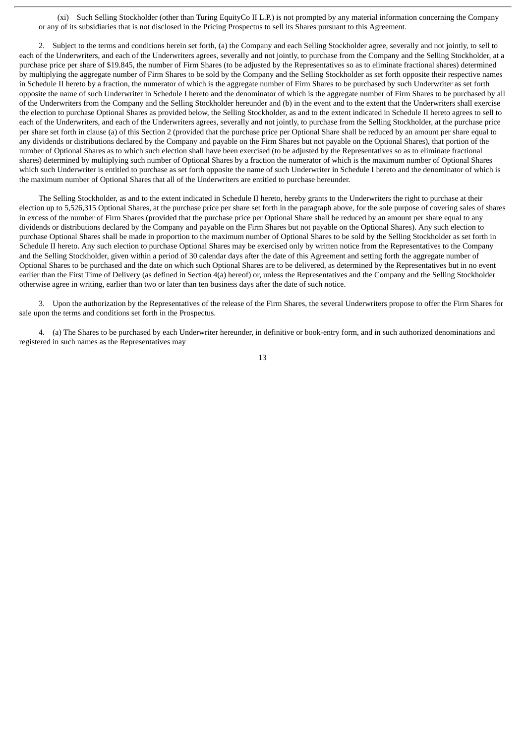(xi) Such Selling Stockholder (other than Turing EquityCo II L.P.) is not prompted by any material information concerning the Company or any of its subsidiaries that is not disclosed in the Pricing Prospectus to sell its Shares pursuant to this Agreement.

2. Subject to the terms and conditions herein set forth, (a) the Company and each Selling Stockholder agree, severally and not jointly, to sell to each of the Underwriters, and each of the Underwriters agrees, severally and not jointly, to purchase from the Company and the Selling Stockholder, at a purchase price per share of $19.845, the number of Firm Shares (to be adjusted by the Representatives so as to eliminate fractional shares) determined by multiplying the aggregate number of Firm Shares to be sold by the Company and the Selling Stockholder as set forth opposite their respective names in Schedule II hereto by a fraction, the numerator of which is the aggregate number of Firm Shares to be purchased by such Underwriter as set forth opposite the name of such Underwriter in Schedule I hereto and the denominator of which is the aggregate number of Firm Shares to be purchased by all of the Underwriters from the Company and the Selling Stockholder hereunder and (b) in the event and to the extent that the Underwriters shall exercise the election to purchase Optional Shares as provided below, the Selling Stockholder, as and to the extent indicated in Schedule II hereto agrees to sell to each of the Underwriters, and each of the Underwriters agrees, severally and not jointly, to purchase from the Selling Stockholder, at the purchase price per share set forth in clause (a) of this Section 2 (provided that the purchase price per Optional Share shall be reduced by an amount per share equal to any dividends or distributions declared by the Company and payable on the Firm Shares but not payable on the Optional Shares), that portion of the number of Optional Shares as to which such election shall have been exercised (to be adjusted by the Representatives so as to eliminate fractional shares) determined by multiplying such number of Optional Shares by a fraction the numerator of which is the maximum number of Optional Shares which such Underwriter is entitled to purchase as set forth opposite the name of such Underwriter in Schedule I hereto and the denominator of which is the maximum number of Optional Shares that all of the Underwriters are entitled to purchase hereunder.

The Selling Stockholder, as and to the extent indicated in Schedule II hereto, hereby grants to the Underwriters the right to purchase at their election up to 5,526,315 Optional Shares, at the purchase price per share set forth in the paragraph above, for the sole purpose of covering sales of shares in excess of the number of Firm Shares (provided that the purchase price per Optional Share shall be reduced by an amount per share equal to any dividends or distributions declared by the Company and payable on the Firm Shares but not payable on the Optional Shares). Any such election to purchase Optional Shares shall be made in proportion to the maximum number of Optional Shares to be sold by the Selling Stockholder as set forth in Schedule II hereto. Any such election to purchase Optional Shares may be exercised only by written notice from the Representatives to the Company and the Selling Stockholder, given within a period of 30 calendar days after the date of this Agreement and setting forth the aggregate number of Optional Shares to be purchased and the date on which such Optional Shares are to be delivered, as determined by the Representatives but in no event earlier than the First Time of Delivery (as defined in Section 4(a) hereof) or, unless the Representatives and the Company and the Selling Stockholder otherwise agree in writing, earlier than two or later than ten business days after the date of such notice.

3. Upon the authorization by the Representatives of the release of the Firm Shares, the several Underwriters propose to offer the Firm Shares for sale upon the terms and conditions set forth in the Prospectus.

4. (a) The Shares to be purchased by each Underwriter hereunder, in definitive or book-entry form, and in such authorized denominations and registered in such names as the Representatives may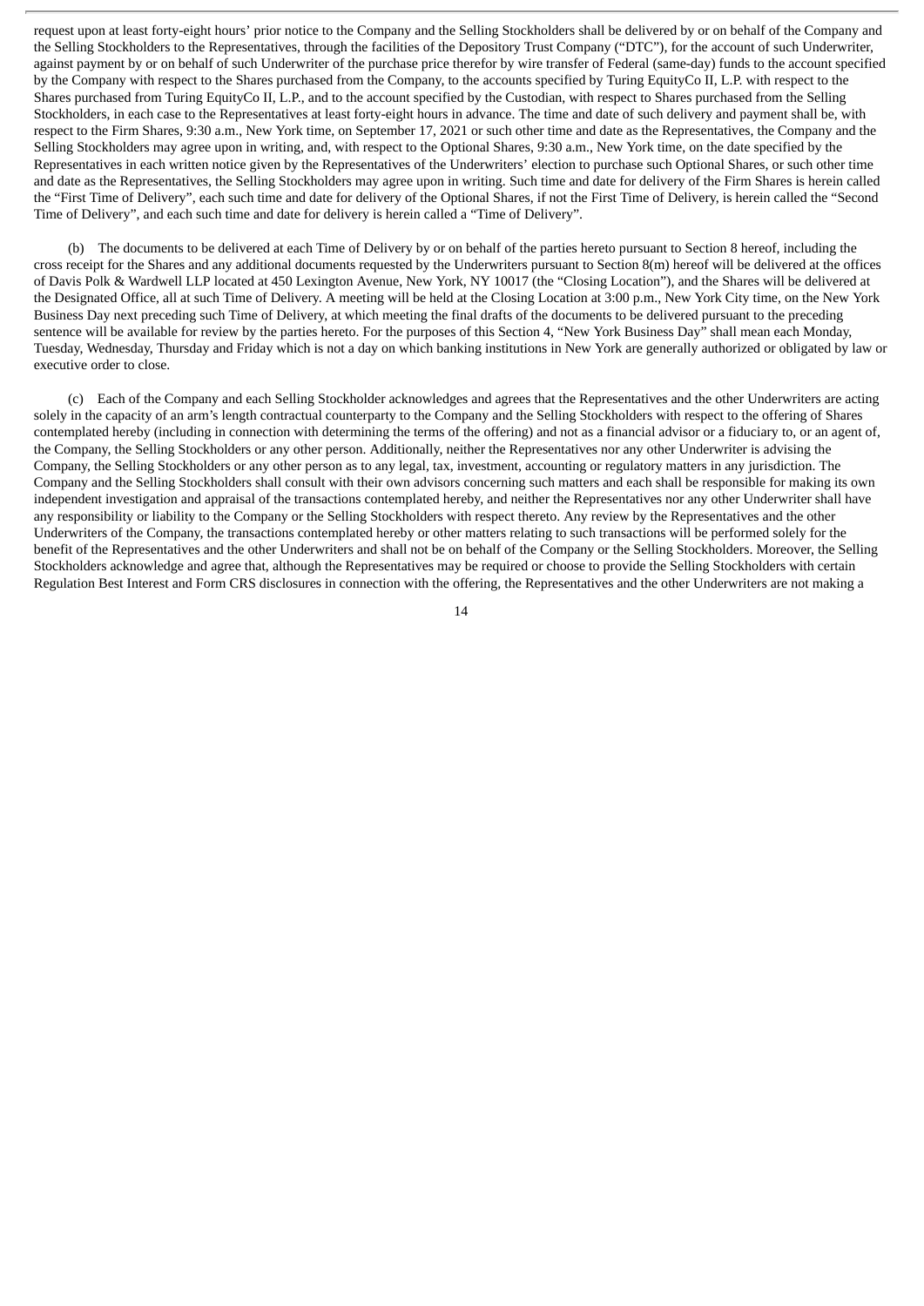request upon at least forty-eight hours' prior notice to the Company and the Selling Stockholders shall be delivered by or on behalf of the Company and the Selling Stockholders to the Representatives, through the facilities of the Depository Trust Company ("DTC"), for the account of such Underwriter, against payment by or on behalf of such Underwriter of the purchase price therefor by wire transfer of Federal (same-day) funds to the account specified by the Company with respect to the Shares purchased from the Company, to the accounts specified by Turing EquityCo II, L.P. with respect to the Shares purchased from Turing EquityCo II, L.P., and to the account specified by the Custodian, with respect to Shares purchased from the Selling Stockholders, in each case to the Representatives at least forty-eight hours in advance. The time and date of such delivery and payment shall be, with respect to the Firm Shares, 9:30 a.m., New York time, on September 17, 2021 or such other time and date as the Representatives, the Company and the Selling Stockholders may agree upon in writing, and, with respect to the Optional Shares, 9:30 a.m., New York time, on the date specified by the Representatives in each written notice given by the Representatives of the Underwriters' election to purchase such Optional Shares, or such other time and date as the Representatives, the Selling Stockholders may agree upon in writing. Such time and date for delivery of the Firm Shares is herein called the "First Time of Delivery", each such time and date for delivery of the Optional Shares, if not the First Time of Delivery, is herein called the "Second Time of Delivery", and each such time and date for delivery is herein called a "Time of Delivery".

(b) The documents to be delivered at each Time of Delivery by or on behalf of the parties hereto pursuant to Section 8 hereof, including the cross receipt for the Shares and any additional documents requested by the Underwriters pursuant to Section 8(m) hereof will be delivered at the offices of Davis Polk & Wardwell LLP located at 450 Lexington Avenue, New York, NY 10017 (the "Closing Location"), and the Shares will be delivered at the Designated Office, all at such Time of Delivery. A meeting will be held at the Closing Location at 3:00 p.m., New York City time, on the New York Business Day next preceding such Time of Delivery, at which meeting the final drafts of the documents to be delivered pursuant to the preceding sentence will be available for review by the parties hereto. For the purposes of this Section 4, "New York Business Day" shall mean each Monday, Tuesday, Wednesday, Thursday and Friday which is not a day on which banking institutions in New York are generally authorized or obligated by law or executive order to close.

(c) Each of the Company and each Selling Stockholder acknowledges and agrees that the Representatives and the other Underwriters are acting solely in the capacity of an arm's length contractual counterparty to the Company and the Selling Stockholders with respect to the offering of Shares contemplated hereby (including in connection with determining the terms of the offering) and not as a financial advisor or a fiduciary to, or an agent of, the Company, the Selling Stockholders or any other person. Additionally, neither the Representatives nor any other Underwriter is advising the Company, the Selling Stockholders or any other person as to any legal, tax, investment, accounting or regulatory matters in any jurisdiction. The Company and the Selling Stockholders shall consult with their own advisors concerning such matters and each shall be responsible for making its own independent investigation and appraisal of the transactions contemplated hereby, and neither the Representatives nor any other Underwriter shall have any responsibility or liability to the Company or the Selling Stockholders with respect thereto. Any review by the Representatives and the other Underwriters of the Company, the transactions contemplated hereby or other matters relating to such transactions will be performed solely for the benefit of the Representatives and the other Underwriters and shall not be on behalf of the Company or the Selling Stockholders. Moreover, the Selling Stockholders acknowledge and agree that, although the Representatives may be required or choose to provide the Selling Stockholders with certain Regulation Best Interest and Form CRS disclosures in connection with the offering, the Representatives and the other Underwriters are not making a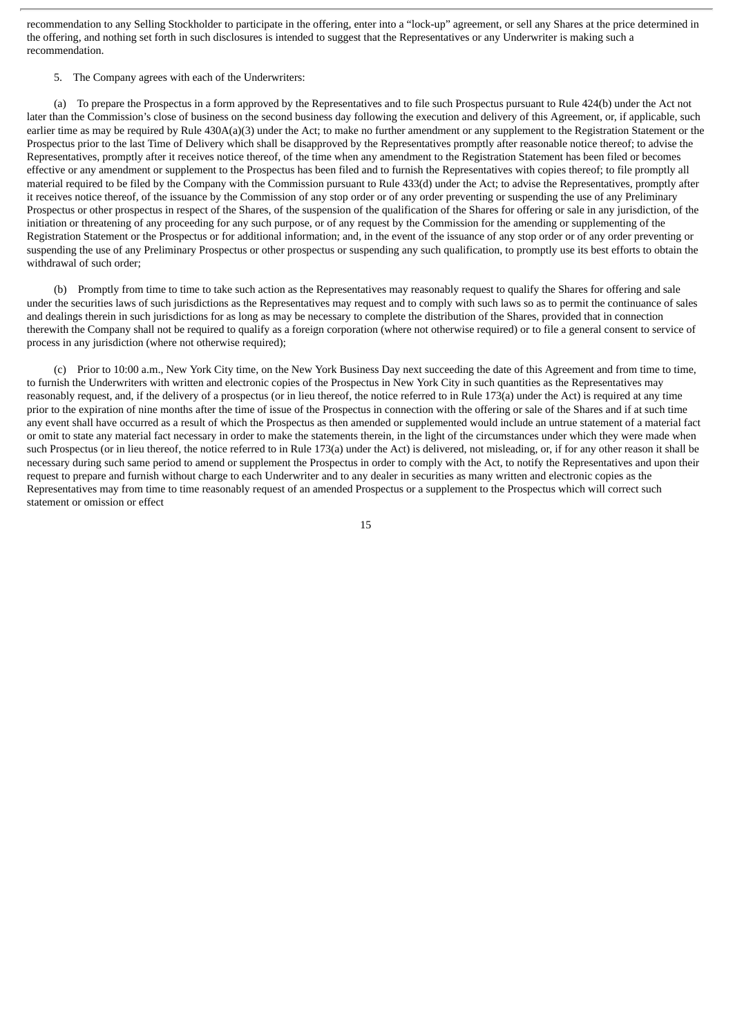recommendation to any Selling Stockholder to participate in the offering, enter into a "lock-up" agreement, or sell any Shares at the price determined in the offering, and nothing set forth in such disclosures is intended to suggest that the Representatives or any Underwriter is making such a recommendation.

5. The Company agrees with each of the Underwriters:

(a) To prepare the Prospectus in a form approved by the Representatives and to file such Prospectus pursuant to Rule 424(b) under the Act not later than the Commission's close of business on the second business day following the execution and delivery of this Agreement, or, if applicable, such earlier time as may be required by Rule 430A(a)(3) under the Act; to make no further amendment or any supplement to the Registration Statement or the Prospectus prior to the last Time of Delivery which shall be disapproved by the Representatives promptly after reasonable notice thereof; to advise the Representatives, promptly after it receives notice thereof, of the time when any amendment to the Registration Statement has been filed or becomes effective or any amendment or supplement to the Prospectus has been filed and to furnish the Representatives with copies thereof; to file promptly all material required to be filed by the Company with the Commission pursuant to Rule 433(d) under the Act; to advise the Representatives, promptly after it receives notice thereof, of the issuance by the Commission of any stop order or of any order preventing or suspending the use of any Preliminary Prospectus or other prospectus in respect of the Shares, of the suspension of the qualification of the Shares for offering or sale in any jurisdiction, of the initiation or threatening of any proceeding for any such purpose, or of any request by the Commission for the amending or supplementing of the Registration Statement or the Prospectus or for additional information; and, in the event of the issuance of any stop order or of any order preventing or suspending the use of any Preliminary Prospectus or other prospectus or suspending any such qualification, to promptly use its best efforts to obtain the withdrawal of such order;

(b) Promptly from time to time to take such action as the Representatives may reasonably request to qualify the Shares for offering and sale under the securities laws of such jurisdictions as the Representatives may request and to comply with such laws so as to permit the continuance of sales and dealings therein in such jurisdictions for as long as may be necessary to complete the distribution of the Shares, provided that in connection therewith the Company shall not be required to qualify as a foreign corporation (where not otherwise required) or to file a general consent to service of process in any jurisdiction (where not otherwise required);

(c) Prior to 10:00 a.m., New York City time, on the New York Business Day next succeeding the date of this Agreement and from time to time, to furnish the Underwriters with written and electronic copies of the Prospectus in New York City in such quantities as the Representatives may reasonably request, and, if the delivery of a prospectus (or in lieu thereof, the notice referred to in Rule 173(a) under the Act) is required at any time prior to the expiration of nine months after the time of issue of the Prospectus in connection with the offering or sale of the Shares and if at such time any event shall have occurred as a result of which the Prospectus as then amended or supplemented would include an untrue statement of a material fact or omit to state any material fact necessary in order to make the statements therein, in the light of the circumstances under which they were made when such Prospectus (or in lieu thereof, the notice referred to in Rule 173(a) under the Act) is delivered, not misleading, or, if for any other reason it shall be necessary during such same period to amend or supplement the Prospectus in order to comply with the Act, to notify the Representatives and upon their request to prepare and furnish without charge to each Underwriter and to any dealer in securities as many written and electronic copies as the Representatives may from time to time reasonably request of an amended Prospectus or a supplement to the Prospectus which will correct such statement or omission or effect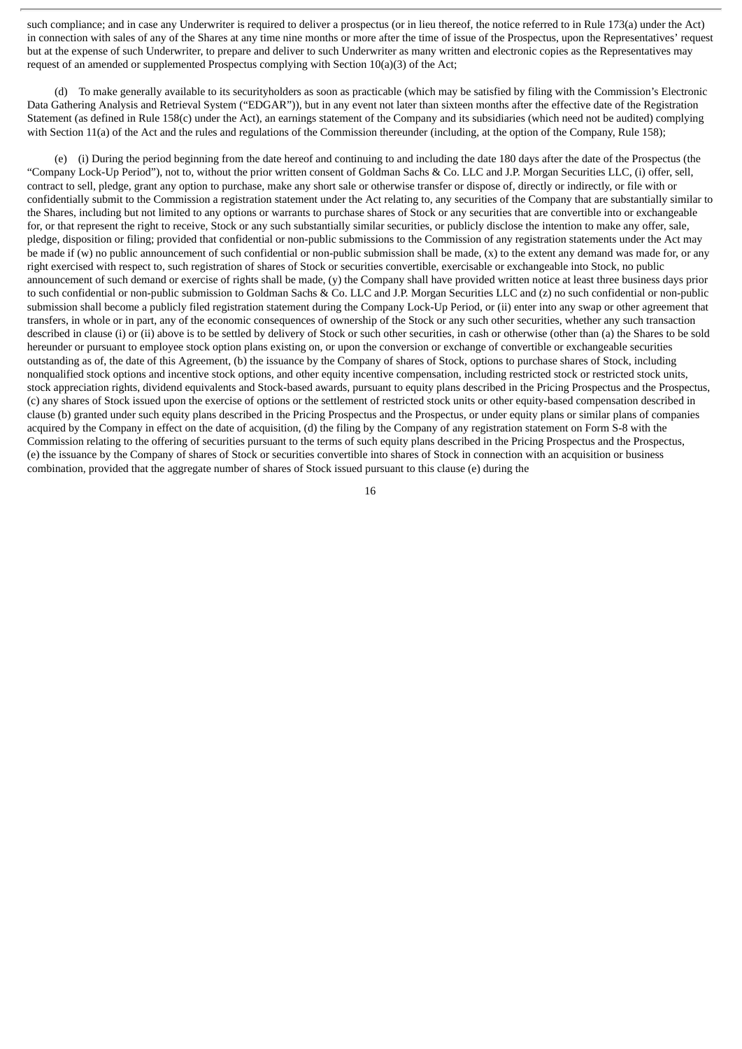such compliance; and in case any Underwriter is required to deliver a prospectus (or in lieu thereof, the notice referred to in Rule 173(a) under the Act) in connection with sales of any of the Shares at any time nine months or more after the time of issue of the Prospectus, upon the Representatives' request but at the expense of such Underwriter, to prepare and deliver to such Underwriter as many written and electronic copies as the Representatives may request of an amended or supplemented Prospectus complying with Section 10(a)(3) of the Act;

(d) To make generally available to its securityholders as soon as practicable (which may be satisfied by filing with the Commission's Electronic Data Gathering Analysis and Retrieval System ("EDGAR")), but in any event not later than sixteen months after the effective date of the Registration Statement (as defined in Rule 158(c) under the Act), an earnings statement of the Company and its subsidiaries (which need not be audited) complying with Section 11(a) of the Act and the rules and regulations of the Commission thereunder (including, at the option of the Company, Rule 158);

(e) (i) During the period beginning from the date hereof and continuing to and including the date 180 days after the date of the Prospectus (the "Company Lock-Up Period"), not to, without the prior written consent of Goldman Sachs & Co. LLC and J.P. Morgan Securities LLC, (i) offer, sell, contract to sell, pledge, grant any option to purchase, make any short sale or otherwise transfer or dispose of, directly or indirectly, or file with or confidentially submit to the Commission a registration statement under the Act relating to, any securities of the Company that are substantially similar to the Shares, including but not limited to any options or warrants to purchase shares of Stock or any securities that are convertible into or exchangeable for, or that represent the right to receive, Stock or any such substantially similar securities, or publicly disclose the intention to make any offer, sale, pledge, disposition or filing; provided that confidential or non-public submissions to the Commission of any registration statements under the Act may be made if (w) no public announcement of such confidential or non-public submission shall be made, (x) to the extent any demand was made for, or any right exercised with respect to, such registration of shares of Stock or securities convertible, exercisable or exchangeable into Stock, no public announcement of such demand or exercise of rights shall be made, (y) the Company shall have provided written notice at least three business days prior to such confidential or non-public submission to Goldman Sachs & Co. LLC and J.P. Morgan Securities LLC and (z) no such confidential or non-public submission shall become a publicly filed registration statement during the Company Lock-Up Period, or (ii) enter into any swap or other agreement that transfers, in whole or in part, any of the economic consequences of ownership of the Stock or any such other securities, whether any such transaction described in clause (i) or (ii) above is to be settled by delivery of Stock or such other securities, in cash or otherwise (other than (a) the Shares to be sold hereunder or pursuant to employee stock option plans existing on, or upon the conversion or exchange of convertible or exchangeable securities outstanding as of, the date of this Agreement, (b) the issuance by the Company of shares of Stock, options to purchase shares of Stock, including nonqualified stock options and incentive stock options, and other equity incentive compensation, including restricted stock or restricted stock units, stock appreciation rights, dividend equivalents and Stock-based awards, pursuant to equity plans described in the Pricing Prospectus and the Prospectus, (c) any shares of Stock issued upon the exercise of options or the settlement of restricted stock units or other equity-based compensation described in clause (b) granted under such equity plans described in the Pricing Prospectus and the Prospectus, or under equity plans or similar plans of companies acquired by the Company in effect on the date of acquisition, (d) the filing by the Company of any registration statement on Form S-8 with the Commission relating to the offering of securities pursuant to the terms of such equity plans described in the Pricing Prospectus and the Prospectus, (e) the issuance by the Company of shares of Stock or securities convertible into shares of Stock in connection with an acquisition or business combination, provided that the aggregate number of shares of Stock issued pursuant to this clause (e) during the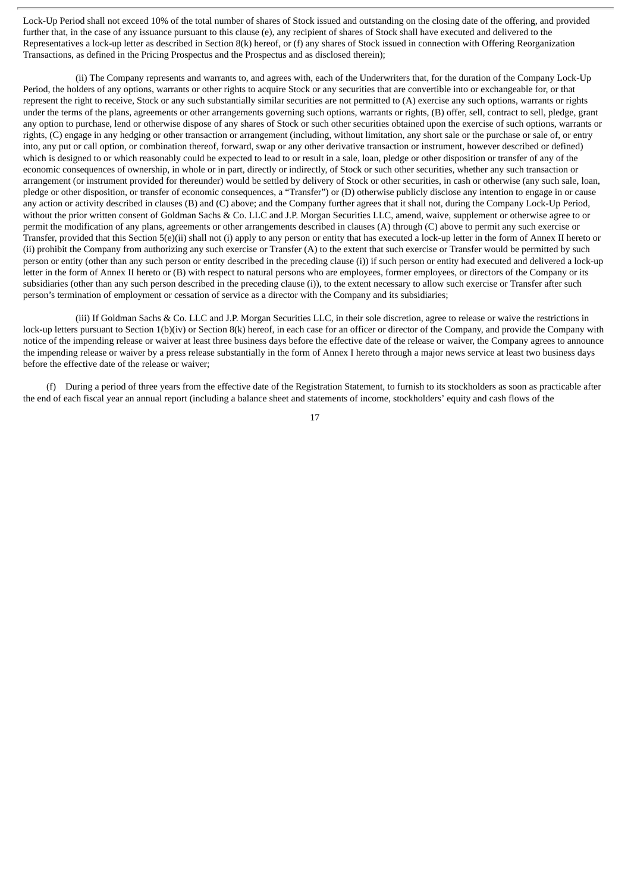Lock-Up Period shall not exceed 10% of the total number of shares of Stock issued and outstanding on the closing date of the offering, and provided further that, in the case of any issuance pursuant to this clause (e), any recipient of shares of Stock shall have executed and delivered to the Representatives a lock-up letter as described in Section 8(k) hereof, or (f) any shares of Stock issued in connection with Offering Reorganization Transactions, as defined in the Pricing Prospectus and the Prospectus and as disclosed therein);

(ii) The Company represents and warrants to, and agrees with, each of the Underwriters that, for the duration of the Company Lock-Up Period, the holders of any options, warrants or other rights to acquire Stock or any securities that are convertible into or exchangeable for, or that represent the right to receive, Stock or any such substantially similar securities are not permitted to (A) exercise any such options, warrants or rights under the terms of the plans, agreements or other arrangements governing such options, warrants or rights, (B) offer, sell, contract to sell, pledge, grant any option to purchase, lend or otherwise dispose of any shares of Stock or such other securities obtained upon the exercise of such options, warrants or rights, (C) engage in any hedging or other transaction or arrangement (including, without limitation, any short sale or the purchase or sale of, or entry into, any put or call option, or combination thereof, forward, swap or any other derivative transaction or instrument, however described or defined) which is designed to or which reasonably could be expected to lead to or result in a sale, loan, pledge or other disposition or transfer of any of the economic consequences of ownership, in whole or in part, directly or indirectly, of Stock or such other securities, whether any such transaction or arrangement (or instrument provided for thereunder) would be settled by delivery of Stock or other securities, in cash or otherwise (any such sale, loan, pledge or other disposition, or transfer of economic consequences, a "Transfer") or (D) otherwise publicly disclose any intention to engage in or cause any action or activity described in clauses (B) and (C) above; and the Company further agrees that it shall not, during the Company Lock-Up Period, without the prior written consent of Goldman Sachs & Co. LLC and J.P. Morgan Securities LLC, amend, waive, supplement or otherwise agree to or permit the modification of any plans, agreements or other arrangements described in clauses (A) through (C) above to permit any such exercise or Transfer, provided that this Section 5(e)(ii) shall not (i) apply to any person or entity that has executed a lock-up letter in the form of Annex II hereto or (ii) prohibit the Company from authorizing any such exercise or Transfer (A) to the extent that such exercise or Transfer would be permitted by such person or entity (other than any such person or entity described in the preceding clause (i)) if such person or entity had executed and delivered a lock-up letter in the form of Annex II hereto or (B) with respect to natural persons who are employees, former employees, or directors of the Company or its subsidiaries (other than any such person described in the preceding clause (i)), to the extent necessary to allow such exercise or Transfer after such person's termination of employment or cessation of service as a director with the Company and its subsidiaries;

(iii) If Goldman Sachs & Co. LLC and J.P. Morgan Securities LLC, in their sole discretion, agree to release or waive the restrictions in lock-up letters pursuant to Section 1(b)(iv) or Section 8(k) hereof, in each case for an officer or director of the Company, and provide the Company with notice of the impending release or waiver at least three business days before the effective date of the release or waiver, the Company agrees to announce the impending release or waiver by a press release substantially in the form of Annex I hereto through a major news service at least two business days before the effective date of the release or waiver;

(f) During a period of three years from the effective date of the Registration Statement, to furnish to its stockholders as soon as practicable after the end of each fiscal year an annual report (including a balance sheet and statements of income, stockholders' equity and cash flows of the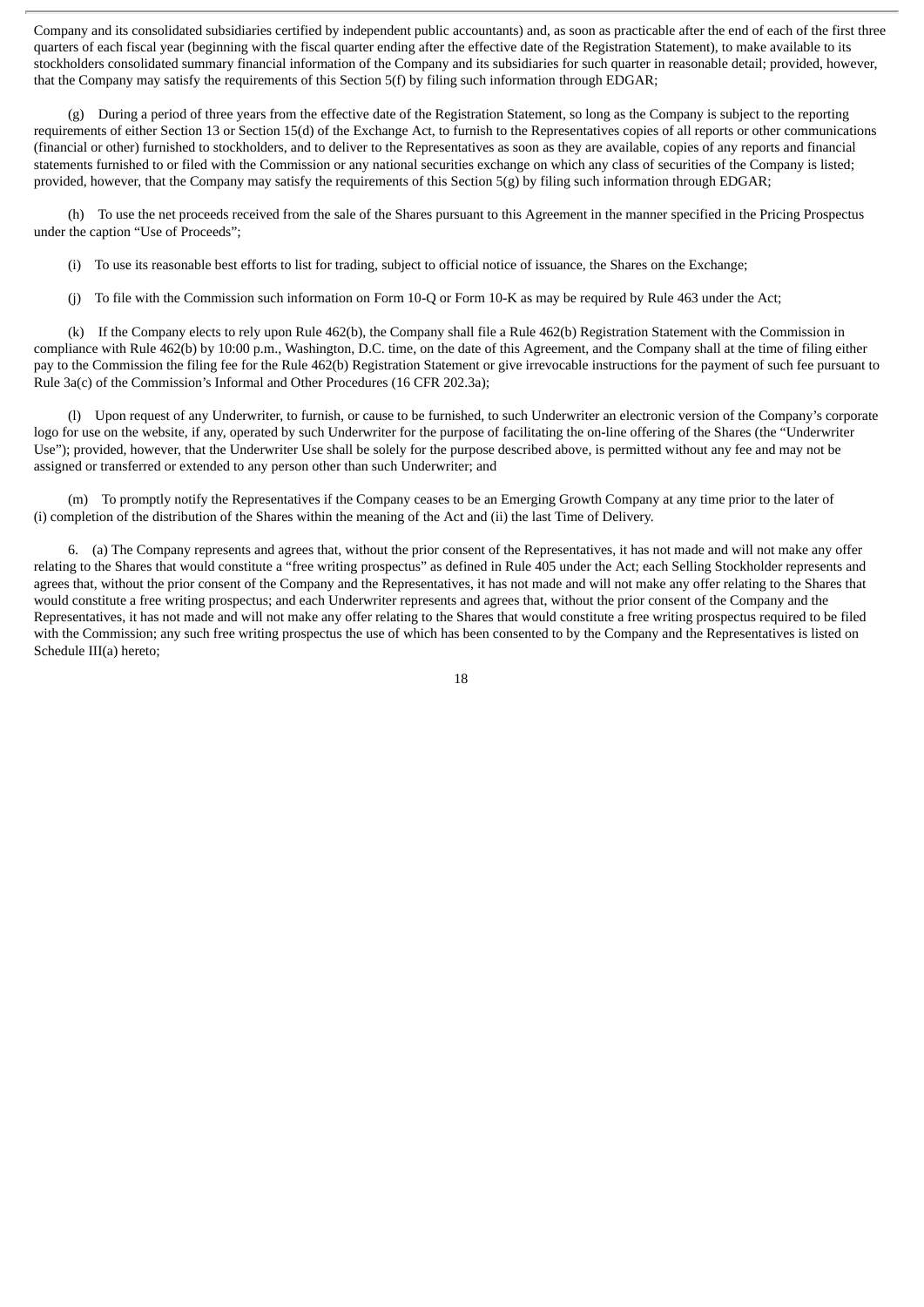Company and its consolidated subsidiaries certified by independent public accountants) and, as soon as practicable after the end of each of the first three quarters of each fiscal year (beginning with the fiscal quarter ending after the effective date of the Registration Statement), to make available to its stockholders consolidated summary financial information of the Company and its subsidiaries for such quarter in reasonable detail; provided, however, that the Company may satisfy the requirements of this Section 5(f) by filing such information through EDGAR;

(g) During a period of three years from the effective date of the Registration Statement, so long as the Company is subject to the reporting requirements of either Section 13 or Section 15(d) of the Exchange Act, to furnish to the Representatives copies of all reports or other communications (financial or other) furnished to stockholders, and to deliver to the Representatives as soon as they are available, copies of any reports and financial statements furnished to or filed with the Commission or any national securities exchange on which any class of securities of the Company is listed; provided, however, that the Company may satisfy the requirements of this Section 5(g) by filing such information through EDGAR;

(h) To use the net proceeds received from the sale of the Shares pursuant to this Agreement in the manner specified in the Pricing Prospectus under the caption "Use of Proceeds";

(i) To use its reasonable best efforts to list for trading, subject to official notice of issuance, the Shares on the Exchange;

(j) To file with the Commission such information on Form 10-Q or Form 10-K as may be required by Rule 463 under the Act;

(k) If the Company elects to rely upon Rule 462(b), the Company shall file a Rule 462(b) Registration Statement with the Commission in compliance with Rule 462(b) by 10:00 p.m., Washington, D.C. time, on the date of this Agreement, and the Company shall at the time of filing either pay to the Commission the filing fee for the Rule 462(b) Registration Statement or give irrevocable instructions for the payment of such fee pursuant to Rule 3a(c) of the Commission's Informal and Other Procedures (16 CFR 202.3a);

(l) Upon request of any Underwriter, to furnish, or cause to be furnished, to such Underwriter an electronic version of the Company's corporate logo for use on the website, if any, operated by such Underwriter for the purpose of facilitating the on-line offering of the Shares (the "Underwriter Use"); provided, however, that the Underwriter Use shall be solely for the purpose described above, is permitted without any fee and may not be assigned or transferred or extended to any person other than such Underwriter; and

(m) To promptly notify the Representatives if the Company ceases to be an Emerging Growth Company at any time prior to the later of (i) completion of the distribution of the Shares within the meaning of the Act and (ii) the last Time of Delivery.

6. (a) The Company represents and agrees that, without the prior consent of the Representatives, it has not made and will not make any offer relating to the Shares that would constitute a "free writing prospectus" as defined in Rule 405 under the Act; each Selling Stockholder represents and agrees that, without the prior consent of the Company and the Representatives, it has not made and will not make any offer relating to the Shares that would constitute a free writing prospectus; and each Underwriter represents and agrees that, without the prior consent of the Company and the Representatives, it has not made and will not make any offer relating to the Shares that would constitute a free writing prospectus required to be filed with the Commission; any such free writing prospectus the use of which has been consented to by the Company and the Representatives is listed on Schedule III(a) hereto;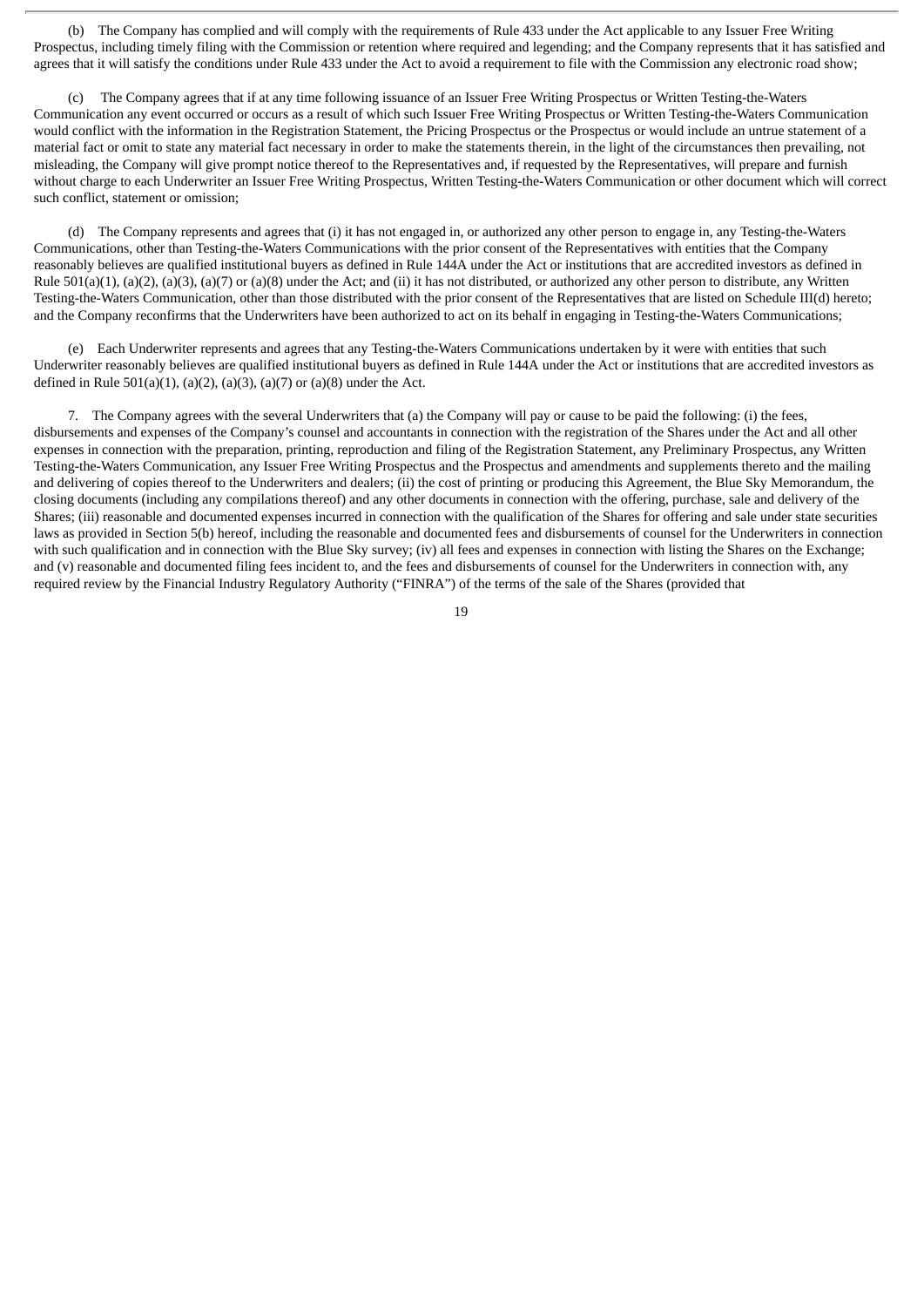(b) The Company has complied and will comply with the requirements of Rule 433 under the Act applicable to any Issuer Free Writing Prospectus, including timely filing with the Commission or retention where required and legending; and the Company represents that it has satisfied and agrees that it will satisfy the conditions under Rule 433 under the Act to avoid a requirement to file with the Commission any electronic road show;

(c) The Company agrees that if at any time following issuance of an Issuer Free Writing Prospectus or Written Testing-the-Waters Communication any event occurred or occurs as a result of which such Issuer Free Writing Prospectus or Written Testing-the-Waters Communication would conflict with the information in the Registration Statement, the Pricing Prospectus or the Prospectus or would include an untrue statement of a material fact or omit to state any material fact necessary in order to make the statements therein, in the light of the circumstances then prevailing, not misleading, the Company will give prompt notice thereof to the Representatives and, if requested by the Representatives, will prepare and furnish without charge to each Underwriter an Issuer Free Writing Prospectus, Written Testing-the-Waters Communication or other document which will correct such conflict, statement or omission;

(d) The Company represents and agrees that (i) it has not engaged in, or authorized any other person to engage in, any Testing-the-Waters Communications, other than Testing-the-Waters Communications with the prior consent of the Representatives with entities that the Company reasonably believes are qualified institutional buyers as defined in Rule 144A under the Act or institutions that are accredited investors as defined in Rule 501(a)(1), (a)(2), (a)(3), (a)(7) or (a)(8) under the Act; and (ii) it has not distributed, or authorized any other person to distribute, any Written Testing-the-Waters Communication, other than those distributed with the prior consent of the Representatives that are listed on Schedule III(d) hereto; and the Company reconfirms that the Underwriters have been authorized to act on its behalf in engaging in Testing-the-Waters Communications;

(e) Each Underwriter represents and agrees that any Testing-the-Waters Communications undertaken by it were with entities that such Underwriter reasonably believes are qualified institutional buyers as defined in Rule 144A under the Act or institutions that are accredited investors as defined in Rule 501(a)(1), (a)(2), (a)(3), (a)(7) or (a)(8) under the Act.

7. The Company agrees with the several Underwriters that (a) the Company will pay or cause to be paid the following: (i) the fees, disbursements and expenses of the Company's counsel and accountants in connection with the registration of the Shares under the Act and all other expenses in connection with the preparation, printing, reproduction and filing of the Registration Statement, any Preliminary Prospectus, any Written Testing-the-Waters Communication, any Issuer Free Writing Prospectus and the Prospectus and amendments and supplements thereto and the mailing and delivering of copies thereof to the Underwriters and dealers; (ii) the cost of printing or producing this Agreement, the Blue Sky Memorandum, the closing documents (including any compilations thereof) and any other documents in connection with the offering, purchase, sale and delivery of the Shares; (iii) reasonable and documented expenses incurred in connection with the qualification of the Shares for offering and sale under state securities laws as provided in Section 5(b) hereof, including the reasonable and documented fees and disbursements of counsel for the Underwriters in connection with such qualification and in connection with the Blue Sky survey; (iv) all fees and expenses in connection with listing the Shares on the Exchange; and (v) reasonable and documented filing fees incident to, and the fees and disbursements of counsel for the Underwriters in connection with, any required review by the Financial Industry Regulatory Authority ("FINRA") of the terms of the sale of the Shares (provided that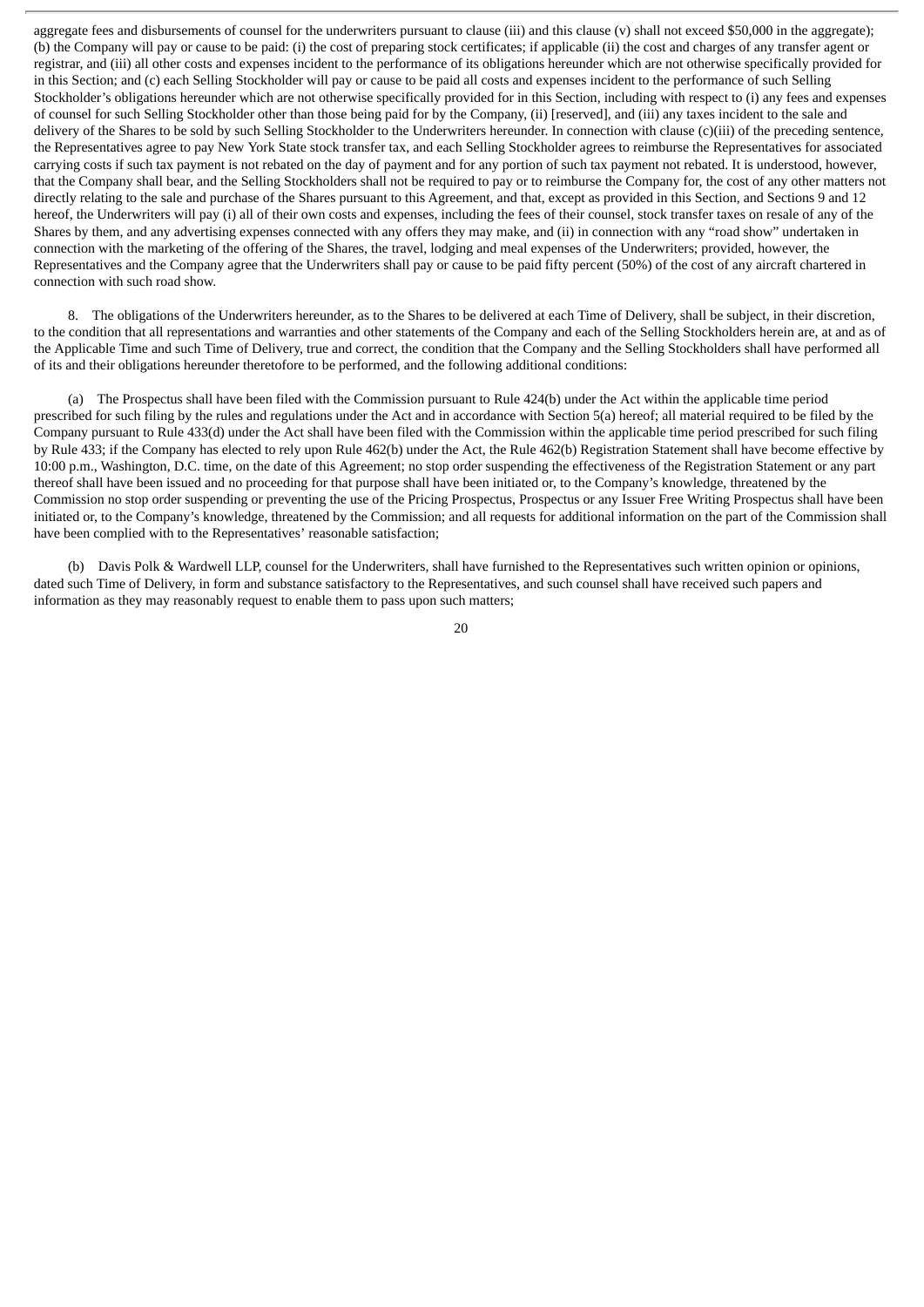aggregate fees and disbursements of counsel for the underwriters pursuant to clause (iii) and this clause (v) shall not exceed $50,000 in the aggregate); (b) the Company will pay or cause to be paid: (i) the cost of preparing stock certificates; if applicable (ii) the cost and charges of any transfer agent or registrar, and (iii) all other costs and expenses incident to the performance of its obligations hereunder which are not otherwise specifically provided for in this Section; and (c) each Selling Stockholder will pay or cause to be paid all costs and expenses incident to the performance of such Selling Stockholder's obligations hereunder which are not otherwise specifically provided for in this Section, including with respect to (i) any fees and expenses of counsel for such Selling Stockholder other than those being paid for by the Company, (ii) [reserved], and (iii) any taxes incident to the sale and delivery of the Shares to be sold by such Selling Stockholder to the Underwriters hereunder. In connection with clause (c)(iii) of the preceding sentence, the Representatives agree to pay New York State stock transfer tax, and each Selling Stockholder agrees to reimburse the Representatives for associated carrying costs if such tax payment is not rebated on the day of payment and for any portion of such tax payment not rebated. It is understood, however, that the Company shall bear, and the Selling Stockholders shall not be required to pay or to reimburse the Company for, the cost of any other matters not directly relating to the sale and purchase of the Shares pursuant to this Agreement, and that, except as provided in this Section, and Sections 9 and 12 hereof, the Underwriters will pay (i) all of their own costs and expenses, including the fees of their counsel, stock transfer taxes on resale of any of the Shares by them, and any advertising expenses connected with any offers they may make, and (ii) in connection with any "road show" undertaken in connection with the marketing of the offering of the Shares, the travel, lodging and meal expenses of the Underwriters; provided, however, the Representatives and the Company agree that the Underwriters shall pay or cause to be paid fifty percent (50%) of the cost of any aircraft chartered in connection with such road show.

8. The obligations of the Underwriters hereunder, as to the Shares to be delivered at each Time of Delivery, shall be subject, in their discretion, to the condition that all representations and warranties and other statements of the Company and each of the Selling Stockholders herein are, at and as of the Applicable Time and such Time of Delivery, true and correct, the condition that the Company and the Selling Stockholders shall have performed all of its and their obligations hereunder theretofore to be performed, and the following additional conditions:

(a) The Prospectus shall have been filed with the Commission pursuant to Rule 424(b) under the Act within the applicable time period prescribed for such filing by the rules and regulations under the Act and in accordance with Section 5(a) hereof; all material required to be filed by the Company pursuant to Rule 433(d) under the Act shall have been filed with the Commission within the applicable time period prescribed for such filing by Rule 433; if the Company has elected to rely upon Rule 462(b) under the Act, the Rule 462(b) Registration Statement shall have become effective by 10:00 p.m., Washington, D.C. time, on the date of this Agreement; no stop order suspending the effectiveness of the Registration Statement or any part thereof shall have been issued and no proceeding for that purpose shall have been initiated or, to the Company's knowledge, threatened by the Commission no stop order suspending or preventing the use of the Pricing Prospectus, Prospectus or any Issuer Free Writing Prospectus shall have been initiated or, to the Company's knowledge, threatened by the Commission; and all requests for additional information on the part of the Commission shall have been complied with to the Representatives' reasonable satisfaction;

(b) Davis Polk & Wardwell LLP, counsel for the Underwriters, shall have furnished to the Representatives such written opinion or opinions, dated such Time of Delivery, in form and substance satisfactory to the Representatives, and such counsel shall have received such papers and information as they may reasonably request to enable them to pass upon such matters;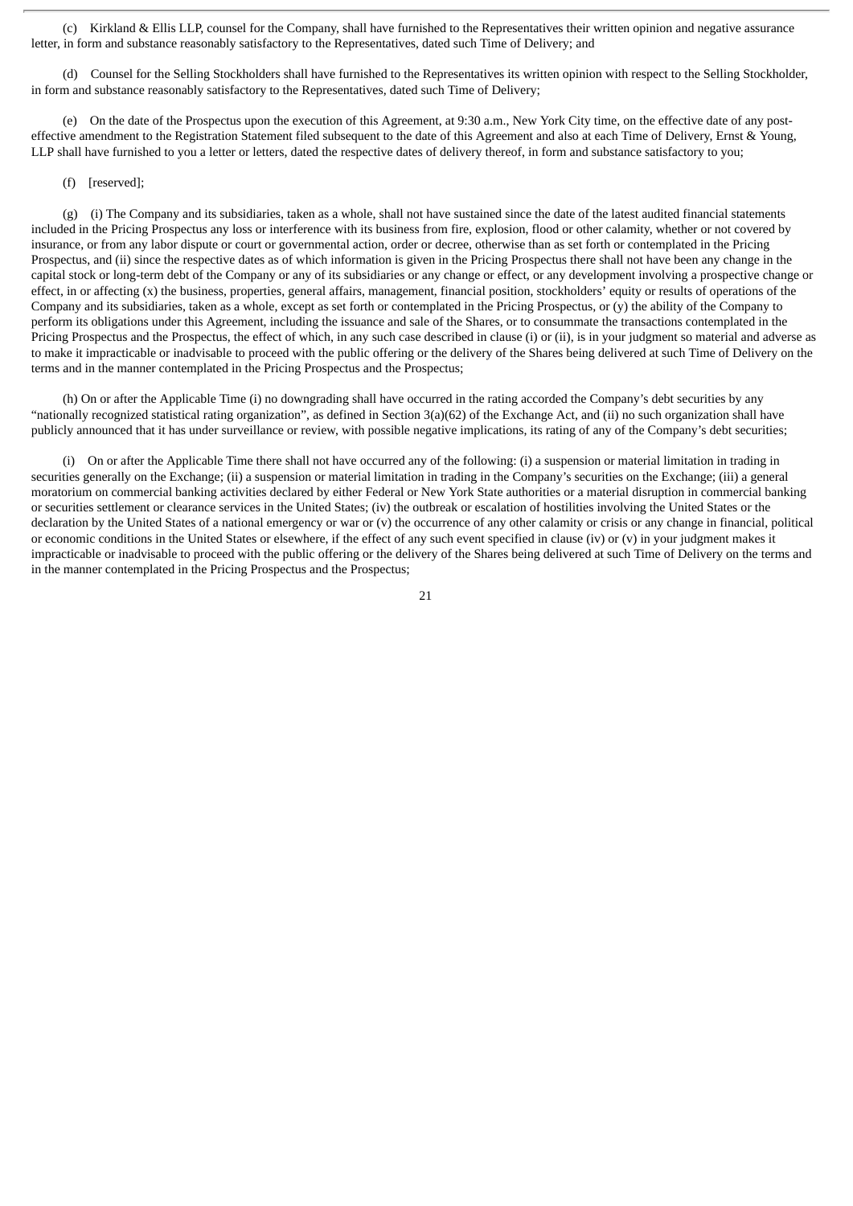(c) Kirkland & Ellis LLP, counsel for the Company, shall have furnished to the Representatives their written opinion and negative assurance letter, in form and substance reasonably satisfactory to the Representatives, dated such Time of Delivery; and

(d) Counsel for the Selling Stockholders shall have furnished to the Representatives its written opinion with respect to the Selling Stockholder, in form and substance reasonably satisfactory to the Representatives, dated such Time of Delivery;

(e) On the date of the Prospectus upon the execution of this Agreement, at 9:30 a.m., New York City time, on the effective date of any post-effective amendment to the Registration Statement filed subsequent to the date of this Agreement and also at each Time of Delivery, Ernst & Young, LLP shall have furnished to you a letter or letters, dated the respective dates of delivery thereof, in form and substance satisfactory to you;

(f) [reserved];

(g) (i) The Company and its subsidiaries, taken as a whole, shall not have sustained since the date of the latest audited financial statements included in the Pricing Prospectus any loss or interference with its business from fire, explosion, flood or other calamity, whether or not covered by insurance, or from any labor dispute or court or governmental action, order or decree, otherwise than as set forth or contemplated in the Pricing Prospectus, and (ii) since the respective dates as of which information is given in the Pricing Prospectus there shall not have been any change in the capital stock or long-term debt of the Company or any of its subsidiaries or any change or effect, or any development involving a prospective change or effect, in or affecting (x) the business, properties, general affairs, management, financial position, stockholders' equity or results of operations of the Company and its subsidiaries, taken as a whole, except as set forth or contemplated in the Pricing Prospectus, or (y) the ability of the Company to perform its obligations under this Agreement, including the issuance and sale of the Shares, or to consummate the transactions contemplated in the Pricing Prospectus and the Prospectus, the effect of which, in any such case described in clause (i) or (ii), is in your judgment so material and adverse as to make it impracticable or inadvisable to proceed with the public offering or the delivery of the Shares being delivered at such Time of Delivery on the terms and in the manner contemplated in the Pricing Prospectus and the Prospectus;

(h) On or after the Applicable Time (i) no downgrading shall have occurred in the rating accorded the Company's debt securities by any "nationally recognized statistical rating organization", as defined in Section 3(a)(62) of the Exchange Act, and (ii) no such organization shall have publicly announced that it has under surveillance or review, with possible negative implications, its rating of any of the Company's debt securities;

(i) On or after the Applicable Time there shall not have occurred any of the following: (i) a suspension or material limitation in trading in securities generally on the Exchange; (ii) a suspension or material limitation in trading in the Company's securities on the Exchange; (iii) a general moratorium on commercial banking activities declared by either Federal or New York State authorities or a material disruption in commercial banking or securities settlement or clearance services in the United States; (iv) the outbreak or escalation of hostilities involving the United States or the declaration by the United States of a national emergency or war or (v) the occurrence of any other calamity or crisis or any change in financial, political or economic conditions in the United States or elsewhere, if the effect of any such event specified in clause (iv) or (v) in your judgment makes it impracticable or inadvisable to proceed with the public offering or the delivery of the Shares being delivered at such Time of Delivery on the terms and in the manner contemplated in the Pricing Prospectus and the Prospectus;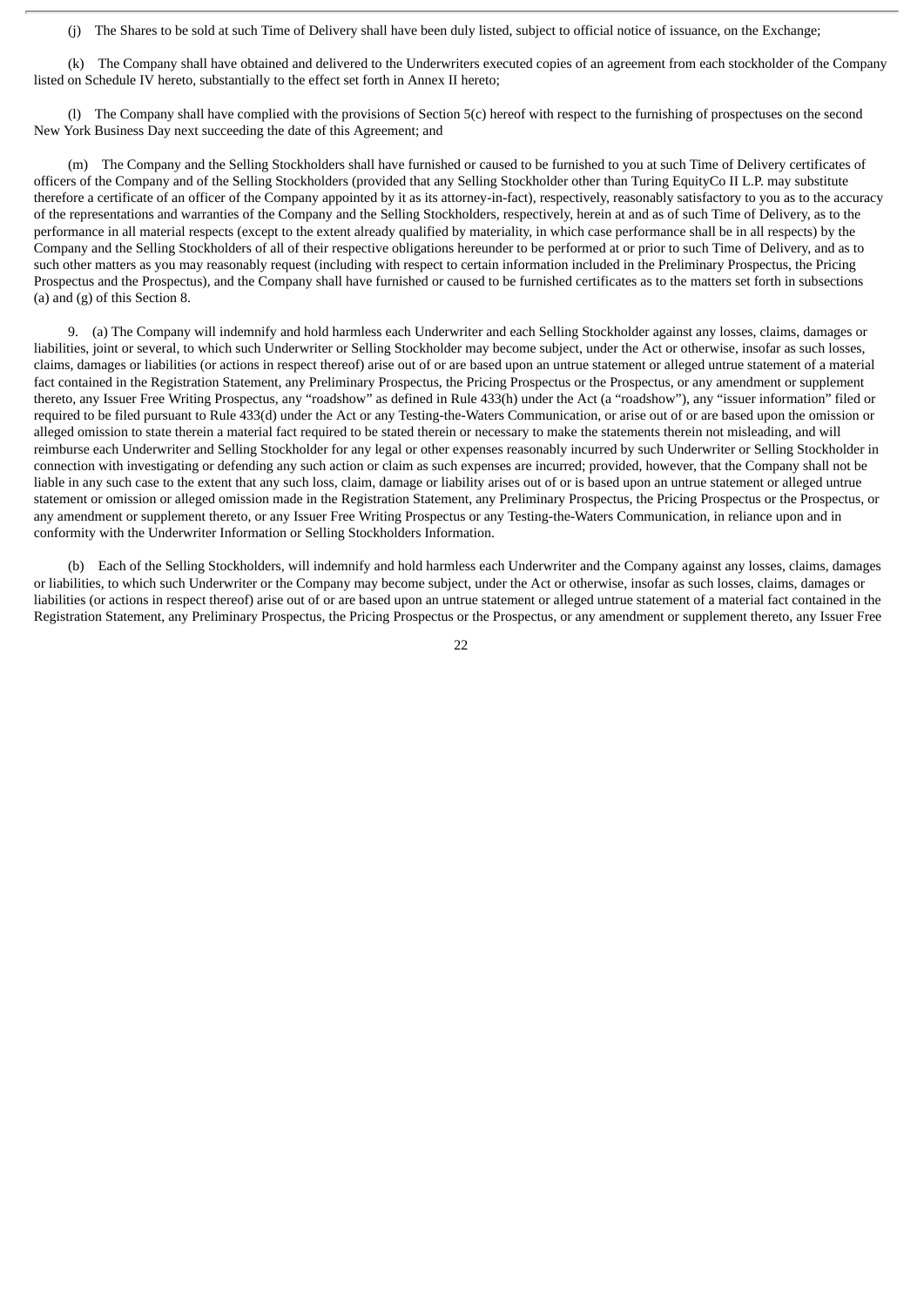(j) The Shares to be sold at such Time of Delivery shall have been duly listed, subject to official notice of issuance, on the Exchange;

(k) The Company shall have obtained and delivered to the Underwriters executed copies of an agreement from each stockholder of the Company listed on Schedule IV hereto, substantially to the effect set forth in Annex II hereto;

(l) The Company shall have complied with the provisions of Section 5(c) hereof with respect to the furnishing of prospectuses on the second New York Business Day next succeeding the date of this Agreement; and

(m) The Company and the Selling Stockholders shall have furnished or caused to be furnished to you at such Time of Delivery certificates of officers of the Company and of the Selling Stockholders (provided that any Selling Stockholder other than Turing EquityCo II L.P. may substitute therefore a certificate of an officer of the Company appointed by it as its attorney-in-fact), respectively, reasonably satisfactory to you as to the accuracy of the representations and warranties of the Company and the Selling Stockholders, respectively, herein at and as of such Time of Delivery, as to the performance in all material respects (except to the extent already qualified by materiality, in which case performance shall be in all respects) by the Company and the Selling Stockholders of all of their respective obligations hereunder to be performed at or prior to such Time of Delivery, and as to such other matters as you may reasonably request (including with respect to certain information included in the Preliminary Prospectus, the Pricing Prospectus and the Prospectus), and the Company shall have furnished or caused to be furnished certificates as to the matters set forth in subsections (a) and (g) of this Section 8.

9. (a) The Company will indemnify and hold harmless each Underwriter and each Selling Stockholder against any losses, claims, damages or liabilities, joint or several, to which such Underwriter or Selling Stockholder may become subject, under the Act or otherwise, insofar as such losses, claims, damages or liabilities (or actions in respect thereof) arise out of or are based upon an untrue statement or alleged untrue statement of a material fact contained in the Registration Statement, any Preliminary Prospectus, the Pricing Prospectus or the Prospectus, or any amendment or supplement thereto, any Issuer Free Writing Prospectus, any "roadshow" as defined in Rule 433(h) under the Act (a "roadshow"), any "issuer information" filed or required to be filed pursuant to Rule 433(d) under the Act or any Testing-the-Waters Communication, or arise out of or are based upon the omission or alleged omission to state therein a material fact required to be stated therein or necessary to make the statements therein not misleading, and will reimburse each Underwriter and Selling Stockholder for any legal or other expenses reasonably incurred by such Underwriter or Selling Stockholder in connection with investigating or defending any such action or claim as such expenses are incurred; provided, however, that the Company shall not be liable in any such case to the extent that any such loss, claim, damage or liability arises out of or is based upon an untrue statement or alleged untrue statement or omission or alleged omission made in the Registration Statement, any Preliminary Prospectus, the Pricing Prospectus or the Prospectus, or any amendment or supplement thereto, or any Issuer Free Writing Prospectus or any Testing-the-Waters Communication, in reliance upon and in conformity with the Underwriter Information or Selling Stockholders Information.

(b) Each of the Selling Stockholders, will indemnify and hold harmless each Underwriter and the Company against any losses, claims, damages or liabilities, to which such Underwriter or the Company may become subject, under the Act or otherwise, insofar as such losses, claims, damages or liabilities (or actions in respect thereof) arise out of or are based upon an untrue statement or alleged untrue statement of a material fact contained in the Registration Statement, any Preliminary Prospectus, the Pricing Prospectus or the Prospectus, or any amendment or supplement thereto, any Issuer Free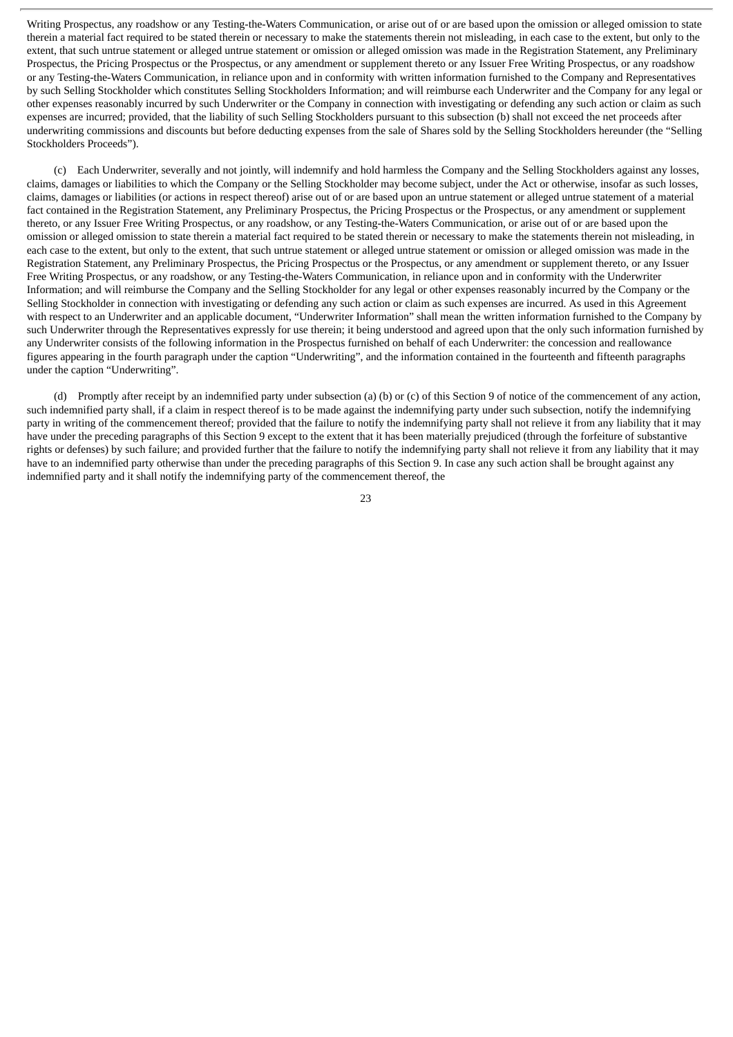Writing Prospectus, any roadshow or any Testing-the-Waters Communication, or arise out of or are based upon the omission or alleged omission to state therein a material fact required to be stated therein or necessary to make the statements therein not misleading, in each case to the extent, but only to the extent, that such untrue statement or alleged untrue statement or omission or alleged omission was made in the Registration Statement, any Preliminary Prospectus, the Pricing Prospectus or the Prospectus, or any amendment or supplement thereto or any Issuer Free Writing Prospectus, or any roadshow or any Testing-the-Waters Communication, in reliance upon and in conformity with written information furnished to the Company and Representatives by such Selling Stockholder which constitutes Selling Stockholders Information; and will reimburse each Underwriter and the Company for any legal or other expenses reasonably incurred by such Underwriter or the Company in connection with investigating or defending any such action or claim as such expenses are incurred; provided, that the liability of such Selling Stockholders pursuant to this subsection (b) shall not exceed the net proceeds after underwriting commissions and discounts but before deducting expenses from the sale of Shares sold by the Selling Stockholders hereunder (the "Selling Stockholders Proceeds").

(c) Each Underwriter, severally and not jointly, will indemnify and hold harmless the Company and the Selling Stockholders against any losses, claims, damages or liabilities to which the Company or the Selling Stockholder may become subject, under the Act or otherwise, insofar as such losses, claims, damages or liabilities (or actions in respect thereof) arise out of or are based upon an untrue statement or alleged untrue statement of a material fact contained in the Registration Statement, any Preliminary Prospectus, the Pricing Prospectus or the Prospectus, or any amendment or supplement thereto, or any Issuer Free Writing Prospectus, or any roadshow, or any Testing-the-Waters Communication, or arise out of or are based upon the omission or alleged omission to state therein a material fact required to be stated therein or necessary to make the statements therein not misleading, in each case to the extent, but only to the extent, that such untrue statement or alleged untrue statement or omission or alleged omission was made in the Registration Statement, any Preliminary Prospectus, the Pricing Prospectus or the Prospectus, or any amendment or supplement thereto, or any Issuer Free Writing Prospectus, or any roadshow, or any Testing-the-Waters Communication, in reliance upon and in conformity with the Underwriter Information; and will reimburse the Company and the Selling Stockholder for any legal or other expenses reasonably incurred by the Company or the Selling Stockholder in connection with investigating or defending any such action or claim as such expenses are incurred. As used in this Agreement with respect to an Underwriter and an applicable document, "Underwriter Information" shall mean the written information furnished to the Company by such Underwriter through the Representatives expressly for use therein; it being understood and agreed upon that the only such information furnished by any Underwriter consists of the following information in the Prospectus furnished on behalf of each Underwriter: the concession and reallowance figures appearing in the fourth paragraph under the caption "Underwriting", and the information contained in the fourteenth and fifteenth paragraphs under the caption "Underwriting".

(d) Promptly after receipt by an indemnified party under subsection (a) (b) or (c) of this Section 9 of notice of the commencement of any action, such indemnified party shall, if a claim in respect thereof is to be made against the indemnifying party under such subsection, notify the indemnifying party in writing of the commencement thereof; provided that the failure to notify the indemnifying party shall not relieve it from any liability that it may have under the preceding paragraphs of this Section 9 except to the extent that it has been materially prejudiced (through the forfeiture of substantive rights or defenses) by such failure; and provided further that the failure to notify the indemnifying party shall not relieve it from any liability that it may have to an indemnified party otherwise than under the preceding paragraphs of this Section 9. In case any such action shall be brought against any indemnified party and it shall notify the indemnifying party of the commencement thereof, the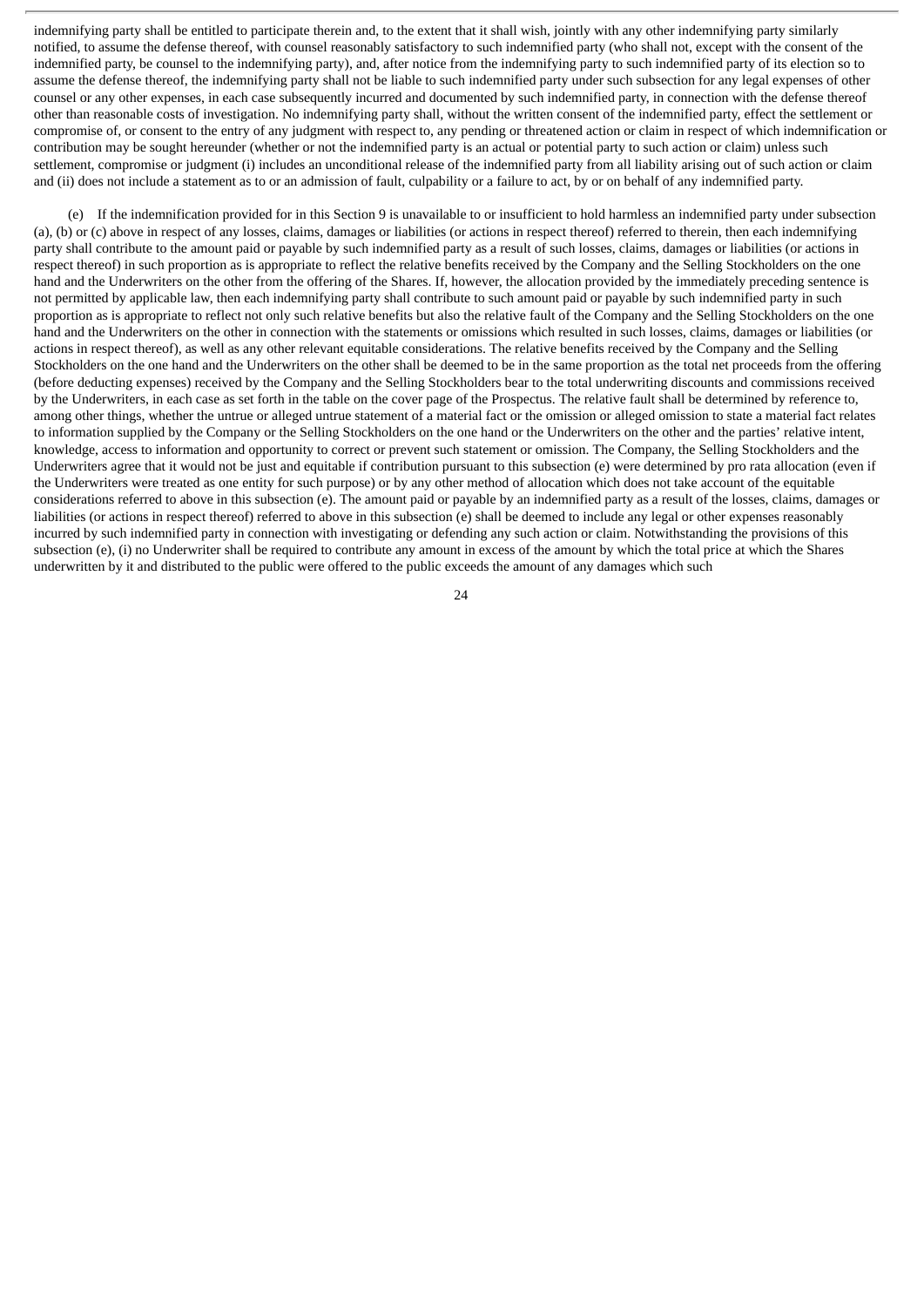indemnifying party shall be entitled to participate therein and, to the extent that it shall wish, jointly with any other indemnifying party similarly notified, to assume the defense thereof, with counsel reasonably satisfactory to such indemnified party (who shall not, except with the consent of the indemnified party, be counsel to the indemnifying party), and, after notice from the indemnifying party to such indemnified party of its election so to assume the defense thereof, the indemnifying party shall not be liable to such indemnified party under such subsection for any legal expenses of other counsel or any other expenses, in each case subsequently incurred and documented by such indemnified party, in connection with the defense thereof other than reasonable costs of investigation. No indemnifying party shall, without the written consent of the indemnified party, effect the settlement or compromise of, or consent to the entry of any judgment with respect to, any pending or threatened action or claim in respect of which indemnification or contribution may be sought hereunder (whether or not the indemnified party is an actual or potential party to such action or claim) unless such settlement, compromise or judgment (i) includes an unconditional release of the indemnified party from all liability arising out of such action or claim and (ii) does not include a statement as to or an admission of fault, culpability or a failure to act, by or on behalf of any indemnified party.

(e) If the indemnification provided for in this Section 9 is unavailable to or insufficient to hold harmless an indemnified party under subsection (a), (b) or (c) above in respect of any losses, claims, damages or liabilities (or actions in respect thereof) referred to therein, then each indemnifying party shall contribute to the amount paid or payable by such indemnified party as a result of such losses, claims, damages or liabilities (or actions in respect thereof) in such proportion as is appropriate to reflect the relative benefits received by the Company and the Selling Stockholders on the one hand and the Underwriters on the other from the offering of the Shares. If, however, the allocation provided by the immediately preceding sentence is not permitted by applicable law, then each indemnifying party shall contribute to such amount paid or payable by such indemnified party in such proportion as is appropriate to reflect not only such relative benefits but also the relative fault of the Company and the Selling Stockholders on the one hand and the Underwriters on the other in connection with the statements or omissions which resulted in such losses, claims, damages or liabilities (or actions in respect thereof), as well as any other relevant equitable considerations. The relative benefits received by the Company and the Selling Stockholders on the one hand and the Underwriters on the other shall be deemed to be in the same proportion as the total net proceeds from the offering (before deducting expenses) received by the Company and the Selling Stockholders bear to the total underwriting discounts and commissions received by the Underwriters, in each case as set forth in the table on the cover page of the Prospectus. The relative fault shall be determined by reference to, among other things, whether the untrue or alleged untrue statement of a material fact or the omission or alleged omission to state a material fact relates to information supplied by the Company or the Selling Stockholders on the one hand or the Underwriters on the other and the parties' relative intent, knowledge, access to information and opportunity to correct or prevent such statement or omission. The Company, the Selling Stockholders and the Underwriters agree that it would not be just and equitable if contribution pursuant to this subsection (e) were determined by pro rata allocation (even if the Underwriters were treated as one entity for such purpose) or by any other method of allocation which does not take account of the equitable considerations referred to above in this subsection (e). The amount paid or payable by an indemnified party as a result of the losses, claims, damages or liabilities (or actions in respect thereof) referred to above in this subsection (e) shall be deemed to include any legal or other expenses reasonably incurred by such indemnified party in connection with investigating or defending any such action or claim. Notwithstanding the provisions of this subsection (e), (i) no Underwriter shall be required to contribute any amount in excess of the amount by which the total price at which the Shares underwritten by it and distributed to the public were offered to the public exceeds the amount of any damages which such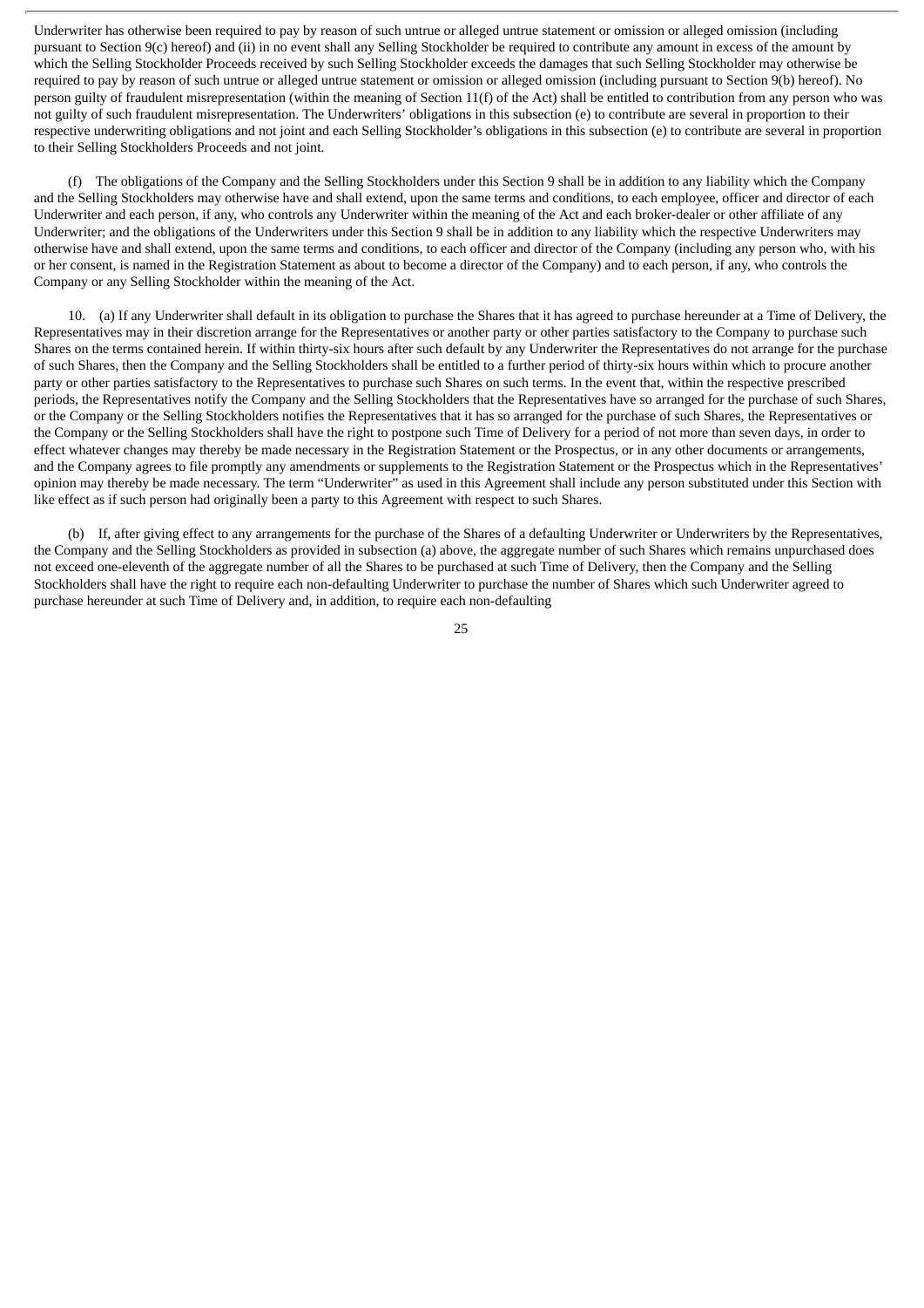Underwriter has otherwise been required to pay by reason of such untrue or alleged untrue statement or omission or alleged omission (including pursuant to Section 9(c) hereof) and (ii) in no event shall any Selling Stockholder be required to contribute any amount in excess of the amount by which the Selling Stockholder Proceeds received by such Selling Stockholder exceeds the damages that such Selling Stockholder may otherwise be required to pay by reason of such untrue or alleged untrue statement or omission or alleged omission (including pursuant to Section 9(b) hereof). No person guilty of fraudulent misrepresentation (within the meaning of Section 11(f) of the Act) shall be entitled to contribution from any person who was not guilty of such fraudulent misrepresentation. The Underwriters' obligations in this subsection (e) to contribute are several in proportion to their respective underwriting obligations and not joint and each Selling Stockholder's obligations in this subsection (e) to contribute are several in proportion to their Selling Stockholders Proceeds and not joint.

(f) The obligations of the Company and the Selling Stockholders under this Section 9 shall be in addition to any liability which the Company and the Selling Stockholders may otherwise have and shall extend, upon the same terms and conditions, to each employee, officer and director of each Underwriter and each person, if any, who controls any Underwriter within the meaning of the Act and each broker-dealer or other affiliate of any Underwriter; and the obligations of the Underwriters under this Section 9 shall be in addition to any liability which the respective Underwriters may otherwise have and shall extend, upon the same terms and conditions, to each officer and director of the Company (including any person who, with his or her consent, is named in the Registration Statement as about to become a director of the Company) and to each person, if any, who controls the Company or any Selling Stockholder within the meaning of the Act.

10. (a) If any Underwriter shall default in its obligation to purchase the Shares that it has agreed to purchase hereunder at a Time of Delivery, the Representatives may in their discretion arrange for the Representatives or another party or other parties satisfactory to the Company to purchase such Shares on the terms contained herein. If within thirty-six hours after such default by any Underwriter the Representatives do not arrange for the purchase of such Shares, then the Company and the Selling Stockholders shall be entitled to a further period of thirty-six hours within which to procure another party or other parties satisfactory to the Representatives to purchase such Shares on such terms. In the event that, within the respective prescribed periods, the Representatives notify the Company and the Selling Stockholders that the Representatives have so arranged for the purchase of such Shares, or the Company or the Selling Stockholders notifies the Representatives that it has so arranged for the purchase of such Shares, the Representatives or the Company or the Selling Stockholders shall have the right to postpone such Time of Delivery for a period of not more than seven days, in order to effect whatever changes may thereby be made necessary in the Registration Statement or the Prospectus, or in any other documents or arrangements, and the Company agrees to file promptly any amendments or supplements to the Registration Statement or the Prospectus which in the Representatives' opinion may thereby be made necessary. The term "Underwriter" as used in this Agreement shall include any person substituted under this Section with like effect as if such person had originally been a party to this Agreement with respect to such Shares.

(b) If, after giving effect to any arrangements for the purchase of the Shares of a defaulting Underwriter or Underwriters by the Representatives, the Company and the Selling Stockholders as provided in subsection (a) above, the aggregate number of such Shares which remains unpurchased does not exceed one-eleventh of the aggregate number of all the Shares to be purchased at such Time of Delivery, then the Company and the Selling Stockholders shall have the right to require each non-defaulting Underwriter to purchase the number of Shares which such Underwriter agreed to purchase hereunder at such Time of Delivery and, in addition, to require each non-defaulting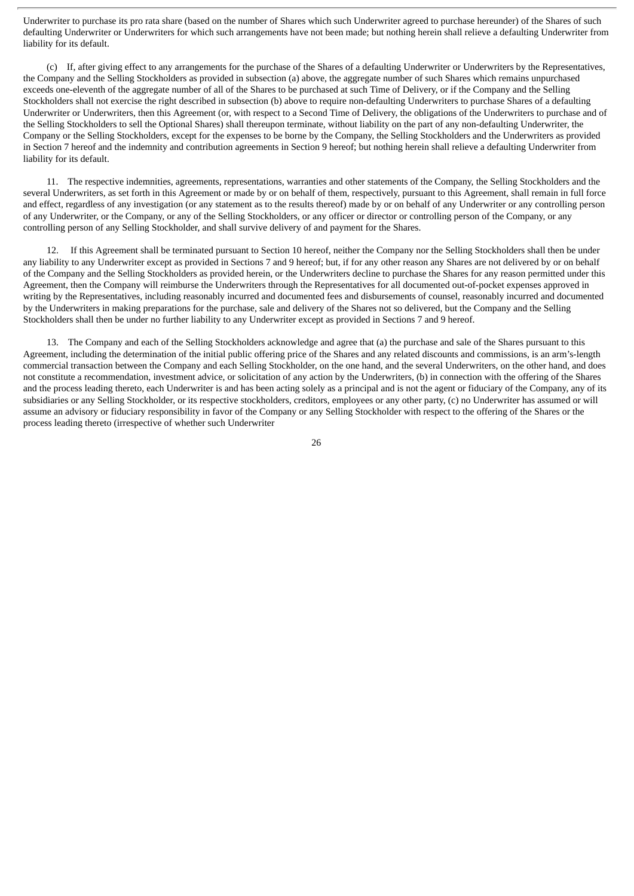Underwriter to purchase its pro rata share (based on the number of Shares which such Underwriter agreed to purchase hereunder) of the Shares of such defaulting Underwriter or Underwriters for which such arrangements have not been made; but nothing herein shall relieve a defaulting Underwriter from liability for its default.

(c) If, after giving effect to any arrangements for the purchase of the Shares of a defaulting Underwriter or Underwriters by the Representatives, the Company and the Selling Stockholders as provided in subsection (a) above, the aggregate number of such Shares which remains unpurchased exceeds one-eleventh of the aggregate number of all of the Shares to be purchased at such Time of Delivery, or if the Company and the Selling Stockholders shall not exercise the right described in subsection (b) above to require non-defaulting Underwriters to purchase Shares of a defaulting Underwriter or Underwriters, then this Agreement (or, with respect to a Second Time of Delivery, the obligations of the Underwriters to purchase and of the Selling Stockholders to sell the Optional Shares) shall thereupon terminate, without liability on the part of any non-defaulting Underwriter, the Company or the Selling Stockholders, except for the expenses to be borne by the Company, the Selling Stockholders and the Underwriters as provided in Section 7 hereof and the indemnity and contribution agreements in Section 9 hereof; but nothing herein shall relieve a defaulting Underwriter from liability for its default.

11. The respective indemnities, agreements, representations, warranties and other statements of the Company, the Selling Stockholders and the several Underwriters, as set forth in this Agreement or made by or on behalf of them, respectively, pursuant to this Agreement, shall remain in full force and effect, regardless of any investigation (or any statement as to the results thereof) made by or on behalf of any Underwriter or any controlling person of any Underwriter, or the Company, or any of the Selling Stockholders, or any officer or director or controlling person of the Company, or any controlling person of any Selling Stockholder, and shall survive delivery of and payment for the Shares.

12. If this Agreement shall be terminated pursuant to Section 10 hereof, neither the Company nor the Selling Stockholders shall then be under any liability to any Underwriter except as provided in Sections 7 and 9 hereof; but, if for any other reason any Shares are not delivered by or on behalf of the Company and the Selling Stockholders as provided herein, or the Underwriters decline to purchase the Shares for any reason permitted under this Agreement, then the Company will reimburse the Underwriters through the Representatives for all documented out-of-pocket expenses approved in writing by the Representatives, including reasonably incurred and documented fees and disbursements of counsel, reasonably incurred and documented by the Underwriters in making preparations for the purchase, sale and delivery of the Shares not so delivered, but the Company and the Selling Stockholders shall then be under no further liability to any Underwriter except as provided in Sections 7 and 9 hereof.

13. The Company and each of the Selling Stockholders acknowledge and agree that (a) the purchase and sale of the Shares pursuant to this Agreement, including the determination of the initial public offering price of the Shares and any related discounts and commissions, is an arm's-length commercial transaction between the Company and each Selling Stockholder, on the one hand, and the several Underwriters, on the other hand, and does not constitute a recommendation, investment advice, or solicitation of any action by the Underwriters, (b) in connection with the offering of the Shares and the process leading thereto, each Underwriter is and has been acting solely as a principal and is not the agent or fiduciary of the Company, any of its subsidiaries or any Selling Stockholder, or its respective stockholders, creditors, employees or any other party, (c) no Underwriter has assumed or will assume an advisory or fiduciary responsibility in favor of the Company or any Selling Stockholder with respect to the offering of the Shares or the process leading thereto (irrespective of whether such Underwriter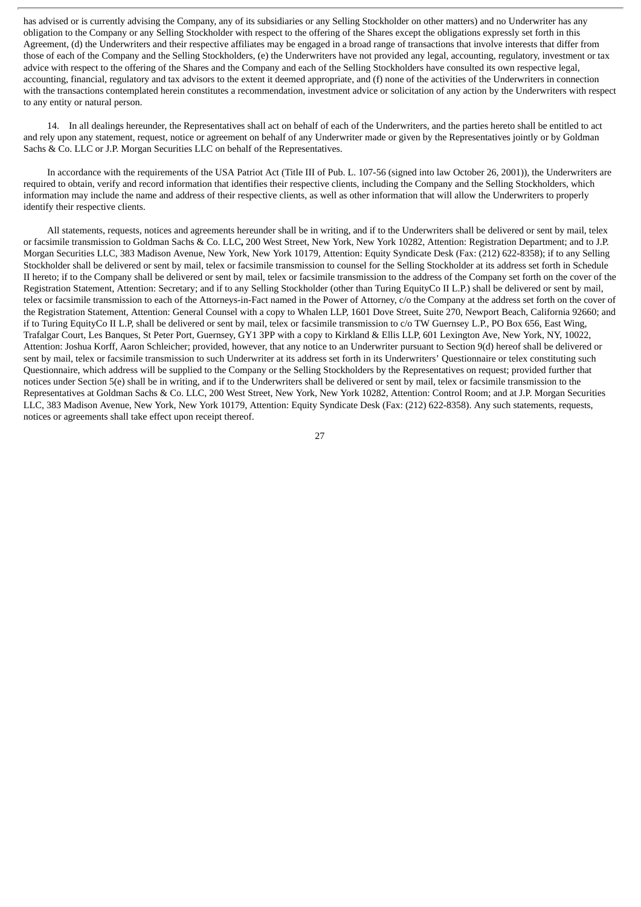has advised or is currently advising the Company, any of its subsidiaries or any Selling Stockholder on other matters) and no Underwriter has any obligation to the Company or any Selling Stockholder with respect to the offering of the Shares except the obligations expressly set forth in this Agreement, (d) the Underwriters and their respective affiliates may be engaged in a broad range of transactions that involve interests that differ from those of each of the Company and the Selling Stockholders, (e) the Underwriters have not provided any legal, accounting, regulatory, investment or tax advice with respect to the offering of the Shares and the Company and each of the Selling Stockholders have consulted its own respective legal, accounting, financial, regulatory and tax advisors to the extent it deemed appropriate, and (f) none of the activities of the Underwriters in connection with the transactions contemplated herein constitutes a recommendation, investment advice or solicitation of any action by the Underwriters with respect to any entity or natural person.

14. In all dealings hereunder, the Representatives shall act on behalf of each of the Underwriters, and the parties hereto shall be entitled to act and rely upon any statement, request, notice or agreement on behalf of any Underwriter made or given by the Representatives jointly or by Goldman Sachs & Co. LLC or J.P. Morgan Securities LLC on behalf of the Representatives.

In accordance with the requirements of the USA Patriot Act (Title III of Pub. L. 107-56 (signed into law October 26, 2001)), the Underwriters are required to obtain, verify and record information that identifies their respective clients, including the Company and the Selling Stockholders, which information may include the name and address of their respective clients, as well as other information that will allow the Underwriters to properly identify their respective clients.

All statements, requests, notices and agreements hereunder shall be in writing, and if to the Underwriters shall be delivered or sent by mail, telex or facsimile transmission to Goldman Sachs & Co. LLC**,** 200 West Street, New York, New York 10282, Attention: Registration Department; and to J.P. Morgan Securities LLC, 383 Madison Avenue, New York, New York 10179, Attention: Equity Syndicate Desk (Fax: (212) 622-8358); if to any Selling Stockholder shall be delivered or sent by mail, telex or facsimile transmission to counsel for the Selling Stockholder at its address set forth in Schedule II hereto; if to the Company shall be delivered or sent by mail, telex or facsimile transmission to the address of the Company set forth on the cover of the Registration Statement, Attention: Secretary; and if to any Selling Stockholder (other than Turing EquityCo II L.P.) shall be delivered or sent by mail, telex or facsimile transmission to each of the Attorneys-in-Fact named in the Power of Attorney, c/o the Company at the address set forth on the cover of the Registration Statement, Attention: General Counsel with a copy to Whalen LLP, 1601 Dove Street, Suite 270, Newport Beach, California 92660; and if to Turing EquityCo II L.P, shall be delivered or sent by mail, telex or facsimile transmission to c/o TW Guernsey L.P., PO Box 656, East Wing, Trafalgar Court, Les Banques, St Peter Port, Guernsey, GY1 3PP with a copy to Kirkland & Ellis LLP, 601 Lexington Ave, New York, NY, 10022, Attention: Joshua Korff, Aaron Schleicher; provided, however, that any notice to an Underwriter pursuant to Section 9(d) hereof shall be delivered or sent by mail, telex or facsimile transmission to such Underwriter at its address set forth in its Underwriters' Questionnaire or telex constituting such Questionnaire, which address will be supplied to the Company or the Selling Stockholders by the Representatives on request; provided further that notices under Section 5(e) shall be in writing, and if to the Underwriters shall be delivered or sent by mail, telex or facsimile transmission to the Representatives at Goldman Sachs & Co. LLC, 200 West Street, New York, New York 10282, Attention: Control Room; and at J.P. Morgan Securities LLC, 383 Madison Avenue, New York, New York 10179, Attention: Equity Syndicate Desk (Fax: (212) 622-8358). Any such statements, requests, notices or agreements shall take effect upon receipt thereof.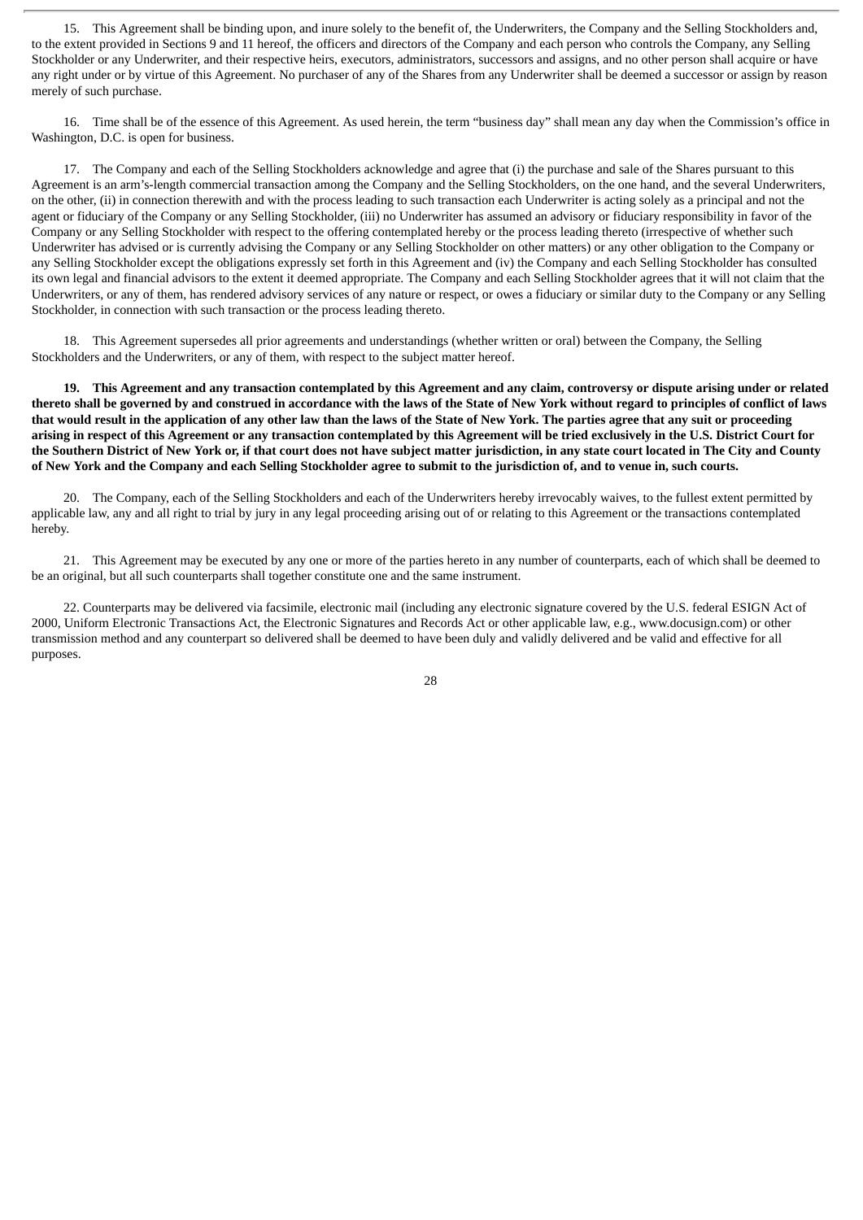15. This Agreement shall be binding upon, and inure solely to the benefit of, the Underwriters, the Company and the Selling Stockholders and, to the extent provided in Sections 9 and 11 hereof, the officers and directors of the Company and each person who controls the Company, any Selling Stockholder or any Underwriter, and their respective heirs, executors, administrators, successors and assigns, and no other person shall acquire or have any right under or by virtue of this Agreement. No purchaser of any of the Shares from any Underwriter shall be deemed a successor or assign by reason merely of such purchase.

16. Time shall be of the essence of this Agreement. As used herein, the term "business day" shall mean any day when the Commission's office in Washington, D.C. is open for business.

17. The Company and each of the Selling Stockholders acknowledge and agree that (i) the purchase and sale of the Shares pursuant to this Agreement is an arm's-length commercial transaction among the Company and the Selling Stockholders, on the one hand, and the several Underwriters, on the other, (ii) in connection therewith and with the process leading to such transaction each Underwriter is acting solely as a principal and not the agent or fiduciary of the Company or any Selling Stockholder, (iii) no Underwriter has assumed an advisory or fiduciary responsibility in favor of the Company or any Selling Stockholder with respect to the offering contemplated hereby or the process leading thereto (irrespective of whether such Underwriter has advised or is currently advising the Company or any Selling Stockholder on other matters) or any other obligation to the Company or any Selling Stockholder except the obligations expressly set forth in this Agreement and (iv) the Company and each Selling Stockholder has consulted its own legal and financial advisors to the extent it deemed appropriate. The Company and each Selling Stockholder agrees that it will not claim that the Underwriters, or any of them, has rendered advisory services of any nature or respect, or owes a fiduciary or similar duty to the Company or any Selling Stockholder, in connection with such transaction or the process leading thereto.

18. This Agreement supersedes all prior agreements and understandings (whether written or oral) between the Company, the Selling Stockholders and the Underwriters, or any of them, with respect to the subject matter hereof.

**19. This Agreement and any transaction contemplated by this Agreement and any claim, controversy or dispute arising under or related thereto shall be governed by and construed in accordance with the laws of the State of New York without regard to principles of conflict of laws that would result in the application of any other law than the laws of the State of New York. The parties agree that any suit or proceeding arising in respect of this Agreement or any transaction contemplated by this Agreement will be tried exclusively in the U.S. District Court for the Southern District of New York or, if that court does not have subject matter jurisdiction, in any state court located in The City and County of New York and the Company and each Selling Stockholder agree to submit to the jurisdiction of, and to venue in, such courts.**

20. The Company, each of the Selling Stockholders and each of the Underwriters hereby irrevocably waives, to the fullest extent permitted by applicable law, any and all right to trial by jury in any legal proceeding arising out of or relating to this Agreement or the transactions contemplated hereby.

21. This Agreement may be executed by any one or more of the parties hereto in any number of counterparts, each of which shall be deemed to be an original, but all such counterparts shall together constitute one and the same instrument.

22. Counterparts may be delivered via facsimile, electronic mail (including any electronic signature covered by the U.S. federal ESIGN Act of 2000, Uniform Electronic Transactions Act, the Electronic Signatures and Records Act or other applicable law, e.g., www.docusign.com) or other transmission method and any counterpart so delivered shall be deemed to have been duly and validly delivered and be valid and effective for all purposes.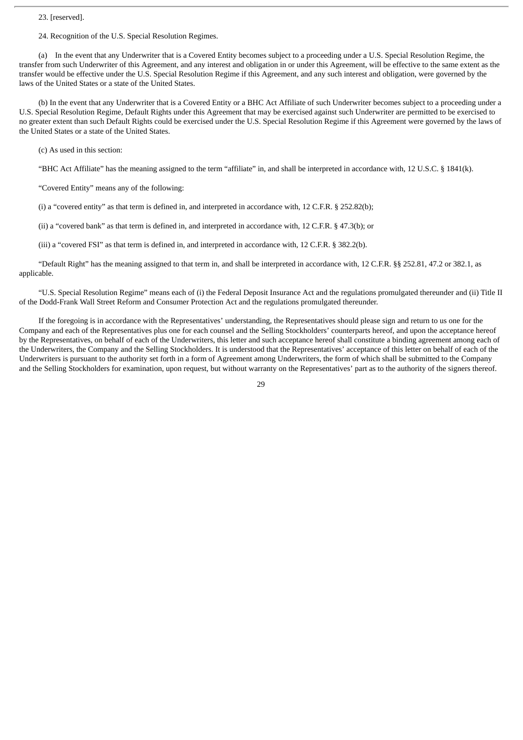23. [reserved].

24. Recognition of the U.S. Special Resolution Regimes.

(a) In the event that any Underwriter that is a Covered Entity becomes subject to a proceeding under a U.S. Special Resolution Regime, the transfer from such Underwriter of this Agreement, and any interest and obligation in or under this Agreement, will be effective to the same extent as the transfer would be effective under the U.S. Special Resolution Regime if this Agreement, and any such interest and obligation, were governed by the laws of the United States or a state of the United States.

(b) In the event that any Underwriter that is a Covered Entity or a BHC Act Affiliate of such Underwriter becomes subject to a proceeding under a U.S. Special Resolution Regime, Default Rights under this Agreement that may be exercised against such Underwriter are permitted to be exercised to no greater extent than such Default Rights could be exercised under the U.S. Special Resolution Regime if this Agreement were governed by the laws of the United States or a state of the United States.

(c) As used in this section:

"BHC Act Affiliate" has the meaning assigned to the term "affiliate" in, and shall be interpreted in accordance with, 12 U.S.C. § 1841(k).

"Covered Entity" means any of the following:

(i) a "covered entity" as that term is defined in, and interpreted in accordance with, 12 C.F.R. § 252.82(b);

(ii) a "covered bank" as that term is defined in, and interpreted in accordance with, 12 C.F.R. § 47.3(b); or

(iii) a "covered FSI" as that term is defined in, and interpreted in accordance with, 12 C.F.R. § 382.2(b).

"Default Right" has the meaning assigned to that term in, and shall be interpreted in accordance with, 12 C.F.R. §§ 252.81, 47.2 or 382.1, as applicable.

"U.S. Special Resolution Regime" means each of (i) the Federal Deposit Insurance Act and the regulations promulgated thereunder and (ii) Title II of the Dodd-Frank Wall Street Reform and Consumer Protection Act and the regulations promulgated thereunder.

If the foregoing is in accordance with the Representatives' understanding, the Representatives should please sign and return to us one for the Company and each of the Representatives plus one for each counsel and the Selling Stockholders' counterparts hereof, and upon the acceptance hereof by the Representatives, on behalf of each of the Underwriters, this letter and such acceptance hereof shall constitute a binding agreement among each of the Underwriters, the Company and the Selling Stockholders. It is understood that the Representatives' acceptance of this letter on behalf of each of the Underwriters is pursuant to the authority set forth in a form of Agreement among Underwriters, the form of which shall be submitted to the Company and the Selling Stockholders for examination, upon request, but without warranty on the Representatives' part as to the authority of the signers thereof.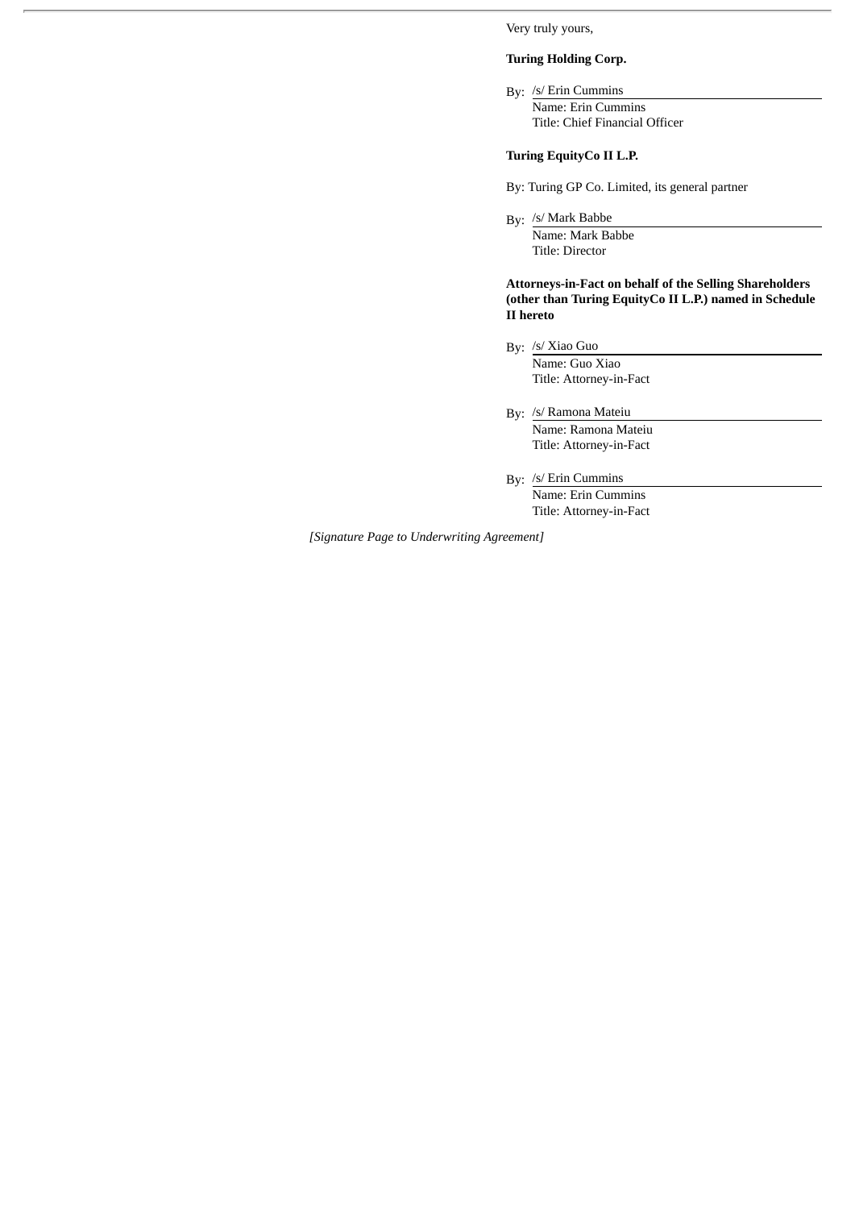Very truly yours,

**Turing Holding Corp.**

By: /s/ Erin Cummins
Name: Erin Cummins
Title: Chief Financial Officer

**Turing EquityCo II L.P.**

By: Turing GP Co. Limited, its general partner

By: /s/ Mark Babbe
Name: Mark Babbe
Title: Director

**Attorneys-in-Fact on behalf of the Selling Shareholders (other than Turing EquityCo II L.P.) named in Schedule II hereto**

By: /s/ Xiao Guo
Name: Guo Xiao
Title: Attorney-in-Fact

By: /s/ Ramona Mateiu
Name: Ramona Mateiu
Title: Attorney-in-Fact

By: /s/ Erin Cummins
Name: Erin Cummins
Title: Attorney-in-Fact

*[Signature Page to Underwriting Agreement]*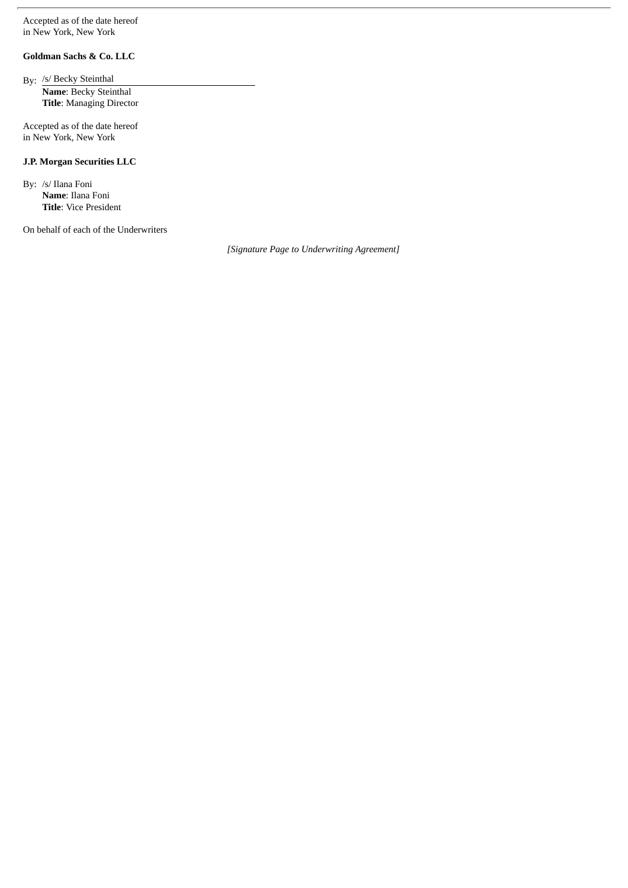Accepted as of the date hereof
in New York, New York

**Goldman Sachs & Co. LLC**

By: /s/ Becky Steinthal
**Name**: Becky Steinthal
**Title**: Managing Director

Accepted as of the date hereof
in New York, New York

**J.P. Morgan Securities LLC**

By: /s/ Ilana Foni
**Name**: Ilana Foni
**Title**: Vice President

On behalf of each of the Underwriters

*[Signature Page to Underwriting Agreement]*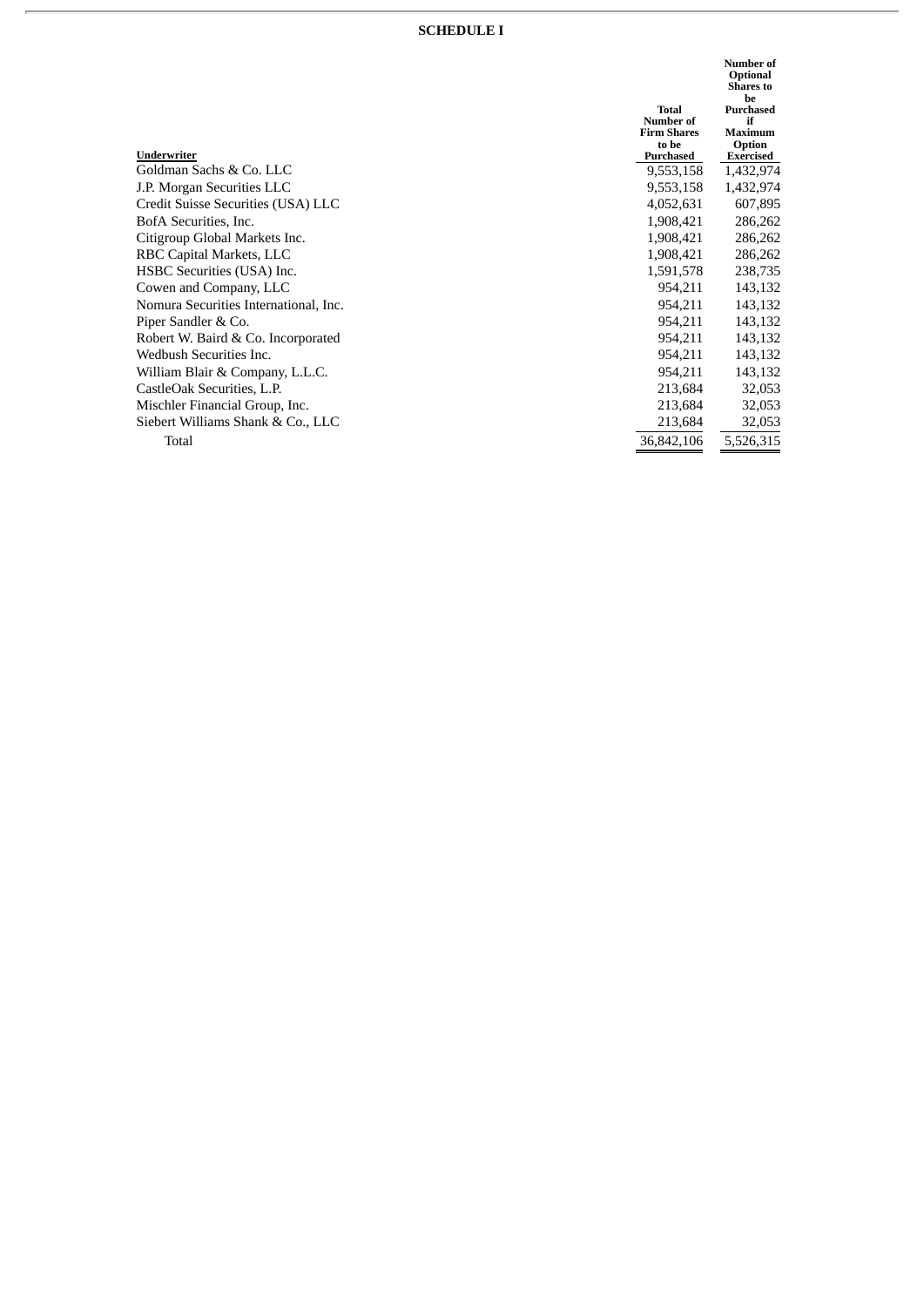**SCHEDULE I**

| Underwriter | Total Number of Firm Shares to be Purchased | Number of Optional Shares to be Purchased if Maximum Option Exercised |
|---|---|---|
| Goldman Sachs & Co. LLC | 9,553,158 | 1,432,974 |
| J.P. Morgan Securities LLC | 9,553,158 | 1,432,974 |
| Credit Suisse Securities (USA) LLC | 4,052,631 | 607,895 |
| BofA Securities, Inc. | 1,908,421 | 286,262 |
| Citigroup Global Markets Inc. | 1,908,421 | 286,262 |
| RBC Capital Markets, LLC | 1,908,421 | 286,262 |
| HSBC Securities (USA) Inc. | 1,591,578 | 238,735 |
| Cowen and Company, LLC | 954,211 | 143,132 |
| Nomura Securities International, Inc. | 954,211 | 143,132 |
| Piper Sandler & Co. | 954,211 | 143,132 |
| Robert W. Baird & Co. Incorporated | 954,211 | 143,132 |
| Wedbush Securities Inc. | 954,211 | 143,132 |
| William Blair & Company, L.L.C. | 954,211 | 143,132 |
| CastleOak Securities, L.P. | 213,684 | 32,053 |
| Mischler Financial Group, Inc. | 213,684 | 32,053 |
| Siebert Williams Shank & Co., LLC | 213,684 | 32,053 |
| Total | 36,842,106 | 5,526,315 |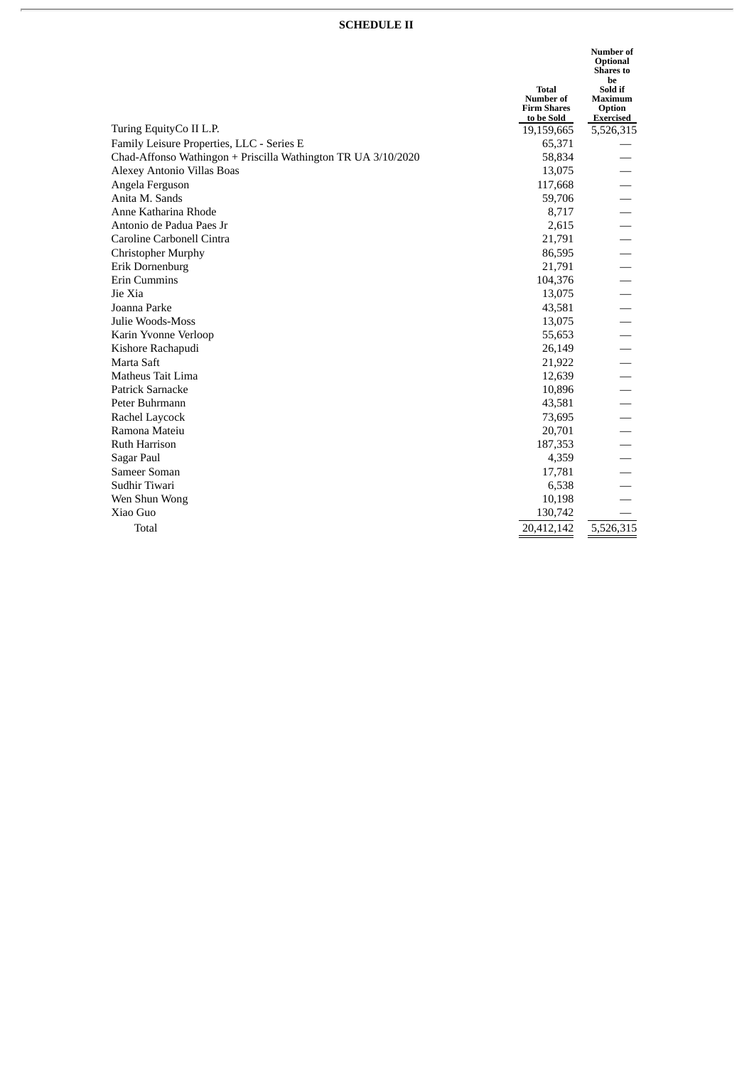**SCHEDULE II**

| | Total Number of Firm Shares to be Sold | Number of Optional Shares to be Sold if Maximum Option Exercised |
|---|---|---|
| Turing EquityCo II L.P. | 19,159,665 | 5,526,315 |
| Family Leisure Properties, LLC - Series E | 65,371 | — |
| Chad-Affonso Wathingon + Priscilla Wathington TR UA 3/10/2020 | 58,834 | — |
| Alexey Antonio Villas Boas | 13,075 | — |
| Angela Ferguson | 117,668 | — |
| Anita M. Sands | 59,706 | — |
| Anne Katharina Rhode | 8,717 | — |
| Antonio de Padua Paes Jr | 2,615 | — |
| Caroline Carbonell Cintra | 21,791 | — |
| Christopher Murphy | 86,595 | — |
| Erik Dornenburg | 21,791 | — |
| Erin Cummins | 104,376 | — |
| Jie Xia | 13,075 | — |
| Joanna Parke | 43,581 | — |
| Julie Woods-Moss | 13,075 | — |
| Karin Yvonne Verloop | 55,653 | — |
| Kishore Rachapudi | 26,149 | — |
| Marta Saft | 21,922 | — |
| Matheus Tait Lima | 12,639 | — |
| Patrick Sarnacke | 10,896 | — |
| Peter Buhrmann | 43,581 | — |
| Rachel Laycock | 73,695 | — |
| Ramona Mateiu | 20,701 | — |
| Ruth Harrison | 187,353 | — |
| Sagar Paul | 4,359 | — |
| Sameer Soman | 17,781 | — |
| Sudhir Tiwari | 6,538 | — |
| Wen Shun Wong | 10,198 | — |
| Xiao Guo | 130,742 | — |
| Total | 20,412,142 | 5,526,315 |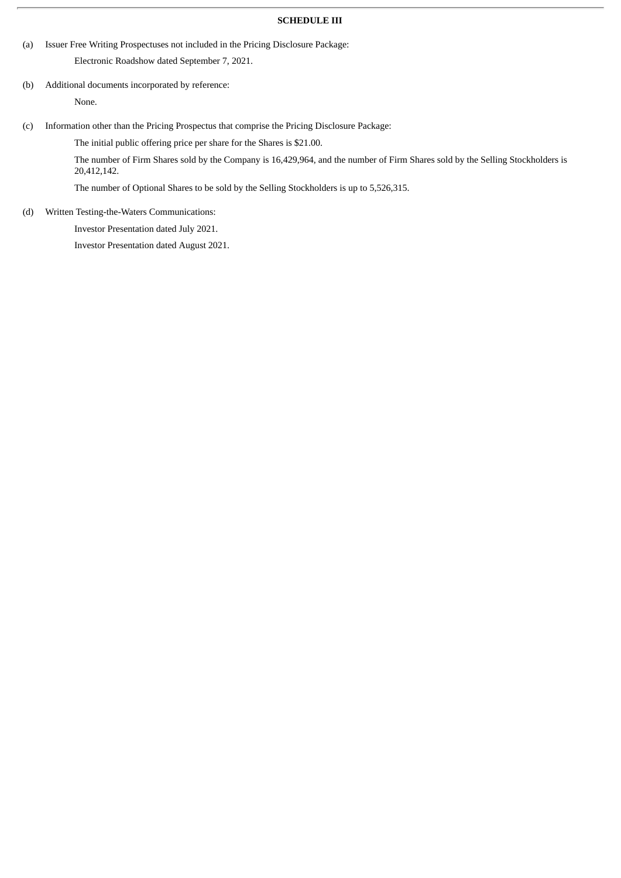**SCHEDULE III**

(a) Issuer Free Writing Prospectuses not included in the Pricing Disclosure Package:

Electronic Roadshow dated September 7, 2021.

(b) Additional documents incorporated by reference:

None.

(c) Information other than the Pricing Prospectus that comprise the Pricing Disclosure Package:

The initial public offering price per share for the Shares is $21.00.

The number of Firm Shares sold by the Company is 16,429,964, and the number of Firm Shares sold by the Selling Stockholders is 20,412,142.

The number of Optional Shares to be sold by the Selling Stockholders is up to 5,526,315.

(d) Written Testing-the-Waters Communications:

Investor Presentation dated July 2021.

Investor Presentation dated August 2021.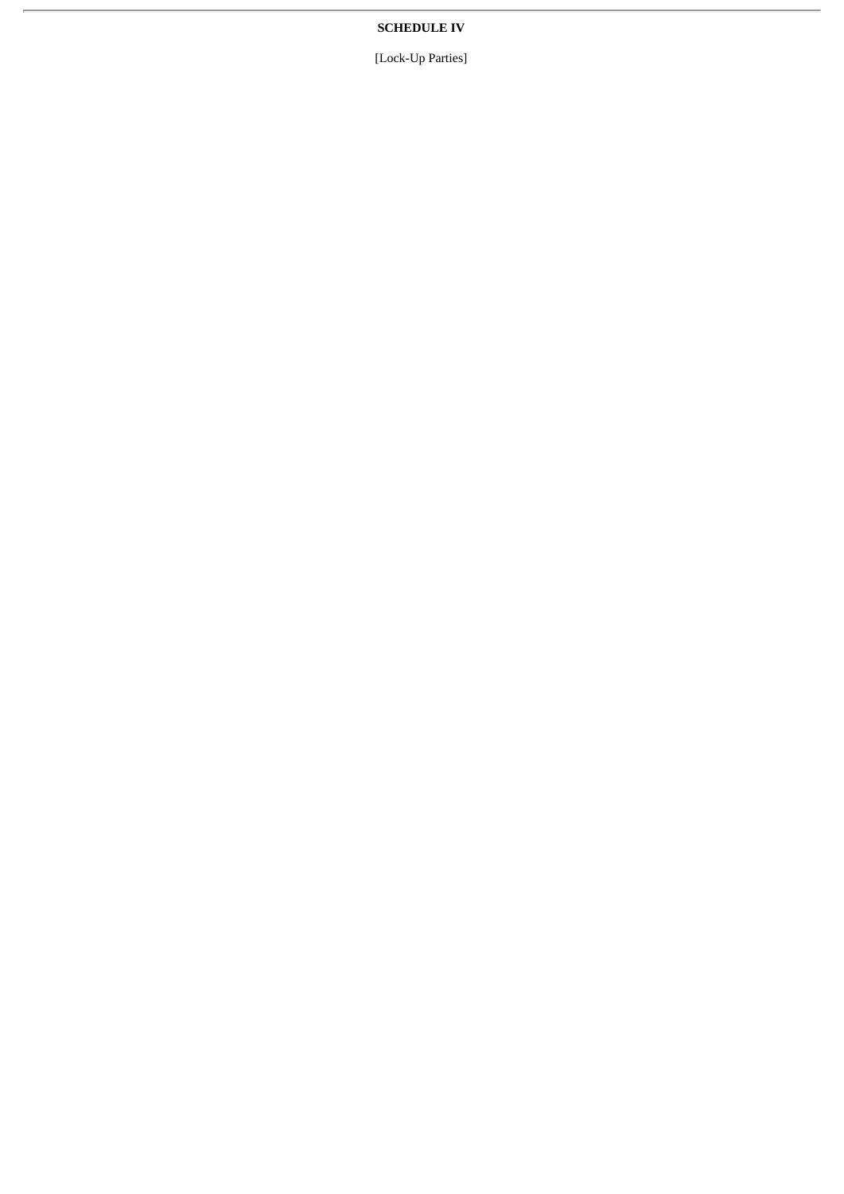**SCHEDULE IV**

[Lock-Up Parties]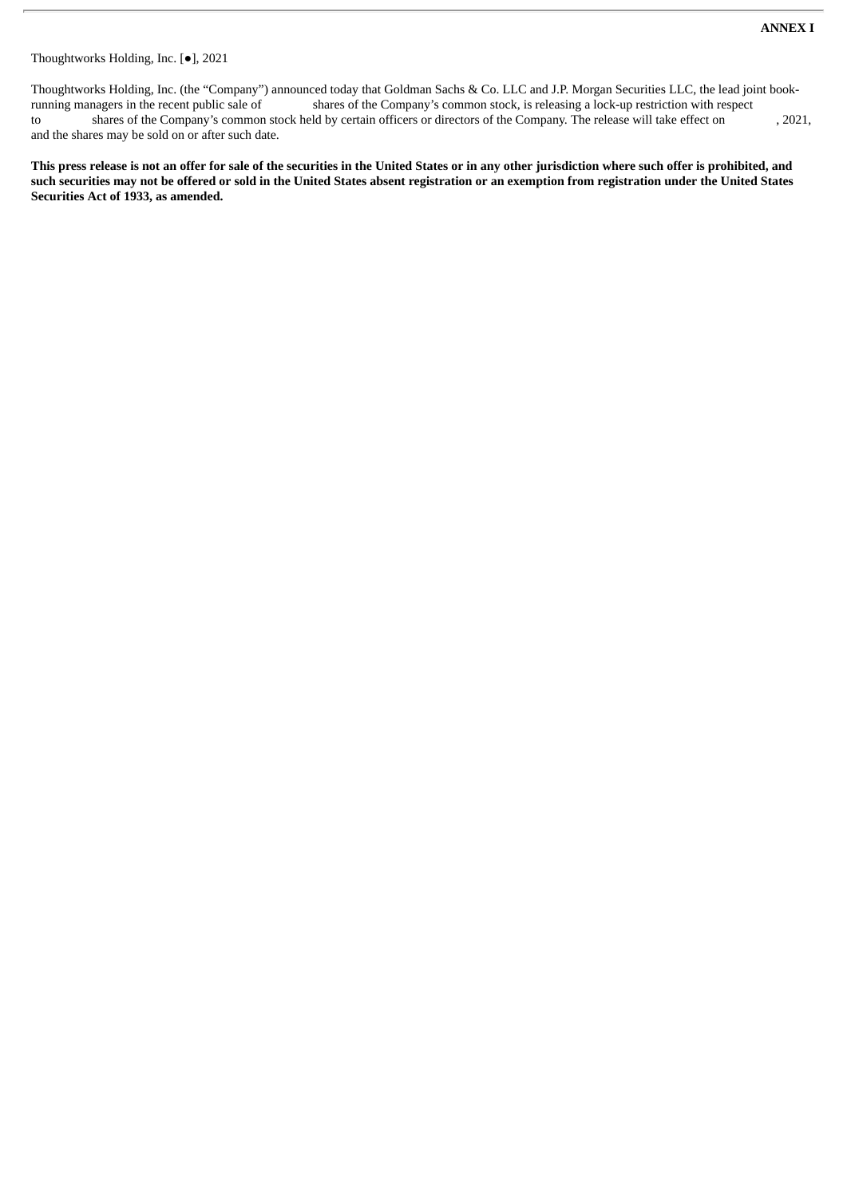**ANNEX I**

Thoughtworks Holding, Inc. [●], 2021

Thoughtworks Holding, Inc. (the "Company") announced today that Goldman Sachs & Co. LLC and J.P. Morgan Securities LLC, the lead joint book-running managers in the recent public sale of shares of the Company's common stock, is releasing a lock-up restriction with respect to shares of the Company's common stock held by certain officers or directors of the Company. The release will take effect on , 2021, and the shares may be sold on or after such date.

**This press release is not an offer for sale of the securities in the United States or in any other jurisdiction where such offer is prohibited, and such securities may not be offered or sold in the United States absent registration or an exemption from registration under the United States Securities Act of 1933, as amended.**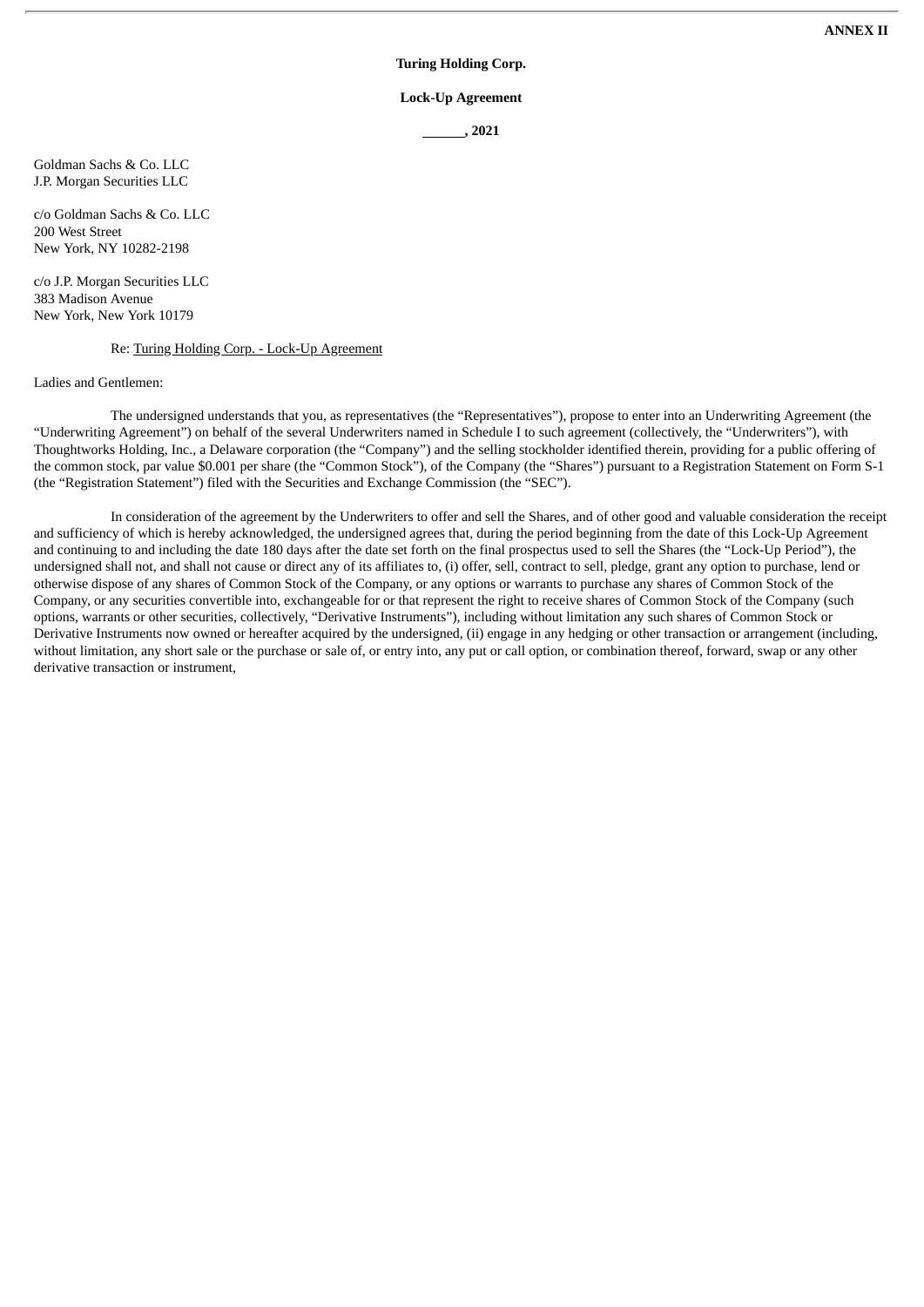**ANNEX II**

**Turing Holding Corp.**

**Lock-Up Agreement**

**______, 2021**

Goldman Sachs & Co. LLC
J.P. Morgan Securities LLC

c/o Goldman Sachs & Co. LLC
200 West Street
New York, NY 10282-2198

c/o J.P. Morgan Securities LLC
383 Madison Avenue
New York, New York 10179

Re: Turing Holding Corp. - Lock-Up Agreement

Ladies and Gentlemen:

The undersigned understands that you, as representatives (the "Representatives"), propose to enter into an Underwriting Agreement (the "Underwriting Agreement") on behalf of the several Underwriters named in Schedule I to such agreement (collectively, the "Underwriters"), with Thoughtworks Holding, Inc., a Delaware corporation (the "Company") and the selling stockholder identified therein, providing for a public offering of the common stock, par value $0.001 per share (the "Common Stock"), of the Company (the "Shares") pursuant to a Registration Statement on Form S-1 (the "Registration Statement") filed with the Securities and Exchange Commission (the "SEC").

In consideration of the agreement by the Underwriters to offer and sell the Shares, and of other good and valuable consideration the receipt and sufficiency of which is hereby acknowledged, the undersigned agrees that, during the period beginning from the date of this Lock-Up Agreement and continuing to and including the date 180 days after the date set forth on the final prospectus used to sell the Shares (the "Lock-Up Period"), the undersigned shall not, and shall not cause or direct any of its affiliates to, (i) offer, sell, contract to sell, pledge, grant any option to purchase, lend or otherwise dispose of any shares of Common Stock of the Company, or any options or warrants to purchase any shares of Common Stock of the Company, or any securities convertible into, exchangeable for or that represent the right to receive shares of Common Stock of the Company (such options, warrants or other securities, collectively, "Derivative Instruments"), including without limitation any such shares of Common Stock or Derivative Instruments now owned or hereafter acquired by the undersigned, (ii) engage in any hedging or other transaction or arrangement (including, without limitation, any short sale or the purchase or sale of, or entry into, any put or call option, or combination thereof, forward, swap or any other derivative transaction or instrument,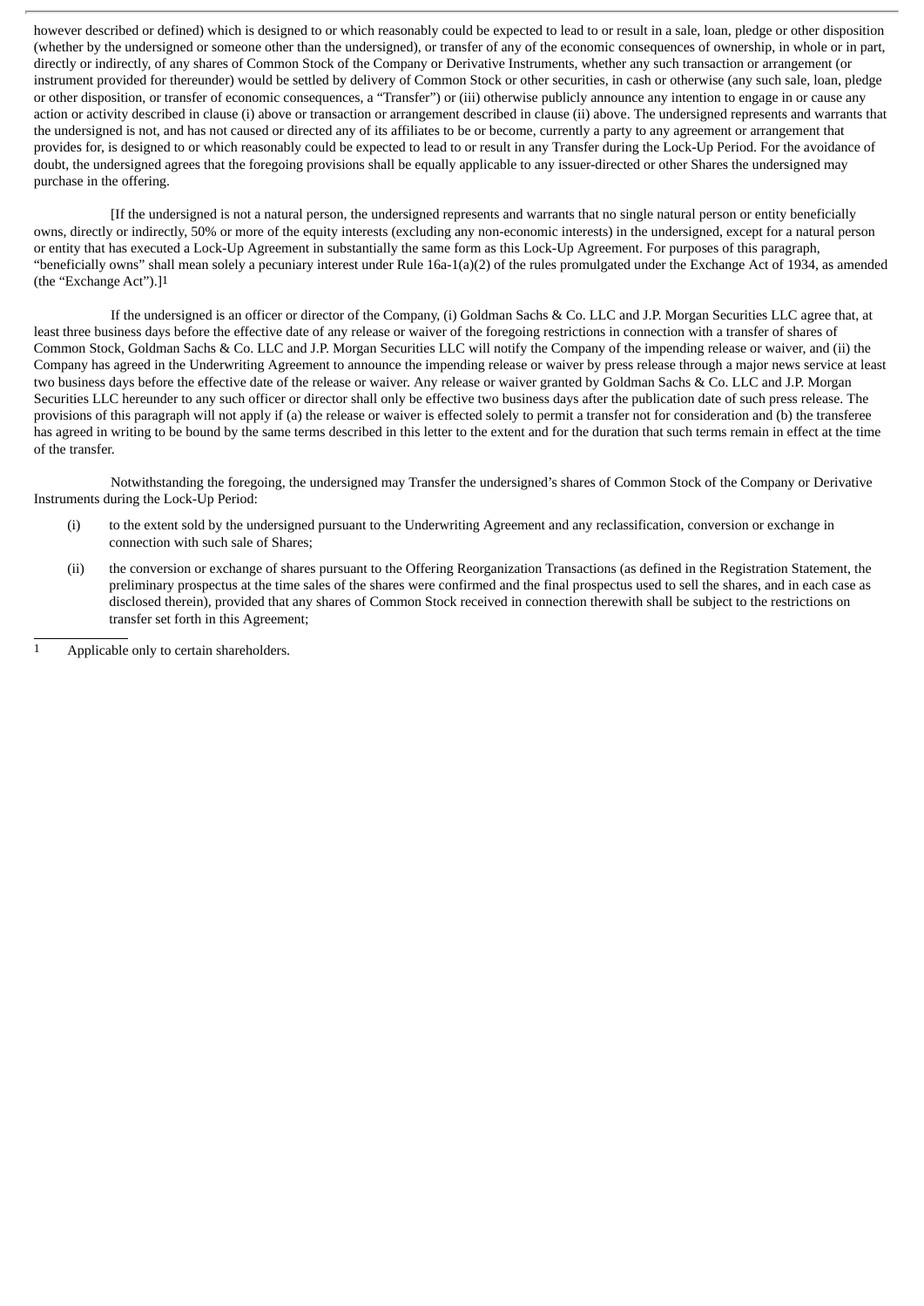however described or defined) which is designed to or which reasonably could be expected to lead to or result in a sale, loan, pledge or other disposition (whether by the undersigned or someone other than the undersigned), or transfer of any of the economic consequences of ownership, in whole or in part, directly or indirectly, of any shares of Common Stock of the Company or Derivative Instruments, whether any such transaction or arrangement (or instrument provided for thereunder) would be settled by delivery of Common Stock or other securities, in cash or otherwise (any such sale, loan, pledge or other disposition, or transfer of economic consequences, a "Transfer") or (iii) otherwise publicly announce any intention to engage in or cause any action or activity described in clause (i) above or transaction or arrangement described in clause (ii) above. The undersigned represents and warrants that the undersigned is not, and has not caused or directed any of its affiliates to be or become, currently a party to any agreement or arrangement that provides for, is designed to or which reasonably could be expected to lead to or result in any Transfer during the Lock-Up Period. For the avoidance of doubt, the undersigned agrees that the foregoing provisions shall be equally applicable to any issuer-directed or other Shares the undersigned may purchase in the offering.

[If the undersigned is not a natural person, the undersigned represents and warrants that no single natural person or entity beneficially owns, directly or indirectly, 50% or more of the equity interests (excluding any non-economic interests) in the undersigned, except for a natural person or entity that has executed a Lock-Up Agreement in substantially the same form as this Lock-Up Agreement. For purposes of this paragraph, "beneficially owns" shall mean solely a pecuniary interest under Rule 16a-1(a)(2) of the rules promulgated under the Exchange Act of 1934, as amended (the "Exchange Act").][1]

If the undersigned is an officer or director of the Company, (i) Goldman Sachs & Co. LLC and J.P. Morgan Securities LLC agree that, at least three business days before the effective date of any release or waiver of the foregoing restrictions in connection with a transfer of shares of Common Stock, Goldman Sachs & Co. LLC and J.P. Morgan Securities LLC will notify the Company of the impending release or waiver, and (ii) the Company has agreed in the Underwriting Agreement to announce the impending release or waiver by press release through a major news service at least two business days before the effective date of the release or waiver. Any release or waiver granted by Goldman Sachs & Co. LLC and J.P. Morgan Securities LLC hereunder to any such officer or director shall only be effective two business days after the publication date of such press release. The provisions of this paragraph will not apply if (a) the release or waiver is effected solely to permit a transfer not for consideration and (b) the transferee has agreed in writing to be bound by the same terms described in this letter to the extent and for the duration that such terms remain in effect at the time of the transfer.

Notwithstanding the foregoing, the undersigned may Transfer the undersigned's shares of Common Stock of the Company or Derivative Instruments during the Lock-Up Period:

(i) to the extent sold by the undersigned pursuant to the Underwriting Agreement and any reclassification, conversion or exchange in connection with such sale of Shares;

(ii) the conversion or exchange of shares pursuant to the Offering Reorganization Transactions (as defined in the Registration Statement, the preliminary prospectus at the time sales of the shares were confirmed and the final prospectus used to sell the shares, and in each case as disclosed therein), provided that any shares of Common Stock received in connection therewith shall be subject to the restrictions on transfer set forth in this Agreement;

[1] Applicable only to certain shareholders.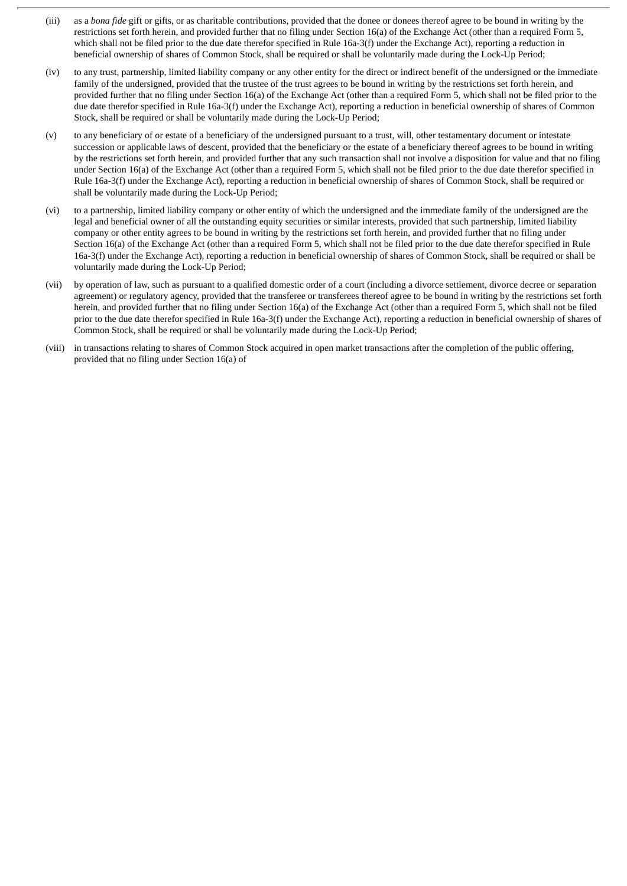(iii) as a *bona fide* gift or gifts, or as charitable contributions, provided that the donee or donees thereof agree to be bound in writing by the restrictions set forth herein, and provided further that no filing under Section 16(a) of the Exchange Act (other than a required Form 5, which shall not be filed prior to the due date therefor specified in Rule 16a-3(f) under the Exchange Act), reporting a reduction in beneficial ownership of shares of Common Stock, shall be required or shall be voluntarily made during the Lock-Up Period;

(iv) to any trust, partnership, limited liability company or any other entity for the direct or indirect benefit of the undersigned or the immediate family of the undersigned, provided that the trustee of the trust agrees to be bound in writing by the restrictions set forth herein, and provided further that no filing under Section 16(a) of the Exchange Act (other than a required Form 5, which shall not be filed prior to the due date therefor specified in Rule 16a-3(f) under the Exchange Act), reporting a reduction in beneficial ownership of shares of Common Stock, shall be required or shall be voluntarily made during the Lock-Up Period;

(v) to any beneficiary of or estate of a beneficiary of the undersigned pursuant to a trust, will, other testamentary document or intestate succession or applicable laws of descent, provided that the beneficiary or the estate of a beneficiary thereof agrees to be bound in writing by the restrictions set forth herein, and provided further that any such transaction shall not involve a disposition for value and that no filing under Section 16(a) of the Exchange Act (other than a required Form 5, which shall not be filed prior to the due date therefor specified in Rule 16a-3(f) under the Exchange Act), reporting a reduction in beneficial ownership of shares of Common Stock, shall be required or shall be voluntarily made during the Lock-Up Period;

(vi) to a partnership, limited liability company or other entity of which the undersigned and the immediate family of the undersigned are the legal and beneficial owner of all the outstanding equity securities or similar interests, provided that such partnership, limited liability company or other entity agrees to be bound in writing by the restrictions set forth herein, and provided further that no filing under Section 16(a) of the Exchange Act (other than a required Form 5, which shall not be filed prior to the due date therefor specified in Rule 16a-3(f) under the Exchange Act), reporting a reduction in beneficial ownership of shares of Common Stock, shall be required or shall be voluntarily made during the Lock-Up Period;

(vii) by operation of law, such as pursuant to a qualified domestic order of a court (including a divorce settlement, divorce decree or separation agreement) or regulatory agency, provided that the transferee or transferees thereof agree to be bound in writing by the restrictions set forth herein, and provided further that no filing under Section 16(a) of the Exchange Act (other than a required Form 5, which shall not be filed prior to the due date therefor specified in Rule 16a-3(f) under the Exchange Act), reporting a reduction in beneficial ownership of shares of Common Stock, shall be required or shall be voluntarily made during the Lock-Up Period;

(viii) in transactions relating to shares of Common Stock acquired in open market transactions after the completion of the public offering, provided that no filing under Section 16(a) of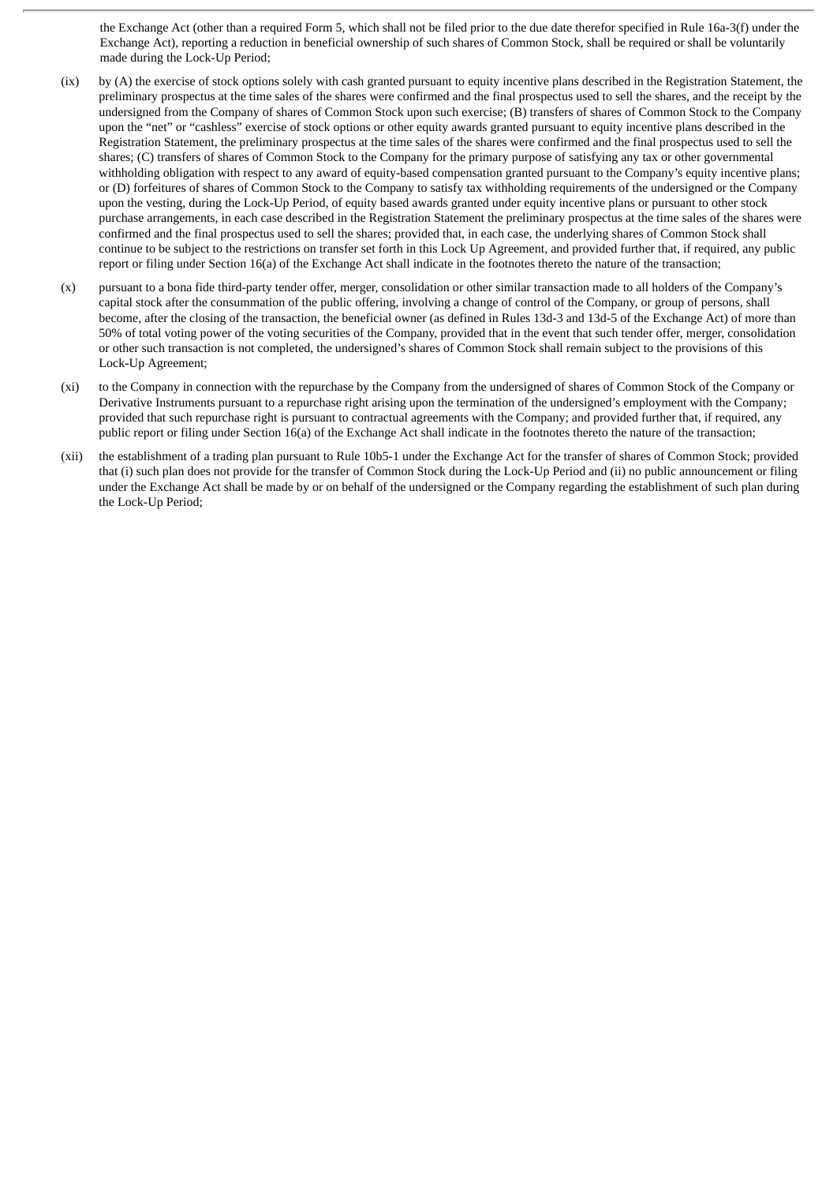the Exchange Act (other than a required Form 5, which shall not be filed prior to the due date therefor specified in Rule 16a-3(f) under the Exchange Act), reporting a reduction in beneficial ownership of such shares of Common Stock, shall be required or shall be voluntarily made during the Lock-Up Period;

(ix) by (A) the exercise of stock options solely with cash granted pursuant to equity incentive plans described in the Registration Statement, the preliminary prospectus at the time sales of the shares were confirmed and the final prospectus used to sell the shares, and the receipt by the undersigned from the Company of shares of Common Stock upon such exercise; (B) transfers of shares of Common Stock to the Company upon the "net" or "cashless" exercise of stock options or other equity awards granted pursuant to equity incentive plans described in the Registration Statement, the preliminary prospectus at the time sales of the shares were confirmed and the final prospectus used to sell the shares; (C) transfers of shares of Common Stock to the Company for the primary purpose of satisfying any tax or other governmental withholding obligation with respect to any award of equity-based compensation granted pursuant to the Company's equity incentive plans; or (D) forfeitures of shares of Common Stock to the Company to satisfy tax withholding requirements of the undersigned or the Company upon the vesting, during the Lock-Up Period, of equity based awards granted under equity incentive plans or pursuant to other stock purchase arrangements, in each case described in the Registration Statement the preliminary prospectus at the time sales of the shares were confirmed and the final prospectus used to sell the shares; provided that, in each case, the underlying shares of Common Stock shall continue to be subject to the restrictions on transfer set forth in this Lock Up Agreement, and provided further that, if required, any public report or filing under Section 16(a) of the Exchange Act shall indicate in the footnotes thereto the nature of the transaction;

(x) pursuant to a bona fide third-party tender offer, merger, consolidation or other similar transaction made to all holders of the Company's capital stock after the consummation of the public offering, involving a change of control of the Company, or group of persons, shall become, after the closing of the transaction, the beneficial owner (as defined in Rules 13d-3 and 13d-5 of the Exchange Act) of more than 50% of total voting power of the voting securities of the Company, provided that in the event that such tender offer, merger, consolidation or other such transaction is not completed, the undersigned's shares of Common Stock shall remain subject to the provisions of this Lock-Up Agreement;

(xi) to the Company in connection with the repurchase by the Company from the undersigned of shares of Common Stock of the Company or Derivative Instruments pursuant to a repurchase right arising upon the termination of the undersigned's employment with the Company; provided that such repurchase right is pursuant to contractual agreements with the Company; and provided further that, if required, any public report or filing under Section 16(a) of the Exchange Act shall indicate in the footnotes thereto the nature of the transaction;

(xii) the establishment of a trading plan pursuant to Rule 10b5-1 under the Exchange Act for the transfer of shares of Common Stock; provided that (i) such plan does not provide for the transfer of Common Stock during the Lock-Up Period and (ii) no public announcement or filing under the Exchange Act shall be made by or on behalf of the undersigned or the Company regarding the establishment of such plan during the Lock-Up Period;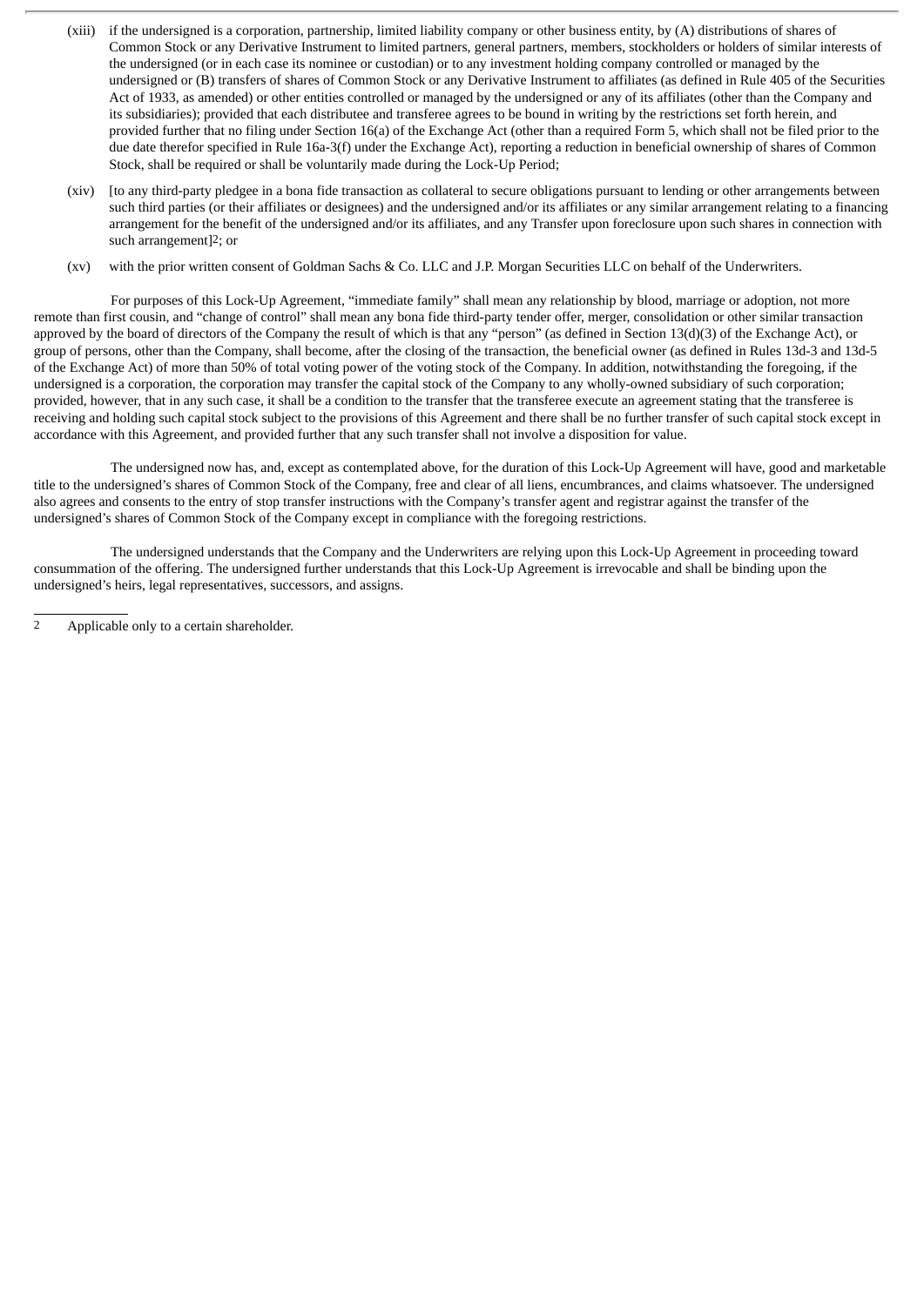(xiii) if the undersigned is a corporation, partnership, limited liability company or other business entity, by (A) distributions of shares of Common Stock or any Derivative Instrument to limited partners, general partners, members, stockholders or holders of similar interests of the undersigned (or in each case its nominee or custodian) or to any investment holding company controlled or managed by the undersigned or (B) transfers of shares of Common Stock or any Derivative Instrument to affiliates (as defined in Rule 405 of the Securities Act of 1933, as amended) or other entities controlled or managed by the undersigned or any of its affiliates (other than the Company and its subsidiaries); provided that each distributee and transferee agrees to be bound in writing by the restrictions set forth herein, and provided further that no filing under Section 16(a) of the Exchange Act (other than a required Form 5, which shall not be filed prior to the due date therefor specified in Rule 16a-3(f) under the Exchange Act), reporting a reduction in beneficial ownership of shares of Common Stock, shall be required or shall be voluntarily made during the Lock-Up Period;

(xiv) [to any third-party pledgee in a bona fide transaction as collateral to secure obligations pursuant to lending or other arrangements between such third parties (or their affiliates or designees) and the undersigned and/or its affiliates or any similar arrangement relating to a financing arrangement for the benefit of the undersigned and/or its affiliates, and any Transfer upon foreclosure upon such shares in connection with such arrangement][2]; or

(xv) with the prior written consent of Goldman Sachs & Co. LLC and J.P. Morgan Securities LLC on behalf of the Underwriters.

For purposes of this Lock-Up Agreement, "immediate family" shall mean any relationship by blood, marriage or adoption, not more remote than first cousin, and "change of control" shall mean any bona fide third-party tender offer, merger, consolidation or other similar transaction approved by the board of directors of the Company the result of which is that any "person" (as defined in Section 13(d)(3) of the Exchange Act), or group of persons, other than the Company, shall become, after the closing of the transaction, the beneficial owner (as defined in Rules 13d-3 and 13d-5 of the Exchange Act) of more than 50% of total voting power of the voting stock of the Company. In addition, notwithstanding the foregoing, if the undersigned is a corporation, the corporation may transfer the capital stock of the Company to any wholly-owned subsidiary of such corporation; provided, however, that in any such case, it shall be a condition to the transfer that the transferee execute an agreement stating that the transferee is receiving and holding such capital stock subject to the provisions of this Agreement and there shall be no further transfer of such capital stock except in accordance with this Agreement, and provided further that any such transfer shall not involve a disposition for value.

The undersigned now has, and, except as contemplated above, for the duration of this Lock-Up Agreement will have, good and marketable title to the undersigned's shares of Common Stock of the Company, free and clear of all liens, encumbrances, and claims whatsoever. The undersigned also agrees and consents to the entry of stop transfer instructions with the Company's transfer agent and registrar against the transfer of the undersigned's shares of Common Stock of the Company except in compliance with the foregoing restrictions.

The undersigned understands that the Company and the Underwriters are relying upon this Lock-Up Agreement in proceeding toward consummation of the offering. The undersigned further understands that this Lock-Up Agreement is irrevocable and shall be binding upon the undersigned's heirs, legal representatives, successors, and assigns.

---

2 Applicable only to a certain shareholder.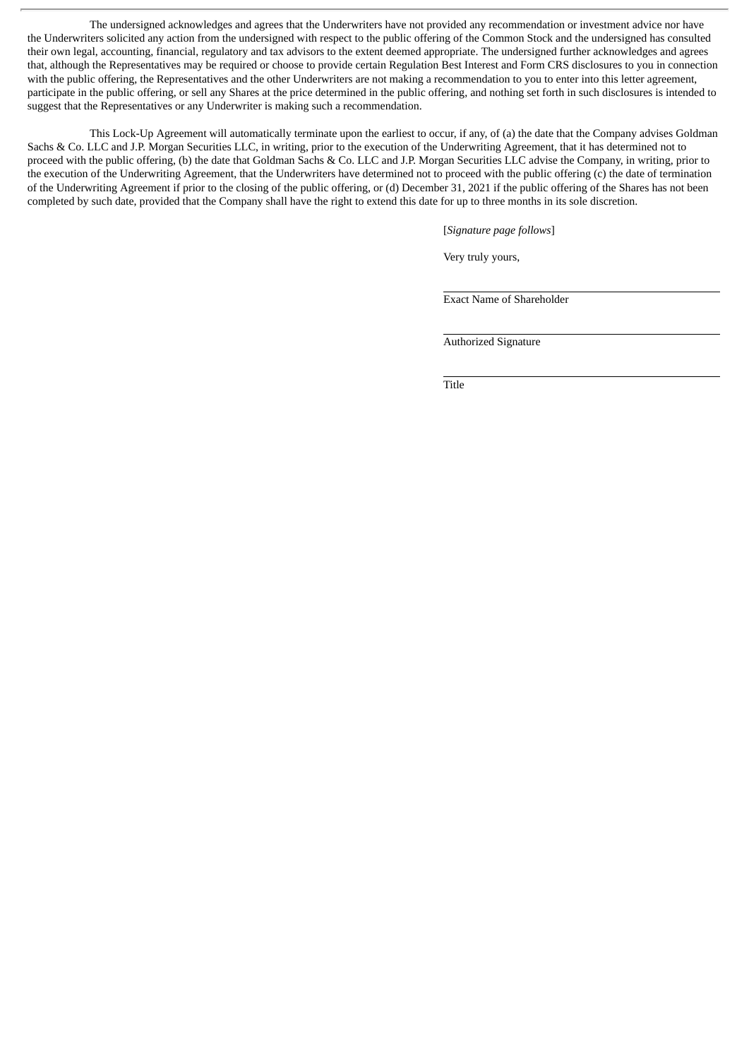The undersigned acknowledges and agrees that the Underwriters have not provided any recommendation or investment advice nor have the Underwriters solicited any action from the undersigned with respect to the public offering of the Common Stock and the undersigned has consulted their own legal, accounting, financial, regulatory and tax advisors to the extent deemed appropriate. The undersigned further acknowledges and agrees that, although the Representatives may be required or choose to provide certain Regulation Best Interest and Form CRS disclosures to you in connection with the public offering, the Representatives and the other Underwriters are not making a recommendation to you to enter into this letter agreement, participate in the public offering, or sell any Shares at the price determined in the public offering, and nothing set forth in such disclosures is intended to suggest that the Representatives or any Underwriter is making such a recommendation.

This Lock-Up Agreement will automatically terminate upon the earliest to occur, if any, of (a) the date that the Company advises Goldman Sachs & Co. LLC and J.P. Morgan Securities LLC, in writing, prior to the execution of the Underwriting Agreement, that it has determined not to proceed with the public offering, (b) the date that Goldman Sachs & Co. LLC and J.P. Morgan Securities LLC advise the Company, in writing, prior to the execution of the Underwriting Agreement, that the Underwriters have determined not to proceed with the public offering (c) the date of termination of the Underwriting Agreement if prior to the closing of the public offering, or (d) December 31, 2021 if the public offering of the Shares has not been completed by such date, provided that the Company shall have the right to extend this date for up to three months in its sole discretion.

[*Signature page follows*]

Very truly yours,

\_\_\_\_\_\_\_\_\_\_\_\_\_\_\_\_\_\_\_\_\_\_\_\_\_\_\_\_\_\_\_\_\_\_\_\_\_\_\_\_

Exact Name of Shareholder

\_\_\_\_\_\_\_\_\_\_\_\_\_\_\_\_\_\_\_\_\_\_\_\_\_\_\_\_\_\_\_\_\_\_\_\_\_\_\_\_

Authorized Signature

\_\_\_\_\_\_\_\_\_\_\_\_\_\_\_\_\_\_\_\_\_\_\_\_\_\_\_\_\_\_\_\_\_\_\_\_\_\_\_\_

Title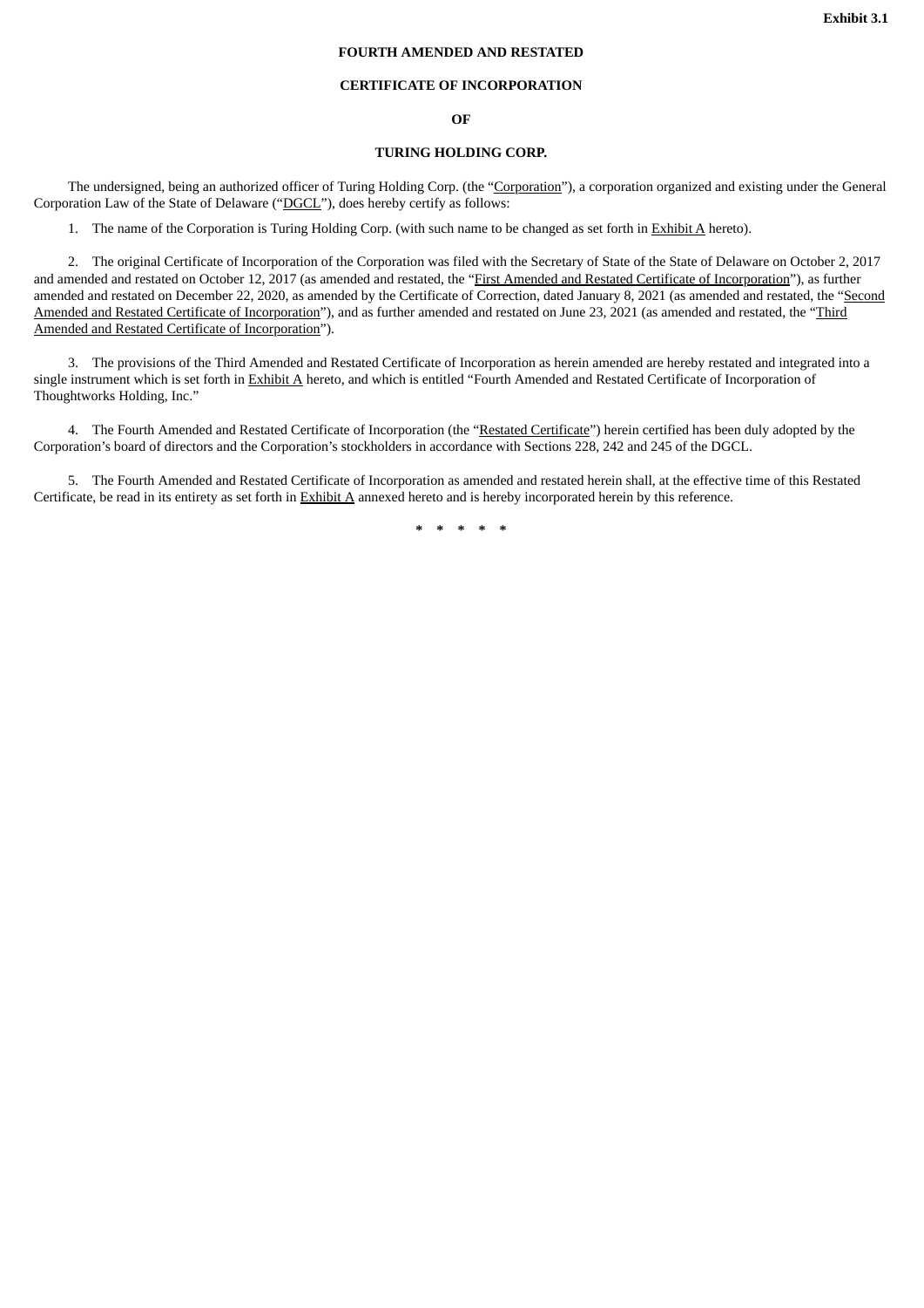**Exhibit 3.1**

**FOURTH AMENDED AND RESTATED**

**CERTIFICATE OF INCORPORATION**

**OF**

**TURING HOLDING CORP.**

The undersigned, being an authorized officer of Turing Holding Corp. (the "Corporation"), a corporation organized and existing under the General Corporation Law of the State of Delaware ("DGCL"), does hereby certify as follows:

1. The name of the Corporation is Turing Holding Corp. (with such name to be changed as set forth in Exhibit A hereto).

2. The original Certificate of Incorporation of the Corporation was filed with the Secretary of State of the State of Delaware on October 2, 2017 and amended and restated on October 12, 2017 (as amended and restated, the "First Amended and Restated Certificate of Incorporation"), as further amended and restated on December 22, 2020, as amended by the Certificate of Correction, dated January 8, 2021 (as amended and restated, the "Second Amended and Restated Certificate of Incorporation"), and as further amended and restated on June 23, 2021 (as amended and restated, the "Third Amended and Restated Certificate of Incorporation").

3. The provisions of the Third Amended and Restated Certificate of Incorporation as herein amended are hereby restated and integrated into a single instrument which is set forth in Exhibit A hereto, and which is entitled "Fourth Amended and Restated Certificate of Incorporation of Thoughtworks Holding, Inc."

4. The Fourth Amended and Restated Certificate of Incorporation (the "Restated Certificate") herein certified has been duly adopted by the Corporation's board of directors and the Corporation's stockholders in accordance with Sections 228, 242 and 245 of the DGCL.

5. The Fourth Amended and Restated Certificate of Incorporation as amended and restated herein shall, at the effective time of this Restated Certificate, be read in its entirety as set forth in Exhibit A annexed hereto and is hereby incorporated herein by this reference.

\* \* \* \* \*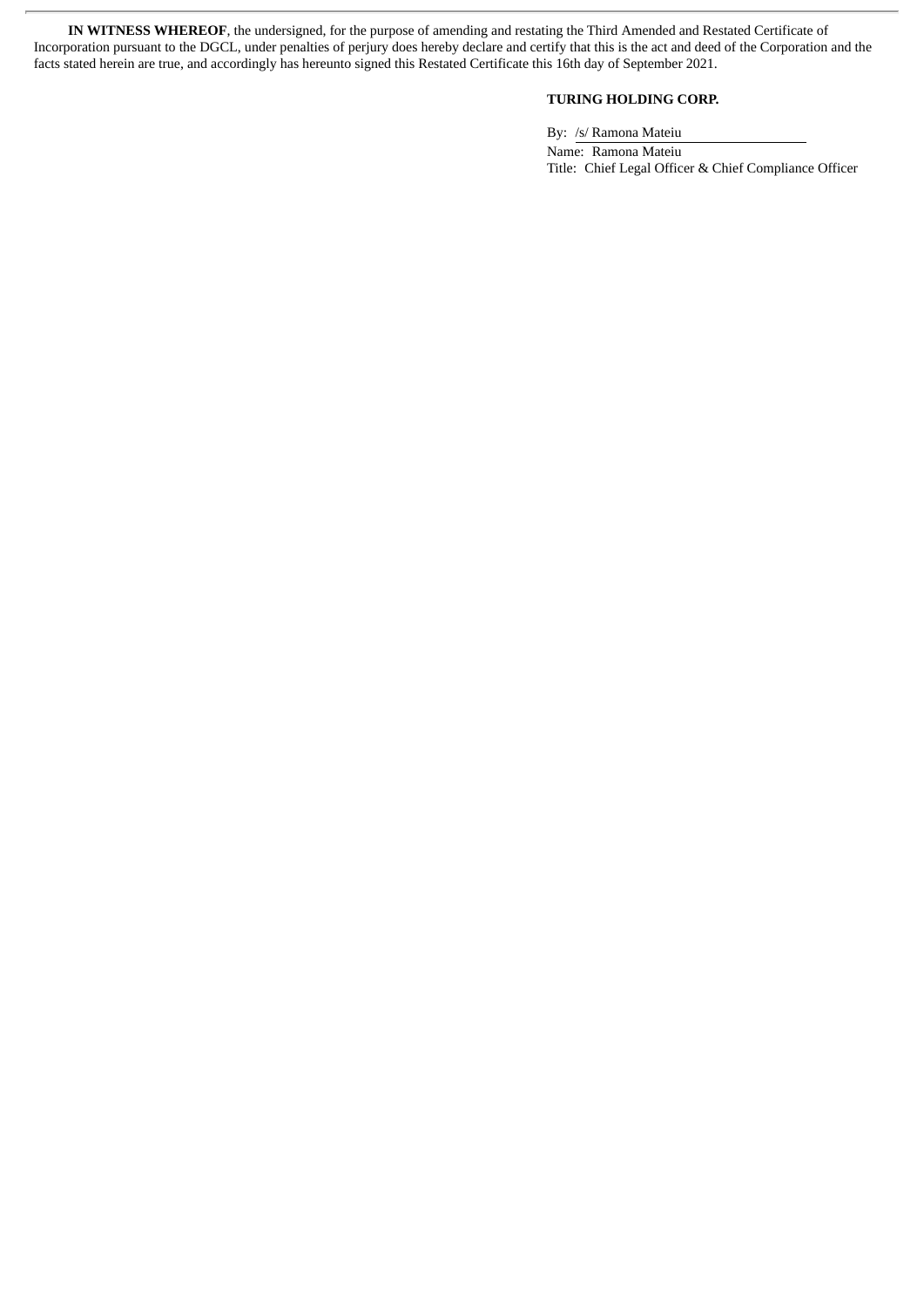**IN WITNESS WHEREOF**, the undersigned, for the purpose of amending and restating the Third Amended and Restated Certificate of Incorporation pursuant to the DGCL, under penalties of perjury does hereby declare and certify that this is the act and deed of the Corporation and the facts stated herein are true, and accordingly has hereunto signed this Restated Certificate this 16th day of September 2021.

**TURING HOLDING CORP.**

By: /s/ Ramona Mateiu

Name: Ramona Mateiu

Title: Chief Legal Officer & Chief Compliance Officer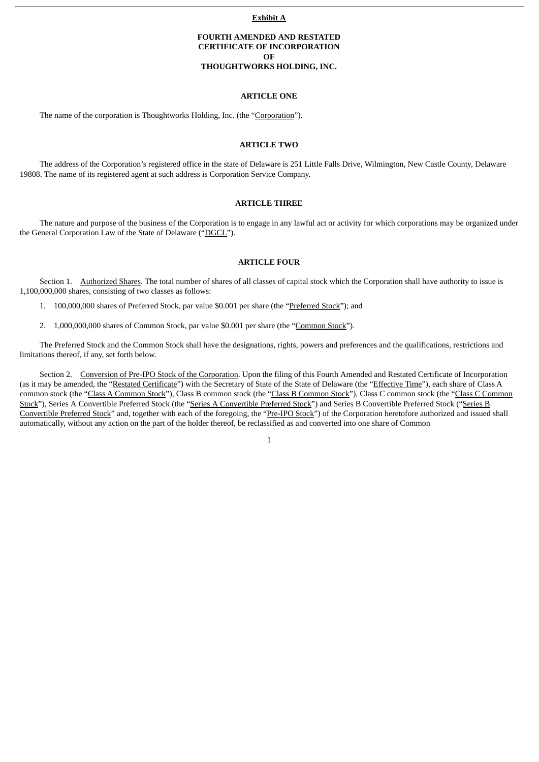**Exhibit A**

**FOURTH AMENDED AND RESTATED CERTIFICATE OF INCORPORATION OF THOUGHTWORKS HOLDING, INC.**

**ARTICLE ONE**

The name of the corporation is Thoughtworks Holding, Inc. (the "Corporation").

**ARTICLE TWO**

The address of the Corporation's registered office in the state of Delaware is 251 Little Falls Drive, Wilmington, New Castle County, Delaware 19808. The name of its registered agent at such address is Corporation Service Company.

**ARTICLE THREE**

The nature and purpose of the business of the Corporation is to engage in any lawful act or activity for which corporations may be organized under the General Corporation Law of the State of Delaware ("DGCL").

**ARTICLE FOUR**

Section 1. Authorized Shares. The total number of shares of all classes of capital stock which the Corporation shall have authority to issue is 1,100,000,000 shares, consisting of two classes as follows:

1. 100,000,000 shares of Preferred Stock, par value $0.001 per share (the "Preferred Stock"); and

2. 1,000,000,000 shares of Common Stock, par value $0.001 per share (the "Common Stock").

The Preferred Stock and the Common Stock shall have the designations, rights, powers and preferences and the qualifications, restrictions and limitations thereof, if any, set forth below.

Section 2. Conversion of Pre-IPO Stock of the Corporation. Upon the filing of this Fourth Amended and Restated Certificate of Incorporation (as it may be amended, the "Restated Certificate") with the Secretary of State of the State of Delaware (the "Effective Time"), each share of Class A common stock (the "Class A Common Stock"), Class B common stock (the "Class B Common Stock"), Class C common stock (the "Class C Common Stock"), Series A Convertible Preferred Stock (the "Series A Convertible Preferred Stock") and Series B Convertible Preferred Stock ("Series B Convertible Preferred Stock" and, together with each of the foregoing, the "Pre-IPO Stock") of the Corporation heretofore authorized and issued shall automatically, without any action on the part of the holder thereof, be reclassified as and converted into one share of Common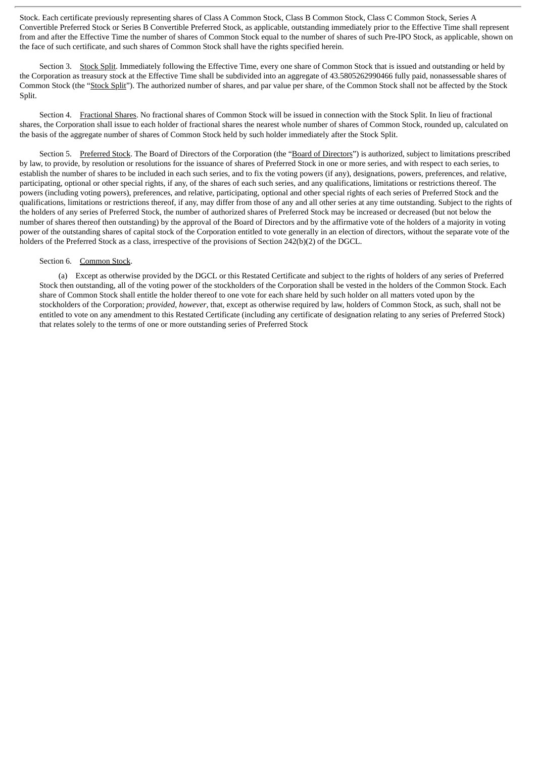Stock. Each certificate previously representing shares of Class A Common Stock, Class B Common Stock, Class C Common Stock, Series A Convertible Preferred Stock or Series B Convertible Preferred Stock, as applicable, outstanding immediately prior to the Effective Time shall represent from and after the Effective Time the number of shares of Common Stock equal to the number of shares of such Pre-IPO Stock, as applicable, shown on the face of such certificate, and such shares of Common Stock shall have the rights specified herein.

Section 3. Stock Split. Immediately following the Effective Time, every one share of Common Stock that is issued and outstanding or held by the Corporation as treasury stock at the Effective Time shall be subdivided into an aggregate of 43.5805262990466 fully paid, nonassessable shares of Common Stock (the "Stock Split"). The authorized number of shares, and par value per share, of the Common Stock shall not be affected by the Stock Split.

Section 4. Fractional Shares. No fractional shares of Common Stock will be issued in connection with the Stock Split. In lieu of fractional shares, the Corporation shall issue to each holder of fractional shares the nearest whole number of shares of Common Stock, rounded up, calculated on the basis of the aggregate number of shares of Common Stock held by such holder immediately after the Stock Split.

Section 5. Preferred Stock. The Board of Directors of the Corporation (the "Board of Directors") is authorized, subject to limitations prescribed by law, to provide, by resolution or resolutions for the issuance of shares of Preferred Stock in one or more series, and with respect to each series, to establish the number of shares to be included in each such series, and to fix the voting powers (if any), designations, powers, preferences, and relative, participating, optional or other special rights, if any, of the shares of each such series, and any qualifications, limitations or restrictions thereof. The powers (including voting powers), preferences, and relative, participating, optional and other special rights of each series of Preferred Stock and the qualifications, limitations or restrictions thereof, if any, may differ from those of any and all other series at any time outstanding. Subject to the rights of the holders of any series of Preferred Stock, the number of authorized shares of Preferred Stock may be increased or decreased (but not below the number of shares thereof then outstanding) by the approval of the Board of Directors and by the affirmative vote of the holders of a majority in voting power of the outstanding shares of capital stock of the Corporation entitled to vote generally in an election of directors, without the separate vote of the holders of the Preferred Stock as a class, irrespective of the provisions of Section 242(b)(2) of the DGCL.

Section 6. Common Stock.

(a) Except as otherwise provided by the DGCL or this Restated Certificate and subject to the rights of holders of any series of Preferred Stock then outstanding, all of the voting power of the stockholders of the Corporation shall be vested in the holders of the Common Stock. Each share of Common Stock shall entitle the holder thereof to one vote for each share held by such holder on all matters voted upon by the stockholders of the Corporation; *provided*, *however*, that, except as otherwise required by law, holders of Common Stock, as such, shall not be entitled to vote on any amendment to this Restated Certificate (including any certificate of designation relating to any series of Preferred Stock) that relates solely to the terms of one or more outstanding series of Preferred Stock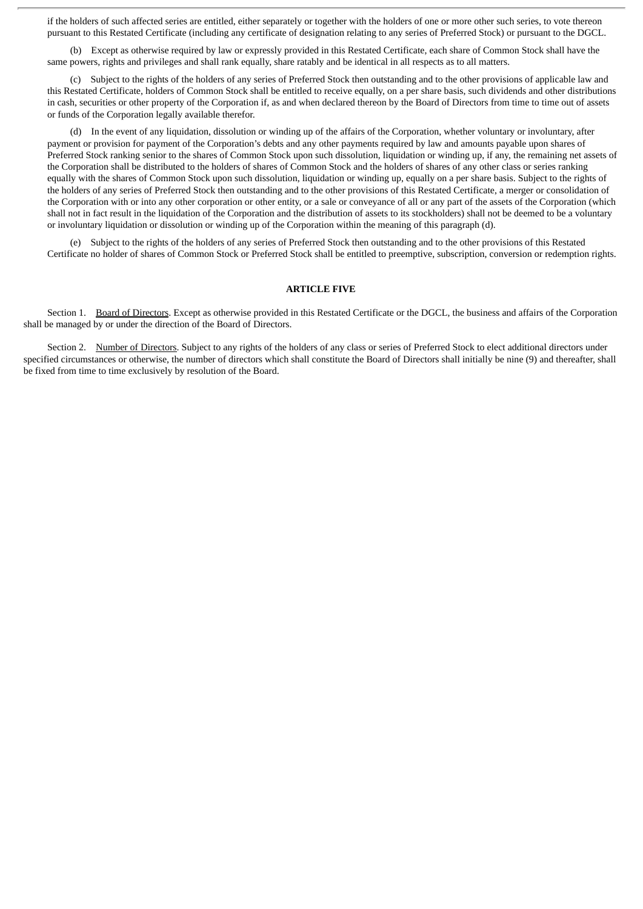if the holders of such affected series are entitled, either separately or together with the holders of one or more other such series, to vote thereon pursuant to this Restated Certificate (including any certificate of designation relating to any series of Preferred Stock) or pursuant to the DGCL.

(b) Except as otherwise required by law or expressly provided in this Restated Certificate, each share of Common Stock shall have the same powers, rights and privileges and shall rank equally, share ratably and be identical in all respects as to all matters.

(c) Subject to the rights of the holders of any series of Preferred Stock then outstanding and to the other provisions of applicable law and this Restated Certificate, holders of Common Stock shall be entitled to receive equally, on a per share basis, such dividends and other distributions in cash, securities or other property of the Corporation if, as and when declared thereon by the Board of Directors from time to time out of assets or funds of the Corporation legally available therefor.

(d) In the event of any liquidation, dissolution or winding up of the affairs of the Corporation, whether voluntary or involuntary, after payment or provision for payment of the Corporation's debts and any other payments required by law and amounts payable upon shares of Preferred Stock ranking senior to the shares of Common Stock upon such dissolution, liquidation or winding up, if any, the remaining net assets of the Corporation shall be distributed to the holders of shares of Common Stock and the holders of shares of any other class or series ranking equally with the shares of Common Stock upon such dissolution, liquidation or winding up, equally on a per share basis. Subject to the rights of the holders of any series of Preferred Stock then outstanding and to the other provisions of this Restated Certificate, a merger or consolidation of the Corporation with or into any other corporation or other entity, or a sale or conveyance of all or any part of the assets of the Corporation (which shall not in fact result in the liquidation of the Corporation and the distribution of assets to its stockholders) shall not be deemed to be a voluntary or involuntary liquidation or dissolution or winding up of the Corporation within the meaning of this paragraph (d).

(e) Subject to the rights of the holders of any series of Preferred Stock then outstanding and to the other provisions of this Restated Certificate no holder of shares of Common Stock or Preferred Stock shall be entitled to preemptive, subscription, conversion or redemption rights.

**ARTICLE FIVE**

Section 1. Board of Directors. Except as otherwise provided in this Restated Certificate or the DGCL, the business and affairs of the Corporation shall be managed by or under the direction of the Board of Directors.

Section 2. Number of Directors. Subject to any rights of the holders of any class or series of Preferred Stock to elect additional directors under specified circumstances or otherwise, the number of directors which shall constitute the Board of Directors shall initially be nine (9) and thereafter, shall be fixed from time to time exclusively by resolution of the Board.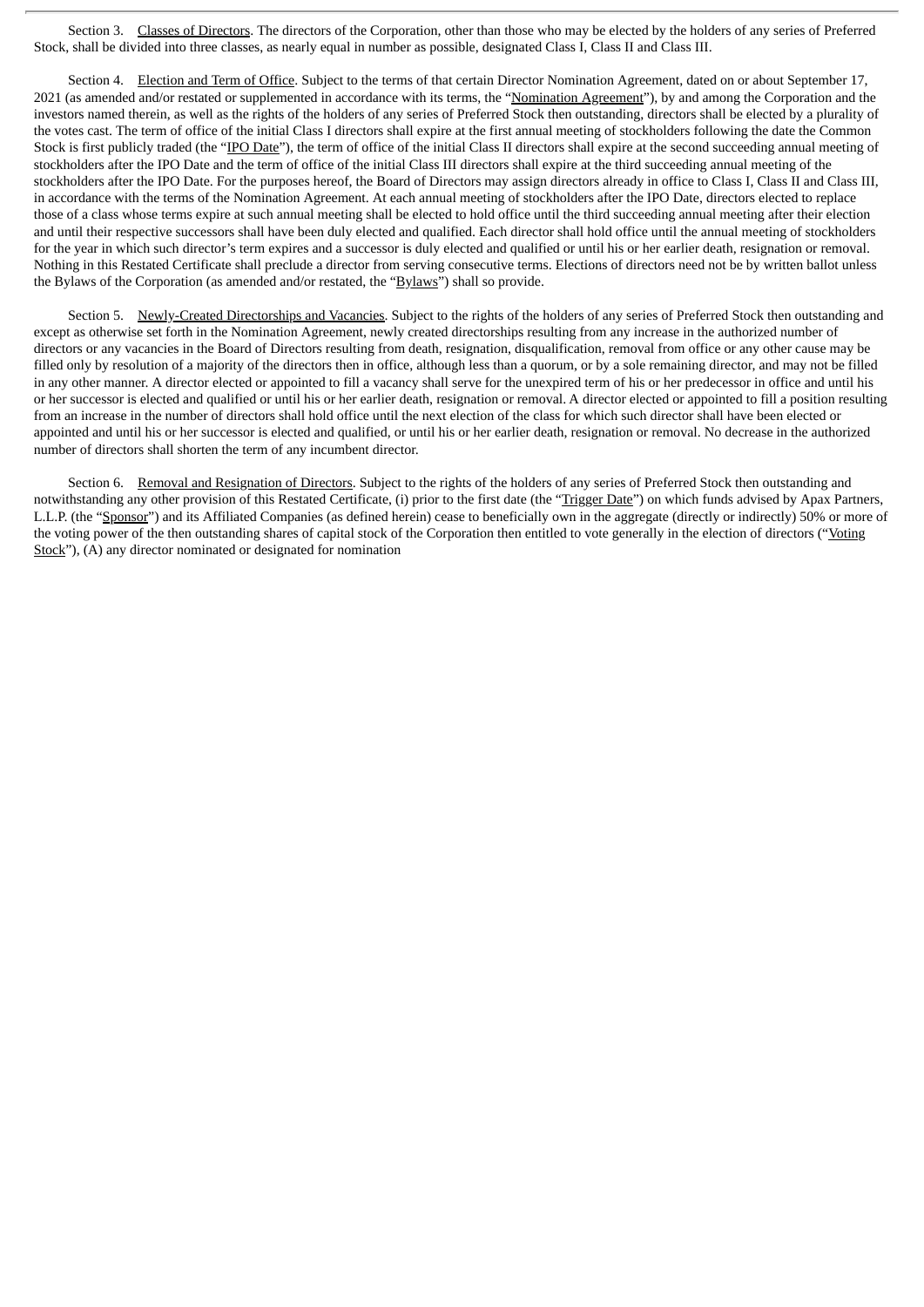Section 3. Classes of Directors. The directors of the Corporation, other than those who may be elected by the holders of any series of Preferred Stock, shall be divided into three classes, as nearly equal in number as possible, designated Class I, Class II and Class III.

Section 4. Election and Term of Office. Subject to the terms of that certain Director Nomination Agreement, dated on or about September 17, 2021 (as amended and/or restated or supplemented in accordance with its terms, the "Nomination Agreement"), by and among the Corporation and the investors named therein, as well as the rights of the holders of any series of Preferred Stock then outstanding, directors shall be elected by a plurality of the votes cast. The term of office of the initial Class I directors shall expire at the first annual meeting of stockholders following the date the Common Stock is first publicly traded (the "IPO Date"), the term of office of the initial Class II directors shall expire at the second succeeding annual meeting of stockholders after the IPO Date and the term of office of the initial Class III directors shall expire at the third succeeding annual meeting of the stockholders after the IPO Date. For the purposes hereof, the Board of Directors may assign directors already in office to Class I, Class II and Class III, in accordance with the terms of the Nomination Agreement. At each annual meeting of stockholders after the IPO Date, directors elected to replace those of a class whose terms expire at such annual meeting shall be elected to hold office until the third succeeding annual meeting after their election and until their respective successors shall have been duly elected and qualified. Each director shall hold office until the annual meeting of stockholders for the year in which such director's term expires and a successor is duly elected and qualified or until his or her earlier death, resignation or removal. Nothing in this Restated Certificate shall preclude a director from serving consecutive terms. Elections of directors need not be by written ballot unless the Bylaws of the Corporation (as amended and/or restated, the "Bylaws") shall so provide.

Section 5. Newly-Created Directorships and Vacancies. Subject to the rights of the holders of any series of Preferred Stock then outstanding and except as otherwise set forth in the Nomination Agreement, newly created directorships resulting from any increase in the authorized number of directors or any vacancies in the Board of Directors resulting from death, resignation, disqualification, removal from office or any other cause may be filled only by resolution of a majority of the directors then in office, although less than a quorum, or by a sole remaining director, and may not be filled in any other manner. A director elected or appointed to fill a vacancy shall serve for the unexpired term of his or her predecessor in office and until his or her successor is elected and qualified or until his or her earlier death, resignation or removal. A director elected or appointed to fill a position resulting from an increase in the number of directors shall hold office until the next election of the class for which such director shall have been elected or appointed and until his or her successor is elected and qualified, or until his or her earlier death, resignation or removal. No decrease in the authorized number of directors shall shorten the term of any incumbent director.

Section 6. Removal and Resignation of Directors. Subject to the rights of the holders of any series of Preferred Stock then outstanding and notwithstanding any other provision of this Restated Certificate, (i) prior to the first date (the "Trigger Date") on which funds advised by Apax Partners, L.L.P. (the "Sponsor") and its Affiliated Companies (as defined herein) cease to beneficially own in the aggregate (directly or indirectly) 50% or more of the voting power of the then outstanding shares of capital stock of the Corporation then entitled to vote generally in the election of directors ("Voting Stock"), (A) any director nominated or designated for nomination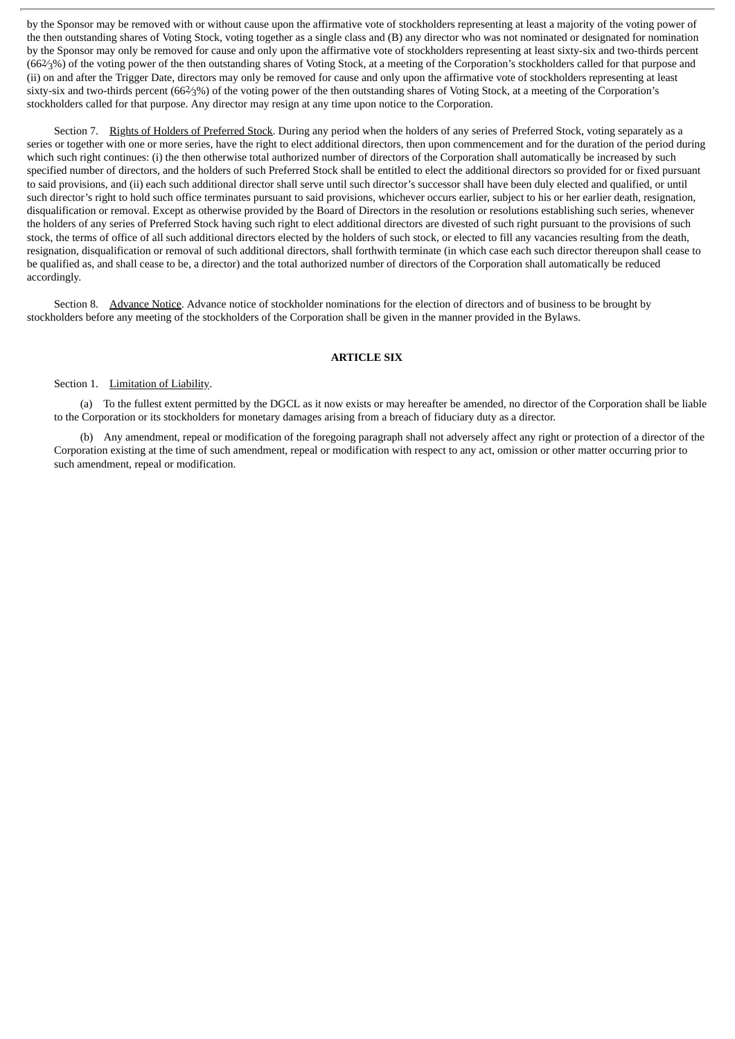by the Sponsor may be removed with or without cause upon the affirmative vote of stockholders representing at least a majority of the voting power of the then outstanding shares of Voting Stock, voting together as a single class and (B) any director who was not nominated or designated for nomination by the Sponsor may only be removed for cause and only upon the affirmative vote of stockholders representing at least sixty-six and two-thirds percent (66⅔%) of the voting power of the then outstanding shares of Voting Stock, at a meeting of the Corporation's stockholders called for that purpose and (ii) on and after the Trigger Date, directors may only be removed for cause and only upon the affirmative vote of stockholders representing at least sixty-six and two-thirds percent (66⅔%) of the voting power of the then outstanding shares of Voting Stock, at a meeting of the Corporation's stockholders called for that purpose. Any director may resign at any time upon notice to the Corporation.

Section 7. Rights of Holders of Preferred Stock. During any period when the holders of any series of Preferred Stock, voting separately as a series or together with one or more series, have the right to elect additional directors, then upon commencement and for the duration of the period during which such right continues: (i) the then otherwise total authorized number of directors of the Corporation shall automatically be increased by such specified number of directors, and the holders of such Preferred Stock shall be entitled to elect the additional directors so provided for or fixed pursuant to said provisions, and (ii) each such additional director shall serve until such director's successor shall have been duly elected and qualified, or until such director's right to hold such office terminates pursuant to said provisions, whichever occurs earlier, subject to his or her earlier death, resignation, disqualification or removal. Except as otherwise provided by the Board of Directors in the resolution or resolutions establishing such series, whenever the holders of any series of Preferred Stock having such right to elect additional directors are divested of such right pursuant to the provisions of such stock, the terms of office of all such additional directors elected by the holders of such stock, or elected to fill any vacancies resulting from the death, resignation, disqualification or removal of such additional directors, shall forthwith terminate (in which case each such director thereupon shall cease to be qualified as, and shall cease to be, a director) and the total authorized number of directors of the Corporation shall automatically be reduced accordingly.

Section 8. Advance Notice. Advance notice of stockholder nominations for the election of directors and of business to be brought by stockholders before any meeting of the stockholders of the Corporation shall be given in the manner provided in the Bylaws.

## ARTICLE SIX

Section 1. Limitation of Liability.

(a) To the fullest extent permitted by the DGCL as it now exists or may hereafter be amended, no director of the Corporation shall be liable to the Corporation or its stockholders for monetary damages arising from a breach of fiduciary duty as a director.

(b) Any amendment, repeal or modification of the foregoing paragraph shall not adversely affect any right or protection of a director of the Corporation existing at the time of such amendment, repeal or modification with respect to any act, omission or other matter occurring prior to such amendment, repeal or modification.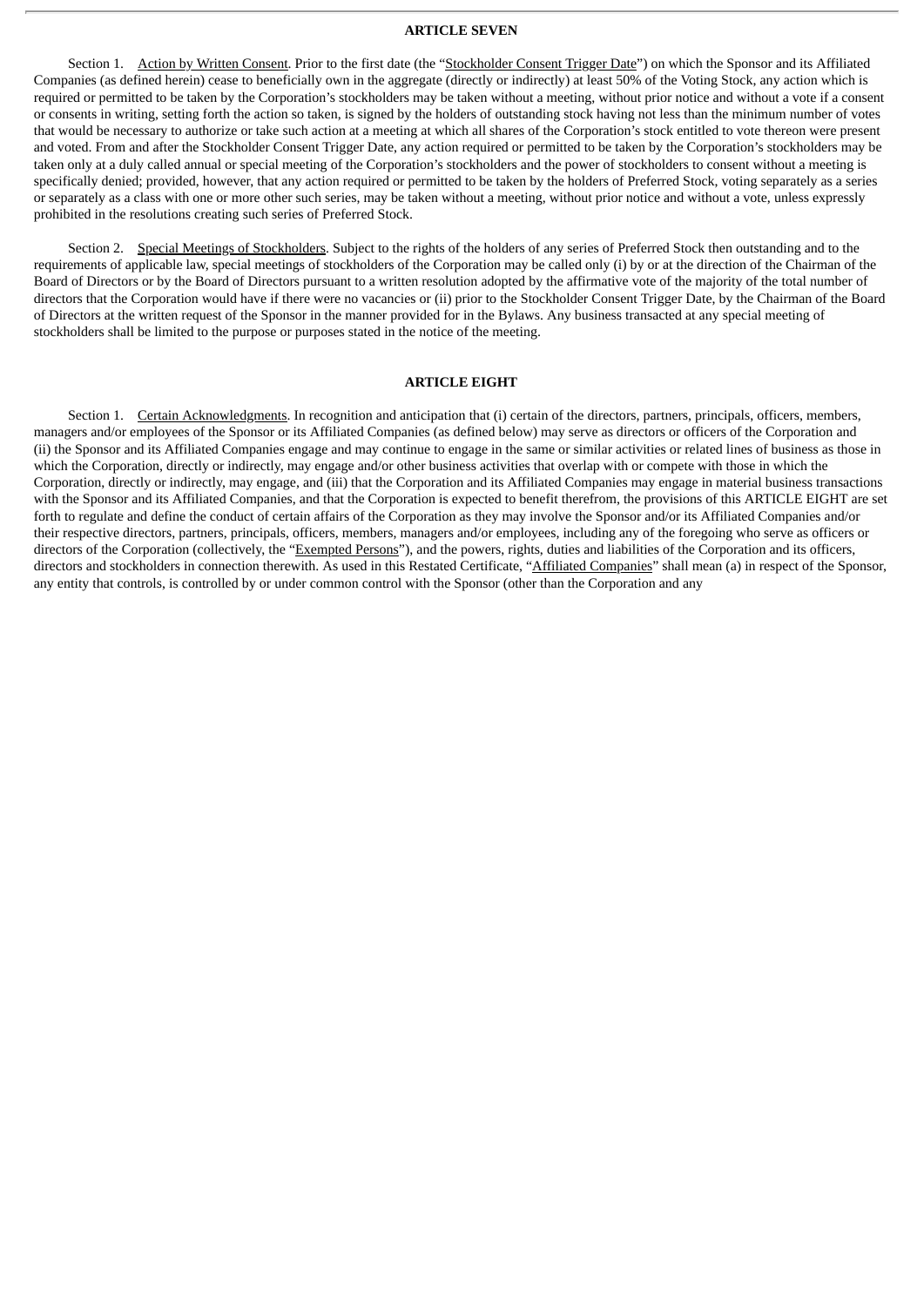## ARTICLE SEVEN

Section 1. Action by Written Consent. Prior to the first date (the "Stockholder Consent Trigger Date") on which the Sponsor and its Affiliated Companies (as defined herein) cease to beneficially own in the aggregate (directly or indirectly) at least 50% of the Voting Stock, any action which is required or permitted to be taken by the Corporation's stockholders may be taken without a meeting, without prior notice and without a vote if a consent or consents in writing, setting forth the action so taken, is signed by the holders of outstanding stock having not less than the minimum number of votes that would be necessary to authorize or take such action at a meeting at which all shares of the Corporation's stock entitled to vote thereon were present and voted. From and after the Stockholder Consent Trigger Date, any action required or permitted to be taken by the Corporation's stockholders may be taken only at a duly called annual or special meeting of the Corporation's stockholders and the power of stockholders to consent without a meeting is specifically denied; provided, however, that any action required or permitted to be taken by the holders of Preferred Stock, voting separately as a series or separately as a class with one or more other such series, may be taken without a meeting, without prior notice and without a vote, unless expressly prohibited in the resolutions creating such series of Preferred Stock.

Section 2. Special Meetings of Stockholders. Subject to the rights of the holders of any series of Preferred Stock then outstanding and to the requirements of applicable law, special meetings of stockholders of the Corporation may be called only (i) by or at the direction of the Chairman of the Board of Directors or by the Board of Directors pursuant to a written resolution adopted by the affirmative vote of the majority of the total number of directors that the Corporation would have if there were no vacancies or (ii) prior to the Stockholder Consent Trigger Date, by the Chairman of the Board of Directors at the written request of the Sponsor in the manner provided for in the Bylaws. Any business transacted at any special meeting of stockholders shall be limited to the purpose or purposes stated in the notice of the meeting.

## ARTICLE EIGHT

Section 1. Certain Acknowledgments. In recognition and anticipation that (i) certain of the directors, partners, principals, officers, members, managers and/or employees of the Sponsor or its Affiliated Companies (as defined below) may serve as directors or officers of the Corporation and (ii) the Sponsor and its Affiliated Companies engage and may continue to engage in the same or similar activities or related lines of business as those in which the Corporation, directly or indirectly, may engage and/or other business activities that overlap with or compete with those in which the Corporation, directly or indirectly, may engage, and (iii) that the Corporation and its Affiliated Companies may engage in material business transactions with the Sponsor and its Affiliated Companies, and that the Corporation is expected to benefit therefrom, the provisions of this ARTICLE EIGHT are set forth to regulate and define the conduct of certain affairs of the Corporation as they may involve the Sponsor and/or its Affiliated Companies and/or their respective directors, partners, principals, officers, members, managers and/or employees, including any of the foregoing who serve as officers or directors of the Corporation (collectively, the "Exempted Persons"), and the powers, rights, duties and liabilities of the Corporation and its officers, directors and stockholders in connection therewith. As used in this Restated Certificate, "Affiliated Companies" shall mean (a) in respect of the Sponsor, any entity that controls, is controlled by or under common control with the Sponsor (other than the Corporation and any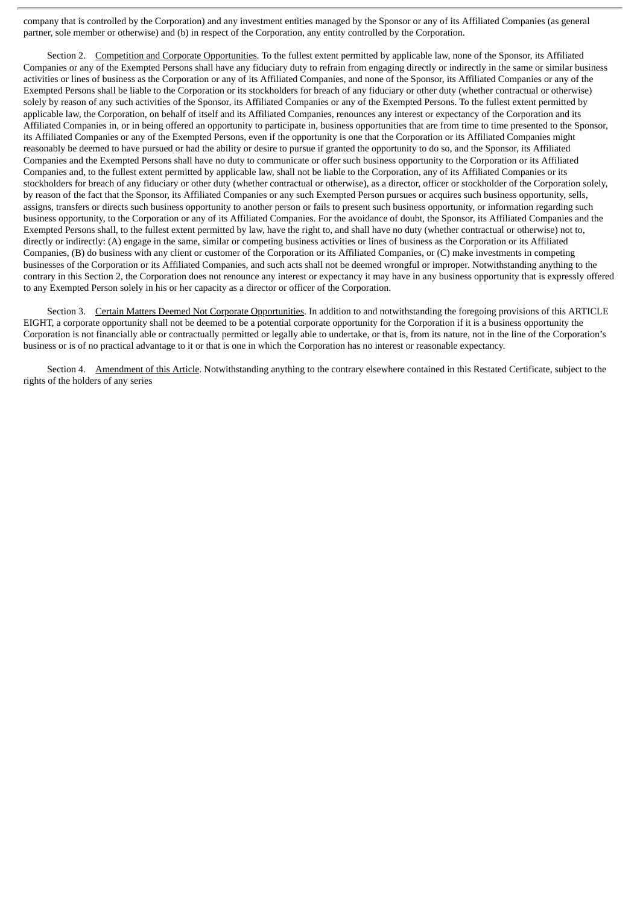company that is controlled by the Corporation) and any investment entities managed by the Sponsor or any of its Affiliated Companies (as general partner, sole member or otherwise) and (b) in respect of the Corporation, any entity controlled by the Corporation.

Section 2. Competition and Corporate Opportunities. To the fullest extent permitted by applicable law, none of the Sponsor, its Affiliated Companies or any of the Exempted Persons shall have any fiduciary duty to refrain from engaging directly or indirectly in the same or similar business activities or lines of business as the Corporation or any of its Affiliated Companies, and none of the Sponsor, its Affiliated Companies or any of the Exempted Persons shall be liable to the Corporation or its stockholders for breach of any fiduciary or other duty (whether contractual or otherwise) solely by reason of any such activities of the Sponsor, its Affiliated Companies or any of the Exempted Persons. To the fullest extent permitted by applicable law, the Corporation, on behalf of itself and its Affiliated Companies, renounces any interest or expectancy of the Corporation and its Affiliated Companies in, or in being offered an opportunity to participate in, business opportunities that are from time to time presented to the Sponsor, its Affiliated Companies or any of the Exempted Persons, even if the opportunity is one that the Corporation or its Affiliated Companies might reasonably be deemed to have pursued or had the ability or desire to pursue if granted the opportunity to do so, and the Sponsor, its Affiliated Companies and the Exempted Persons shall have no duty to communicate or offer such business opportunity to the Corporation or its Affiliated Companies and, to the fullest extent permitted by applicable law, shall not be liable to the Corporation, any of its Affiliated Companies or its stockholders for breach of any fiduciary or other duty (whether contractual or otherwise), as a director, officer or stockholder of the Corporation solely, by reason of the fact that the Sponsor, its Affiliated Companies or any such Exempted Person pursues or acquires such business opportunity, sells, assigns, transfers or directs such business opportunity to another person or fails to present such business opportunity, or information regarding such business opportunity, to the Corporation or any of its Affiliated Companies. For the avoidance of doubt, the Sponsor, its Affiliated Companies and the Exempted Persons shall, to the fullest extent permitted by law, have the right to, and shall have no duty (whether contractual or otherwise) not to, directly or indirectly: (A) engage in the same, similar or competing business activities or lines of business as the Corporation or its Affiliated Companies, (B) do business with any client or customer of the Corporation or its Affiliated Companies, or (C) make investments in competing businesses of the Corporation or its Affiliated Companies, and such acts shall not be deemed wrongful or improper. Notwithstanding anything to the contrary in this Section 2, the Corporation does not renounce any interest or expectancy it may have in any business opportunity that is expressly offered to any Exempted Person solely in his or her capacity as a director or officer of the Corporation.

Section 3. Certain Matters Deemed Not Corporate Opportunities. In addition to and notwithstanding the foregoing provisions of this ARTICLE EIGHT, a corporate opportunity shall not be deemed to be a potential corporate opportunity for the Corporation if it is a business opportunity the Corporation is not financially able or contractually permitted or legally able to undertake, or that is, from its nature, not in the line of the Corporation's business or is of no practical advantage to it or that is one in which the Corporation has no interest or reasonable expectancy.

Section 4. Amendment of this Article. Notwithstanding anything to the contrary elsewhere contained in this Restated Certificate, subject to the rights of the holders of any series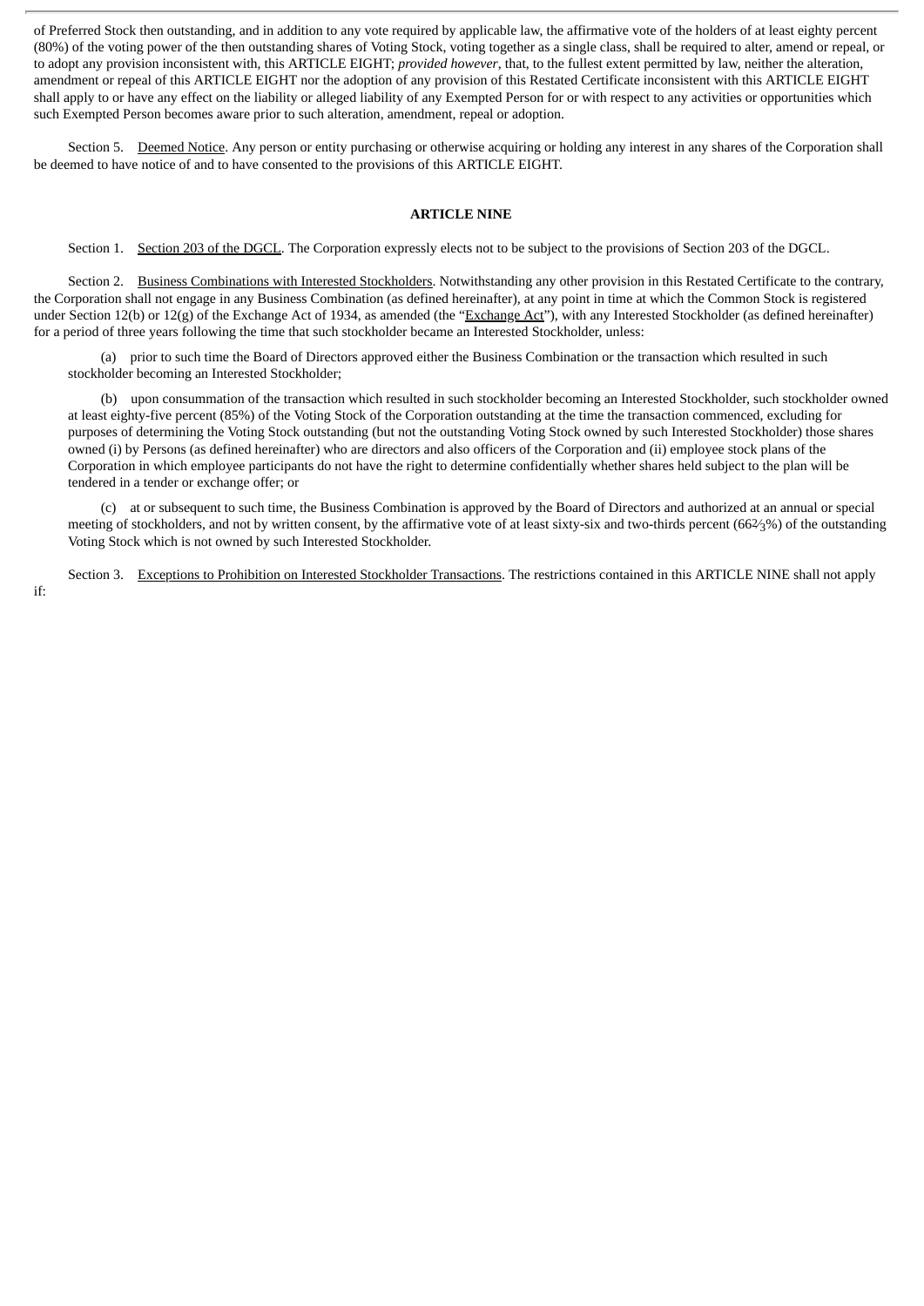of Preferred Stock then outstanding, and in addition to any vote required by applicable law, the affirmative vote of the holders of at least eighty percent (80%) of the voting power of the then outstanding shares of Voting Stock, voting together as a single class, shall be required to alter, amend or repeal, or to adopt any provision inconsistent with, this ARTICLE EIGHT; *provided however*, that, to the fullest extent permitted by law, neither the alteration, amendment or repeal of this ARTICLE EIGHT nor the adoption of any provision of this Restated Certificate inconsistent with this ARTICLE EIGHT shall apply to or have any effect on the liability or alleged liability of any Exempted Person for or with respect to any activities or opportunities which such Exempted Person becomes aware prior to such alteration, amendment, repeal or adoption.

Section 5. Deemed Notice. Any person or entity purchasing or otherwise acquiring or holding any interest in any shares of the Corporation shall be deemed to have notice of and to have consented to the provisions of this ARTICLE EIGHT.

**ARTICLE NINE**

Section 1. Section 203 of the DGCL. The Corporation expressly elects not to be subject to the provisions of Section 203 of the DGCL.

Section 2. Business Combinations with Interested Stockholders. Notwithstanding any other provision in this Restated Certificate to the contrary, the Corporation shall not engage in any Business Combination (as defined hereinafter), at any point in time at which the Common Stock is registered under Section 12(b) or 12(g) of the Exchange Act of 1934, as amended (the "Exchange Act"), with any Interested Stockholder (as defined hereinafter) for a period of three years following the time that such stockholder became an Interested Stockholder, unless:

(a) prior to such time the Board of Directors approved either the Business Combination or the transaction which resulted in such stockholder becoming an Interested Stockholder;

(b) upon consummation of the transaction which resulted in such stockholder becoming an Interested Stockholder, such stockholder owned at least eighty-five percent (85%) of the Voting Stock of the Corporation outstanding at the time the transaction commenced, excluding for purposes of determining the Voting Stock outstanding (but not the outstanding Voting Stock owned by such Interested Stockholder) those shares owned (i) by Persons (as defined hereinafter) who are directors and also officers of the Corporation and (ii) employee stock plans of the Corporation in which employee participants do not have the right to determine confidentially whether shares held subject to the plan will be tendered in a tender or exchange offer; or

(c) at or subsequent to such time, the Business Combination is approved by the Board of Directors and authorized at an annual or special meeting of stockholders, and not by written consent, by the affirmative vote of at least sixty-six and two-thirds percent (66⅔%) of the outstanding Voting Stock which is not owned by such Interested Stockholder.

Section 3. Exceptions to Prohibition on Interested Stockholder Transactions. The restrictions contained in this ARTICLE NINE shall not apply if: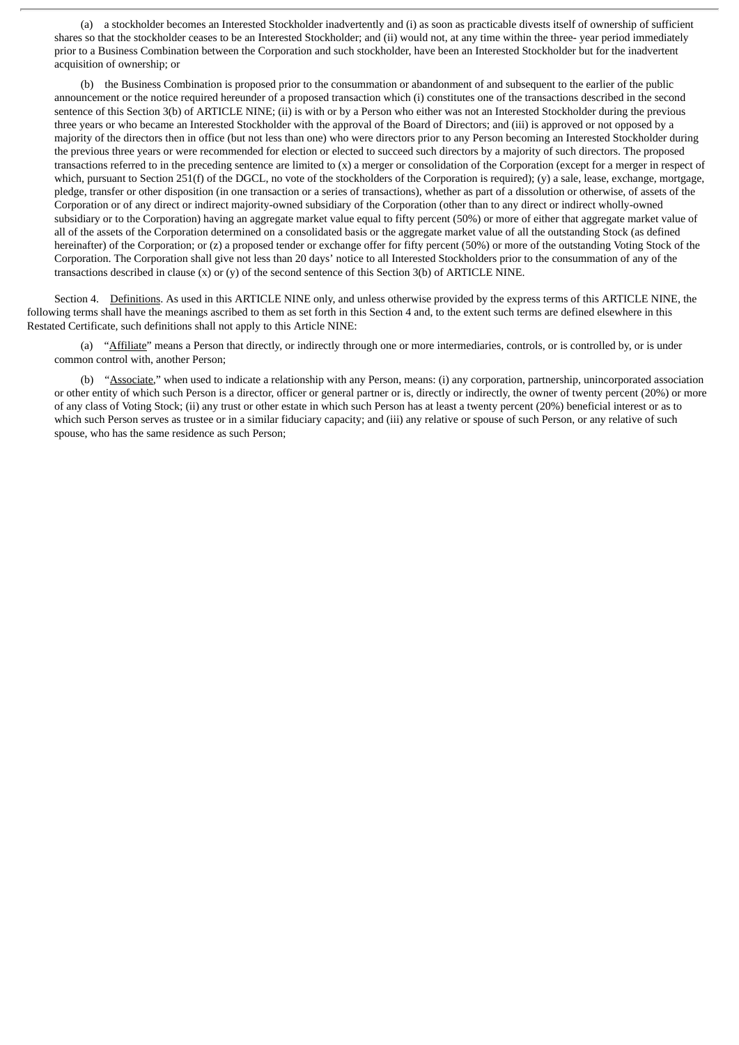(a) a stockholder becomes an Interested Stockholder inadvertently and (i) as soon as practicable divests itself of ownership of sufficient shares so that the stockholder ceases to be an Interested Stockholder; and (ii) would not, at any time within the three- year period immediately prior to a Business Combination between the Corporation and such stockholder, have been an Interested Stockholder but for the inadvertent acquisition of ownership; or

(b) the Business Combination is proposed prior to the consummation or abandonment of and subsequent to the earlier of the public announcement or the notice required hereunder of a proposed transaction which (i) constitutes one of the transactions described in the second sentence of this Section 3(b) of ARTICLE NINE; (ii) is with or by a Person who either was not an Interested Stockholder during the previous three years or who became an Interested Stockholder with the approval of the Board of Directors; and (iii) is approved or not opposed by a majority of the directors then in office (but not less than one) who were directors prior to any Person becoming an Interested Stockholder during the previous three years or were recommended for election or elected to succeed such directors by a majority of such directors. The proposed transactions referred to in the preceding sentence are limited to (x) a merger or consolidation of the Corporation (except for a merger in respect of which, pursuant to Section 251(f) of the DGCL, no vote of the stockholders of the Corporation is required); (y) a sale, lease, exchange, mortgage, pledge, transfer or other disposition (in one transaction or a series of transactions), whether as part of a dissolution or otherwise, of assets of the Corporation or of any direct or indirect majority-owned subsidiary of the Corporation (other than to any direct or indirect wholly-owned subsidiary or to the Corporation) having an aggregate market value equal to fifty percent (50%) or more of either that aggregate market value of all of the assets of the Corporation determined on a consolidated basis or the aggregate market value of all the outstanding Stock (as defined hereinafter) of the Corporation; or (z) a proposed tender or exchange offer for fifty percent (50%) or more of the outstanding Voting Stock of the Corporation. The Corporation shall give not less than 20 days' notice to all Interested Stockholders prior to the consummation of any of the transactions described in clause (x) or (y) of the second sentence of this Section 3(b) of ARTICLE NINE.

Section 4. Definitions. As used in this ARTICLE NINE only, and unless otherwise provided by the express terms of this ARTICLE NINE, the following terms shall have the meanings ascribed to them as set forth in this Section 4 and, to the extent such terms are defined elsewhere in this Restated Certificate, such definitions shall not apply to this Article NINE:

(a) "Affiliate" means a Person that directly, or indirectly through one or more intermediaries, controls, or is controlled by, or is under common control with, another Person;

(b) "Associate," when used to indicate a relationship with any Person, means: (i) any corporation, partnership, unincorporated association or other entity of which such Person is a director, officer or general partner or is, directly or indirectly, the owner of twenty percent (20%) or more of any class of Voting Stock; (ii) any trust or other estate in which such Person has at least a twenty percent (20%) beneficial interest or as to which such Person serves as trustee or in a similar fiduciary capacity; and (iii) any relative or spouse of such Person, or any relative of such spouse, who has the same residence as such Person;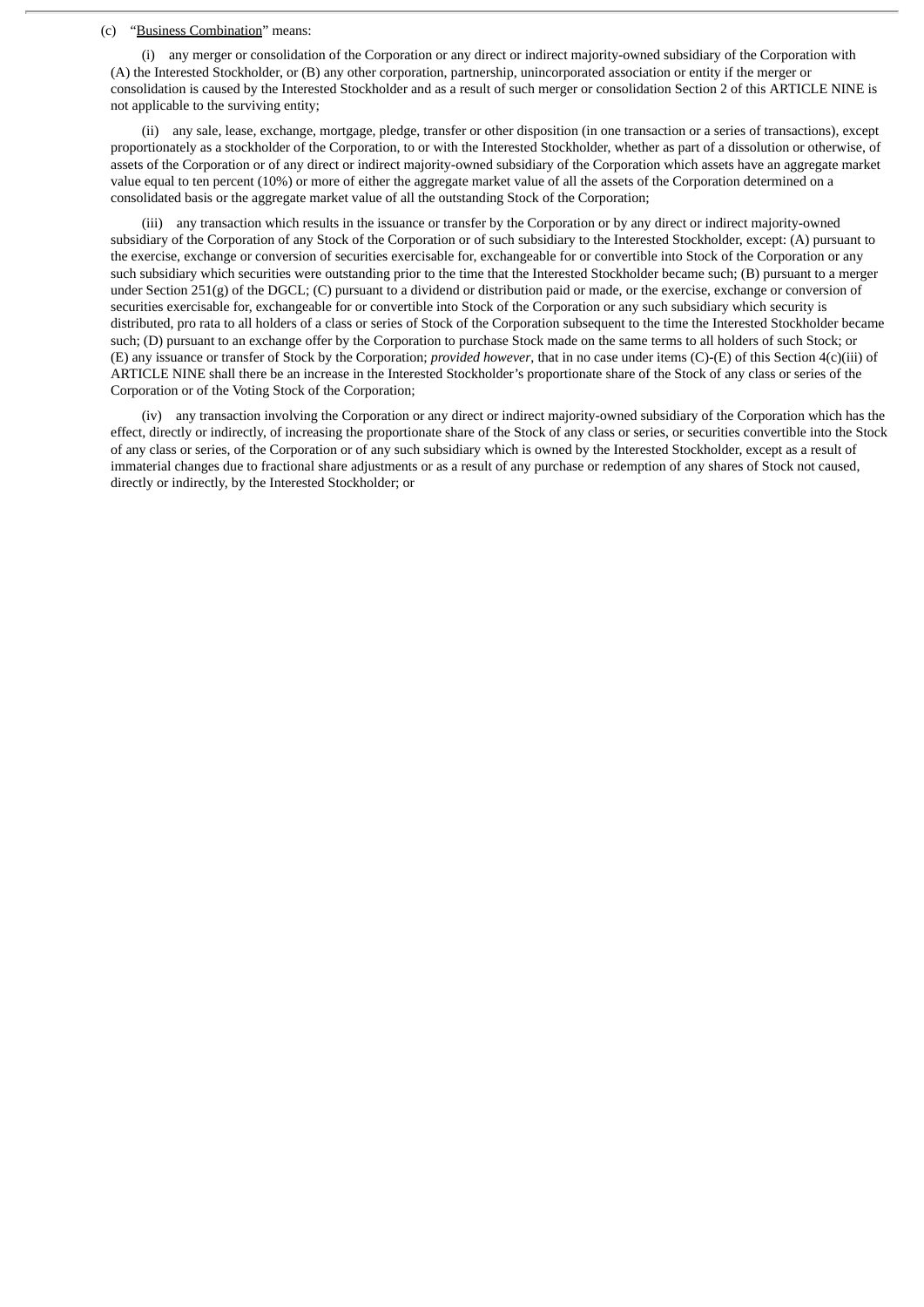(c) "Business Combination" means:

(i) any merger or consolidation of the Corporation or any direct or indirect majority-owned subsidiary of the Corporation with (A) the Interested Stockholder, or (B) any other corporation, partnership, unincorporated association or entity if the merger or consolidation is caused by the Interested Stockholder and as a result of such merger or consolidation Section 2 of this ARTICLE NINE is not applicable to the surviving entity;

(ii) any sale, lease, exchange, mortgage, pledge, transfer or other disposition (in one transaction or a series of transactions), except proportionately as a stockholder of the Corporation, to or with the Interested Stockholder, whether as part of a dissolution or otherwise, of assets of the Corporation or of any direct or indirect majority-owned subsidiary of the Corporation which assets have an aggregate market value equal to ten percent (10%) or more of either the aggregate market value of all the assets of the Corporation determined on a consolidated basis or the aggregate market value of all the outstanding Stock of the Corporation;

(iii) any transaction which results in the issuance or transfer by the Corporation or by any direct or indirect majority-owned subsidiary of the Corporation of any Stock of the Corporation or of such subsidiary to the Interested Stockholder, except: (A) pursuant to the exercise, exchange or conversion of securities exercisable for, exchangeable for or convertible into Stock of the Corporation or any such subsidiary which securities were outstanding prior to the time that the Interested Stockholder became such; (B) pursuant to a merger under Section 251(g) of the DGCL; (C) pursuant to a dividend or distribution paid or made, or the exercise, exchange or conversion of securities exercisable for, exchangeable for or convertible into Stock of the Corporation or any such subsidiary which security is distributed, pro rata to all holders of a class or series of Stock of the Corporation subsequent to the time the Interested Stockholder became such; (D) pursuant to an exchange offer by the Corporation to purchase Stock made on the same terms to all holders of such Stock; or (E) any issuance or transfer of Stock by the Corporation; *provided however*, that in no case under items (C)-(E) of this Section 4(c)(iii) of ARTICLE NINE shall there be an increase in the Interested Stockholder's proportionate share of the Stock of any class or series of the Corporation or of the Voting Stock of the Corporation;

(iv) any transaction involving the Corporation or any direct or indirect majority-owned subsidiary of the Corporation which has the effect, directly or indirectly, of increasing the proportionate share of the Stock of any class or series, or securities convertible into the Stock of any class or series, of the Corporation or of any such subsidiary which is owned by the Interested Stockholder, except as a result of immaterial changes due to fractional share adjustments or as a result of any purchase or redemption of any shares of Stock not caused, directly or indirectly, by the Interested Stockholder; or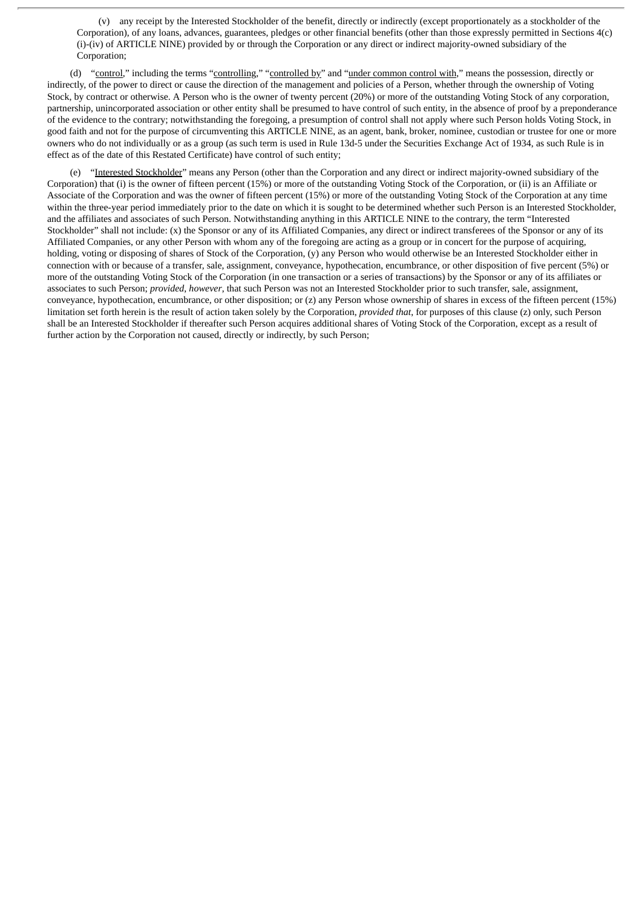(v) any receipt by the Interested Stockholder of the benefit, directly or indirectly (except proportionately as a stockholder of the Corporation), of any loans, advances, guarantees, pledges or other financial benefits (other than those expressly permitted in Sections 4(c)(i)-(iv) of ARTICLE NINE) provided by or through the Corporation or any direct or indirect majority-owned subsidiary of the Corporation;

(d) "<u>control</u>," including the terms "<u>controlling</u>," "<u>controlled by</u>" and "<u>under common control with</u>," means the possession, directly or indirectly, of the power to direct or cause the direction of the management and policies of a Person, whether through the ownership of Voting Stock, by contract or otherwise. A Person who is the owner of twenty percent (20%) or more of the outstanding Voting Stock of any corporation, partnership, unincorporated association or other entity shall be presumed to have control of such entity, in the absence of proof by a preponderance of the evidence to the contrary; notwithstanding the foregoing, a presumption of control shall not apply where such Person holds Voting Stock, in good faith and not for the purpose of circumventing this ARTICLE NINE, as an agent, bank, broker, nominee, custodian or trustee for one or more owners who do not individually or as a group (as such term is used in Rule 13d-5 under the Securities Exchange Act of 1934, as such Rule is in effect as of the date of this Restated Certificate) have control of such entity;

(e) "<u>Interested Stockholder</u>" means any Person (other than the Corporation and any direct or indirect majority-owned subsidiary of the Corporation) that (i) is the owner of fifteen percent (15%) or more of the outstanding Voting Stock of the Corporation, or (ii) is an Affiliate or Associate of the Corporation and was the owner of fifteen percent (15%) or more of the outstanding Voting Stock of the Corporation at any time within the three-year period immediately prior to the date on which it is sought to be determined whether such Person is an Interested Stockholder, and the affiliates and associates of such Person. Notwithstanding anything in this ARTICLE NINE to the contrary, the term "Interested Stockholder" shall not include: (x) the Sponsor or any of its Affiliated Companies, any direct or indirect transferees of the Sponsor or any of its Affiliated Companies, or any other Person with whom any of the foregoing are acting as a group or in concert for the purpose of acquiring, holding, voting or disposing of shares of Stock of the Corporation, (y) any Person who would otherwise be an Interested Stockholder either in connection with or because of a transfer, sale, assignment, conveyance, hypothecation, encumbrance, or other disposition of five percent (5%) or more of the outstanding Voting Stock of the Corporation (in one transaction or a series of transactions) by the Sponsor or any of its affiliates or associates to such Person; *provided*, *however*, that such Person was not an Interested Stockholder prior to such transfer, sale, assignment, conveyance, hypothecation, encumbrance, or other disposition; or (z) any Person whose ownership of shares in excess of the fifteen percent (15%) limitation set forth herein is the result of action taken solely by the Corporation, *provided that*, for purposes of this clause (z) only, such Person shall be an Interested Stockholder if thereafter such Person acquires additional shares of Voting Stock of the Corporation, except as a result of further action by the Corporation not caused, directly or indirectly, by such Person;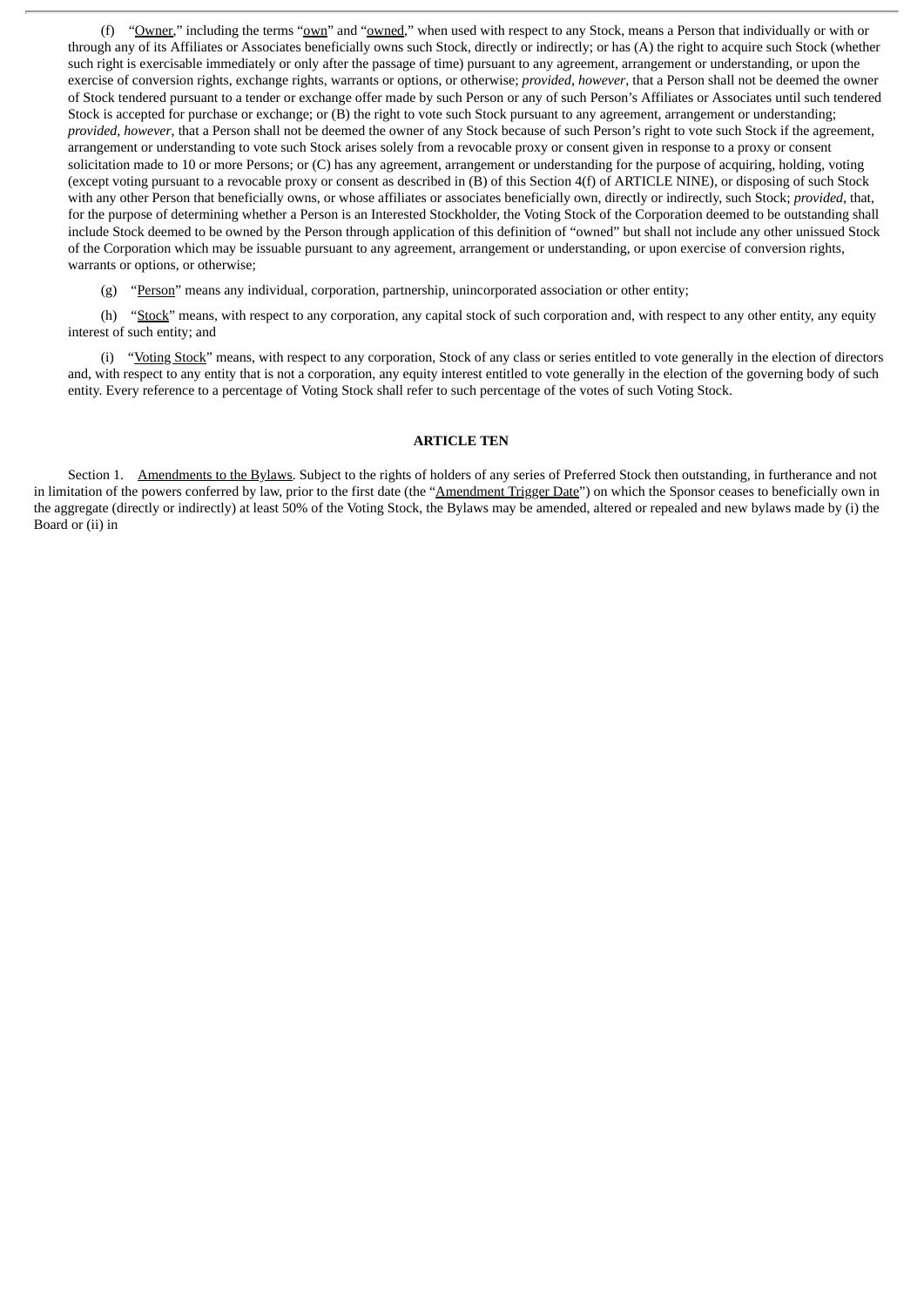(f) "Owner," including the terms "own" and "owned," when used with respect to any Stock, means a Person that individually or with or through any of its Affiliates or Associates beneficially owns such Stock, directly or indirectly; or has (A) the right to acquire such Stock (whether such right is exercisable immediately or only after the passage of time) pursuant to any agreement, arrangement or understanding, or upon the exercise of conversion rights, exchange rights, warrants or options, or otherwise; *provided*, *however*, that a Person shall not be deemed the owner of Stock tendered pursuant to a tender or exchange offer made by such Person or any of such Person's Affiliates or Associates until such tendered Stock is accepted for purchase or exchange; or (B) the right to vote such Stock pursuant to any agreement, arrangement or understanding; *provided*, *however*, that a Person shall not be deemed the owner of any Stock because of such Person's right to vote such Stock if the agreement, arrangement or understanding to vote such Stock arises solely from a revocable proxy or consent given in response to a proxy or consent solicitation made to 10 or more Persons; or (C) has any agreement, arrangement or understanding for the purpose of acquiring, holding, voting (except voting pursuant to a revocable proxy or consent as described in (B) of this Section 4(f) of ARTICLE NINE), or disposing of such Stock with any other Person that beneficially owns, or whose affiliates or associates beneficially own, directly or indirectly, such Stock; *provided*, that, for the purpose of determining whether a Person is an Interested Stockholder, the Voting Stock of the Corporation deemed to be outstanding shall include Stock deemed to be owned by the Person through application of this definition of "owned" but shall not include any other unissued Stock of the Corporation which may be issuable pursuant to any agreement, arrangement or understanding, or upon exercise of conversion rights, warrants or options, or otherwise;

(g) "Person" means any individual, corporation, partnership, unincorporated association or other entity;

(h) "Stock" means, with respect to any corporation, any capital stock of such corporation and, with respect to any other entity, any equity interest of such entity; and

(i) "Voting Stock" means, with respect to any corporation, Stock of any class or series entitled to vote generally in the election of directors and, with respect to any entity that is not a corporation, any equity interest entitled to vote generally in the election of the governing body of such entity. Every reference to a percentage of Voting Stock shall refer to such percentage of the votes of such Voting Stock.

**ARTICLE TEN**

Section 1. Amendments to the Bylaws. Subject to the rights of holders of any series of Preferred Stock then outstanding, in furtherance and not in limitation of the powers conferred by law, prior to the first date (the "Amendment Trigger Date") on which the Sponsor ceases to beneficially own in the aggregate (directly or indirectly) at least 50% of the Voting Stock, the Bylaws may be amended, altered or repealed and new bylaws made by (i) the Board or (ii) in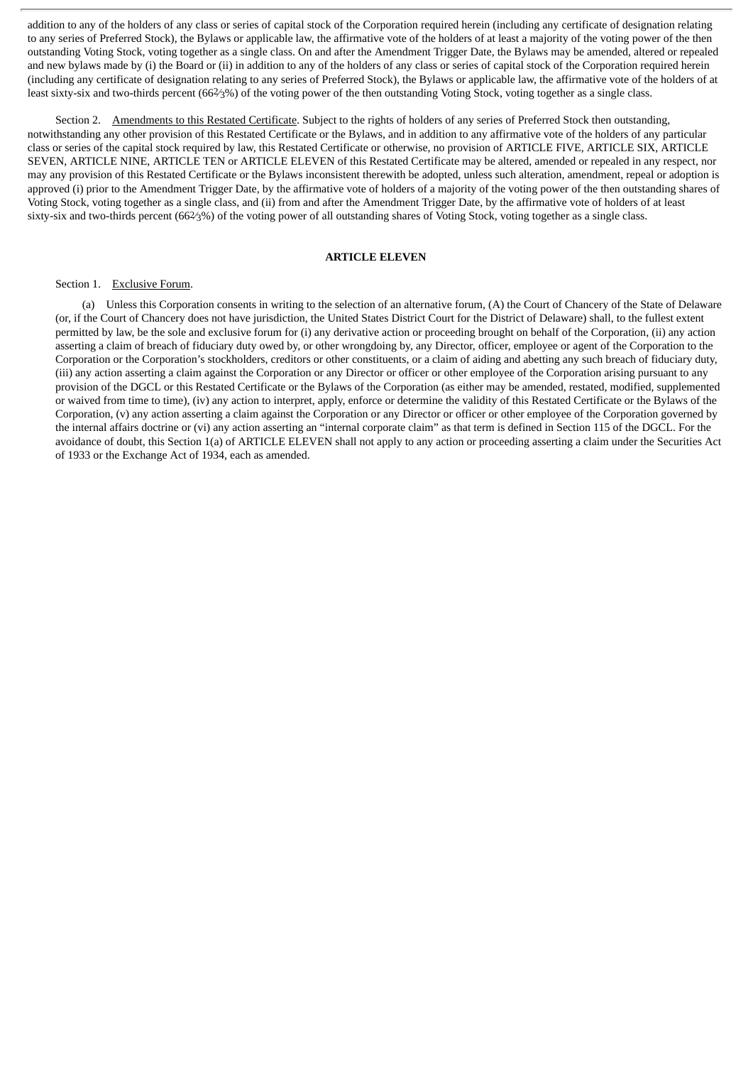addition to any of the holders of any class or series of capital stock of the Corporation required herein (including any certificate of designation relating to any series of Preferred Stock), the Bylaws or applicable law, the affirmative vote of the holders of at least a majority of the voting power of the then outstanding Voting Stock, voting together as a single class. On and after the Amendment Trigger Date, the Bylaws may be amended, altered or repealed and new bylaws made by (i) the Board or (ii) in addition to any of the holders of any class or series of capital stock of the Corporation required herein (including any certificate of designation relating to any series of Preferred Stock), the Bylaws or applicable law, the affirmative vote of the holders of at least sixty-six and two-thirds percent (66⅔%) of the voting power of the then outstanding Voting Stock, voting together as a single class.

Section 2. Amendments to this Restated Certificate. Subject to the rights of holders of any series of Preferred Stock then outstanding, notwithstanding any other provision of this Restated Certificate or the Bylaws, and in addition to any affirmative vote of the holders of any particular class or series of the capital stock required by law, this Restated Certificate or otherwise, no provision of ARTICLE FIVE, ARTICLE SIX, ARTICLE SEVEN, ARTICLE NINE, ARTICLE TEN or ARTICLE ELEVEN of this Restated Certificate may be altered, amended or repealed in any respect, nor may any provision of this Restated Certificate or the Bylaws inconsistent therewith be adopted, unless such alteration, amendment, repeal or adoption is approved (i) prior to the Amendment Trigger Date, by the affirmative vote of holders of a majority of the voting power of the then outstanding shares of Voting Stock, voting together as a single class, and (ii) from and after the Amendment Trigger Date, by the affirmative vote of holders of at least sixty-six and two-thirds percent (66⅔%) of the voting power of all outstanding shares of Voting Stock, voting together as a single class.

## ARTICLE ELEVEN

Section 1. Exclusive Forum.

(a) Unless this Corporation consents in writing to the selection of an alternative forum, (A) the Court of Chancery of the State of Delaware (or, if the Court of Chancery does not have jurisdiction, the United States District Court for the District of Delaware) shall, to the fullest extent permitted by law, be the sole and exclusive forum for (i) any derivative action or proceeding brought on behalf of the Corporation, (ii) any action asserting a claim of breach of fiduciary duty owed by, or other wrongdoing by, any Director, officer, employee or agent of the Corporation to the Corporation or the Corporation's stockholders, creditors or other constituents, or a claim of aiding and abetting any such breach of fiduciary duty, (iii) any action asserting a claim against the Corporation or any Director or officer or other employee of the Corporation arising pursuant to any provision of the DGCL or this Restated Certificate or the Bylaws of the Corporation (as either may be amended, restated, modified, supplemented or waived from time to time), (iv) any action to interpret, apply, enforce or determine the validity of this Restated Certificate or the Bylaws of the Corporation, (v) any action asserting a claim against the Corporation or any Director or officer or other employee of the Corporation governed by the internal affairs doctrine or (vi) any action asserting an "internal corporate claim" as that term is defined in Section 115 of the DGCL. For the avoidance of doubt, this Section 1(a) of ARTICLE ELEVEN shall not apply to any action or proceeding asserting a claim under the Securities Act of 1933 or the Exchange Act of 1934, each as amended.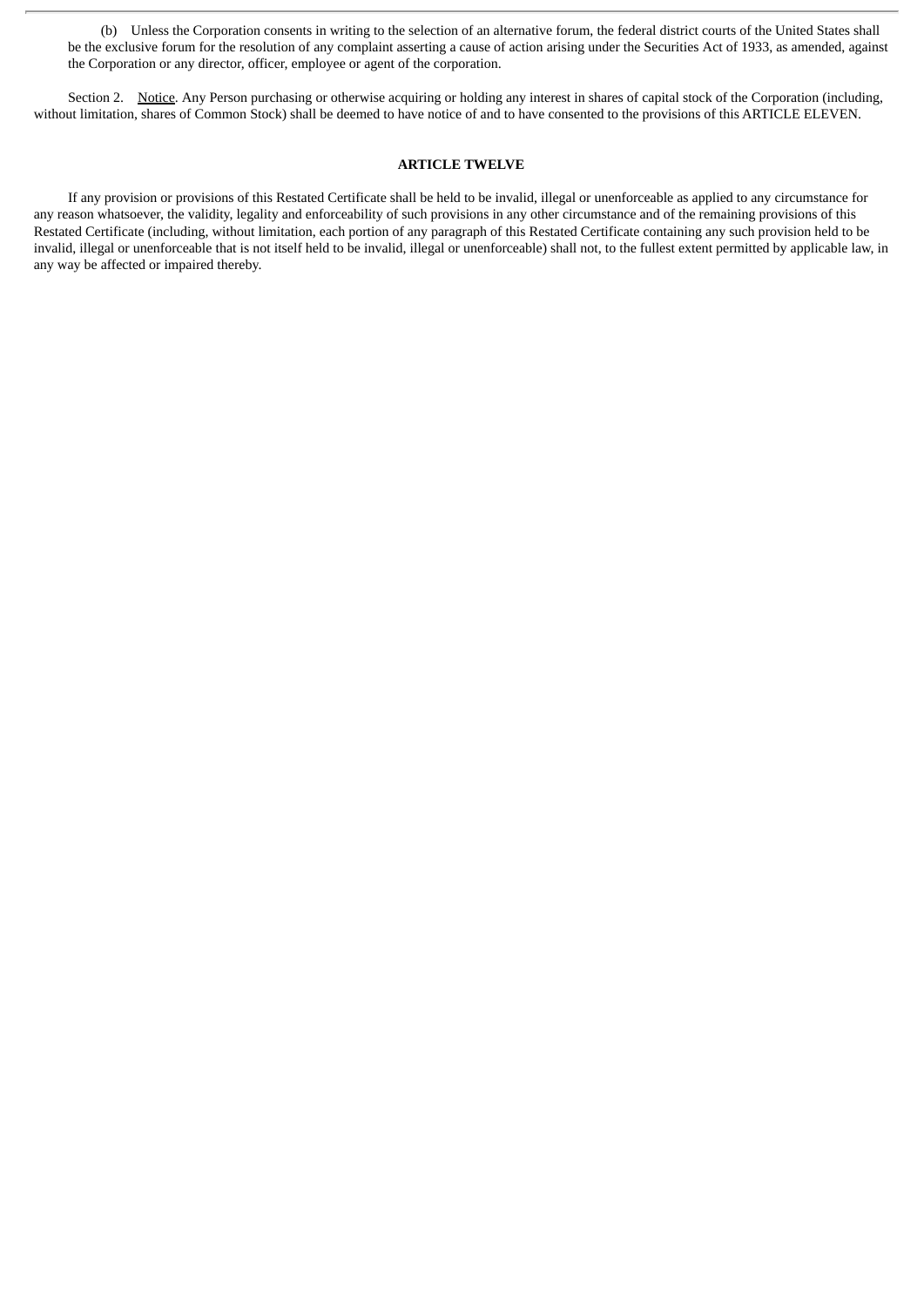(b) Unless the Corporation consents in writing to the selection of an alternative forum, the federal district courts of the United States shall be the exclusive forum for the resolution of any complaint asserting a cause of action arising under the Securities Act of 1933, as amended, against the Corporation or any director, officer, employee or agent of the corporation.

Section 2. Notice. Any Person purchasing or otherwise acquiring or holding any interest in shares of capital stock of the Corporation (including, without limitation, shares of Common Stock) shall be deemed to have notice of and to have consented to the provisions of this ARTICLE ELEVEN.

**ARTICLE TWELVE**

If any provision or provisions of this Restated Certificate shall be held to be invalid, illegal or unenforceable as applied to any circumstance for any reason whatsoever, the validity, legality and enforceability of such provisions in any other circumstance and of the remaining provisions of this Restated Certificate (including, without limitation, each portion of any paragraph of this Restated Certificate containing any such provision held to be invalid, illegal or unenforceable that is not itself held to be invalid, illegal or unenforceable) shall not, to the fullest extent permitted by applicable law, in any way be affected or impaired thereby.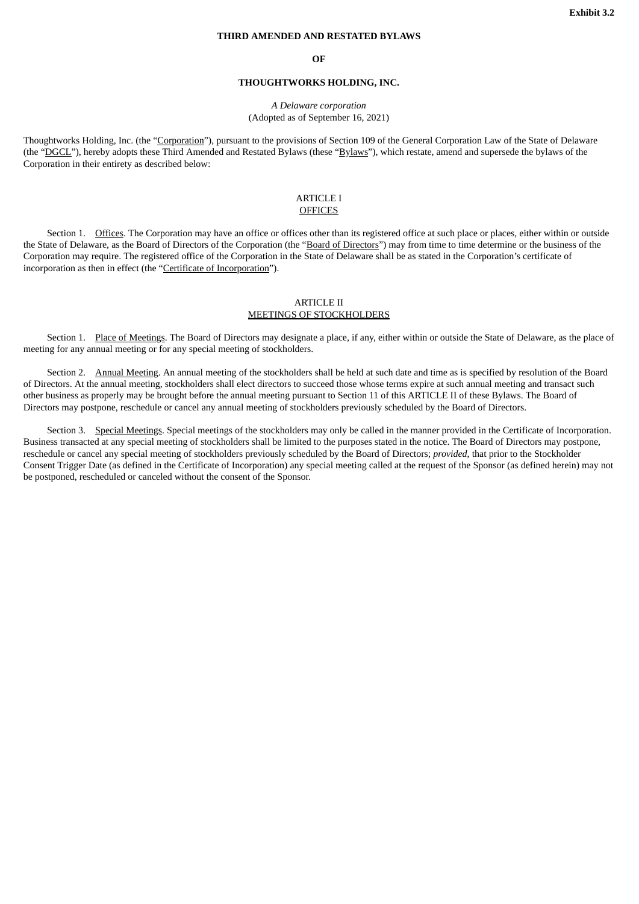**Exhibit 3.2**

**THIRD AMENDED AND RESTATED BYLAWS**

**OF**

**THOUGHTWORKS HOLDING, INC.**

*A Delaware corporation*
(Adopted as of September 16, 2021)

Thoughtworks Holding, Inc. (the "Corporation"), pursuant to the provisions of Section 109 of the General Corporation Law of the State of Delaware (the "DGCL"), hereby adopts these Third Amended and Restated Bylaws (these "Bylaws"), which restate, amend and supersede the bylaws of the Corporation in their entirety as described below:

## ARTICLE I
## OFFICES

Section 1. Offices. The Corporation may have an office or offices other than its registered office at such place or places, either within or outside the State of Delaware, as the Board of Directors of the Corporation (the "Board of Directors") may from time to time determine or the business of the Corporation may require. The registered office of the Corporation in the State of Delaware shall be as stated in the Corporation's certificate of incorporation as then in effect (the "Certificate of Incorporation").

## ARTICLE II
## MEETINGS OF STOCKHOLDERS

Section 1. Place of Meetings. The Board of Directors may designate a place, if any, either within or outside the State of Delaware, as the place of meeting for any annual meeting or for any special meeting of stockholders.

Section 2. Annual Meeting. An annual meeting of the stockholders shall be held at such date and time as is specified by resolution of the Board of Directors. At the annual meeting, stockholders shall elect directors to succeed those whose terms expire at such annual meeting and transact such other business as properly may be brought before the annual meeting pursuant to Section 11 of this ARTICLE II of these Bylaws. The Board of Directors may postpone, reschedule or cancel any annual meeting of stockholders previously scheduled by the Board of Directors.

Section 3. Special Meetings. Special meetings of the stockholders may only be called in the manner provided in the Certificate of Incorporation. Business transacted at any special meeting of stockholders shall be limited to the purposes stated in the notice. The Board of Directors may postpone, reschedule or cancel any special meeting of stockholders previously scheduled by the Board of Directors; *provided*, that prior to the Stockholder Consent Trigger Date (as defined in the Certificate of Incorporation) any special meeting called at the request of the Sponsor (as defined herein) may not be postponed, rescheduled or canceled without the consent of the Sponsor.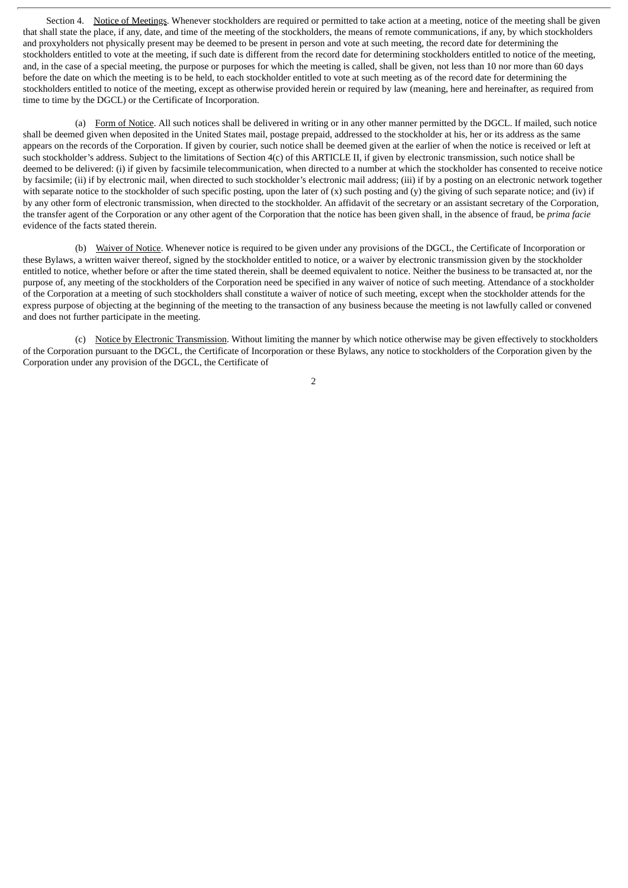Section 4. Notice of Meetings. Whenever stockholders are required or permitted to take action at a meeting, notice of the meeting shall be given that shall state the place, if any, date, and time of the meeting of the stockholders, the means of remote communications, if any, by which stockholders and proxyholders not physically present may be deemed to be present in person and vote at such meeting, the record date for determining the stockholders entitled to vote at the meeting, if such date is different from the record date for determining stockholders entitled to notice of the meeting, and, in the case of a special meeting, the purpose or purposes for which the meeting is called, shall be given, not less than 10 nor more than 60 days before the date on which the meeting is to be held, to each stockholder entitled to vote at such meeting as of the record date for determining the stockholders entitled to notice of the meeting, except as otherwise provided herein or required by law (meaning, here and hereinafter, as required from time to time by the DGCL) or the Certificate of Incorporation.

(a) Form of Notice. All such notices shall be delivered in writing or in any other manner permitted by the DGCL. If mailed, such notice shall be deemed given when deposited in the United States mail, postage prepaid, addressed to the stockholder at his, her or its address as the same appears on the records of the Corporation. If given by courier, such notice shall be deemed given at the earlier of when the notice is received or left at such stockholder's address. Subject to the limitations of Section 4(c) of this ARTICLE II, if given by electronic transmission, such notice shall be deemed to be delivered: (i) if given by facsimile telecommunication, when directed to a number at which the stockholder has consented to receive notice by facsimile; (ii) if by electronic mail, when directed to such stockholder's electronic mail address; (iii) if by a posting on an electronic network together with separate notice to the stockholder of such specific posting, upon the later of (x) such posting and (y) the giving of such separate notice; and (iv) if by any other form of electronic transmission, when directed to the stockholder. An affidavit of the secretary or an assistant secretary of the Corporation, the transfer agent of the Corporation or any other agent of the Corporation that the notice has been given shall, in the absence of fraud, be *prima facie* evidence of the facts stated therein.

(b) Waiver of Notice. Whenever notice is required to be given under any provisions of the DGCL, the Certificate of Incorporation or these Bylaws, a written waiver thereof, signed by the stockholder entitled to notice, or a waiver by electronic transmission given by the stockholder entitled to notice, whether before or after the time stated therein, shall be deemed equivalent to notice. Neither the business to be transacted at, nor the purpose of, any meeting of the stockholders of the Corporation need be specified in any waiver of notice of such meeting. Attendance of a stockholder of the Corporation at a meeting of such stockholders shall constitute a waiver of notice of such meeting, except when the stockholder attends for the express purpose of objecting at the beginning of the meeting to the transaction of any business because the meeting is not lawfully called or convened and does not further participate in the meeting.

(c) Notice by Electronic Transmission. Without limiting the manner by which notice otherwise may be given effectively to stockholders of the Corporation pursuant to the DGCL, the Certificate of Incorporation or these Bylaws, any notice to stockholders of the Corporation given by the Corporation under any provision of the DGCL, the Certificate of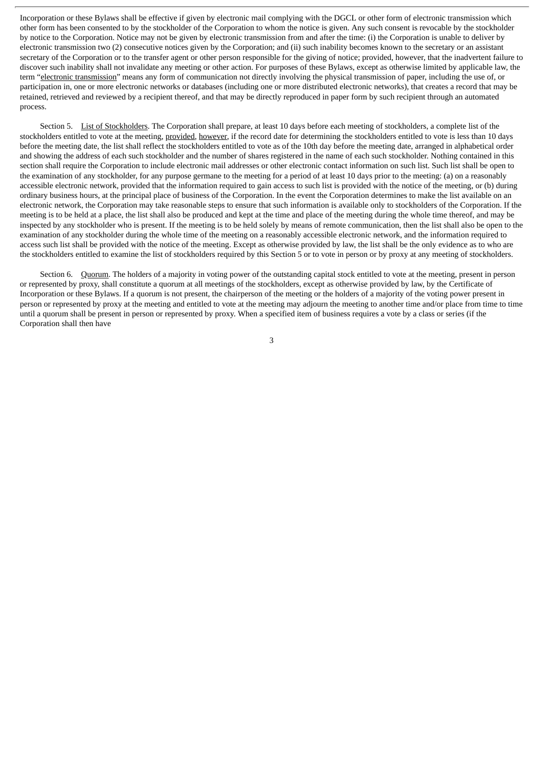Incorporation or these Bylaws shall be effective if given by electronic mail complying with the DGCL or other form of electronic transmission which other form has been consented to by the stockholder of the Corporation to whom the notice is given. Any such consent is revocable by the stockholder by notice to the Corporation. Notice may not be given by electronic transmission from and after the time: (i) the Corporation is unable to deliver by electronic transmission two (2) consecutive notices given by the Corporation; and (ii) such inability becomes known to the secretary or an assistant secretary of the Corporation or to the transfer agent or other person responsible for the giving of notice; provided, however, that the inadvertent failure to discover such inability shall not invalidate any meeting or other action. For purposes of these Bylaws, except as otherwise limited by applicable law, the term "electronic transmission" means any form of communication not directly involving the physical transmission of paper, including the use of, or participation in, one or more electronic networks or databases (including one or more distributed electronic networks), that creates a record that may be retained, retrieved and reviewed by a recipient thereof, and that may be directly reproduced in paper form by such recipient through an automated process.

Section 5. List of Stockholders. The Corporation shall prepare, at least 10 days before each meeting of stockholders, a complete list of the stockholders entitled to vote at the meeting, provided, however, if the record date for determining the stockholders entitled to vote is less than 10 days before the meeting date, the list shall reflect the stockholders entitled to vote as of the 10th day before the meeting date, arranged in alphabetical order and showing the address of each such stockholder and the number of shares registered in the name of each such stockholder. Nothing contained in this section shall require the Corporation to include electronic mail addresses or other electronic contact information on such list. Such list shall be open to the examination of any stockholder, for any purpose germane to the meeting for a period of at least 10 days prior to the meeting: (a) on a reasonably accessible electronic network, provided that the information required to gain access to such list is provided with the notice of the meeting, or (b) during ordinary business hours, at the principal place of business of the Corporation. In the event the Corporation determines to make the list available on an electronic network, the Corporation may take reasonable steps to ensure that such information is available only to stockholders of the Corporation. If the meeting is to be held at a place, the list shall also be produced and kept at the time and place of the meeting during the whole time thereof, and may be inspected by any stockholder who is present. If the meeting is to be held solely by means of remote communication, then the list shall also be open to the examination of any stockholder during the whole time of the meeting on a reasonably accessible electronic network, and the information required to access such list shall be provided with the notice of the meeting. Except as otherwise provided by law, the list shall be the only evidence as to who are the stockholders entitled to examine the list of stockholders required by this Section 5 or to vote in person or by proxy at any meeting of stockholders.

Section 6. Quorum. The holders of a majority in voting power of the outstanding capital stock entitled to vote at the meeting, present in person or represented by proxy, shall constitute a quorum at all meetings of the stockholders, except as otherwise provided by law, by the Certificate of Incorporation or these Bylaws. If a quorum is not present, the chairperson of the meeting or the holders of a majority of the voting power present in person or represented by proxy at the meeting and entitled to vote at the meeting may adjourn the meeting to another time and/or place from time to time until a quorum shall be present in person or represented by proxy. When a specified item of business requires a vote by a class or series (if the Corporation shall then have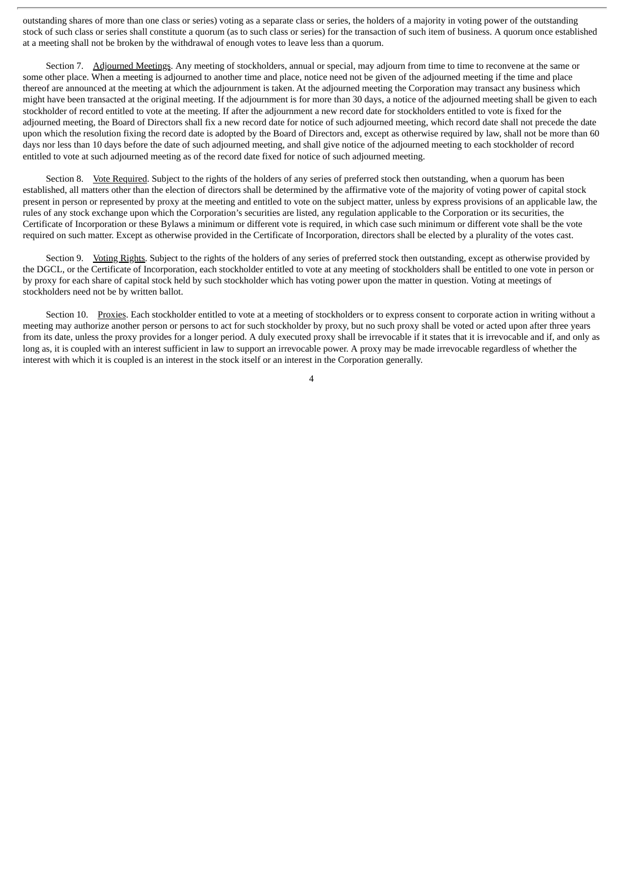outstanding shares of more than one class or series) voting as a separate class or series, the holders of a majority in voting power of the outstanding stock of such class or series shall constitute a quorum (as to such class or series) for the transaction of such item of business. A quorum once established at a meeting shall not be broken by the withdrawal of enough votes to leave less than a quorum.

Section 7. Adjourned Meetings. Any meeting of stockholders, annual or special, may adjourn from time to time to reconvene at the same or some other place. When a meeting is adjourned to another time and place, notice need not be given of the adjourned meeting if the time and place thereof are announced at the meeting at which the adjournment is taken. At the adjourned meeting the Corporation may transact any business which might have been transacted at the original meeting. If the adjournment is for more than 30 days, a notice of the adjourned meeting shall be given to each stockholder of record entitled to vote at the meeting. If after the adjournment a new record date for stockholders entitled to vote is fixed for the adjourned meeting, the Board of Directors shall fix a new record date for notice of such adjourned meeting, which record date shall not precede the date upon which the resolution fixing the record date is adopted by the Board of Directors and, except as otherwise required by law, shall not be more than 60 days nor less than 10 days before the date of such adjourned meeting, and shall give notice of the adjourned meeting to each stockholder of record entitled to vote at such adjourned meeting as of the record date fixed for notice of such adjourned meeting.

Section 8. Vote Required. Subject to the rights of the holders of any series of preferred stock then outstanding, when a quorum has been established, all matters other than the election of directors shall be determined by the affirmative vote of the majority of voting power of capital stock present in person or represented by proxy at the meeting and entitled to vote on the subject matter, unless by express provisions of an applicable law, the rules of any stock exchange upon which the Corporation's securities are listed, any regulation applicable to the Corporation or its securities, the Certificate of Incorporation or these Bylaws a minimum or different vote is required, in which case such minimum or different vote shall be the vote required on such matter. Except as otherwise provided in the Certificate of Incorporation, directors shall be elected by a plurality of the votes cast.

Section 9. Voting Rights. Subject to the rights of the holders of any series of preferred stock then outstanding, except as otherwise provided by the DGCL, or the Certificate of Incorporation, each stockholder entitled to vote at any meeting of stockholders shall be entitled to one vote in person or by proxy for each share of capital stock held by such stockholder which has voting power upon the matter in question. Voting at meetings of stockholders need not be by written ballot.

Section 10. Proxies. Each stockholder entitled to vote at a meeting of stockholders or to express consent to corporate action in writing without a meeting may authorize another person or persons to act for such stockholder by proxy, but no such proxy shall be voted or acted upon after three years from its date, unless the proxy provides for a longer period. A duly executed proxy shall be irrevocable if it states that it is irrevocable and if, and only as long as, it is coupled with an interest sufficient in law to support an irrevocable power. A proxy may be made irrevocable regardless of whether the interest with which it is coupled is an interest in the stock itself or an interest in the Corporation generally.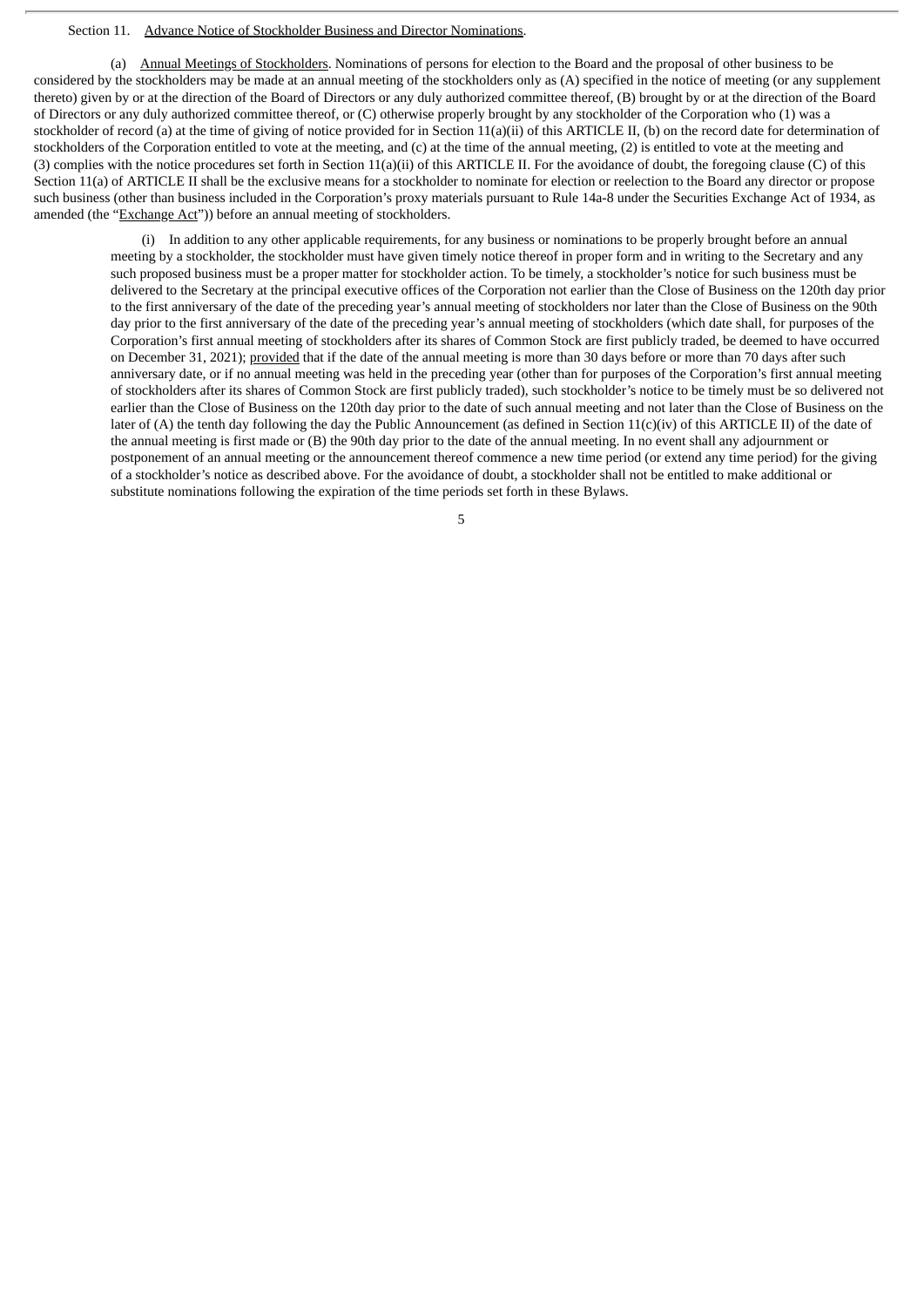Section 11. Advance Notice of Stockholder Business and Director Nominations.

(a) Annual Meetings of Stockholders. Nominations of persons for election to the Board and the proposal of other business to be considered by the stockholders may be made at an annual meeting of the stockholders only as (A) specified in the notice of meeting (or any supplement thereto) given by or at the direction of the Board of Directors or any duly authorized committee thereof, (B) brought by or at the direction of the Board of Directors or any duly authorized committee thereof, or (C) otherwise properly brought by any stockholder of the Corporation who (1) was a stockholder of record (a) at the time of giving of notice provided for in Section 11(a)(ii) of this ARTICLE II, (b) on the record date for determination of stockholders of the Corporation entitled to vote at the meeting, and (c) at the time of the annual meeting, (2) is entitled to vote at the meeting and (3) complies with the notice procedures set forth in Section 11(a)(ii) of this ARTICLE II. For the avoidance of doubt, the foregoing clause (C) of this Section 11(a) of ARTICLE II shall be the exclusive means for a stockholder to nominate for election or reelection to the Board any director or propose such business (other than business included in the Corporation's proxy materials pursuant to Rule 14a-8 under the Securities Exchange Act of 1934, as amended (the "Exchange Act")) before an annual meeting of stockholders.

(i) In addition to any other applicable requirements, for any business or nominations to be properly brought before an annual meeting by a stockholder, the stockholder must have given timely notice thereof in proper form and in writing to the Secretary and any such proposed business must be a proper matter for stockholder action. To be timely, a stockholder's notice for such business must be delivered to the Secretary at the principal executive offices of the Corporation not earlier than the Close of Business on the 120th day prior to the first anniversary of the date of the preceding year's annual meeting of stockholders nor later than the Close of Business on the 90th day prior to the first anniversary of the date of the preceding year's annual meeting of stockholders (which date shall, for purposes of the Corporation's first annual meeting of stockholders after its shares of Common Stock are first publicly traded, be deemed to have occurred on December 31, 2021); provided that if the date of the annual meeting is more than 30 days before or more than 70 days after such anniversary date, or if no annual meeting was held in the preceding year (other than for purposes of the Corporation's first annual meeting of stockholders after its shares of Common Stock are first publicly traded), such stockholder's notice to be timely must be so delivered not earlier than the Close of Business on the 120th day prior to the date of such annual meeting and not later than the Close of Business on the later of (A) the tenth day following the day the Public Announcement (as defined in Section 11(c)(iv) of this ARTICLE II) of the date of the annual meeting is first made or (B) the 90th day prior to the date of the annual meeting. In no event shall any adjournment or postponement of an annual meeting or the announcement thereof commence a new time period (or extend any time period) for the giving of a stockholder's notice as described above. For the avoidance of doubt, a stockholder shall not be entitled to make additional or substitute nominations following the expiration of the time periods set forth in these Bylaws.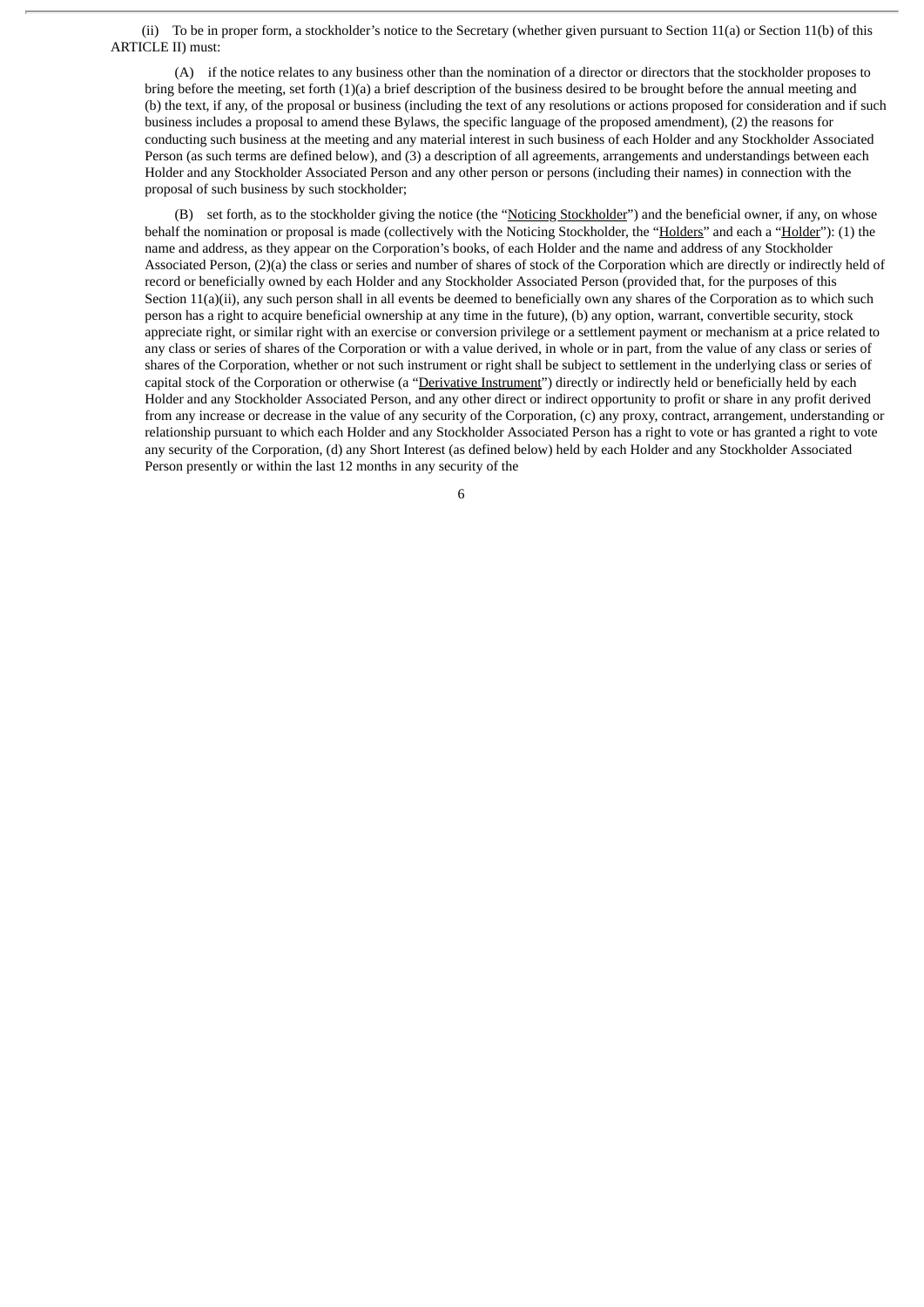(ii) To be in proper form, a stockholder's notice to the Secretary (whether given pursuant to Section 11(a) or Section 11(b) of this ARTICLE II) must:

(A) if the notice relates to any business other than the nomination of a director or directors that the stockholder proposes to bring before the meeting, set forth (1)(a) a brief description of the business desired to be brought before the annual meeting and (b) the text, if any, of the proposal or business (including the text of any resolutions or actions proposed for consideration and if such business includes a proposal to amend these Bylaws, the specific language of the proposed amendment), (2) the reasons for conducting such business at the meeting and any material interest in such business of each Holder and any Stockholder Associated Person (as such terms are defined below), and (3) a description of all agreements, arrangements and understandings between each Holder and any Stockholder Associated Person and any other person or persons (including their names) in connection with the proposal of such business by such stockholder;

(B) set forth, as to the stockholder giving the notice (the "Noticing Stockholder") and the beneficial owner, if any, on whose behalf the nomination or proposal is made (collectively with the Noticing Stockholder, the "Holders" and each a "Holder"): (1) the name and address, as they appear on the Corporation's books, of each Holder and the name and address of any Stockholder Associated Person, (2)(a) the class or series and number of shares of stock of the Corporation which are directly or indirectly held of record or beneficially owned by each Holder and any Stockholder Associated Person (provided that, for the purposes of this Section 11(a)(ii), any such person shall in all events be deemed to beneficially own any shares of the Corporation as to which such person has a right to acquire beneficial ownership at any time in the future), (b) any option, warrant, convertible security, stock appreciate right, or similar right with an exercise or conversion privilege or a settlement payment or mechanism at a price related to any class or series of shares of the Corporation or with a value derived, in whole or in part, from the value of any class or series of shares of the Corporation, whether or not such instrument or right shall be subject to settlement in the underlying class or series of capital stock of the Corporation or otherwise (a "Derivative Instrument") directly or indirectly held or beneficially held by each Holder and any Stockholder Associated Person, and any other direct or indirect opportunity to profit or share in any profit derived from any increase or decrease in the value of any security of the Corporation, (c) any proxy, contract, arrangement, understanding or relationship pursuant to which each Holder and any Stockholder Associated Person has a right to vote or has granted a right to vote any security of the Corporation, (d) any Short Interest (as defined below) held by each Holder and any Stockholder Associated Person presently or within the last 12 months in any security of the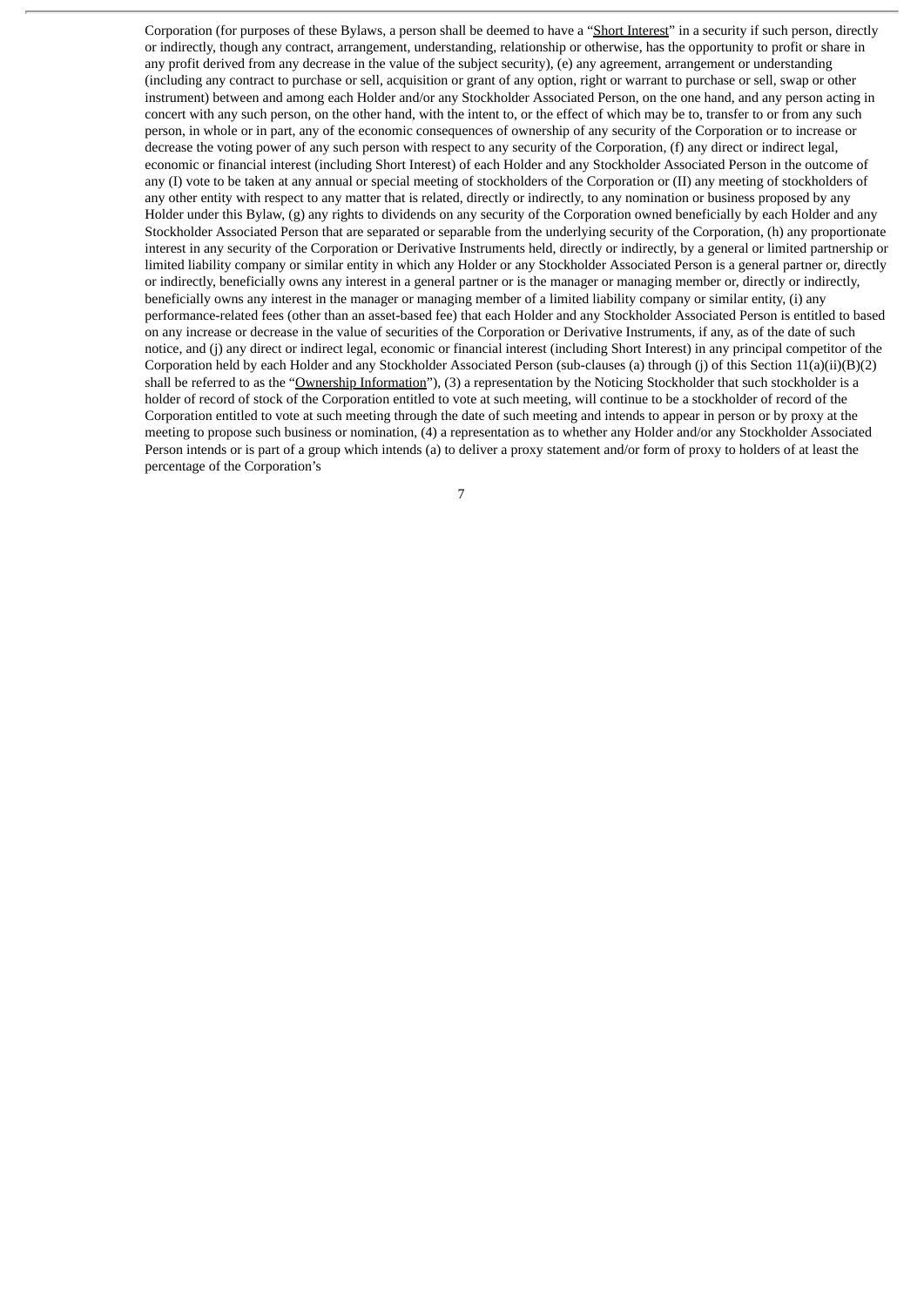Corporation (for purposes of these Bylaws, a person shall be deemed to have a "Short Interest" in a security if such person, directly or indirectly, though any contract, arrangement, understanding, relationship or otherwise, has the opportunity to profit or share in any profit derived from any decrease in the value of the subject security), (e) any agreement, arrangement or understanding (including any contract to purchase or sell, acquisition or grant of any option, right or warrant to purchase or sell, swap or other instrument) between and among each Holder and/or any Stockholder Associated Person, on the one hand, and any person acting in concert with any such person, on the other hand, with the intent to, or the effect of which may be to, transfer to or from any such person, in whole or in part, any of the economic consequences of ownership of any security of the Corporation or to increase or decrease the voting power of any such person with respect to any security of the Corporation, (f) any direct or indirect legal, economic or financial interest (including Short Interest) of each Holder and any Stockholder Associated Person in the outcome of any (I) vote to be taken at any annual or special meeting of stockholders of the Corporation or (II) any meeting of stockholders of any other entity with respect to any matter that is related, directly or indirectly, to any nomination or business proposed by any Holder under this Bylaw, (g) any rights to dividends on any security of the Corporation owned beneficially by each Holder and any Stockholder Associated Person that are separated or separable from the underlying security of the Corporation, (h) any proportionate interest in any security of the Corporation or Derivative Instruments held, directly or indirectly, by a general or limited partnership or limited liability company or similar entity in which any Holder or any Stockholder Associated Person is a general partner or, directly or indirectly, beneficially owns any interest in a general partner or is the manager or managing member or, directly or indirectly, beneficially owns any interest in the manager or managing member of a limited liability company or similar entity, (i) any performance-related fees (other than an asset-based fee) that each Holder and any Stockholder Associated Person is entitled to based on any increase or decrease in the value of securities of the Corporation or Derivative Instruments, if any, as of the date of such notice, and (j) any direct or indirect legal, economic or financial interest (including Short Interest) in any principal competitor of the Corporation held by each Holder and any Stockholder Associated Person (sub-clauses (a) through (j) of this Section 11(a)(ii)(B)(2) shall be referred to as the "Ownership Information"), (3) a representation by the Noticing Stockholder that such stockholder is a holder of record of stock of the Corporation entitled to vote at such meeting, will continue to be a stockholder of record of the Corporation entitled to vote at such meeting through the date of such meeting and intends to appear in person or by proxy at the meeting to propose such business or nomination, (4) a representation as to whether any Holder and/or any Stockholder Associated Person intends or is part of a group which intends (a) to deliver a proxy statement and/or form of proxy to holders of at least the percentage of the Corporation's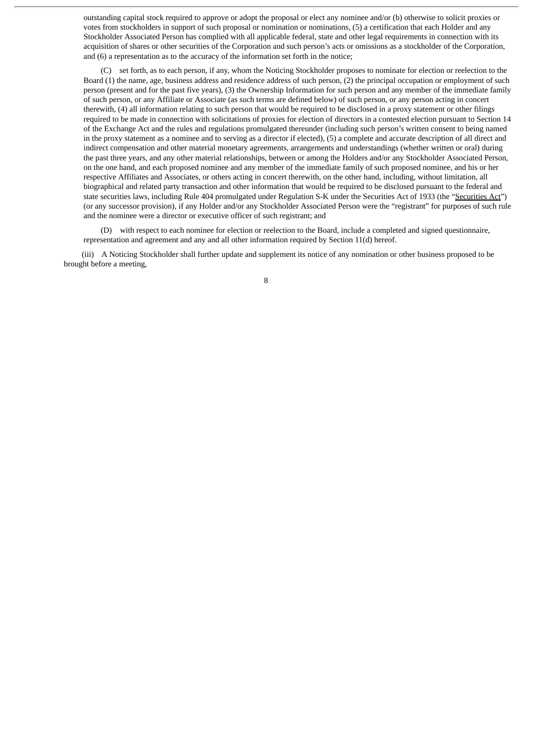outstanding capital stock required to approve or adopt the proposal or elect any nominee and/or (b) otherwise to solicit proxies or votes from stockholders in support of such proposal or nomination or nominations, (5) a certification that each Holder and any Stockholder Associated Person has complied with all applicable federal, state and other legal requirements in connection with its acquisition of shares or other securities of the Corporation and such person's acts or omissions as a stockholder of the Corporation, and (6) a representation as to the accuracy of the information set forth in the notice;

(C) set forth, as to each person, if any, whom the Noticing Stockholder proposes to nominate for election or reelection to the Board (1) the name, age, business address and residence address of such person, (2) the principal occupation or employment of such person (present and for the past five years), (3) the Ownership Information for such person and any member of the immediate family of such person, or any Affiliate or Associate (as such terms are defined below) of such person, or any person acting in concert therewith, (4) all information relating to such person that would be required to be disclosed in a proxy statement or other filings required to be made in connection with solicitations of proxies for election of directors in a contested election pursuant to Section 14 of the Exchange Act and the rules and regulations promulgated thereunder (including such person's written consent to being named in the proxy statement as a nominee and to serving as a director if elected), (5) a complete and accurate description of all direct and indirect compensation and other material monetary agreements, arrangements and understandings (whether written or oral) during the past three years, and any other material relationships, between or among the Holders and/or any Stockholder Associated Person, on the one hand, and each proposed nominee and any member of the immediate family of such proposed nominee, and his or her respective Affiliates and Associates, or others acting in concert therewith, on the other hand, including, without limitation, all biographical and related party transaction and other information that would be required to be disclosed pursuant to the federal and state securities laws, including Rule 404 promulgated under Regulation S-K under the Securities Act of 1933 (the "Securities Act") (or any successor provision), if any Holder and/or any Stockholder Associated Person were the "registrant" for purposes of such rule and the nominee were a director or executive officer of such registrant; and

(D) with respect to each nominee for election or reelection to the Board, include a completed and signed questionnaire, representation and agreement and any and all other information required by Section 11(d) hereof.

(iii) A Noticing Stockholder shall further update and supplement its notice of any nomination or other business proposed to be brought before a meeting,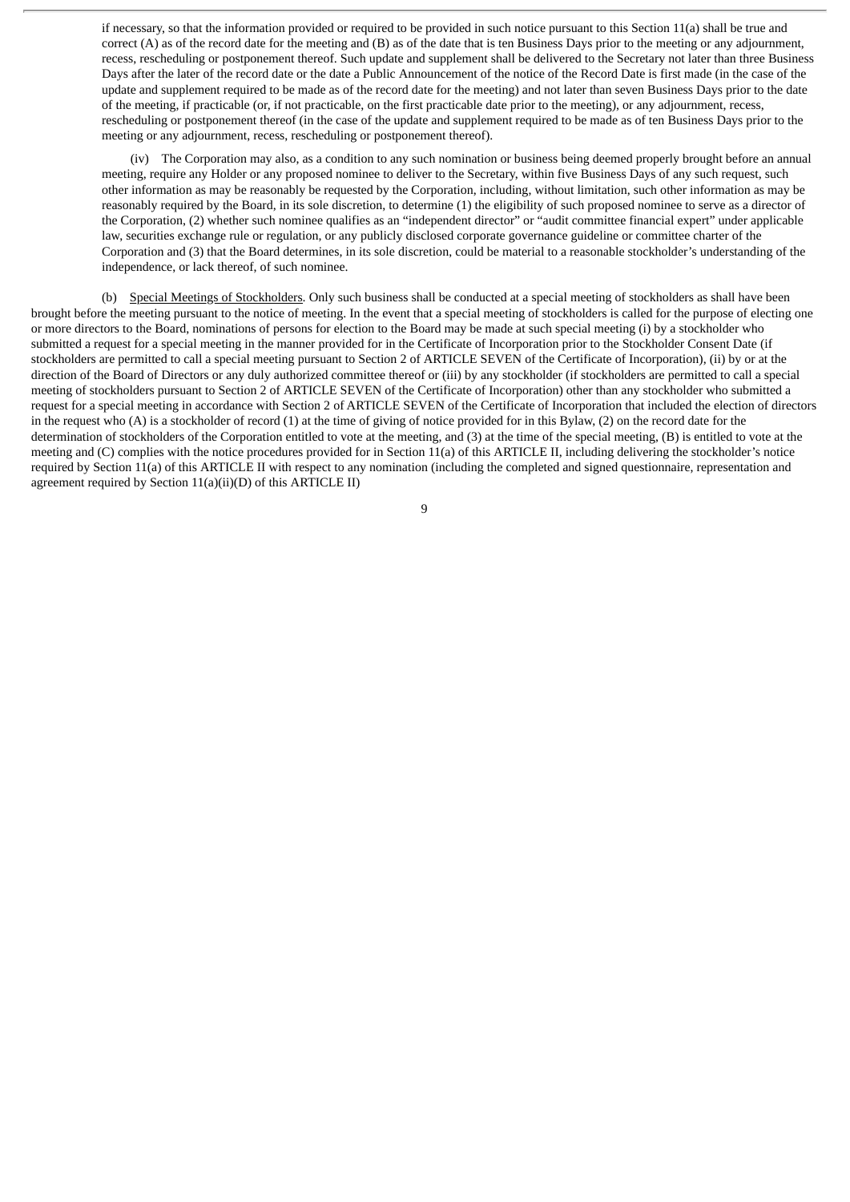if necessary, so that the information provided or required to be provided in such notice pursuant to this Section 11(a) shall be true and correct (A) as of the record date for the meeting and (B) as of the date that is ten Business Days prior to the meeting or any adjournment, recess, rescheduling or postponement thereof. Such update and supplement shall be delivered to the Secretary not later than three Business Days after the later of the record date or the date a Public Announcement of the notice of the Record Date is first made (in the case of the update and supplement required to be made as of the record date for the meeting) and not later than seven Business Days prior to the date of the meeting, if practicable (or, if not practicable, on the first practicable date prior to the meeting), or any adjournment, recess, rescheduling or postponement thereof (in the case of the update and supplement required to be made as of ten Business Days prior to the meeting or any adjournment, recess, rescheduling or postponement thereof).

(iv) The Corporation may also, as a condition to any such nomination or business being deemed properly brought before an annual meeting, require any Holder or any proposed nominee to deliver to the Secretary, within five Business Days of any such request, such other information as may be reasonably be requested by the Corporation, including, without limitation, such other information as may be reasonably required by the Board, in its sole discretion, to determine (1) the eligibility of such proposed nominee to serve as a director of the Corporation, (2) whether such nominee qualifies as an "independent director" or "audit committee financial expert" under applicable law, securities exchange rule or regulation, or any publicly disclosed corporate governance guideline or committee charter of the Corporation and (3) that the Board determines, in its sole discretion, could be material to a reasonable stockholder's understanding of the independence, or lack thereof, of such nominee.

(b) Special Meetings of Stockholders. Only such business shall be conducted at a special meeting of stockholders as shall have been brought before the meeting pursuant to the notice of meeting. In the event that a special meeting of stockholders is called for the purpose of electing one or more directors to the Board, nominations of persons for election to the Board may be made at such special meeting (i) by a stockholder who submitted a request for a special meeting in the manner provided for in the Certificate of Incorporation prior to the Stockholder Consent Date (if stockholders are permitted to call a special meeting pursuant to Section 2 of ARTICLE SEVEN of the Certificate of Incorporation), (ii) by or at the direction of the Board of Directors or any duly authorized committee thereof or (iii) by any stockholder (if stockholders are permitted to call a special meeting of stockholders pursuant to Section 2 of ARTICLE SEVEN of the Certificate of Incorporation) other than any stockholder who submitted a request for a special meeting in accordance with Section 2 of ARTICLE SEVEN of the Certificate of Incorporation that included the election of directors in the request who (A) is a stockholder of record (1) at the time of giving of notice provided for in this Bylaw, (2) on the record date for the determination of stockholders of the Corporation entitled to vote at the meeting, and (3) at the time of the special meeting, (B) is entitled to vote at the meeting and (C) complies with the notice procedures provided for in Section 11(a) of this ARTICLE II, including delivering the stockholder's notice required by Section 11(a) of this ARTICLE II with respect to any nomination (including the completed and signed questionnaire, representation and agreement required by Section 11(a)(ii)(D) of this ARTICLE II)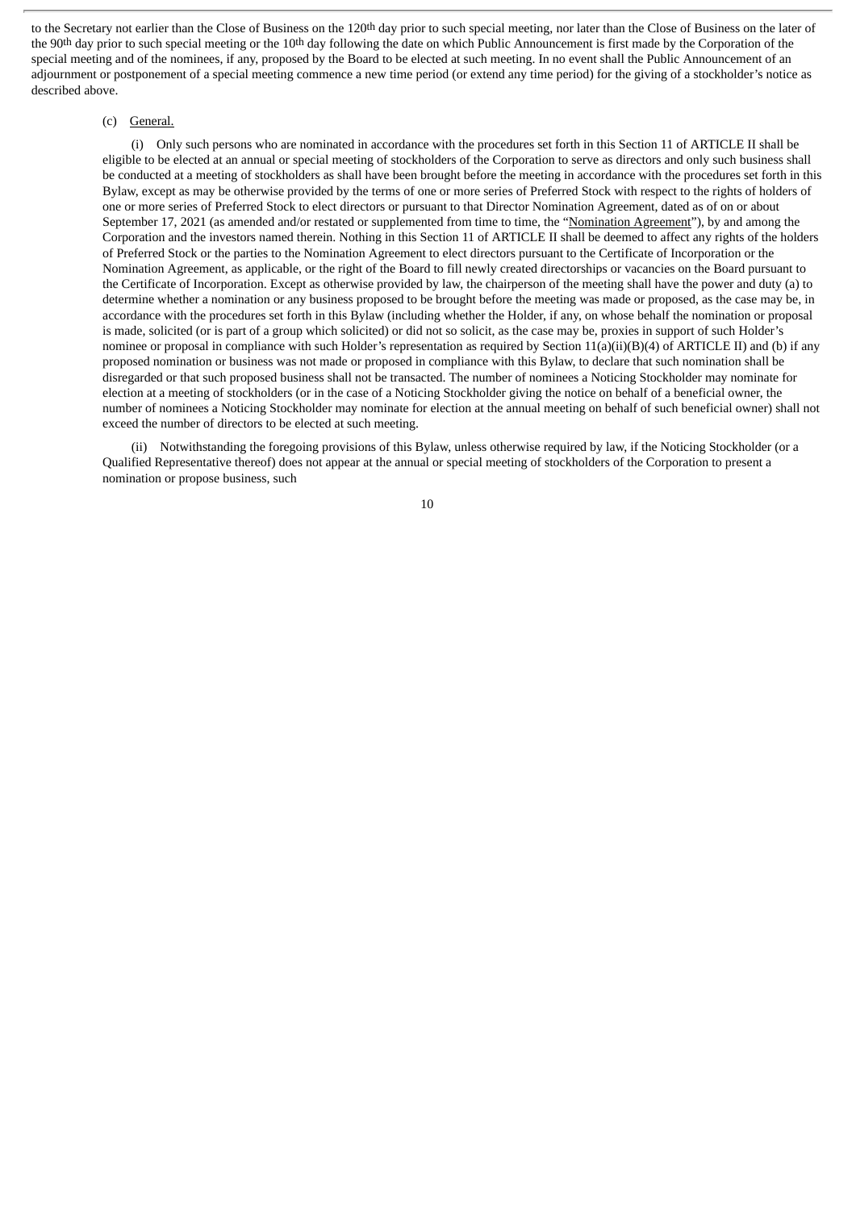to the Secretary not earlier than the Close of Business on the 120th day prior to such special meeting, nor later than the Close of Business on the later of the 90th day prior to such special meeting or the 10th day following the date on which Public Announcement is first made by the Corporation of the special meeting and of the nominees, if any, proposed by the Board to be elected at such meeting. In no event shall the Public Announcement of an adjournment or postponement of a special meeting commence a new time period (or extend any time period) for the giving of a stockholder's notice as described above.

(c) General.

(i) Only such persons who are nominated in accordance with the procedures set forth in this Section 11 of ARTICLE II shall be eligible to be elected at an annual or special meeting of stockholders of the Corporation to serve as directors and only such business shall be conducted at a meeting of stockholders as shall have been brought before the meeting in accordance with the procedures set forth in this Bylaw, except as may be otherwise provided by the terms of one or more series of Preferred Stock with respect to the rights of holders of one or more series of Preferred Stock to elect directors or pursuant to that Director Nomination Agreement, dated as of on or about September 17, 2021 (as amended and/or restated or supplemented from time to time, the "Nomination Agreement"), by and among the Corporation and the investors named therein. Nothing in this Section 11 of ARTICLE II shall be deemed to affect any rights of the holders of Preferred Stock or the parties to the Nomination Agreement to elect directors pursuant to the Certificate of Incorporation or the Nomination Agreement, as applicable, or the right of the Board to fill newly created directorships or vacancies on the Board pursuant to the Certificate of Incorporation. Except as otherwise provided by law, the chairperson of the meeting shall have the power and duty (a) to determine whether a nomination or any business proposed to be brought before the meeting was made or proposed, as the case may be, in accordance with the procedures set forth in this Bylaw (including whether the Holder, if any, on whose behalf the nomination or proposal is made, solicited (or is part of a group which solicited) or did not so solicit, as the case may be, proxies in support of such Holder's nominee or proposal in compliance with such Holder's representation as required by Section 11(a)(ii)(B)(4) of ARTICLE II) and (b) if any proposed nomination or business was not made or proposed in compliance with this Bylaw, to declare that such nomination shall be disregarded or that such proposed business shall not be transacted. The number of nominees a Noticing Stockholder may nominate for election at a meeting of stockholders (or in the case of a Noticing Stockholder giving the notice on behalf of a beneficial owner, the number of nominees a Noticing Stockholder may nominate for election at the annual meeting on behalf of such beneficial owner) shall not exceed the number of directors to be elected at such meeting.

(ii) Notwithstanding the foregoing provisions of this Bylaw, unless otherwise required by law, if the Noticing Stockholder (or a Qualified Representative thereof) does not appear at the annual or special meeting of stockholders of the Corporation to present a nomination or propose business, such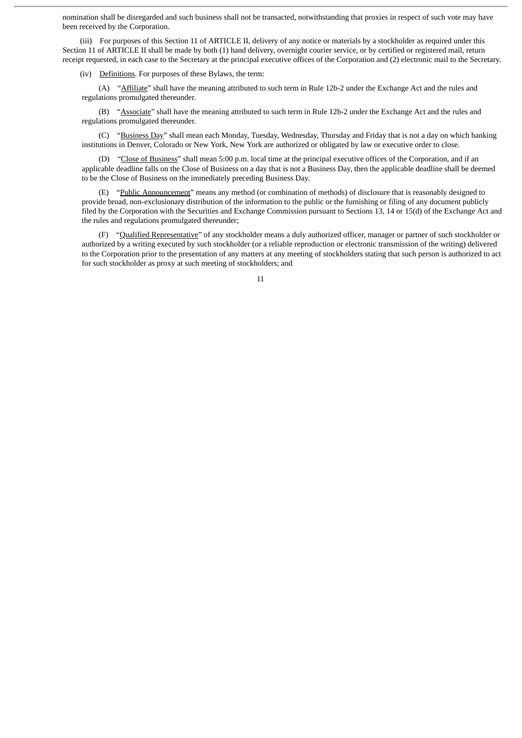nomination shall be disregarded and such business shall not be transacted, notwithstanding that proxies in respect of such vote may have been received by the Corporation.

(iii) For purposes of this Section 11 of ARTICLE II, delivery of any notice or materials by a stockholder as required under this Section 11 of ARTICLE II shall be made by both (1) hand delivery, overnight courier service, or by certified or registered mail, return receipt requested, in each case to the Secretary at the principal executive offices of the Corporation and (2) electronic mail to the Secretary.

(iv) Definitions. For purposes of these Bylaws, the term:

(A) "Affiliate" shall have the meaning attributed to such term in Rule 12b-2 under the Exchange Act and the rules and regulations promulgated thereunder.

(B) "Associate" shall have the meaning attributed to such term in Rule 12b-2 under the Exchange Act and the rules and regulations promulgated thereunder.

(C) "Business Day" shall mean each Monday, Tuesday, Wednesday, Thursday and Friday that is not a day on which banking institutions in Denver, Colorado or New York, New York are authorized or obligated by law or executive order to close.

(D) "Close of Business" shall mean 5:00 p.m. local time at the principal executive offices of the Corporation, and if an applicable deadline falls on the Close of Business on a day that is not a Business Day, then the applicable deadline shall be deemed to be the Close of Business on the immediately preceding Business Day.

(E) "Public Announcement" means any method (or combination of methods) of disclosure that is reasonably designed to provide broad, non-exclusionary distribution of the information to the public or the furnishing or filing of any document publicly filed by the Corporation with the Securities and Exchange Commission pursuant to Sections 13, 14 or 15(d) of the Exchange Act and the rules and regulations promulgated thereunder;

(F) "Qualified Representative" of any stockholder means a duly authorized officer, manager or partner of such stockholder or authorized by a writing executed by such stockholder (or a reliable reproduction or electronic transmission of the writing) delivered to the Corporation prior to the presentation of any matters at any meeting of stockholders stating that such person is authorized to act for such stockholder as proxy at such meeting of stockholders; and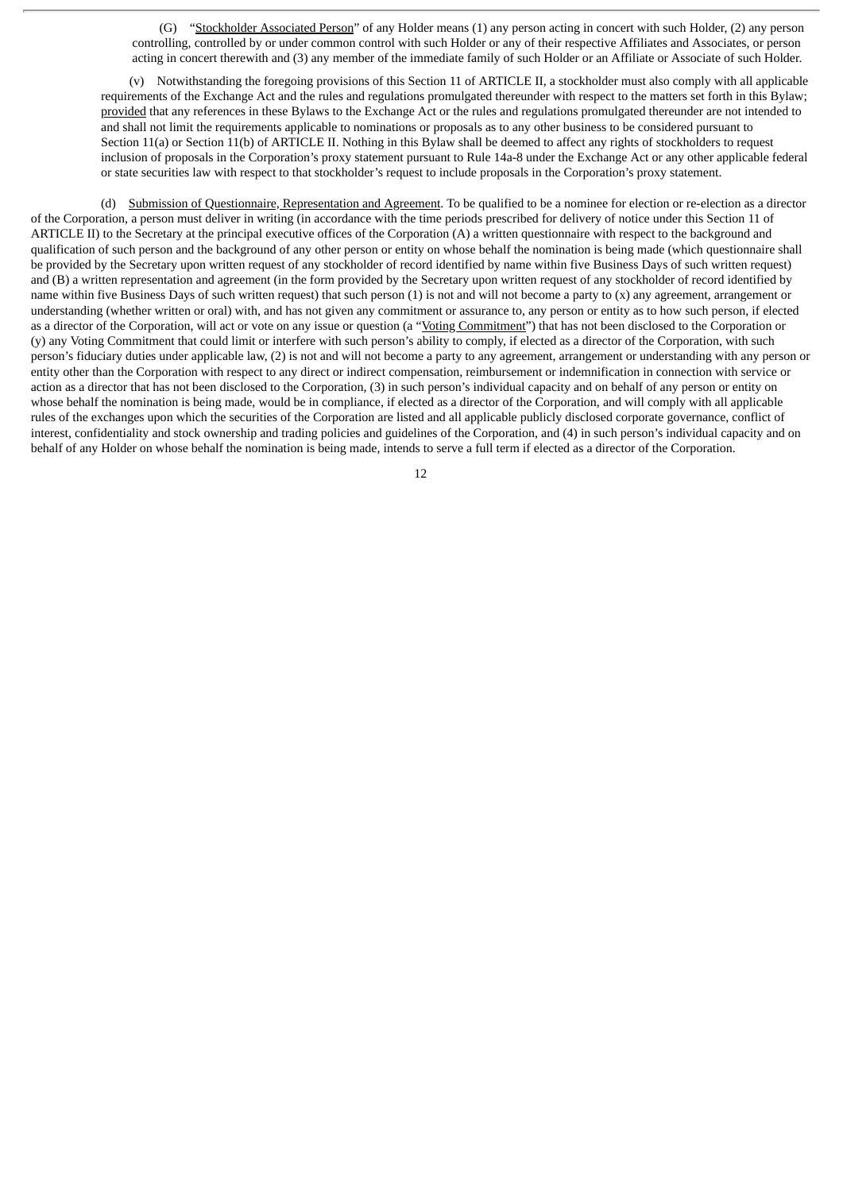(G) "Stockholder Associated Person" of any Holder means (1) any person acting in concert with such Holder, (2) any person controlling, controlled by or under common control with such Holder or any of their respective Affiliates and Associates, or person acting in concert therewith and (3) any member of the immediate family of such Holder or an Affiliate or Associate of such Holder.

(v) Notwithstanding the foregoing provisions of this Section 11 of ARTICLE II, a stockholder must also comply with all applicable requirements of the Exchange Act and the rules and regulations promulgated thereunder with respect to the matters set forth in this Bylaw; provided that any references in these Bylaws to the Exchange Act or the rules and regulations promulgated thereunder are not intended to and shall not limit the requirements applicable to nominations or proposals as to any other business to be considered pursuant to Section 11(a) or Section 11(b) of ARTICLE II. Nothing in this Bylaw shall be deemed to affect any rights of stockholders to request inclusion of proposals in the Corporation's proxy statement pursuant to Rule 14a-8 under the Exchange Act or any other applicable federal or state securities law with respect to that stockholder's request to include proposals in the Corporation's proxy statement.

(d) Submission of Questionnaire, Representation and Agreement. To be qualified to be a nominee for election or re-election as a director of the Corporation, a person must deliver in writing (in accordance with the time periods prescribed for delivery of notice under this Section 11 of ARTICLE II) to the Secretary at the principal executive offices of the Corporation (A) a written questionnaire with respect to the background and qualification of such person and the background of any other person or entity on whose behalf the nomination is being made (which questionnaire shall be provided by the Secretary upon written request of any stockholder of record identified by name within five Business Days of such written request) and (B) a written representation and agreement (in the form provided by the Secretary upon written request of any stockholder of record identified by name within five Business Days of such written request) that such person (1) is not and will not become a party to (x) any agreement, arrangement or understanding (whether written or oral) with, and has not given any commitment or assurance to, any person or entity as to how such person, if elected as a director of the Corporation, will act or vote on any issue or question (a "Voting Commitment") that has not been disclosed to the Corporation or (y) any Voting Commitment that could limit or interfere with such person's ability to comply, if elected as a director of the Corporation, with such person's fiduciary duties under applicable law, (2) is not and will not become a party to any agreement, arrangement or understanding with any person or entity other than the Corporation with respect to any direct or indirect compensation, reimbursement or indemnification in connection with service or action as a director that has not been disclosed to the Corporation, (3) in such person's individual capacity and on behalf of any person or entity on whose behalf the nomination is being made, would be in compliance, if elected as a director of the Corporation, and will comply with all applicable rules of the exchanges upon which the securities of the Corporation are listed and all applicable publicly disclosed corporate governance, conflict of interest, confidentiality and stock ownership and trading policies and guidelines of the Corporation, and (4) in such person's individual capacity and on behalf of any Holder on whose behalf the nomination is being made, intends to serve a full term if elected as a director of the Corporation.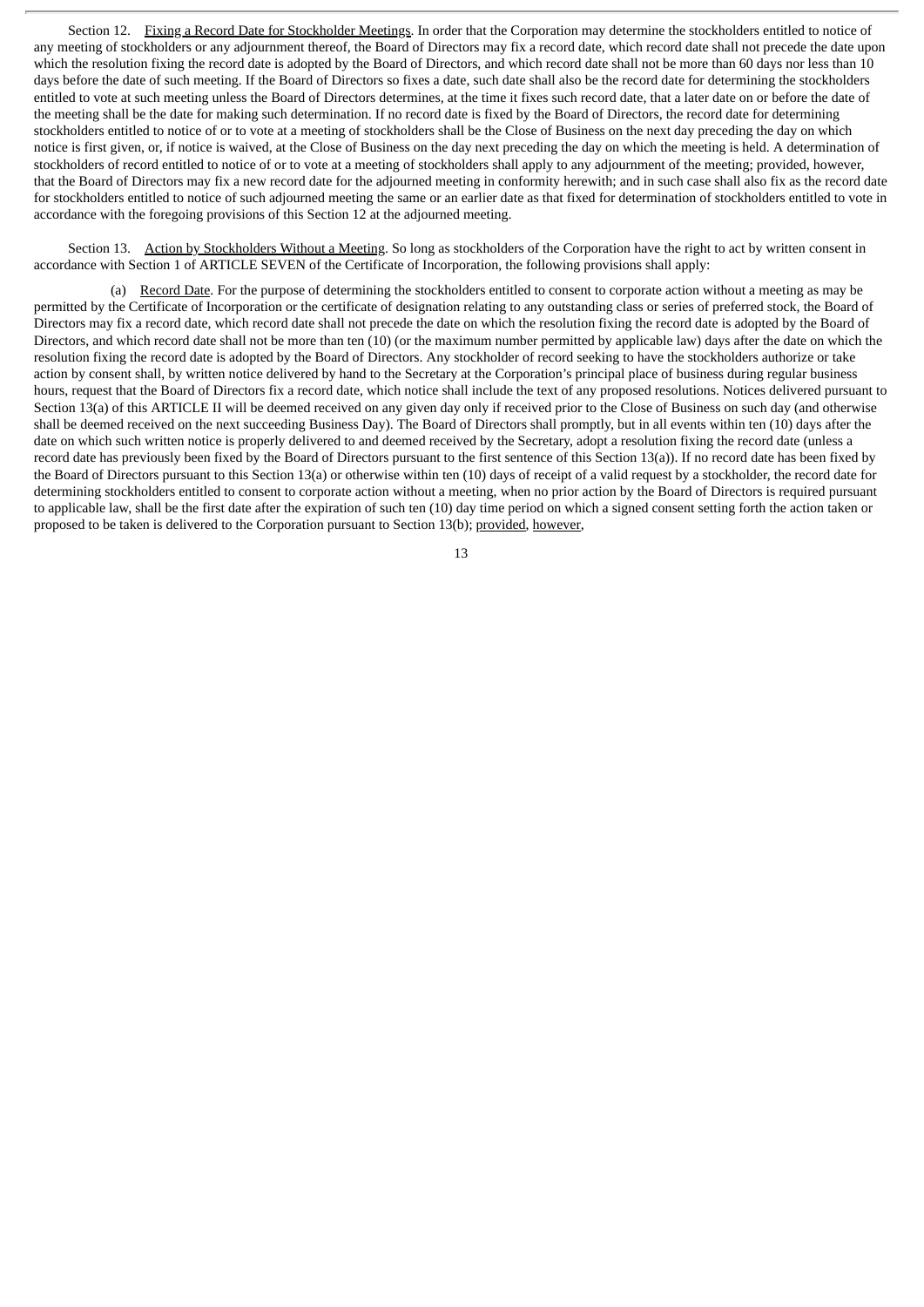Section 12. <u>Fixing a Record Date for Stockholder Meetings</u>. In order that the Corporation may determine the stockholders entitled to notice of any meeting of stockholders or any adjournment thereof, the Board of Directors may fix a record date, which record date shall not precede the date upon which the resolution fixing the record date is adopted by the Board of Directors, and which record date shall not be more than 60 days nor less than 10 days before the date of such meeting. If the Board of Directors so fixes a date, such date shall also be the record date for determining the stockholders entitled to vote at such meeting unless the Board of Directors determines, at the time it fixes such record date, that a later date on or before the date of the meeting shall be the date for making such determination. If no record date is fixed by the Board of Directors, the record date for determining stockholders entitled to notice of or to vote at a meeting of stockholders shall be the Close of Business on the next day preceding the day on which notice is first given, or, if notice is waived, at the Close of Business on the day next preceding the day on which the meeting is held. A determination of stockholders of record entitled to notice of or to vote at a meeting of stockholders shall apply to any adjournment of the meeting; provided, however, that the Board of Directors may fix a new record date for the adjourned meeting in conformity herewith; and in such case shall also fix as the record date for stockholders entitled to notice of such adjourned meeting the same or an earlier date as that fixed for determination of stockholders entitled to vote in accordance with the foregoing provisions of this Section 12 at the adjourned meeting.

Section 13. <u>Action by Stockholders Without a Meeting</u>. So long as stockholders of the Corporation have the right to act by written consent in accordance with Section 1 of ARTICLE SEVEN of the Certificate of Incorporation, the following provisions shall apply:

(a) <u>Record Date</u>. For the purpose of determining the stockholders entitled to consent to corporate action without a meeting as may be permitted by the Certificate of Incorporation or the certificate of designation relating to any outstanding class or series of preferred stock, the Board of Directors may fix a record date, which record date shall not precede the date on which the resolution fixing the record date is adopted by the Board of Directors, and which record date shall not be more than ten (10) (or the maximum number permitted by applicable law) days after the date on which the resolution fixing the record date is adopted by the Board of Directors. Any stockholder of record seeking to have the stockholders authorize or take action by consent shall, by written notice delivered by hand to the Secretary at the Corporation's principal place of business during regular business hours, request that the Board of Directors fix a record date, which notice shall include the text of any proposed resolutions. Notices delivered pursuant to Section 13(a) of this ARTICLE II will be deemed received on any given day only if received prior to the Close of Business on such day (and otherwise shall be deemed received on the next succeeding Business Day). The Board of Directors shall promptly, but in all events within ten (10) days after the date on which such written notice is properly delivered to and deemed received by the Secretary, adopt a resolution fixing the record date (unless a record date has previously been fixed by the Board of Directors pursuant to the first sentence of this Section 13(a)). If no record date has been fixed by the Board of Directors pursuant to this Section 13(a) or otherwise within ten (10) days of receipt of a valid request by a stockholder, the record date for determining stockholders entitled to consent to corporate action without a meeting, when no prior action by the Board of Directors is required pursuant to applicable law, shall be the first date after the expiration of such ten (10) day time period on which a signed consent setting forth the action taken or proposed to be taken is delivered to the Corporation pursuant to Section 13(b); <u>provided</u>, <u>however</u>,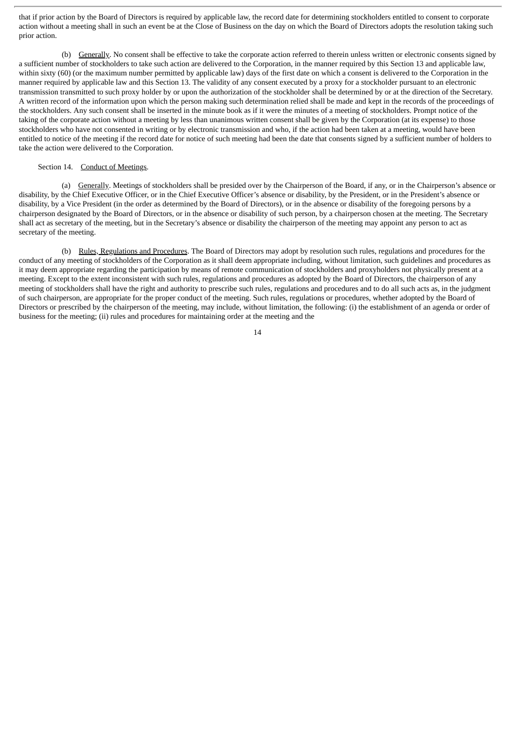that if prior action by the Board of Directors is required by applicable law, the record date for determining stockholders entitled to consent to corporate action without a meeting shall in such an event be at the Close of Business on the day on which the Board of Directors adopts the resolution taking such prior action.

(b) Generally. No consent shall be effective to take the corporate action referred to therein unless written or electronic consents signed by a sufficient number of stockholders to take such action are delivered to the Corporation, in the manner required by this Section 13 and applicable law, within sixty (60) (or the maximum number permitted by applicable law) days of the first date on which a consent is delivered to the Corporation in the manner required by applicable law and this Section 13. The validity of any consent executed by a proxy for a stockholder pursuant to an electronic transmission transmitted to such proxy holder by or upon the authorization of the stockholder shall be determined by or at the direction of the Secretary. A written record of the information upon which the person making such determination relied shall be made and kept in the records of the proceedings of the stockholders. Any such consent shall be inserted in the minute book as if it were the minutes of a meeting of stockholders. Prompt notice of the taking of the corporate action without a meeting by less than unanimous written consent shall be given by the Corporation (at its expense) to those stockholders who have not consented in writing or by electronic transmission and who, if the action had been taken at a meeting, would have been entitled to notice of the meeting if the record date for notice of such meeting had been the date that consents signed by a sufficient number of holders to take the action were delivered to the Corporation.

Section 14. Conduct of Meetings.

(a) Generally. Meetings of stockholders shall be presided over by the Chairperson of the Board, if any, or in the Chairperson's absence or disability, by the Chief Executive Officer, or in the Chief Executive Officer's absence or disability, by the President, or in the President's absence or disability, by a Vice President (in the order as determined by the Board of Directors), or in the absence or disability of the foregoing persons by a chairperson designated by the Board of Directors, or in the absence or disability of such person, by a chairperson chosen at the meeting. The Secretary shall act as secretary of the meeting, but in the Secretary's absence or disability the chairperson of the meeting may appoint any person to act as secretary of the meeting.

(b) Rules, Regulations and Procedures. The Board of Directors may adopt by resolution such rules, regulations and procedures for the conduct of any meeting of stockholders of the Corporation as it shall deem appropriate including, without limitation, such guidelines and procedures as it may deem appropriate regarding the participation by means of remote communication of stockholders and proxyholders not physically present at a meeting. Except to the extent inconsistent with such rules, regulations and procedures as adopted by the Board of Directors, the chairperson of any meeting of stockholders shall have the right and authority to prescribe such rules, regulations and procedures and to do all such acts as, in the judgment of such chairperson, are appropriate for the proper conduct of the meeting. Such rules, regulations or procedures, whether adopted by the Board of Directors or prescribed by the chairperson of the meeting, may include, without limitation, the following: (i) the establishment of an agenda or order of business for the meeting; (ii) rules and procedures for maintaining order at the meeting and the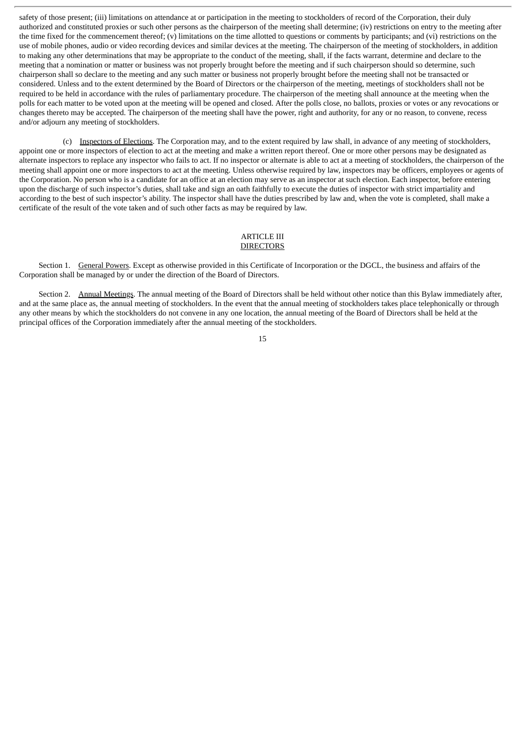safety of those present; (iii) limitations on attendance at or participation in the meeting to stockholders of record of the Corporation, their duly authorized and constituted proxies or such other persons as the chairperson of the meeting shall determine; (iv) restrictions on entry to the meeting after the time fixed for the commencement thereof; (v) limitations on the time allotted to questions or comments by participants; and (vi) restrictions on the use of mobile phones, audio or video recording devices and similar devices at the meeting. The chairperson of the meeting of stockholders, in addition to making any other determinations that may be appropriate to the conduct of the meeting, shall, if the facts warrant, determine and declare to the meeting that a nomination or matter or business was not properly brought before the meeting and if such chairperson should so determine, such chairperson shall so declare to the meeting and any such matter or business not properly brought before the meeting shall not be transacted or considered. Unless and to the extent determined by the Board of Directors or the chairperson of the meeting, meetings of stockholders shall not be required to be held in accordance with the rules of parliamentary procedure. The chairperson of the meeting shall announce at the meeting when the polls for each matter to be voted upon at the meeting will be opened and closed. After the polls close, no ballots, proxies or votes or any revocations or changes thereto may be accepted. The chairperson of the meeting shall have the power, right and authority, for any or no reason, to convene, recess and/or adjourn any meeting of stockholders.

(c) Inspectors of Elections. The Corporation may, and to the extent required by law shall, in advance of any meeting of stockholders, appoint one or more inspectors of election to act at the meeting and make a written report thereof. One or more other persons may be designated as alternate inspectors to replace any inspector who fails to act. If no inspector or alternate is able to act at a meeting of stockholders, the chairperson of the meeting shall appoint one or more inspectors to act at the meeting. Unless otherwise required by law, inspectors may be officers, employees or agents of the Corporation. No person who is a candidate for an office at an election may serve as an inspector at such election. Each inspector, before entering upon the discharge of such inspector's duties, shall take and sign an oath faithfully to execute the duties of inspector with strict impartiality and according to the best of such inspector's ability. The inspector shall have the duties prescribed by law and, when the vote is completed, shall make a certificate of the result of the vote taken and of such other facts as may be required by law.

## ARTICLE III
## DIRECTORS

Section 1. General Powers. Except as otherwise provided in this Certificate of Incorporation or the DGCL, the business and affairs of the Corporation shall be managed by or under the direction of the Board of Directors.

Section 2. Annual Meetings. The annual meeting of the Board of Directors shall be held without other notice than this Bylaw immediately after, and at the same place as, the annual meeting of stockholders. In the event that the annual meeting of stockholders takes place telephonically or through any other means by which the stockholders do not convene in any one location, the annual meeting of the Board of Directors shall be held at the principal offices of the Corporation immediately after the annual meeting of the stockholders.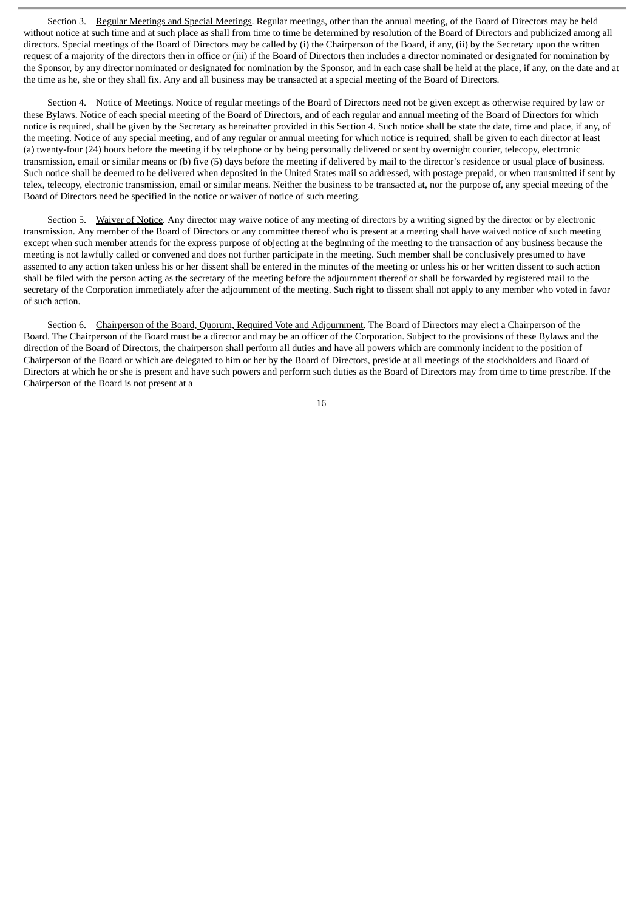Section 3. Regular Meetings and Special Meetings. Regular meetings, other than the annual meeting, of the Board of Directors may be held without notice at such time and at such place as shall from time to time be determined by resolution of the Board of Directors and publicized among all directors. Special meetings of the Board of Directors may be called by (i) the Chairperson of the Board, if any, (ii) by the Secretary upon the written request of a majority of the directors then in office or (iii) if the Board of Directors then includes a director nominated or designated for nomination by the Sponsor, by any director nominated or designated for nomination by the Sponsor, and in each case shall be held at the place, if any, on the date and at the time as he, she or they shall fix. Any and all business may be transacted at a special meeting of the Board of Directors.

Section 4. Notice of Meetings. Notice of regular meetings of the Board of Directors need not be given except as otherwise required by law or these Bylaws. Notice of each special meeting of the Board of Directors, and of each regular and annual meeting of the Board of Directors for which notice is required, shall be given by the Secretary as hereinafter provided in this Section 4. Such notice shall be state the date, time and place, if any, of the meeting. Notice of any special meeting, and of any regular or annual meeting for which notice is required, shall be given to each director at least (a) twenty-four (24) hours before the meeting if by telephone or by being personally delivered or sent by overnight courier, telecopy, electronic transmission, email or similar means or (b) five (5) days before the meeting if delivered by mail to the director's residence or usual place of business. Such notice shall be deemed to be delivered when deposited in the United States mail so addressed, with postage prepaid, or when transmitted if sent by telex, telecopy, electronic transmission, email or similar means. Neither the business to be transacted at, nor the purpose of, any special meeting of the Board of Directors need be specified in the notice or waiver of notice of such meeting.

Section 5. Waiver of Notice. Any director may waive notice of any meeting of directors by a writing signed by the director or by electronic transmission. Any member of the Board of Directors or any committee thereof who is present at a meeting shall have waived notice of such meeting except when such member attends for the express purpose of objecting at the beginning of the meeting to the transaction of any business because the meeting is not lawfully called or convened and does not further participate in the meeting. Such member shall be conclusively presumed to have assented to any action taken unless his or her dissent shall be entered in the minutes of the meeting or unless his or her written dissent to such action shall be filed with the person acting as the secretary of the meeting before the adjournment thereof or shall be forwarded by registered mail to the secretary of the Corporation immediately after the adjournment of the meeting. Such right to dissent shall not apply to any member who voted in favor of such action.

Section 6. Chairperson of the Board, Quorum, Required Vote and Adjournment. The Board of Directors may elect a Chairperson of the Board. The Chairperson of the Board must be a director and may be an officer of the Corporation. Subject to the provisions of these Bylaws and the direction of the Board of Directors, the chairperson shall perform all duties and have all powers which are commonly incident to the position of Chairperson of the Board or which are delegated to him or her by the Board of Directors, preside at all meetings of the stockholders and Board of Directors at which he or she is present and have such powers and perform such duties as the Board of Directors may from time to time prescribe. If the Chairperson of the Board is not present at a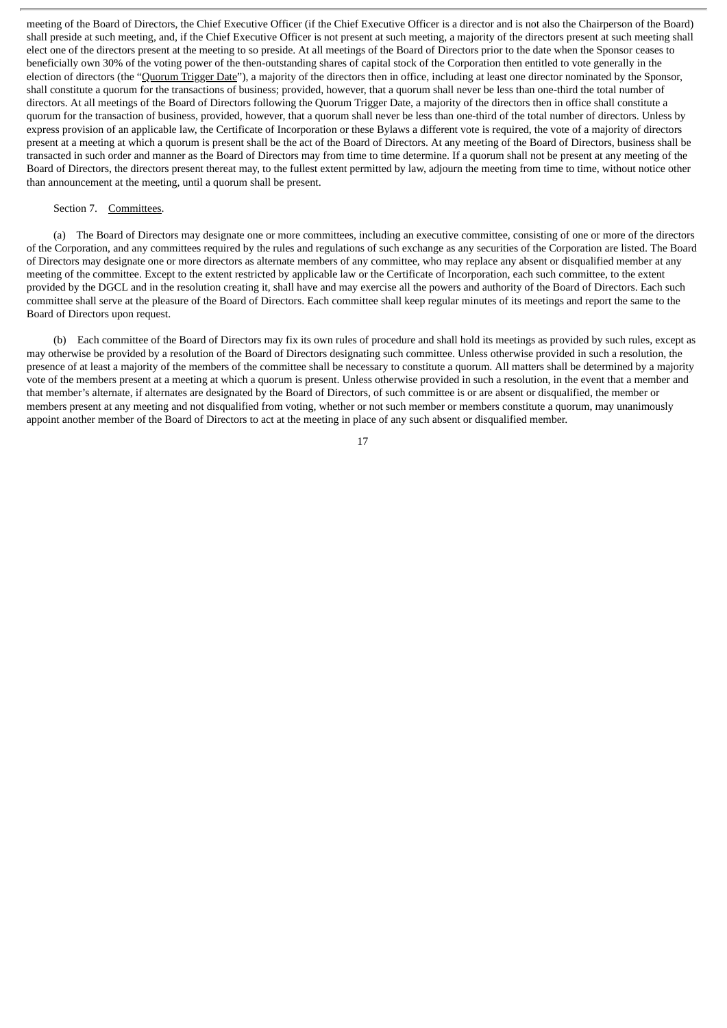meeting of the Board of Directors, the Chief Executive Officer (if the Chief Executive Officer is a director and is not also the Chairperson of the Board) shall preside at such meeting, and, if the Chief Executive Officer is not present at such meeting, a majority of the directors present at such meeting shall elect one of the directors present at the meeting to so preside. At all meetings of the Board of Directors prior to the date when the Sponsor ceases to beneficially own 30% of the voting power of the then-outstanding shares of capital stock of the Corporation then entitled to vote generally in the election of directors (the "Quorum Trigger Date"), a majority of the directors then in office, including at least one director nominated by the Sponsor, shall constitute a quorum for the transactions of business; provided, however, that a quorum shall never be less than one-third the total number of directors. At all meetings of the Board of Directors following the Quorum Trigger Date, a majority of the directors then in office shall constitute a quorum for the transaction of business, provided, however, that a quorum shall never be less than one-third of the total number of directors. Unless by express provision of an applicable law, the Certificate of Incorporation or these Bylaws a different vote is required, the vote of a majority of directors present at a meeting at which a quorum is present shall be the act of the Board of Directors. At any meeting of the Board of Directors, business shall be transacted in such order and manner as the Board of Directors may from time to time determine. If a quorum shall not be present at any meeting of the Board of Directors, the directors present thereat may, to the fullest extent permitted by law, adjourn the meeting from time to time, without notice other than announcement at the meeting, until a quorum shall be present.

Section 7. Committees.

(a) The Board of Directors may designate one or more committees, including an executive committee, consisting of one or more of the directors of the Corporation, and any committees required by the rules and regulations of such exchange as any securities of the Corporation are listed. The Board of Directors may designate one or more directors as alternate members of any committee, who may replace any absent or disqualified member at any meeting of the committee. Except to the extent restricted by applicable law or the Certificate of Incorporation, each such committee, to the extent provided by the DGCL and in the resolution creating it, shall have and may exercise all the powers and authority of the Board of Directors. Each such committee shall serve at the pleasure of the Board of Directors. Each committee shall keep regular minutes of its meetings and report the same to the Board of Directors upon request.

(b) Each committee of the Board of Directors may fix its own rules of procedure and shall hold its meetings as provided by such rules, except as may otherwise be provided by a resolution of the Board of Directors designating such committee. Unless otherwise provided in such a resolution, the presence of at least a majority of the members of the committee shall be necessary to constitute a quorum. All matters shall be determined by a majority vote of the members present at a meeting at which a quorum is present. Unless otherwise provided in such a resolution, in the event that a member and that member's alternate, if alternates are designated by the Board of Directors, of such committee is or are absent or disqualified, the member or members present at any meeting and not disqualified from voting, whether or not such member or members constitute a quorum, may unanimously appoint another member of the Board of Directors to act at the meeting in place of any such absent or disqualified member.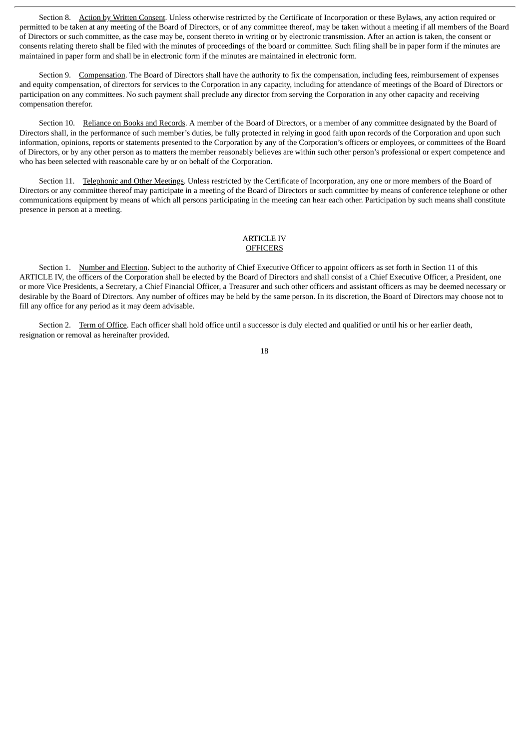Section 8. Action by Written Consent. Unless otherwise restricted by the Certificate of Incorporation or these Bylaws, any action required or permitted to be taken at any meeting of the Board of Directors, or of any committee thereof, may be taken without a meeting if all members of the Board of Directors or such committee, as the case may be, consent thereto in writing or by electronic transmission. After an action is taken, the consent or consents relating thereto shall be filed with the minutes of proceedings of the board or committee. Such filing shall be in paper form if the minutes are maintained in paper form and shall be in electronic form if the minutes are maintained in electronic form.

Section 9. Compensation. The Board of Directors shall have the authority to fix the compensation, including fees, reimbursement of expenses and equity compensation, of directors for services to the Corporation in any capacity, including for attendance of meetings of the Board of Directors or participation on any committees. No such payment shall preclude any director from serving the Corporation in any other capacity and receiving compensation therefor.

Section 10. Reliance on Books and Records. A member of the Board of Directors, or a member of any committee designated by the Board of Directors shall, in the performance of such member's duties, be fully protected in relying in good faith upon records of the Corporation and upon such information, opinions, reports or statements presented to the Corporation by any of the Corporation's officers or employees, or committees of the Board of Directors, or by any other person as to matters the member reasonably believes are within such other person's professional or expert competence and who has been selected with reasonable care by or on behalf of the Corporation.

Section 11. Telephonic and Other Meetings. Unless restricted by the Certificate of Incorporation, any one or more members of the Board of Directors or any committee thereof may participate in a meeting of the Board of Directors or such committee by means of conference telephone or other communications equipment by means of which all persons participating in the meeting can hear each other. Participation by such means shall constitute presence in person at a meeting.

## ARTICLE IV
## OFFICERS

Section 1. Number and Election. Subject to the authority of Chief Executive Officer to appoint officers as set forth in Section 11 of this ARTICLE IV, the officers of the Corporation shall be elected by the Board of Directors and shall consist of a Chief Executive Officer, a President, one or more Vice Presidents, a Secretary, a Chief Financial Officer, a Treasurer and such other officers and assistant officers as may be deemed necessary or desirable by the Board of Directors. Any number of offices may be held by the same person. In its discretion, the Board of Directors may choose not to fill any office for any period as it may deem advisable.

Section 2. Term of Office. Each officer shall hold office until a successor is duly elected and qualified or until his or her earlier death, resignation or removal as hereinafter provided.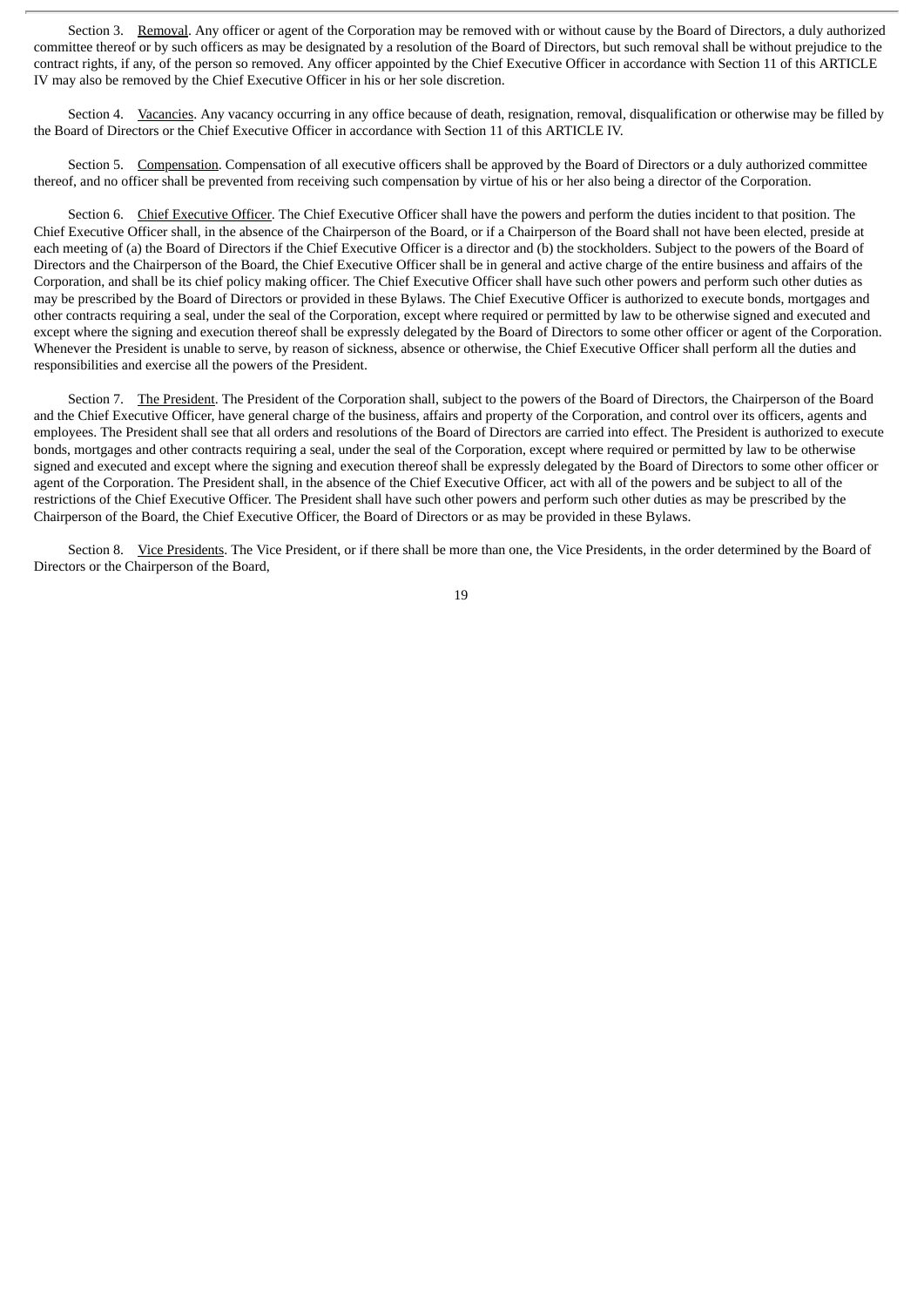Section 3. Removal. Any officer or agent of the Corporation may be removed with or without cause by the Board of Directors, a duly authorized committee thereof or by such officers as may be designated by a resolution of the Board of Directors, but such removal shall be without prejudice to the contract rights, if any, of the person so removed. Any officer appointed by the Chief Executive Officer in accordance with Section 11 of this ARTICLE IV may also be removed by the Chief Executive Officer in his or her sole discretion.

Section 4. Vacancies. Any vacancy occurring in any office because of death, resignation, removal, disqualification or otherwise may be filled by the Board of Directors or the Chief Executive Officer in accordance with Section 11 of this ARTICLE IV.

Section 5. Compensation. Compensation of all executive officers shall be approved by the Board of Directors or a duly authorized committee thereof, and no officer shall be prevented from receiving such compensation by virtue of his or her also being a director of the Corporation.

Section 6. Chief Executive Officer. The Chief Executive Officer shall have the powers and perform the duties incident to that position. The Chief Executive Officer shall, in the absence of the Chairperson of the Board, or if a Chairperson of the Board shall not have been elected, preside at each meeting of (a) the Board of Directors if the Chief Executive Officer is a director and (b) the stockholders. Subject to the powers of the Board of Directors and the Chairperson of the Board, the Chief Executive Officer shall be in general and active charge of the entire business and affairs of the Corporation, and shall be its chief policy making officer. The Chief Executive Officer shall have such other powers and perform such other duties as may be prescribed by the Board of Directors or provided in these Bylaws. The Chief Executive Officer is authorized to execute bonds, mortgages and other contracts requiring a seal, under the seal of the Corporation, except where required or permitted by law to be otherwise signed and executed and except where the signing and execution thereof shall be expressly delegated by the Board of Directors to some other officer or agent of the Corporation. Whenever the President is unable to serve, by reason of sickness, absence or otherwise, the Chief Executive Officer shall perform all the duties and responsibilities and exercise all the powers of the President.

Section 7. The President. The President of the Corporation shall, subject to the powers of the Board of Directors, the Chairperson of the Board and the Chief Executive Officer, have general charge of the business, affairs and property of the Corporation, and control over its officers, agents and employees. The President shall see that all orders and resolutions of the Board of Directors are carried into effect. The President is authorized to execute bonds, mortgages and other contracts requiring a seal, under the seal of the Corporation, except where required or permitted by law to be otherwise signed and executed and except where the signing and execution thereof shall be expressly delegated by the Board of Directors to some other officer or agent of the Corporation. The President shall, in the absence of the Chief Executive Officer, act with all of the powers and be subject to all of the restrictions of the Chief Executive Officer. The President shall have such other powers and perform such other duties as may be prescribed by the Chairperson of the Board, the Chief Executive Officer, the Board of Directors or as may be provided in these Bylaws.

Section 8. Vice Presidents. The Vice President, or if there shall be more than one, the Vice Presidents, in the order determined by the Board of Directors or the Chairperson of the Board,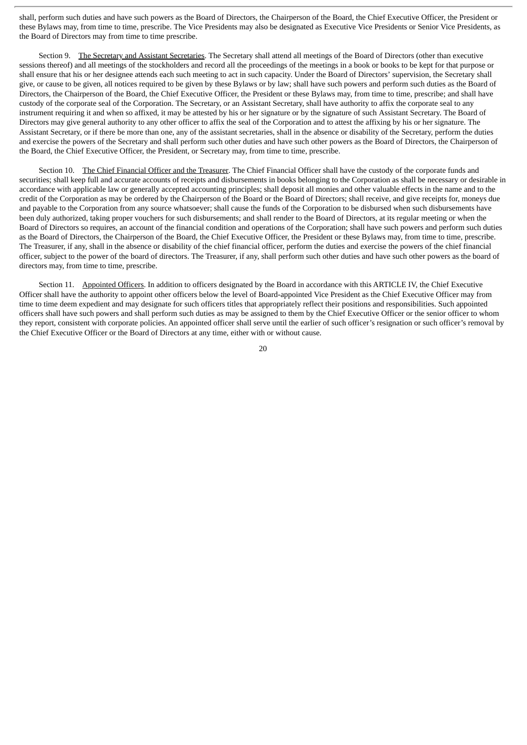shall, perform such duties and have such powers as the Board of Directors, the Chairperson of the Board, the Chief Executive Officer, the President or these Bylaws may, from time to time, prescribe. The Vice Presidents may also be designated as Executive Vice Presidents or Senior Vice Presidents, as the Board of Directors may from time to time prescribe.

Section 9. The Secretary and Assistant Secretaries. The Secretary shall attend all meetings of the Board of Directors (other than executive sessions thereof) and all meetings of the stockholders and record all the proceedings of the meetings in a book or books to be kept for that purpose or shall ensure that his or her designee attends each such meeting to act in such capacity. Under the Board of Directors' supervision, the Secretary shall give, or cause to be given, all notices required to be given by these Bylaws or by law; shall have such powers and perform such duties as the Board of Directors, the Chairperson of the Board, the Chief Executive Officer, the President or these Bylaws may, from time to time, prescribe; and shall have custody of the corporate seal of the Corporation. The Secretary, or an Assistant Secretary, shall have authority to affix the corporate seal to any instrument requiring it and when so affixed, it may be attested by his or her signature or by the signature of such Assistant Secretary. The Board of Directors may give general authority to any other officer to affix the seal of the Corporation and to attest the affixing by his or her signature. The Assistant Secretary, or if there be more than one, any of the assistant secretaries, shall in the absence or disability of the Secretary, perform the duties and exercise the powers of the Secretary and shall perform such other duties and have such other powers as the Board of Directors, the Chairperson of the Board, the Chief Executive Officer, the President, or Secretary may, from time to time, prescribe.

Section 10. The Chief Financial Officer and the Treasurer. The Chief Financial Officer shall have the custody of the corporate funds and securities; shall keep full and accurate accounts of receipts and disbursements in books belonging to the Corporation as shall be necessary or desirable in accordance with applicable law or generally accepted accounting principles; shall deposit all monies and other valuable effects in the name and to the credit of the Corporation as may be ordered by the Chairperson of the Board or the Board of Directors; shall receive, and give receipts for, moneys due and payable to the Corporation from any source whatsoever; shall cause the funds of the Corporation to be disbursed when such disbursements have been duly authorized, taking proper vouchers for such disbursements; and shall render to the Board of Directors, at its regular meeting or when the Board of Directors so requires, an account of the financial condition and operations of the Corporation; shall have such powers and perform such duties as the Board of Directors, the Chairperson of the Board, the Chief Executive Officer, the President or these Bylaws may, from time to time, prescribe. The Treasurer, if any, shall in the absence or disability of the chief financial officer, perform the duties and exercise the powers of the chief financial officer, subject to the power of the board of directors. The Treasurer, if any, shall perform such other duties and have such other powers as the board of directors may, from time to time, prescribe.

Section 11. Appointed Officers. In addition to officers designated by the Board in accordance with this ARTICLE IV, the Chief Executive Officer shall have the authority to appoint other officers below the level of Board-appointed Vice President as the Chief Executive Officer may from time to time deem expedient and may designate for such officers titles that appropriately reflect their positions and responsibilities. Such appointed officers shall have such powers and shall perform such duties as may be assigned to them by the Chief Executive Officer or the senior officer to whom they report, consistent with corporate policies. An appointed officer shall serve until the earlier of such officer's resignation or such officer's removal by the Chief Executive Officer or the Board of Directors at any time, either with or without cause.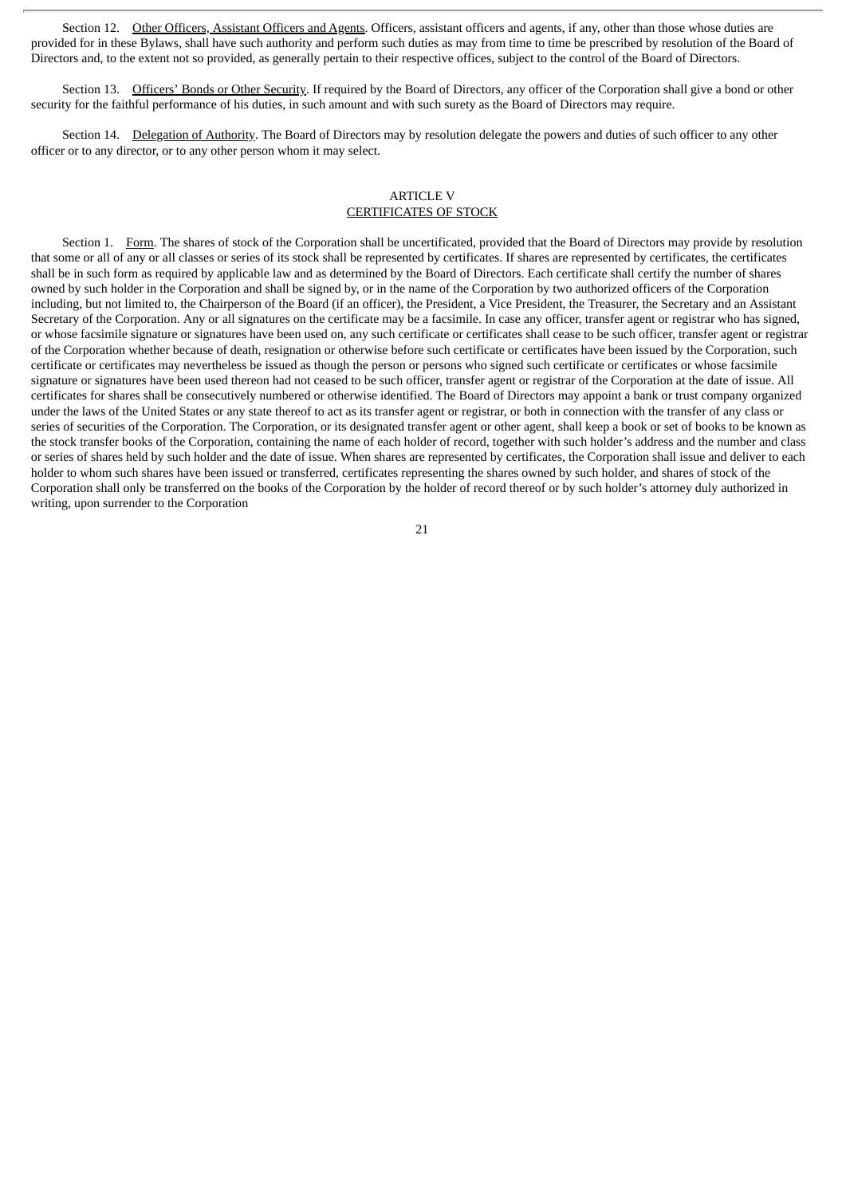Section 12. Other Officers, Assistant Officers and Agents. Officers, assistant officers and agents, if any, other than those whose duties are provided for in these Bylaws, shall have such authority and perform such duties as may from time to time be prescribed by resolution of the Board of Directors and, to the extent not so provided, as generally pertain to their respective offices, subject to the control of the Board of Directors.

Section 13. Officers' Bonds or Other Security. If required by the Board of Directors, any officer of the Corporation shall give a bond or other security for the faithful performance of his duties, in such amount and with such surety as the Board of Directors may require.

Section 14. Delegation of Authority. The Board of Directors may by resolution delegate the powers and duties of such officer to any other officer or to any director, or to any other person whom it may select.

## ARTICLE V
## CERTIFICATES OF STOCK

Section 1. Form. The shares of stock of the Corporation shall be uncertificated, provided that the Board of Directors may provide by resolution that some or all of any or all classes or series of its stock shall be represented by certificates. If shares are represented by certificates, the certificates shall be in such form as required by applicable law and as determined by the Board of Directors. Each certificate shall certify the number of shares owned by such holder in the Corporation and shall be signed by, or in the name of the Corporation by two authorized officers of the Corporation including, but not limited to, the Chairperson of the Board (if an officer), the President, a Vice President, the Treasurer, the Secretary and an Assistant Secretary of the Corporation. Any or all signatures on the certificate may be a facsimile. In case any officer, transfer agent or registrar who has signed, or whose facsimile signature or signatures have been used on, any such certificate or certificates shall cease to be such officer, transfer agent or registrar of the Corporation whether because of death, resignation or otherwise before such certificate or certificates have been issued by the Corporation, such certificate or certificates may nevertheless be issued as though the person or persons who signed such certificate or certificates or whose facsimile signature or signatures have been used thereon had not ceased to be such officer, transfer agent or registrar of the Corporation at the date of issue. All certificates for shares shall be consecutively numbered or otherwise identified. The Board of Directors may appoint a bank or trust company organized under the laws of the United States or any state thereof to act as its transfer agent or registrar, or both in connection with the transfer of any class or series of securities of the Corporation. The Corporation, or its designated transfer agent or other agent, shall keep a book or set of books to be known as the stock transfer books of the Corporation, containing the name of each holder of record, together with such holder's address and the number and class or series of shares held by such holder and the date of issue. When shares are represented by certificates, the Corporation shall issue and deliver to each holder to whom such shares have been issued or transferred, certificates representing the shares owned by such holder, and shares of stock of the Corporation shall only be transferred on the books of the Corporation by the holder of record thereof or by such holder's attorney duly authorized in writing, upon surrender to the Corporation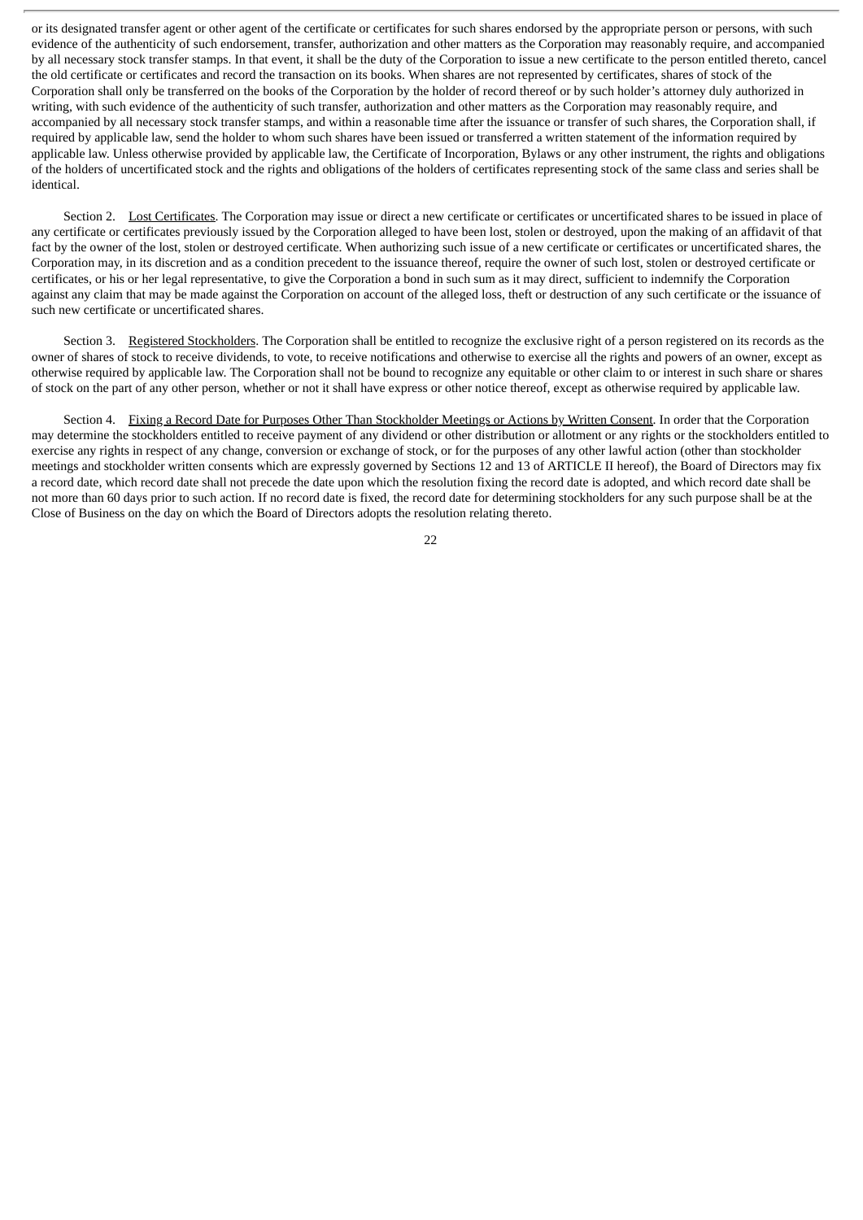or its designated transfer agent or other agent of the certificate or certificates for such shares endorsed by the appropriate person or persons, with such evidence of the authenticity of such endorsement, transfer, authorization and other matters as the Corporation may reasonably require, and accompanied by all necessary stock transfer stamps. In that event, it shall be the duty of the Corporation to issue a new certificate to the person entitled thereto, cancel the old certificate or certificates and record the transaction on its books. When shares are not represented by certificates, shares of stock of the Corporation shall only be transferred on the books of the Corporation by the holder of record thereof or by such holder's attorney duly authorized in writing, with such evidence of the authenticity of such transfer, authorization and other matters as the Corporation may reasonably require, and accompanied by all necessary stock transfer stamps, and within a reasonable time after the issuance or transfer of such shares, the Corporation shall, if required by applicable law, send the holder to whom such shares have been issued or transferred a written statement of the information required by applicable law. Unless otherwise provided by applicable law, the Certificate of Incorporation, Bylaws or any other instrument, the rights and obligations of the holders of uncertificated stock and the rights and obligations of the holders of certificates representing stock of the same class and series shall be identical.

Section 2. Lost Certificates. The Corporation may issue or direct a new certificate or certificates or uncertificated shares to be issued in place of any certificate or certificates previously issued by the Corporation alleged to have been lost, stolen or destroyed, upon the making of an affidavit of that fact by the owner of the lost, stolen or destroyed certificate. When authorizing such issue of a new certificate or certificates or uncertificated shares, the Corporation may, in its discretion and as a condition precedent to the issuance thereof, require the owner of such lost, stolen or destroyed certificate or certificates, or his or her legal representative, to give the Corporation a bond in such sum as it may direct, sufficient to indemnify the Corporation against any claim that may be made against the Corporation on account of the alleged loss, theft or destruction of any such certificate or the issuance of such new certificate or uncertificated shares.

Section 3. Registered Stockholders. The Corporation shall be entitled to recognize the exclusive right of a person registered on its records as the owner of shares of stock to receive dividends, to vote, to receive notifications and otherwise to exercise all the rights and powers of an owner, except as otherwise required by applicable law. The Corporation shall not be bound to recognize any equitable or other claim to or interest in such share or shares of stock on the part of any other person, whether or not it shall have express or other notice thereof, except as otherwise required by applicable law.

Section 4. Fixing a Record Date for Purposes Other Than Stockholder Meetings or Actions by Written Consent. In order that the Corporation may determine the stockholders entitled to receive payment of any dividend or other distribution or allotment or any rights or the stockholders entitled to exercise any rights in respect of any change, conversion or exchange of stock, or for the purposes of any other lawful action (other than stockholder meetings and stockholder written consents which are expressly governed by Sections 12 and 13 of ARTICLE II hereof), the Board of Directors may fix a record date, which record date shall not precede the date upon which the resolution fixing the record date is adopted, and which record date shall be not more than 60 days prior to such action. If no record date is fixed, the record date for determining stockholders for any such purpose shall be at the Close of Business on the day on which the Board of Directors adopts the resolution relating thereto.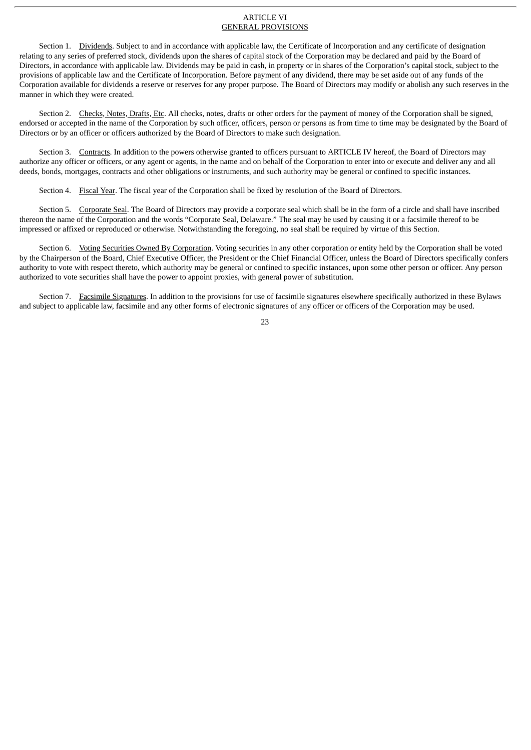# ARTICLE VI
## GENERAL PROVISIONS

Section 1. Dividends. Subject to and in accordance with applicable law, the Certificate of Incorporation and any certificate of designation relating to any series of preferred stock, dividends upon the shares of capital stock of the Corporation may be declared and paid by the Board of Directors, in accordance with applicable law. Dividends may be paid in cash, in property or in shares of the Corporation's capital stock, subject to the provisions of applicable law and the Certificate of Incorporation. Before payment of any dividend, there may be set aside out of any funds of the Corporation available for dividends a reserve or reserves for any proper purpose. The Board of Directors may modify or abolish any such reserves in the manner in which they were created.

Section 2. Checks, Notes, Drafts, Etc. All checks, notes, drafts or other orders for the payment of money of the Corporation shall be signed, endorsed or accepted in the name of the Corporation by such officer, officers, person or persons as from time to time may be designated by the Board of Directors or by an officer or officers authorized by the Board of Directors to make such designation.

Section 3. Contracts. In addition to the powers otherwise granted to officers pursuant to ARTICLE IV hereof, the Board of Directors may authorize any officer or officers, or any agent or agents, in the name and on behalf of the Corporation to enter into or execute and deliver any and all deeds, bonds, mortgages, contracts and other obligations or instruments, and such authority may be general or confined to specific instances.

Section 4. Fiscal Year. The fiscal year of the Corporation shall be fixed by resolution of the Board of Directors.

Section 5. Corporate Seal. The Board of Directors may provide a corporate seal which shall be in the form of a circle and shall have inscribed thereon the name of the Corporation and the words "Corporate Seal, Delaware." The seal may be used by causing it or a facsimile thereof to be impressed or affixed or reproduced or otherwise. Notwithstanding the foregoing, no seal shall be required by virtue of this Section.

Section 6. Voting Securities Owned By Corporation. Voting securities in any other corporation or entity held by the Corporation shall be voted by the Chairperson of the Board, Chief Executive Officer, the President or the Chief Financial Officer, unless the Board of Directors specifically confers authority to vote with respect thereto, which authority may be general or confined to specific instances, upon some other person or officer. Any person authorized to vote securities shall have the power to appoint proxies, with general power of substitution.

Section 7. Facsimile Signatures. In addition to the provisions for use of facsimile signatures elsewhere specifically authorized in these Bylaws and subject to applicable law, facsimile and any other forms of electronic signatures of any officer or officers of the Corporation may be used.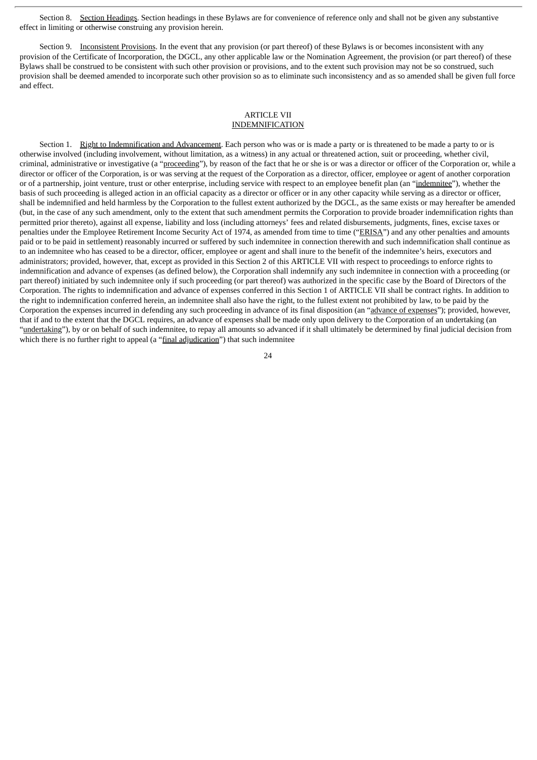Section 8. Section Headings. Section headings in these Bylaws are for convenience of reference only and shall not be given any substantive effect in limiting or otherwise construing any provision herein.

Section 9. Inconsistent Provisions. In the event that any provision (or part thereof) of these Bylaws is or becomes inconsistent with any provision of the Certificate of Incorporation, the DGCL, any other applicable law or the Nomination Agreement, the provision (or part thereof) of these Bylaws shall be construed to be consistent with such other provision or provisions, and to the extent such provision may not be so construed, such provision shall be deemed amended to incorporate such other provision so as to eliminate such inconsistency and as so amended shall be given full force and effect.

## ARTICLE VII
## INDEMNIFICATION

Section 1. Right to Indemnification and Advancement. Each person who was or is made a party or is threatened to be made a party to or is otherwise involved (including involvement, without limitation, as a witness) in any actual or threatened action, suit or proceeding, whether civil, criminal, administrative or investigative (a "proceeding"), by reason of the fact that he or she is or was a director or officer of the Corporation or, while a director or officer of the Corporation, is or was serving at the request of the Corporation as a director, officer, employee or agent of another corporation or of a partnership, joint venture, trust or other enterprise, including service with respect to an employee benefit plan (an "indemnitee"), whether the basis of such proceeding is alleged action in an official capacity as a director or officer or in any other capacity while serving as a director or officer, shall be indemnified and held harmless by the Corporation to the fullest extent authorized by the DGCL, as the same exists or may hereafter be amended (but, in the case of any such amendment, only to the extent that such amendment permits the Corporation to provide broader indemnification rights than permitted prior thereto), against all expense, liability and loss (including attorneys' fees and related disbursements, judgments, fines, excise taxes or penalties under the Employee Retirement Income Security Act of 1974, as amended from time to time ("ERISA") and any other penalties and amounts paid or to be paid in settlement) reasonably incurred or suffered by such indemnitee in connection therewith and such indemnification shall continue as to an indemnitee who has ceased to be a director, officer, employee or agent and shall inure to the benefit of the indemnitee's heirs, executors and administrators; provided, however, that, except as provided in this Section 2 of this ARTICLE VII with respect to proceedings to enforce rights to indemnification and advance of expenses (as defined below), the Corporation shall indemnify any such indemnitee in connection with a proceeding (or part thereof) initiated by such indemnitee only if such proceeding (or part thereof) was authorized in the specific case by the Board of Directors of the Corporation. The rights to indemnification and advance of expenses conferred in this Section 1 of ARTICLE VII shall be contract rights. In addition to the right to indemnification conferred herein, an indemnitee shall also have the right, to the fullest extent not prohibited by law, to be paid by the Corporation the expenses incurred in defending any such proceeding in advance of its final disposition (an "advance of expenses"); provided, however, that if and to the extent that the DGCL requires, an advance of expenses shall be made only upon delivery to the Corporation of an undertaking (an "undertaking"), by or on behalf of such indemnitee, to repay all amounts so advanced if it shall ultimately be determined by final judicial decision from which there is no further right to appeal (a "final adjudication") that such indemnitee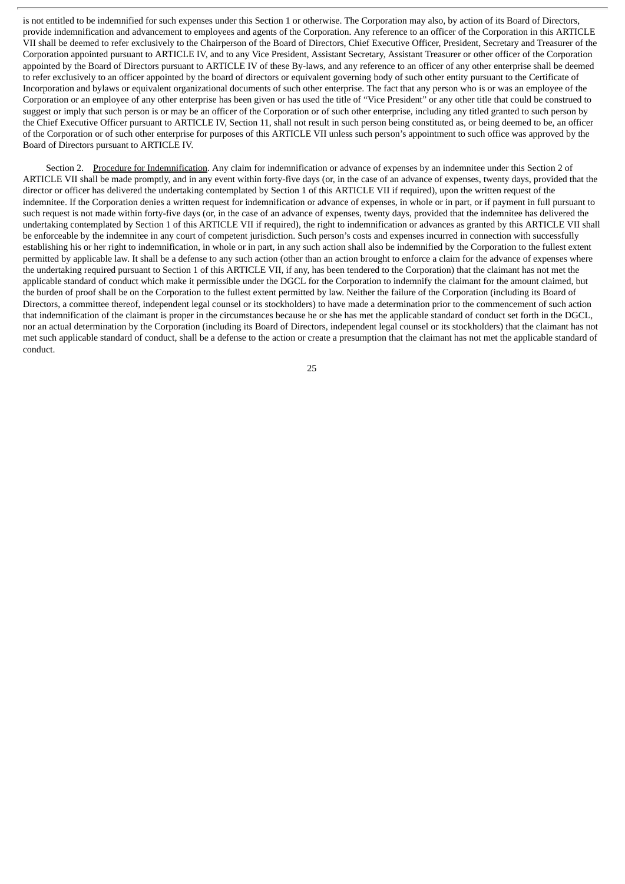is not entitled to be indemnified for such expenses under this Section 1 or otherwise. The Corporation may also, by action of its Board of Directors, provide indemnification and advancement to employees and agents of the Corporation. Any reference to an officer of the Corporation in this ARTICLE VII shall be deemed to refer exclusively to the Chairperson of the Board of Directors, Chief Executive Officer, President, Secretary and Treasurer of the Corporation appointed pursuant to ARTICLE IV, and to any Vice President, Assistant Secretary, Assistant Treasurer or other officer of the Corporation appointed by the Board of Directors pursuant to ARTICLE IV of these By-laws, and any reference to an officer of any other enterprise shall be deemed to refer exclusively to an officer appointed by the board of directors or equivalent governing body of such other entity pursuant to the Certificate of Incorporation and bylaws or equivalent organizational documents of such other enterprise. The fact that any person who is or was an employee of the Corporation or an employee of any other enterprise has been given or has used the title of "Vice President" or any other title that could be construed to suggest or imply that such person is or may be an officer of the Corporation or of such other enterprise, including any titled granted to such person by the Chief Executive Officer pursuant to ARTICLE IV, Section 11, shall not result in such person being constituted as, or being deemed to be, an officer of the Corporation or of such other enterprise for purposes of this ARTICLE VII unless such person's appointment to such office was approved by the Board of Directors pursuant to ARTICLE IV.

Section 2. Procedure for Indemnification. Any claim for indemnification or advance of expenses by an indemnitee under this Section 2 of ARTICLE VII shall be made promptly, and in any event within forty-five days (or, in the case of an advance of expenses, twenty days, provided that the director or officer has delivered the undertaking contemplated by Section 1 of this ARTICLE VII if required), upon the written request of the indemnitee. If the Corporation denies a written request for indemnification or advance of expenses, in whole or in part, or if payment in full pursuant to such request is not made within forty-five days (or, in the case of an advance of expenses, twenty days, provided that the indemnitee has delivered the undertaking contemplated by Section 1 of this ARTICLE VII if required), the right to indemnification or advances as granted by this ARTICLE VII shall be enforceable by the indemnitee in any court of competent jurisdiction. Such person's costs and expenses incurred in connection with successfully establishing his or her right to indemnification, in whole or in part, in any such action shall also be indemnified by the Corporation to the fullest extent permitted by applicable law. It shall be a defense to any such action (other than an action brought to enforce a claim for the advance of expenses where the undertaking required pursuant to Section 1 of this ARTICLE VII, if any, has been tendered to the Corporation) that the claimant has not met the applicable standard of conduct which make it permissible under the DGCL for the Corporation to indemnify the claimant for the amount claimed, but the burden of proof shall be on the Corporation to the fullest extent permitted by law. Neither the failure of the Corporation (including its Board of Directors, a committee thereof, independent legal counsel or its stockholders) to have made a determination prior to the commencement of such action that indemnification of the claimant is proper in the circumstances because he or she has met the applicable standard of conduct set forth in the DGCL, nor an actual determination by the Corporation (including its Board of Directors, independent legal counsel or its stockholders) that the claimant has not met such applicable standard of conduct, shall be a defense to the action or create a presumption that the claimant has not met the applicable standard of conduct.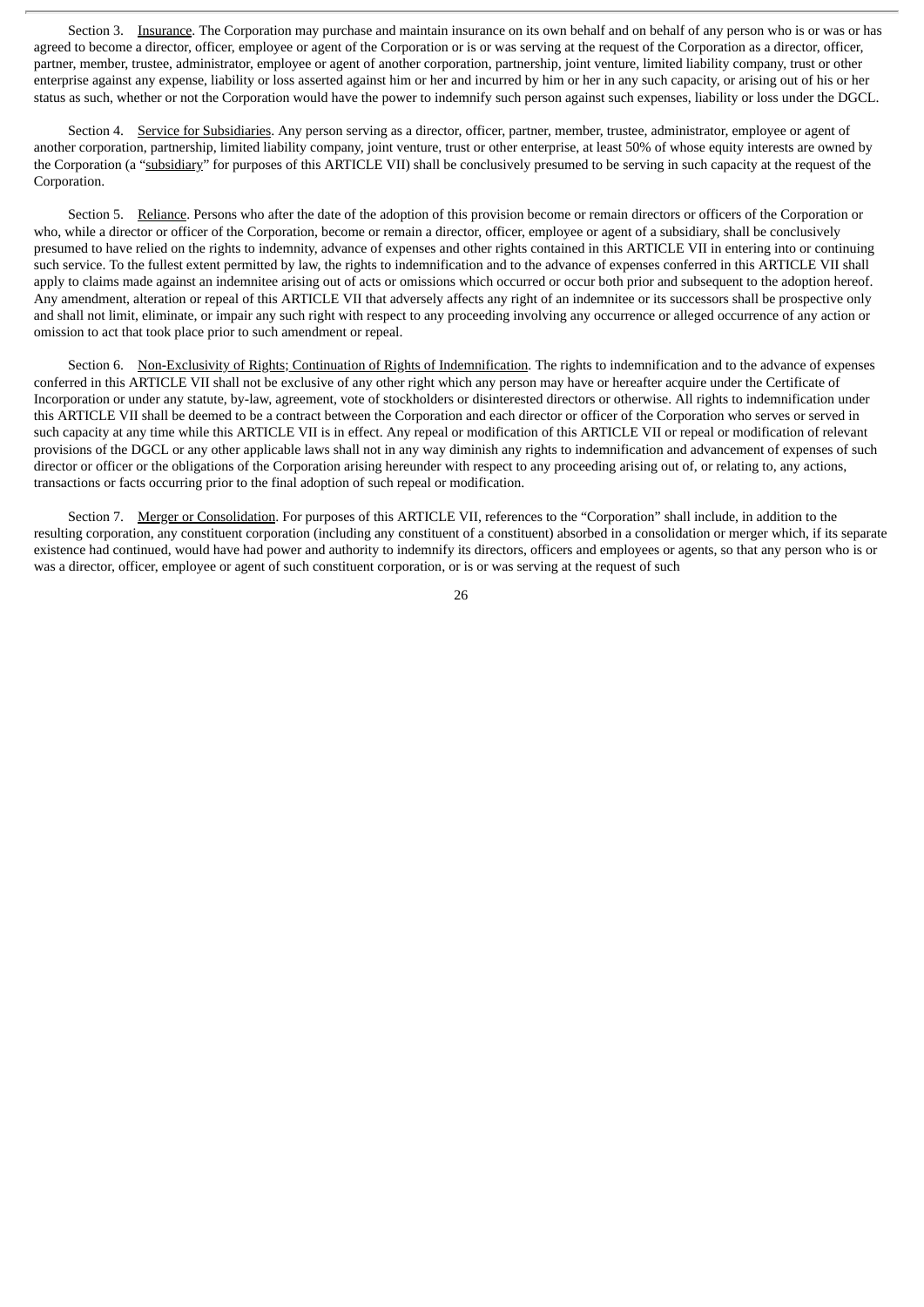Section 3. Insurance. The Corporation may purchase and maintain insurance on its own behalf and on behalf of any person who is or was or has agreed to become a director, officer, employee or agent of the Corporation or is or was serving at the request of the Corporation as a director, officer, partner, member, trustee, administrator, employee or agent of another corporation, partnership, joint venture, limited liability company, trust or other enterprise against any expense, liability or loss asserted against him or her and incurred by him or her in any such capacity, or arising out of his or her status as such, whether or not the Corporation would have the power to indemnify such person against such expenses, liability or loss under the DGCL.

Section 4. Service for Subsidiaries. Any person serving as a director, officer, partner, member, trustee, administrator, employee or agent of another corporation, partnership, limited liability company, joint venture, trust or other enterprise, at least 50% of whose equity interests are owned by the Corporation (a "subsidiary" for purposes of this ARTICLE VII) shall be conclusively presumed to be serving in such capacity at the request of the Corporation.

Section 5. Reliance. Persons who after the date of the adoption of this provision become or remain directors or officers of the Corporation or who, while a director or officer of the Corporation, become or remain a director, officer, employee or agent of a subsidiary, shall be conclusively presumed to have relied on the rights to indemnity, advance of expenses and other rights contained in this ARTICLE VII in entering into or continuing such service. To the fullest extent permitted by law, the rights to indemnification and to the advance of expenses conferred in this ARTICLE VII shall apply to claims made against an indemnitee arising out of acts or omissions which occurred or occur both prior and subsequent to the adoption hereof. Any amendment, alteration or repeal of this ARTICLE VII that adversely affects any right of an indemnitee or its successors shall be prospective only and shall not limit, eliminate, or impair any such right with respect to any proceeding involving any occurrence or alleged occurrence of any action or omission to act that took place prior to such amendment or repeal.

Section 6. Non-Exclusivity of Rights; Continuation of Rights of Indemnification. The rights to indemnification and to the advance of expenses conferred in this ARTICLE VII shall not be exclusive of any other right which any person may have or hereafter acquire under the Certificate of Incorporation or under any statute, by-law, agreement, vote of stockholders or disinterested directors or otherwise. All rights to indemnification under this ARTICLE VII shall be deemed to be a contract between the Corporation and each director or officer of the Corporation who serves or served in such capacity at any time while this ARTICLE VII is in effect. Any repeal or modification of this ARTICLE VII or repeal or modification of relevant provisions of the DGCL or any other applicable laws shall not in any way diminish any rights to indemnification and advancement of expenses of such director or officer or the obligations of the Corporation arising hereunder with respect to any proceeding arising out of, or relating to, any actions, transactions or facts occurring prior to the final adoption of such repeal or modification.

Section 7. Merger or Consolidation. For purposes of this ARTICLE VII, references to the "Corporation" shall include, in addition to the resulting corporation, any constituent corporation (including any constituent of a constituent) absorbed in a consolidation or merger which, if its separate existence had continued, would have had power and authority to indemnify its directors, officers and employees or agents, so that any person who is or was a director, officer, employee or agent of such constituent corporation, or is or was serving at the request of such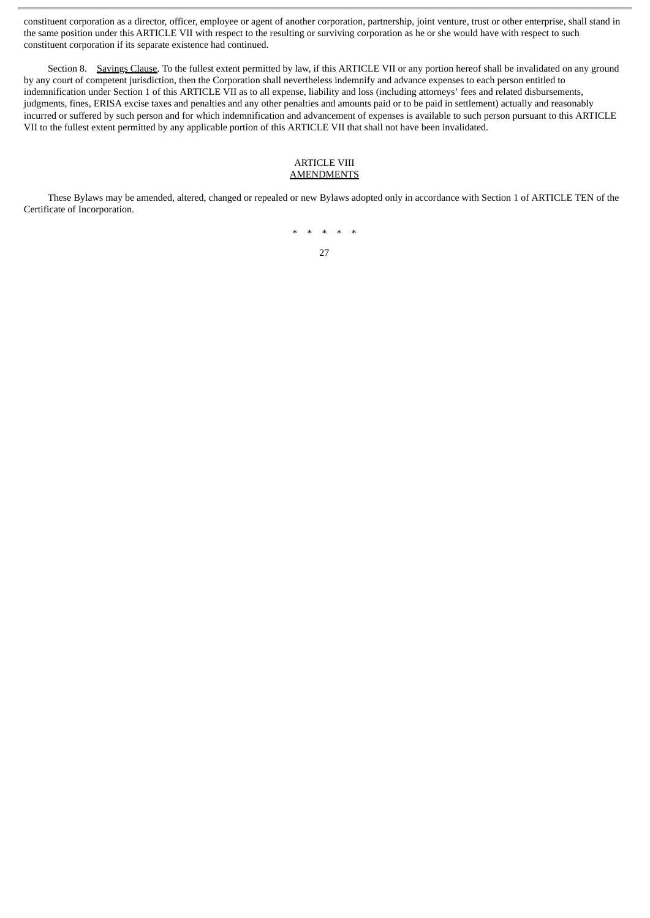constituent corporation as a director, officer, employee or agent of another corporation, partnership, joint venture, trust or other enterprise, shall stand in the same position under this ARTICLE VII with respect to the resulting or surviving corporation as he or she would have with respect to such constituent corporation if its separate existence had continued.

Section 8. Savings Clause. To the fullest extent permitted by law, if this ARTICLE VII or any portion hereof shall be invalidated on any ground by any court of competent jurisdiction, then the Corporation shall nevertheless indemnify and advance expenses to each person entitled to indemnification under Section 1 of this ARTICLE VII as to all expense, liability and loss (including attorneys' fees and related disbursements, judgments, fines, ERISA excise taxes and penalties and any other penalties and amounts paid or to be paid in settlement) actually and reasonably incurred or suffered by such person and for which indemnification and advancement of expenses is available to such person pursuant to this ARTICLE VII to the fullest extent permitted by any applicable portion of this ARTICLE VII that shall not have been invalidated.

## ARTICLE VIII
## AMENDMENTS

These Bylaws may be amended, altered, changed or repealed or new Bylaws adopted only in accordance with Section 1 of ARTICLE TEN of the Certificate of Incorporation.

\* \* \* \* \*